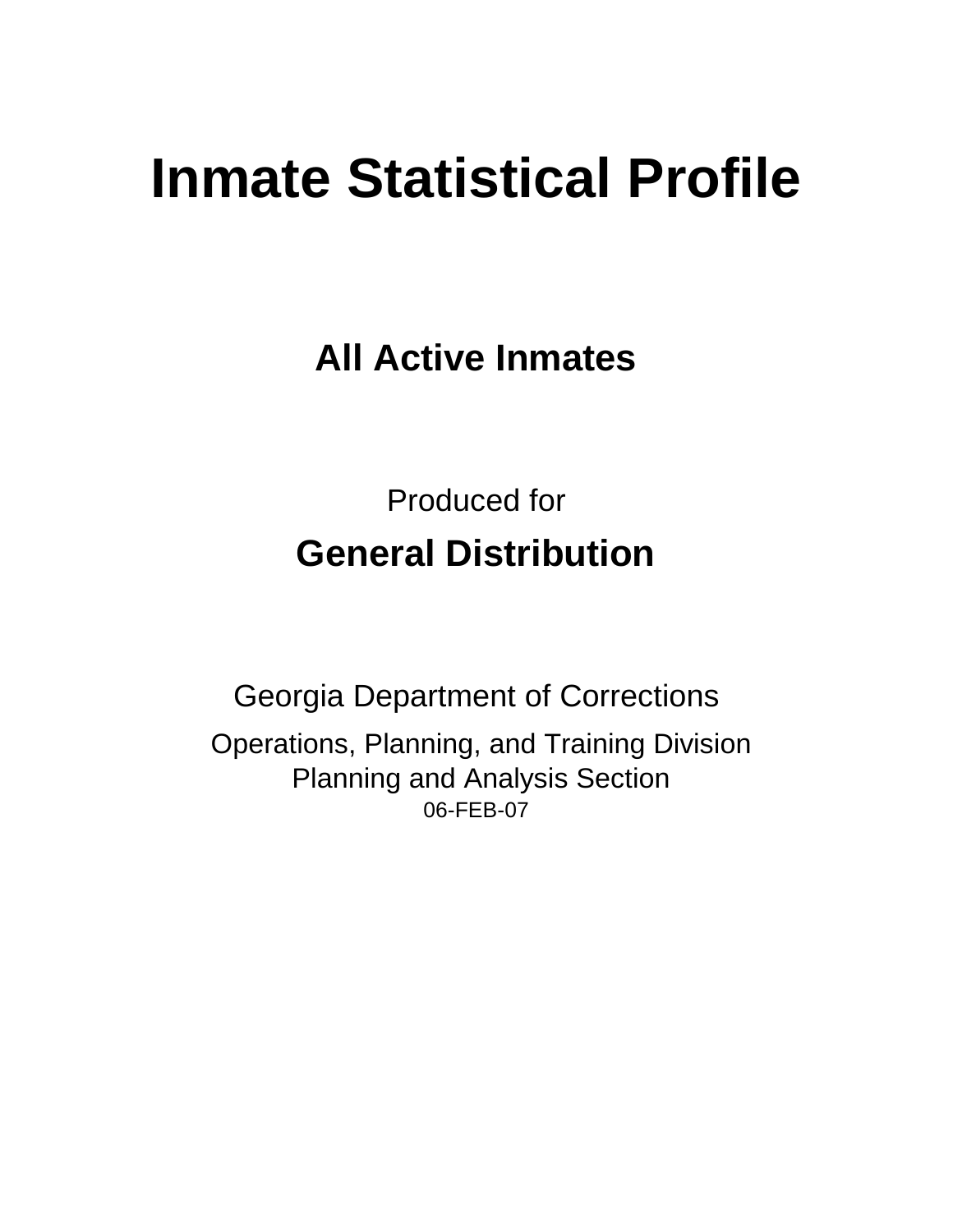# Inmate Statistical Profile

## All Active Inmates

Produced for

## General Distribution

Georgia Department of Corrections

Operations, Planning, and Training Division
Planning and Analysis Section
06-FEB-07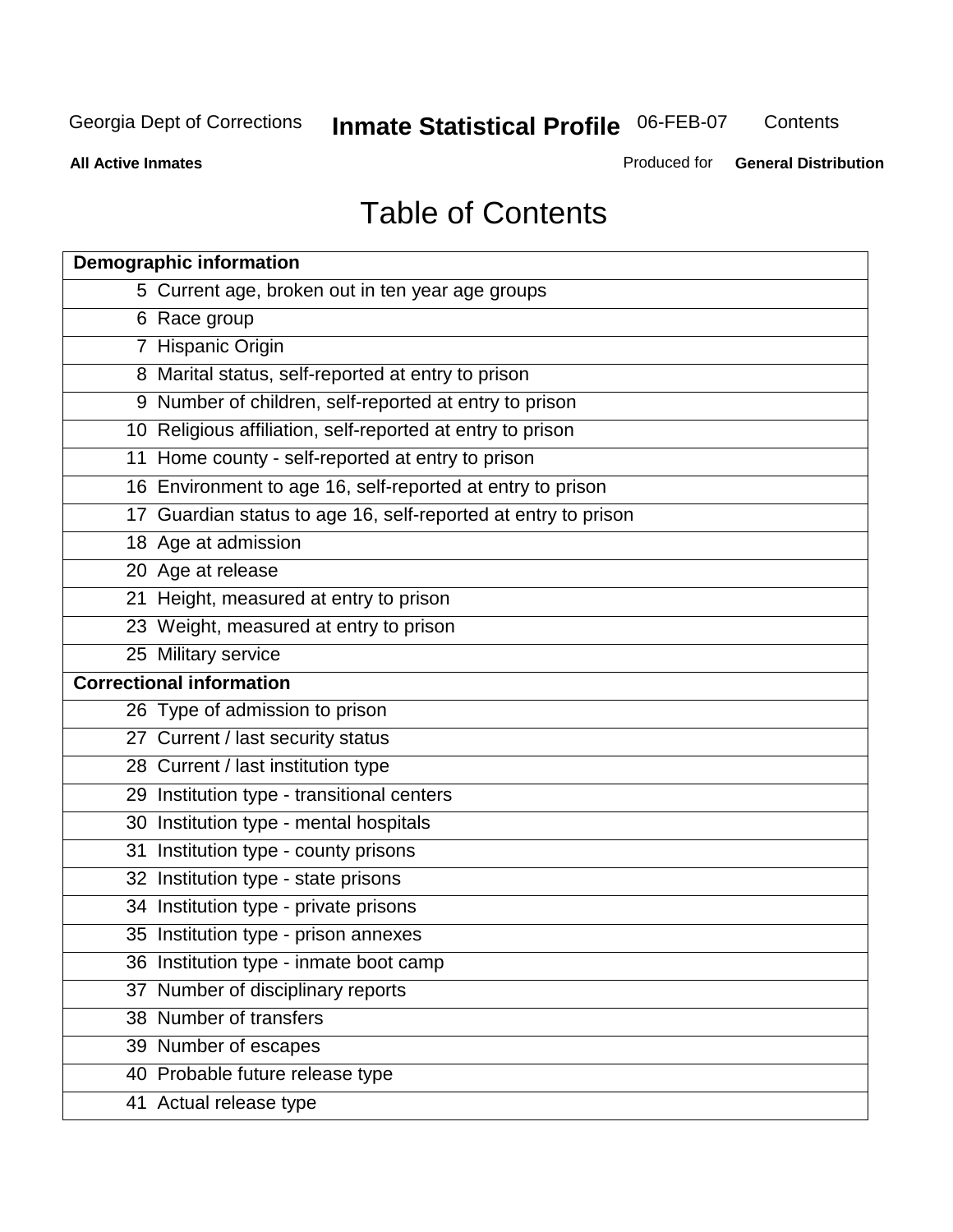Georgia Dept of Corrections **Inmate Statistical Profile** 06-FEB-07 Contents

**All Active Inmates** Produced for **General Distribution**

# Table of Contents

| **Demographic information** | |
|---|---|
| 5 | Current age, broken out in ten year age groups |
| 6 | Race group |
| 7 | Hispanic Origin |
| 8 | Marital status, self-reported at entry to prison |
| 9 | Number of children, self-reported at entry to prison |
| 10 | Religious affiliation, self-reported at entry to prison |
| 11 | Home county - self-reported at entry to prison |
| 16 | Environment to age 16, self-reported at entry to prison |
| 17 | Guardian status to age 16, self-reported at entry to prison |
| 18 | Age at admission |
| 20 | Age at release |
| 21 | Height, measured at entry to prison |
| 23 | Weight, measured at entry to prison |
| 25 | Military service |
| **Correctional information** | |
| 26 | Type of admission to prison |
| 27 | Current / last security status |
| 28 | Current / last institution type |
| 29 | Institution type - transitional centers |
| 30 | Institution type - mental hospitals |
| 31 | Institution type - county prisons |
| 32 | Institution type - state prisons |
| 34 | Institution type - private prisons |
| 35 | Institution type - prison annexes |
| 36 | Institution type - inmate boot camp |
| 37 | Number of disciplinary reports |
| 38 | Number of transfers |
| 39 | Number of escapes |
| 40 | Probable future release type |
| 41 | Actual release type |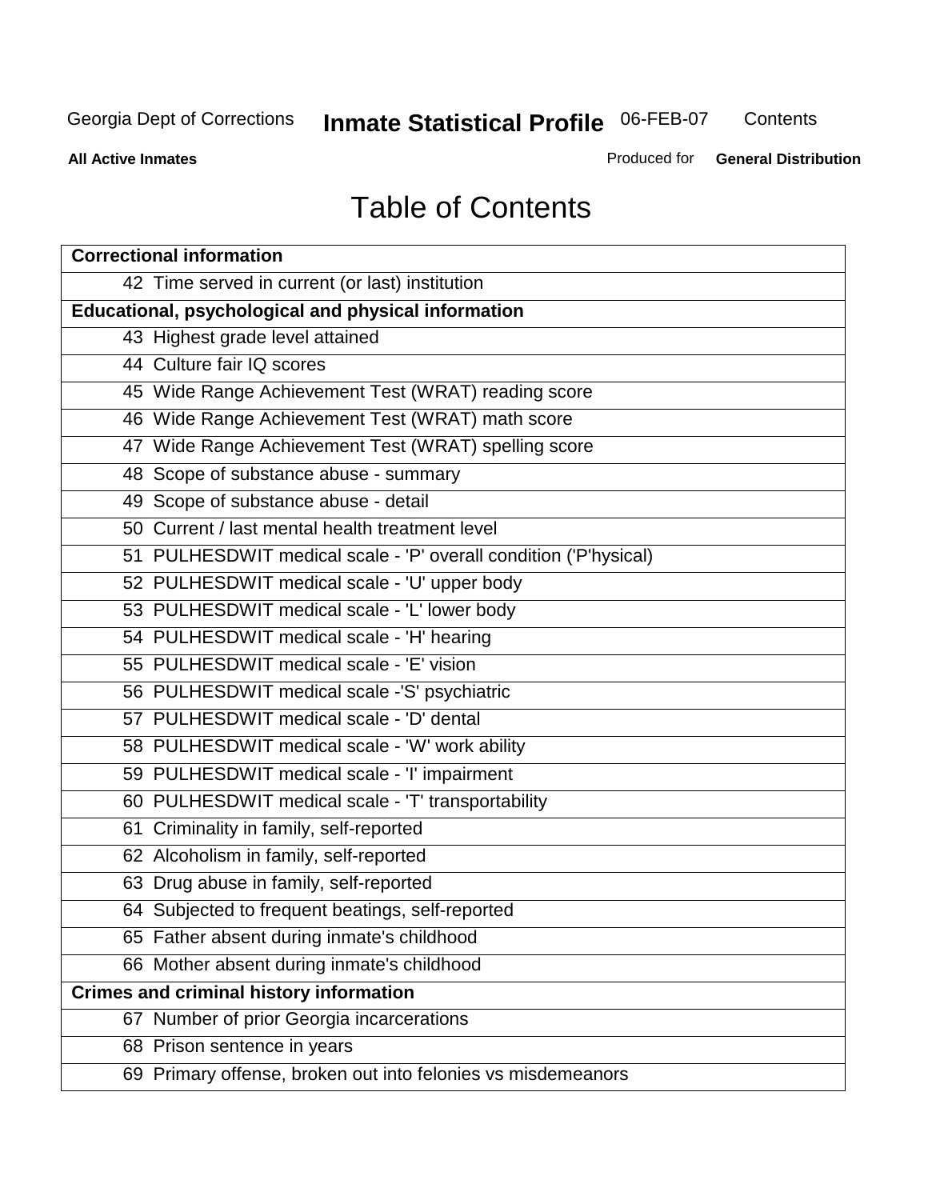# Table of Contents

| Correctional information | |
|---|---|
| 42 | Time served in current (or last) institution |
| **Educational, psychological and physical information** | |
| 43 | Highest grade level attained |
| 44 | Culture fair IQ scores |
| 45 | Wide Range Achievement Test (WRAT) reading score |
| 46 | Wide Range Achievement Test (WRAT) math score |
| 47 | Wide Range Achievement Test (WRAT) spelling score |
| 48 | Scope of substance abuse - summary |
| 49 | Scope of substance abuse - detail |
| 50 | Current / last mental health treatment level |
| 51 | PULHESDWIT medical scale - 'P' overall condition ('P'hysical) |
| 52 | PULHESDWIT medical scale - 'U' upper body |
| 53 | PULHESDWIT medical scale - 'L' lower body |
| 54 | PULHESDWIT medical scale - 'H' hearing |
| 55 | PULHESDWIT medical scale - 'E' vision |
| 56 | PULHESDWIT medical scale -'S' psychiatric |
| 57 | PULHESDWIT medical scale - 'D' dental |
| 58 | PULHESDWIT medical scale - 'W' work ability |
| 59 | PULHESDWIT medical scale - 'I' impairment |
| 60 | PULHESDWIT medical scale - 'T' transportability |
| 61 | Criminality in family, self-reported |
| 62 | Alcoholism in family, self-reported |
| 63 | Drug abuse in family, self-reported |
| 64 | Subjected to frequent beatings, self-reported |
| 65 | Father absent during inmate's childhood |
| 66 | Mother absent during inmate's childhood |
| **Crimes and criminal history information** | |
| 67 | Number of prior Georgia incarcerations |
| 68 | Prison sentence in years |
| 69 | Primary offense, broken out into felonies vs misdemeanors |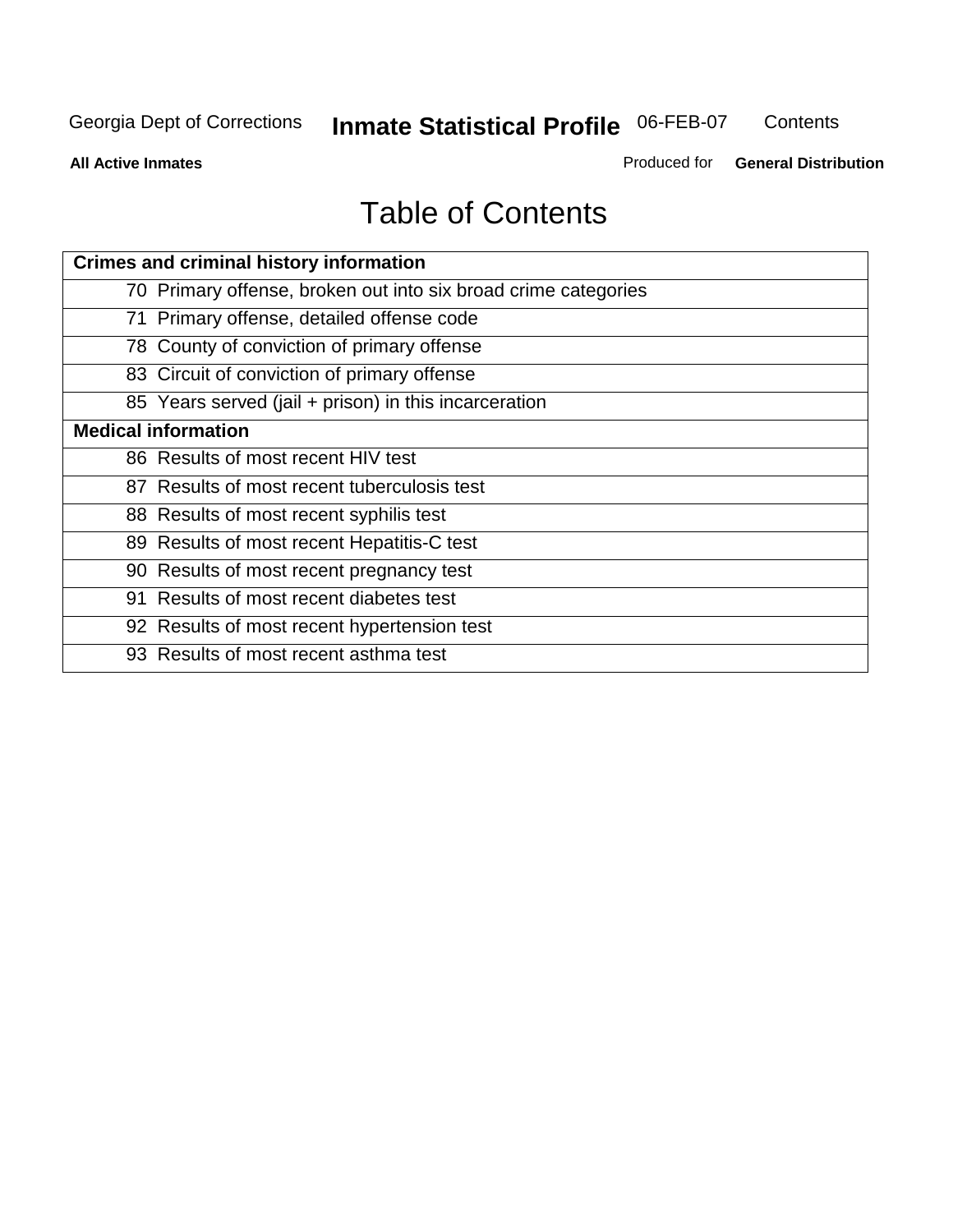# Table of Contents

| Crimes and criminal history information |
|---|
| 70 Primary offense, broken out into six broad crime categories |
| 71 Primary offense, detailed offense code |
| 78 County of conviction of primary offense |
| 83 Circuit of conviction of primary offense |
| 85 Years served (jail + prison) in this incarceration |
| **Medical information** |
| 86 Results of most recent HIV test |
| 87 Results of most recent tuberculosis test |
| 88 Results of most recent syphilis test |
| 89 Results of most recent Hepatitis-C test |
| 90 Results of most recent pregnancy test |
| 91 Results of most recent diabetes test |
| 92 Results of most recent hypertension test |
| 93 Results of most recent asthma test |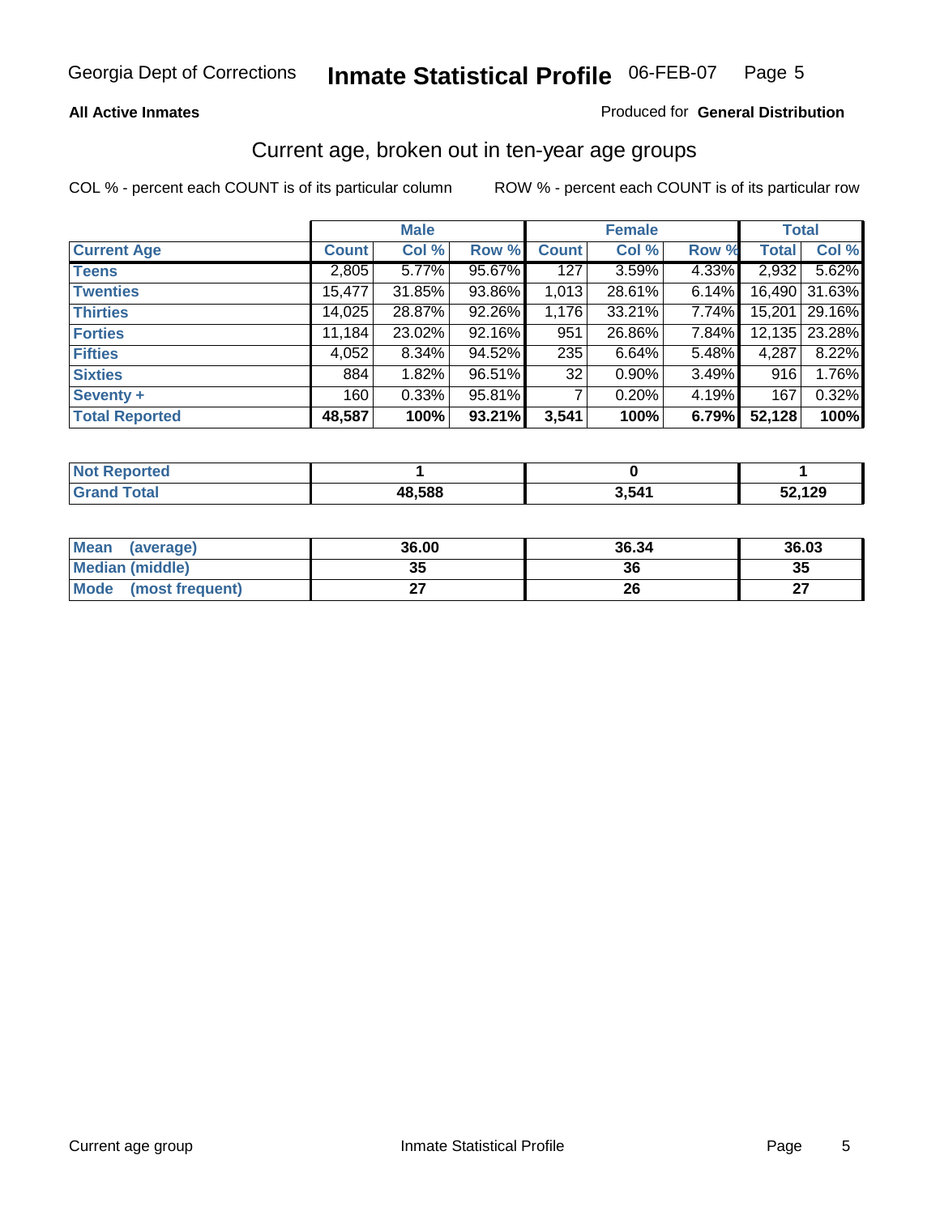Georgia Dept of Corrections **Inmate Statistical Profile** 06-FEB-07

**All Active Inmates**

Produced for **General Distribution**

## Current age, broken out in ten-year age groups

COL % - percent each COUNT is of its particular column

ROW % - percent each COUNT is of its particular row

| | Male | | | Female | | | Total | |
|---|---|---|---|---|---|---|---|---|
| **Current Age** | **Count** | **Col %** | **Row %** | **Count** | **Col %** | **Row %** | **Total** | **Col %** |
| **Teens** | 2,805 | 5.77% | 95.67% | 127 | 3.59% | 4.33% | 2,932 | 5.62% |
| **Twenties** | 15,477 | 31.85% | 93.86% | 1,013 | 28.61% | 6.14% | 16,490 | 31.63% |
| **Thirties** | 14,025 | 28.87% | 92.26% | 1,176 | 33.21% | 7.74% | 15,201 | 29.16% |
| **Forties** | 11,184 | 23.02% | 92.16% | 951 | 26.86% | 7.84% | 12,135 | 23.28% |
| **Fifties** | 4,052 | 8.34% | 94.52% | 235 | 6.64% | 5.48% | 4,287 | 8.22% |
| **Sixties** | 884 | 1.82% | 96.51% | 32 | 0.90% | 3.49% | 916 | 1.76% |
| **Seventy +** | 160 | 0.33% | 95.81% | 7 | 0.20% | 4.19% | 167 | 0.32% |
| **Total Reported** | **48,587** | **100%** | **93.21%** | **3,541** | **100%** | **6.79%** | **52,128** | **100%** |

| | Male | Female | Total |
|---|---|---|---|
| **Not Reported** | **1** | **0** | **1** |
| **Grand Total** | **48,588** | **3,541** | **52,129** |

| | Male | Female | Total |
|---|---|---|---|
| **Mean (average)** | **36.00** | **36.34** | **36.03** |
| **Median (middle)** | **35** | **36** | **35** |
| **Mode (most frequent)** | **27** | **26** | **27** |

Current age group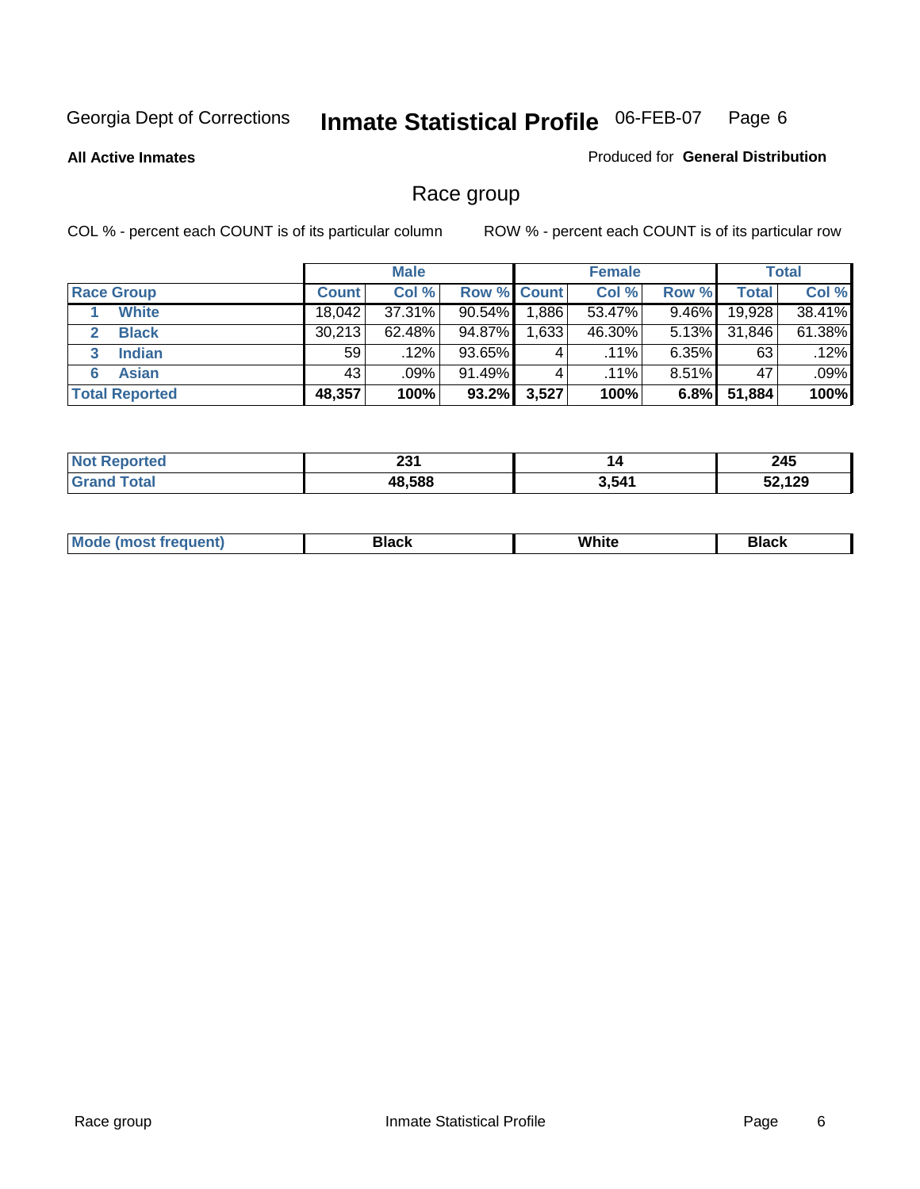Georgia Dept of Corrections **Inmate Statistical Profile** 06-FEB-07

**All Active Inmates**

Produced for **General Distribution**

## Race group

COL % - percent each COUNT is of its particular column ROW % - percent each COUNT is of its particular row

| | Male | | | Female | | | Total | |
|---|---|---|---|---|---|---|---|---|
| **Race Group** | **Count** | **Col %** | **Row %** | **Count** | **Col %** | **Row %** | **Total** | **Col %** |
| 1 **White** | 18,042 | 37.31% | 90.54% | 1,886 | 53.47% | 9.46% | 19,928 | 38.41% |
| 2 **Black** | 30,213 | 62.48% | 94.87% | 1,633 | 46.30% | 5.13% | 31,846 | 61.38% |
| 3 **Indian** | 59 | .12% | 93.65% | 4 | .11% | 6.35% | 63 | .12% |
| 6 **Asian** | 43 | .09% | 91.49% | 4 | .11% | 8.51% | 47 | .09% |
| **Total Reported** | **48,357** | **100%** | **93.2%** | **3,527** | **100%** | **6.8%** | **51,884** | **100%** |

| | Male | Female | Total |
|---|---|---|---|
| **Not Reported** | **231** | **14** | **245** |
| **Grand Total** | **48,588** | **3,541** | **52,129** |

| | Male | Female | Total |
|---|---|---|---|
| **Mode (most frequent)** | **Black** | **White** | **Black** |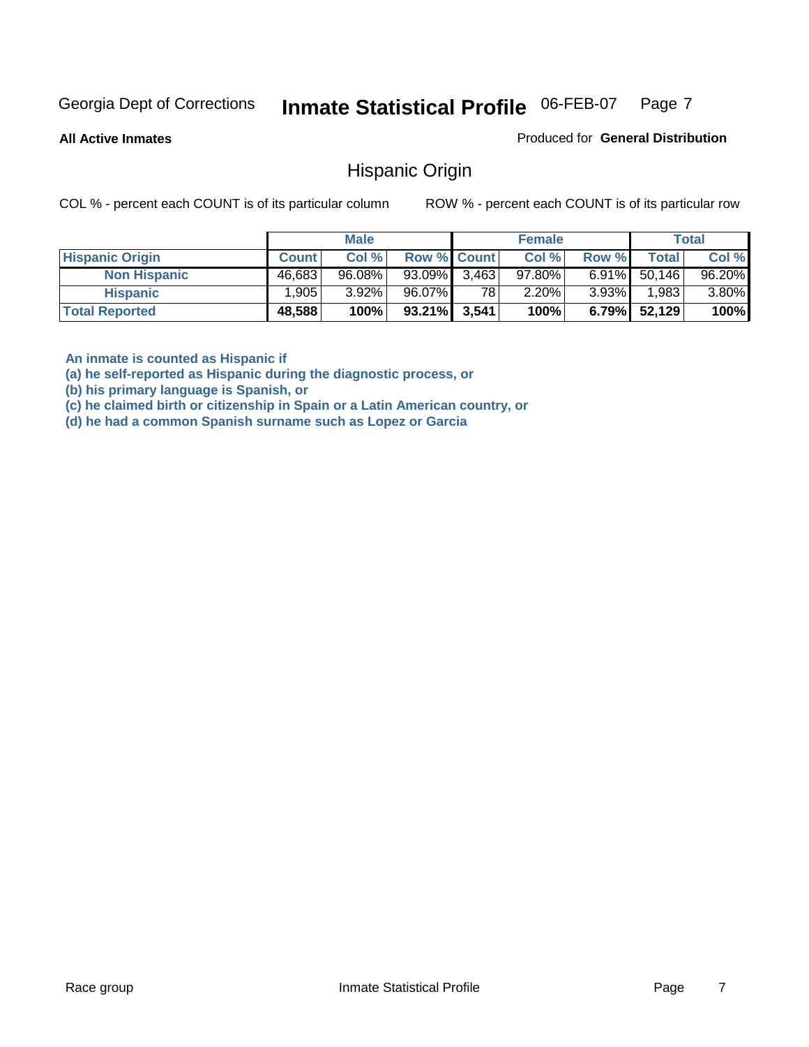Georgia Dept of Corrections **Inmate Statistical Profile** 06-FEB-07

**All Active Inmates**

Produced for **General Distribution**

## Hispanic Origin

COL % - percent each COUNT is of its particular column    ROW % - percent each COUNT is of its particular row

| | Male | | | Female | | | Total | |
|---|---|---|---|---|---|---|---|---|
| **Hispanic Origin** | **Count** | **Col %** | **Row %** | **Count** | **Col %** | **Row %** | **Total** | **Col %** |
| **Non Hispanic** | 46,683 | 96.08% | 93.09% | 3,463 | 97.80% | 6.91% | 50,146 | 96.20% |
| **Hispanic** | 1,905 | 3.92% | 96.07% | 78 | 2.20% | 3.93% | 1,983 | 3.80% |
| **Total Reported** | **48,588** | **100%** | **93.21%** | **3,541** | **100%** | **6.79%** | **52,129** | **100%** |

**An inmate is counted as Hispanic if**
**(a) he self-reported as Hispanic during the diagnostic process, or**
**(b) his primary language is Spanish, or**
**(c) he claimed birth or citizenship in Spain or a Latin American country, or**
**(d) he had a common Spanish surname such as Lopez or Garcia**

Race group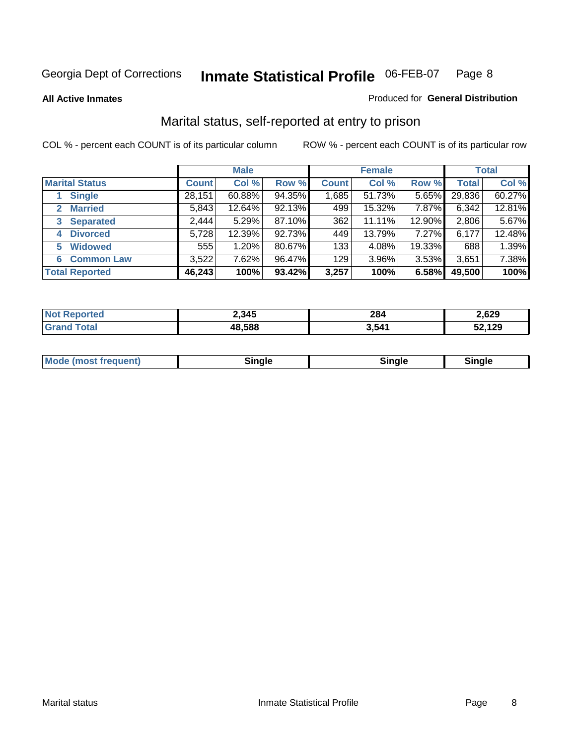Georgia Dept of Corrections **Inmate Statistical Profile** 06-FEB-07

**All Active Inmates**

Produced for **General Distribution**

## Marital status, self-reported at entry to prison

COL % - percent each COUNT is of its particular column ROW % - percent each COUNT is of its particular row

| | Male | | | Female | | | Total | |
|---|---|---|---|---|---|---|---|---|
| **Marital Status** | **Count** | **Col %** | **Row %** | **Count** | **Col %** | **Row %** | **Total** | **Col %** |
| 1 Single | 28,151 | 60.88% | 94.35% | 1,685 | 51.73% | 5.65% | 29,836 | 60.27% |
| 2 Married | 5,843 | 12.64% | 92.13% | 499 | 15.32% | 7.87% | 6,342 | 12.81% |
| 3 Separated | 2,444 | 5.29% | 87.10% | 362 | 11.11% | 12.90% | 2,806 | 5.67% |
| 4 Divorced | 5,728 | 12.39% | 92.73% | 449 | 13.79% | 7.27% | 6,177 | 12.48% |
| 5 Widowed | 555 | 1.20% | 80.67% | 133 | 4.08% | 19.33% | 688 | 1.39% |
| 6 Common Law | 3,522 | 7.62% | 96.47% | 129 | 3.96% | 3.53% | 3,651 | 7.38% |
| **Total Reported** | **46,243** | **100%** | **93.42%** | **3,257** | **100%** | **6.58%** | **49,500** | **100%** |

| | Male | Female | Total |
|---|---|---|---|
| Not Reported | **2,345** | **284** | **2,629** |
| Grand Total | **48,588** | **3,541** | **52,129** |

| | Male | Female | Total |
|---|---|---|---|
| Mode (most frequent) | **Single** | **Single** | **Single** |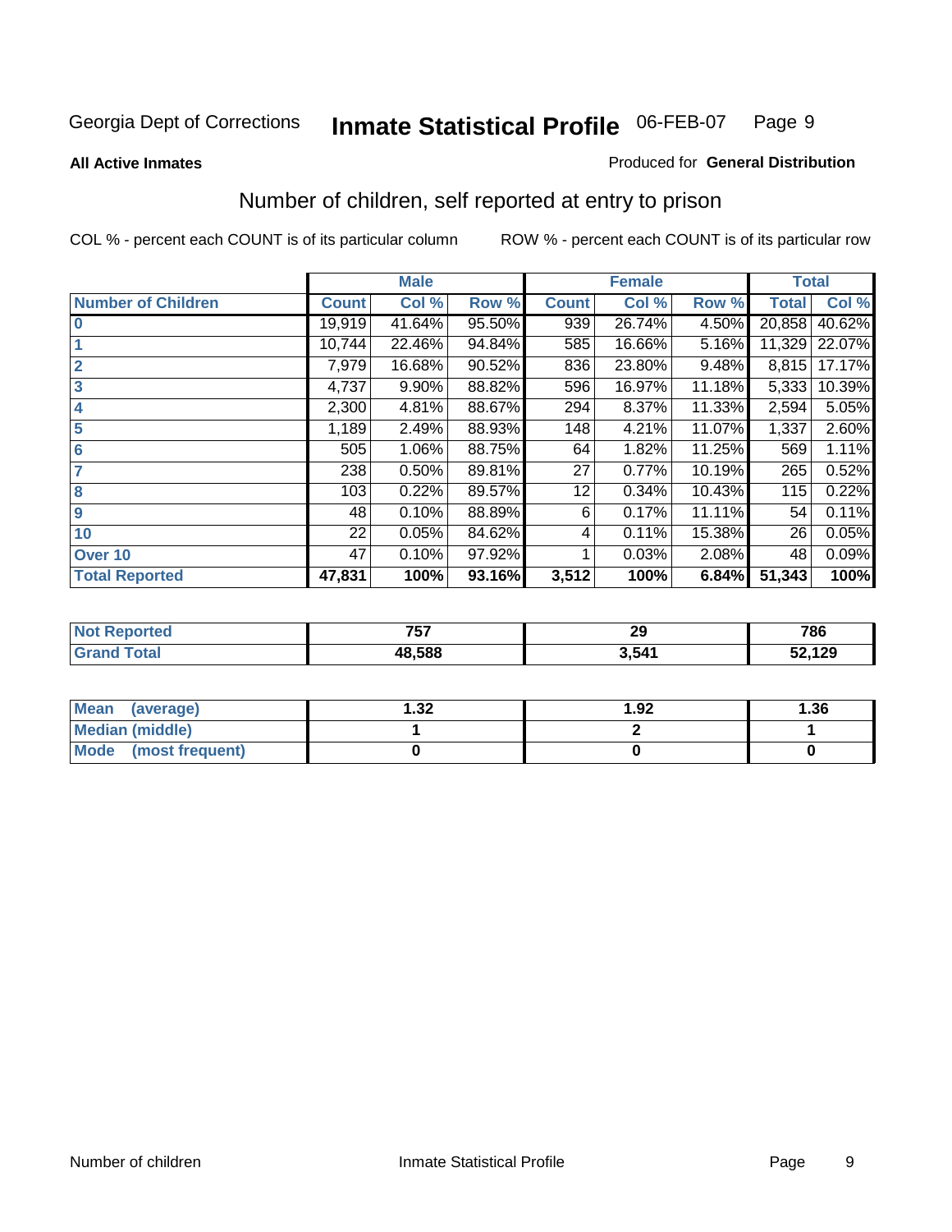Georgia Dept of Corrections **Inmate Statistical Profile** 06-FEB-07

**All Active Inmates**

Produced for **General Distribution**

## Number of children, self reported at entry to prison

COL % - percent each COUNT is of its particular column

ROW % - percent each COUNT is of its particular row

| | Male | | | Female | | | Total | |
|---|---|---|---|---|---|---|---|---|
| **Number of Children** | **Count** | **Col %** | **Row %** | **Count** | **Col %** | **Row %** | **Total** | **Col %** |
| **0** | 19,919 | 41.64% | 95.50% | 939 | 26.74% | 4.50% | 20,858 | 40.62% |
| **1** | 10,744 | 22.46% | 94.84% | 585 | 16.66% | 5.16% | 11,329 | 22.07% |
| **2** | 7,979 | 16.68% | 90.52% | 836 | 23.80% | 9.48% | 8,815 | 17.17% |
| **3** | 4,737 | 9.90% | 88.82% | 596 | 16.97% | 11.18% | 5,333 | 10.39% |
| **4** | 2,300 | 4.81% | 88.67% | 294 | 8.37% | 11.33% | 2,594 | 5.05% |
| **5** | 1,189 | 2.49% | 88.93% | 148 | 4.21% | 11.07% | 1,337 | 2.60% |
| **6** | 505 | 1.06% | 88.75% | 64 | 1.82% | 11.25% | 569 | 1.11% |
| **7** | 238 | 0.50% | 89.81% | 27 | 0.77% | 10.19% | 265 | 0.52% |
| **8** | 103 | 0.22% | 89.57% | 12 | 0.34% | 10.43% | 115 | 0.22% |
| **9** | 48 | 0.10% | 88.89% | 6 | 0.17% | 11.11% | 54 | 0.11% |
| **10** | 22 | 0.05% | 84.62% | 4 | 0.11% | 15.38% | 26 | 0.05% |
| **Over 10** | 47 | 0.10% | 97.92% | 1 | 0.03% | 2.08% | 48 | 0.09% |
| **Total Reported** | **47,831** | **100%** | **93.16%** | **3,512** | **100%** | **6.84%** | **51,343** | **100%** |

| | Male | Female | Total |
|---|---|---|---|
| **Not Reported** | **757** | **29** | **786** |
| **Grand Total** | **48,588** | **3,541** | **52,129** |

| | Male | Female | Total |
|---|---|---|---|
| **Mean (average)** | **1.32** | **1.92** | **1.36** |
| **Median (middle)** | **1** | **2** | **1** |
| **Mode (most frequent)** | **0** | **0** | **0** |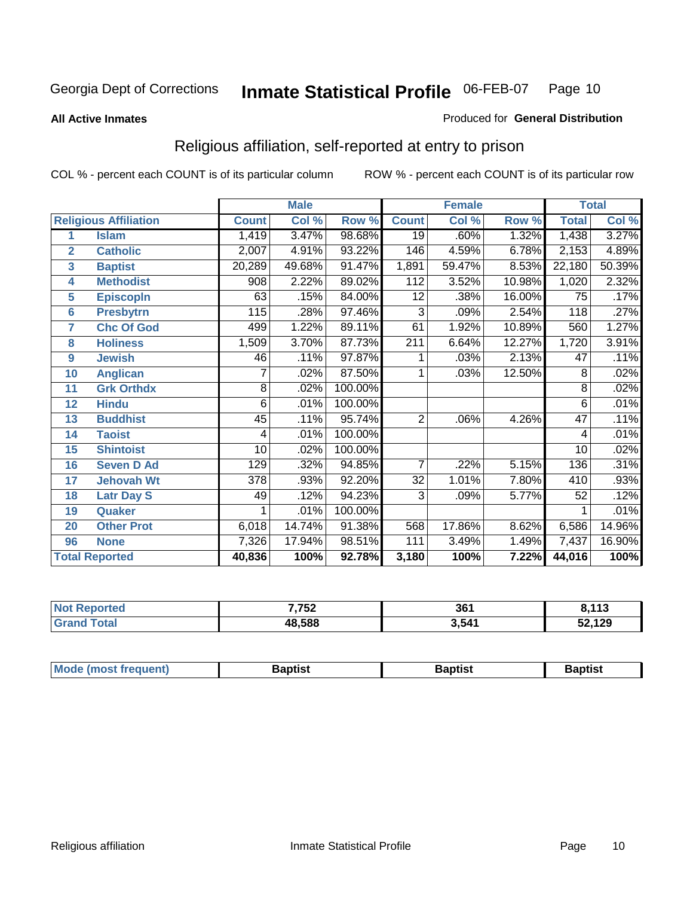Georgia Dept of Corrections **Inmate Statistical Profile** 06-FEB-07

**All Active Inmates**

Produced for **General Distribution**

## Religious affiliation, self-reported at entry to prison

COL % - percent each COUNT is of its particular column

ROW % - percent each COUNT is of its particular row

| | | Male | | | Female | | | Total | |
|---|---|---|---|---|---|---|---|---|---|
| **Religious Affiliation** | | **Count** | **Col %** | **Row %** | **Count** | **Col %** | **Row %** | **Total** | **Col %** |
| 1 | Islam | 1,419 | 3.47% | 98.68% | 19 | .60% | 1.32% | 1,438 | 3.27% |
| 2 | Catholic | 2,007 | 4.91% | 93.22% | 146 | 4.59% | 6.78% | 2,153 | 4.89% |
| 3 | Baptist | 20,289 | 49.68% | 91.47% | 1,891 | 59.47% | 8.53% | 22,180 | 50.39% |
| 4 | Methodist | 908 | 2.22% | 89.02% | 112 | 3.52% | 10.98% | 1,020 | 2.32% |
| 5 | Episcopln | 63 | .15% | 84.00% | 12 | .38% | 16.00% | 75 | .17% |
| 6 | Presbytrn | 115 | .28% | 97.46% | 3 | .09% | 2.54% | 118 | .27% |
| 7 | Chc Of God | 499 | 1.22% | 89.11% | 61 | 1.92% | 10.89% | 560 | 1.27% |
| 8 | Holiness | 1,509 | 3.70% | 87.73% | 211 | 6.64% | 12.27% | 1,720 | 3.91% |
| 9 | Jewish | 46 | .11% | 97.87% | 1 | .03% | 2.13% | 47 | .11% |
| 10 | Anglican | 7 | .02% | 87.50% | 1 | .03% | 12.50% | 8 | .02% |
| 11 | Grk Orthdx | 8 | .02% | 100.00% | | | | 8 | .02% |
| 12 | Hindu | 6 | .01% | 100.00% | | | | 6 | .01% |
| 13 | Buddhist | 45 | .11% | 95.74% | 2 | .06% | 4.26% | 47 | .11% |
| 14 | Taoist | 4 | .01% | 100.00% | | | | 4 | .01% |
| 15 | Shintoist | 10 | .02% | 100.00% | | | | 10 | .02% |
| 16 | Seven D Ad | 129 | .32% | 94.85% | 7 | .22% | 5.15% | 136 | .31% |
| 17 | Jehovah Wt | 378 | .93% | 92.20% | 32 | 1.01% | 7.80% | 410 | .93% |
| 18 | Latr Day S | 49 | .12% | 94.23% | 3 | .09% | 5.77% | 52 | .12% |
| 19 | Quaker | 1 | .01% | 100.00% | | | | 1 | .01% |
| 20 | Other Prot | 6,018 | 14.74% | 91.38% | 568 | 17.86% | 8.62% | 6,586 | 14.96% |
| 96 | None | 7,326 | 17.94% | 98.51% | 111 | 3.49% | 1.49% | 7,437 | 16.90% |
| **Total Reported** | | **40,836** | **100%** | **92.78%** | **3,180** | **100%** | **7.22%** | **44,016** | **100%** |

| | Male | Female | Total |
|---|---|---|---|
| Not Reported | 7,752 | 361 | 8,113 |
| Grand Total | 48,588 | 3,541 | 52,129 |

| | Male | Female | Total |
|---|---|---|---|
| Mode (most frequent) | Baptist | Baptist | Baptist |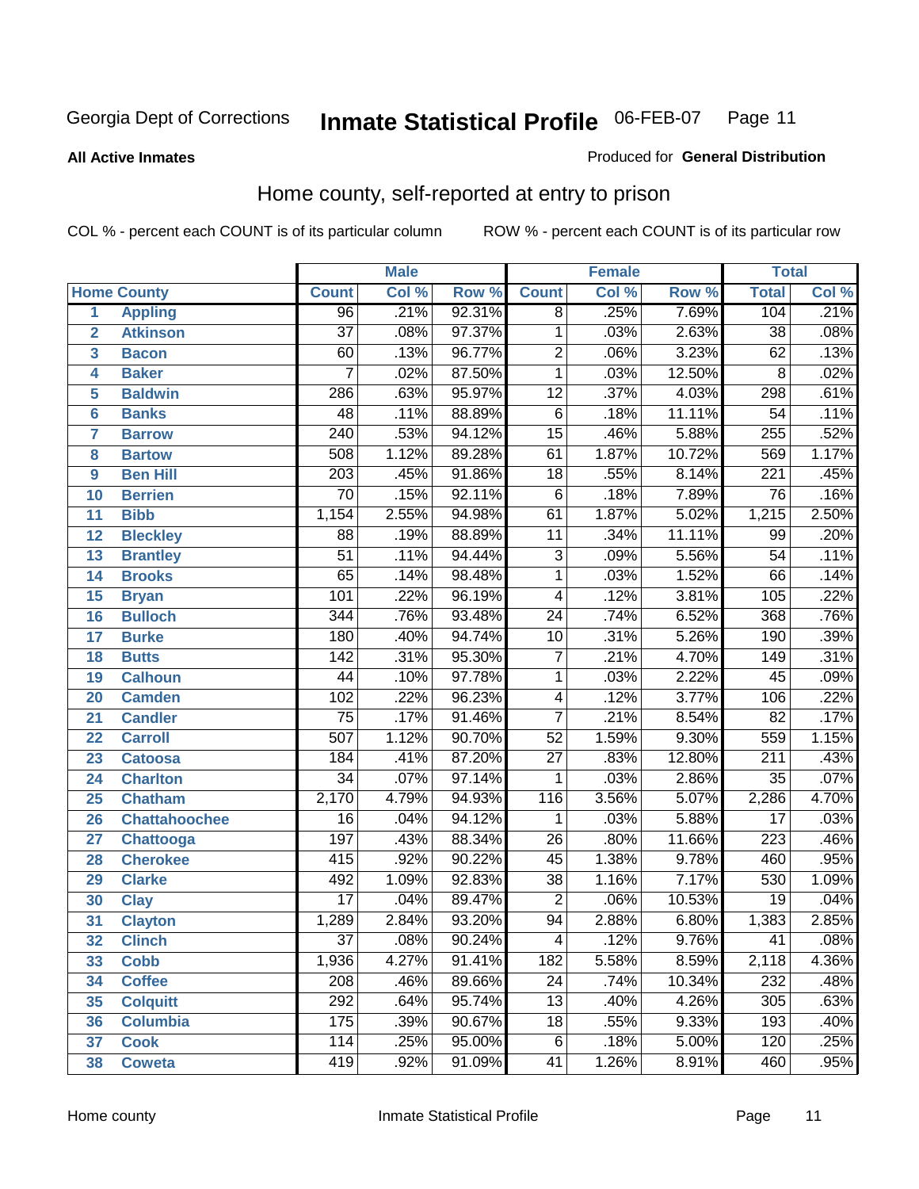Georgia Dept of Corrections **Inmate Statistical Profile** 06-FEB-07

**All Active Inmates**

Produced for **General Distribution**

## Home county, self-reported at entry to prison

COL % - percent each COUNT is of its particular column

ROW % - percent each COUNT is of its particular row

| | | Male | | | Female | | | Total | |
|---|---|---|---|---|---|---|---|---|---|
| **Home County** | | **Count** | **Col %** | **Row %** | **Count** | **Col %** | **Row %** | **Total** | **Col %** |
| 1 | Appling | 96 | .21% | 92.31% | 8 | .25% | 7.69% | 104 | .21% |
| 2 | Atkinson | 37 | .08% | 97.37% | 1 | .03% | 2.63% | 38 | .08% |
| 3 | Bacon | 60 | .13% | 96.77% | 2 | .06% | 3.23% | 62 | .13% |
| 4 | Baker | 7 | .02% | 87.50% | 1 | .03% | 12.50% | 8 | .02% |
| 5 | Baldwin | 286 | .63% | 95.97% | 12 | .37% | 4.03% | 298 | .61% |
| 6 | Banks | 48 | .11% | 88.89% | 6 | .18% | 11.11% | 54 | .11% |
| 7 | Barrow | 240 | .53% | 94.12% | 15 | .46% | 5.88% | 255 | .52% |
| 8 | Bartow | 508 | 1.12% | 89.28% | 61 | 1.87% | 10.72% | 569 | 1.17% |
| 9 | Ben Hill | 203 | .45% | 91.86% | 18 | .55% | 8.14% | 221 | .45% |
| 10 | Berrien | 70 | .15% | 92.11% | 6 | .18% | 7.89% | 76 | .16% |
| 11 | Bibb | 1,154 | 2.55% | 94.98% | 61 | 1.87% | 5.02% | 1,215 | 2.50% |
| 12 | Bleckley | 88 | .19% | 88.89% | 11 | .34% | 11.11% | 99 | .20% |
| 13 | Brantley | 51 | .11% | 94.44% | 3 | .09% | 5.56% | 54 | .11% |
| 14 | Brooks | 65 | .14% | 98.48% | 1 | .03% | 1.52% | 66 | .14% |
| 15 | Bryan | 101 | .22% | 96.19% | 4 | .12% | 3.81% | 105 | .22% |
| 16 | Bulloch | 344 | .76% | 93.48% | 24 | .74% | 6.52% | 368 | .76% |
| 17 | Burke | 180 | .40% | 94.74% | 10 | .31% | 5.26% | 190 | .39% |
| 18 | Butts | 142 | .31% | 95.30% | 7 | .21% | 4.70% | 149 | .31% |
| 19 | Calhoun | 44 | .10% | 97.78% | 1 | .03% | 2.22% | 45 | .09% |
| 20 | Camden | 102 | .22% | 96.23% | 4 | .12% | 3.77% | 106 | .22% |
| 21 | Candler | 75 | .17% | 91.46% | 7 | .21% | 8.54% | 82 | .17% |
| 22 | Carroll | 507 | 1.12% | 90.70% | 52 | 1.59% | 9.30% | 559 | 1.15% |
| 23 | Catoosa | 184 | .41% | 87.20% | 27 | .83% | 12.80% | 211 | .43% |
| 24 | Charlton | 34 | .07% | 97.14% | 1 | .03% | 2.86% | 35 | .07% |
| 25 | Chatham | 2,170 | 4.79% | 94.93% | 116 | 3.56% | 5.07% | 2,286 | 4.70% |
| 26 | Chattahoochee | 16 | .04% | 94.12% | 1 | .03% | 5.88% | 17 | .03% |
| 27 | Chattooga | 197 | .43% | 88.34% | 26 | .80% | 11.66% | 223 | .46% |
| 28 | Cherokee | 415 | .92% | 90.22% | 45 | 1.38% | 9.78% | 460 | .95% |
| 29 | Clarke | 492 | 1.09% | 92.83% | 38 | 1.16% | 7.17% | 530 | 1.09% |
| 30 | Clay | 17 | .04% | 89.47% | 2 | .06% | 10.53% | 19 | .04% |
| 31 | Clayton | 1,289 | 2.84% | 93.20% | 94 | 2.88% | 6.80% | 1,383 | 2.85% |
| 32 | Clinch | 37 | .08% | 90.24% | 4 | .12% | 9.76% | 41 | .08% |
| 33 | Cobb | 1,936 | 4.27% | 91.41% | 182 | 5.58% | 8.59% | 2,118 | 4.36% |
| 34 | Coffee | 208 | .46% | 89.66% | 24 | .74% | 10.34% | 232 | .48% |
| 35 | Colquitt | 292 | .64% | 95.74% | 13 | .40% | 4.26% | 305 | .63% |
| 36 | Columbia | 175 | .39% | 90.67% | 18 | .55% | 9.33% | 193 | .40% |
| 37 | Cook | 114 | .25% | 95.00% | 6 | .18% | 5.00% | 120 | .25% |
| 38 | Coweta | 419 | .92% | 91.09% | 41 | 1.26% | 8.91% | 460 | .95% |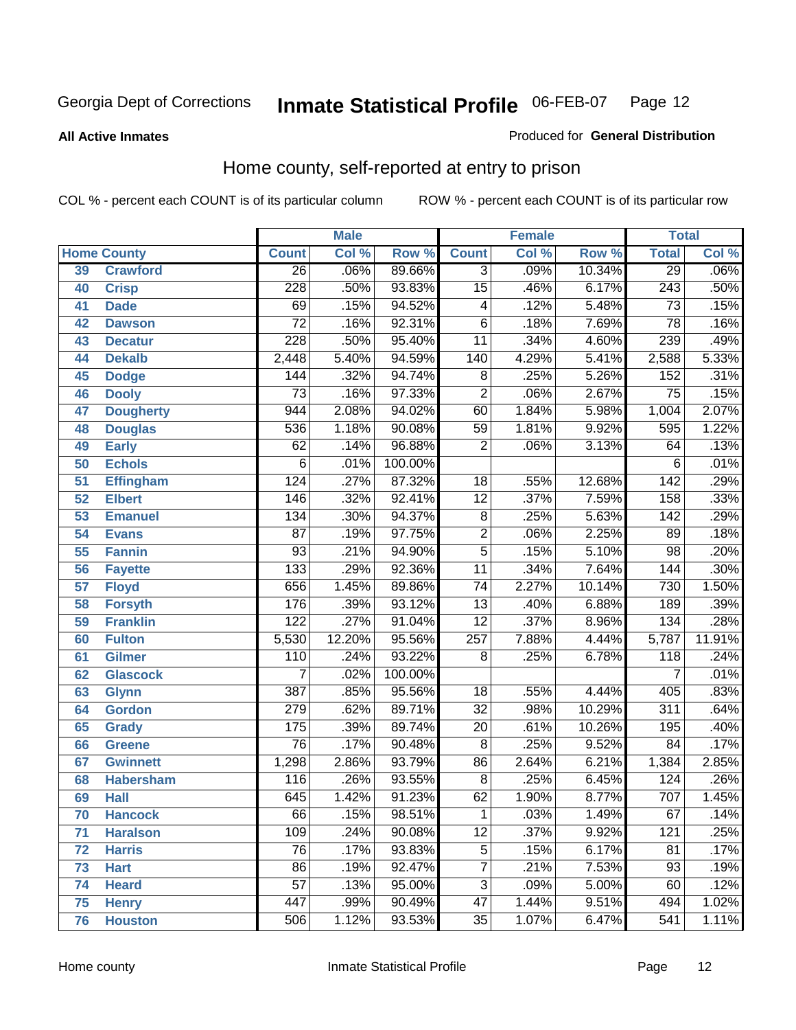Georgia Dept of Corrections **Inmate Statistical Profile** 06-FEB-07

**All Active Inmates**

Produced for **General Distribution**

## Home county, self-reported at entry to prison

COL % - percent each COUNT is of its particular column ROW % - percent each COUNT is of its particular row

| Home County | | Male | | | Female | | | Total | |
|---|---|---|---|---|---|---|---|---|---|
| | | Count | Col % | Row % | Count | Col % | Row % | Total | Col % |
| 39 | Crawford | 26 | .06% | 89.66% | 3 | .09% | 10.34% | 29 | .06% |
| 40 | Crisp | 228 | .50% | 93.83% | 15 | .46% | 6.17% | 243 | .50% |
| 41 | Dade | 69 | .15% | 94.52% | 4 | .12% | 5.48% | 73 | .15% |
| 42 | Dawson | 72 | .16% | 92.31% | 6 | .18% | 7.69% | 78 | .16% |
| 43 | Decatur | 228 | .50% | 95.40% | 11 | .34% | 4.60% | 239 | .49% |
| 44 | Dekalb | 2,448 | 5.40% | 94.59% | 140 | 4.29% | 5.41% | 2,588 | 5.33% |
| 45 | Dodge | 144 | .32% | 94.74% | 8 | .25% | 5.26% | 152 | .31% |
| 46 | Dooly | 73 | .16% | 97.33% | 2 | .06% | 2.67% | 75 | .15% |
| 47 | Dougherty | 944 | 2.08% | 94.02% | 60 | 1.84% | 5.98% | 1,004 | 2.07% |
| 48 | Douglas | 536 | 1.18% | 90.08% | 59 | 1.81% | 9.92% | 595 | 1.22% |
| 49 | Early | 62 | .14% | 96.88% | 2 | .06% | 3.13% | 64 | .13% |
| 50 | Echols | 6 | .01% | 100.00% | | | | 6 | .01% |
| 51 | Effingham | 124 | .27% | 87.32% | 18 | .55% | 12.68% | 142 | .29% |
| 52 | Elbert | 146 | .32% | 92.41% | 12 | .37% | 7.59% | 158 | .33% |
| 53 | Emanuel | 134 | .30% | 94.37% | 8 | .25% | 5.63% | 142 | .29% |
| 54 | Evans | 87 | .19% | 97.75% | 2 | .06% | 2.25% | 89 | .18% |
| 55 | Fannin | 93 | .21% | 94.90% | 5 | .15% | 5.10% | 98 | .20% |
| 56 | Fayette | 133 | .29% | 92.36% | 11 | .34% | 7.64% | 144 | .30% |
| 57 | Floyd | 656 | 1.45% | 89.86% | 74 | 2.27% | 10.14% | 730 | 1.50% |
| 58 | Forsyth | 176 | .39% | 93.12% | 13 | .40% | 6.88% | 189 | .39% |
| 59 | Franklin | 122 | .27% | 91.04% | 12 | .37% | 8.96% | 134 | .28% |
| 60 | Fulton | 5,530 | 12.20% | 95.56% | 257 | 7.88% | 4.44% | 5,787 | 11.91% |
| 61 | Gilmer | 110 | .24% | 93.22% | 8 | .25% | 6.78% | 118 | .24% |
| 62 | Glascock | 7 | .02% | 100.00% | | | | 7 | .01% |
| 63 | Glynn | 387 | .85% | 95.56% | 18 | .55% | 4.44% | 405 | .83% |
| 64 | Gordon | 279 | .62% | 89.71% | 32 | .98% | 10.29% | 311 | .64% |
| 65 | Grady | 175 | .39% | 89.74% | 20 | .61% | 10.26% | 195 | .40% |
| 66 | Greene | 76 | .17% | 90.48% | 8 | .25% | 9.52% | 84 | .17% |
| 67 | Gwinnett | 1,298 | 2.86% | 93.79% | 86 | 2.64% | 6.21% | 1,384 | 2.85% |
| 68 | Habersham | 116 | .26% | 93.55% | 8 | .25% | 6.45% | 124 | .26% |
| 69 | Hall | 645 | 1.42% | 91.23% | 62 | 1.90% | 8.77% | 707 | 1.45% |
| 70 | Hancock | 66 | .15% | 98.51% | 1 | .03% | 1.49% | 67 | .14% |
| 71 | Haralson | 109 | .24% | 90.08% | 12 | .37% | 9.92% | 121 | .25% |
| 72 | Harris | 76 | .17% | 93.83% | 5 | .15% | 6.17% | 81 | .17% |
| 73 | Hart | 86 | .19% | 92.47% | 7 | .21% | 7.53% | 93 | .19% |
| 74 | Heard | 57 | .13% | 95.00% | 3 | .09% | 5.00% | 60 | .12% |
| 75 | Henry | 447 | .99% | 90.49% | 47 | 1.44% | 9.51% | 494 | 1.02% |
| 76 | Houston | 506 | 1.12% | 93.53% | 35 | 1.07% | 6.47% | 541 | 1.11% |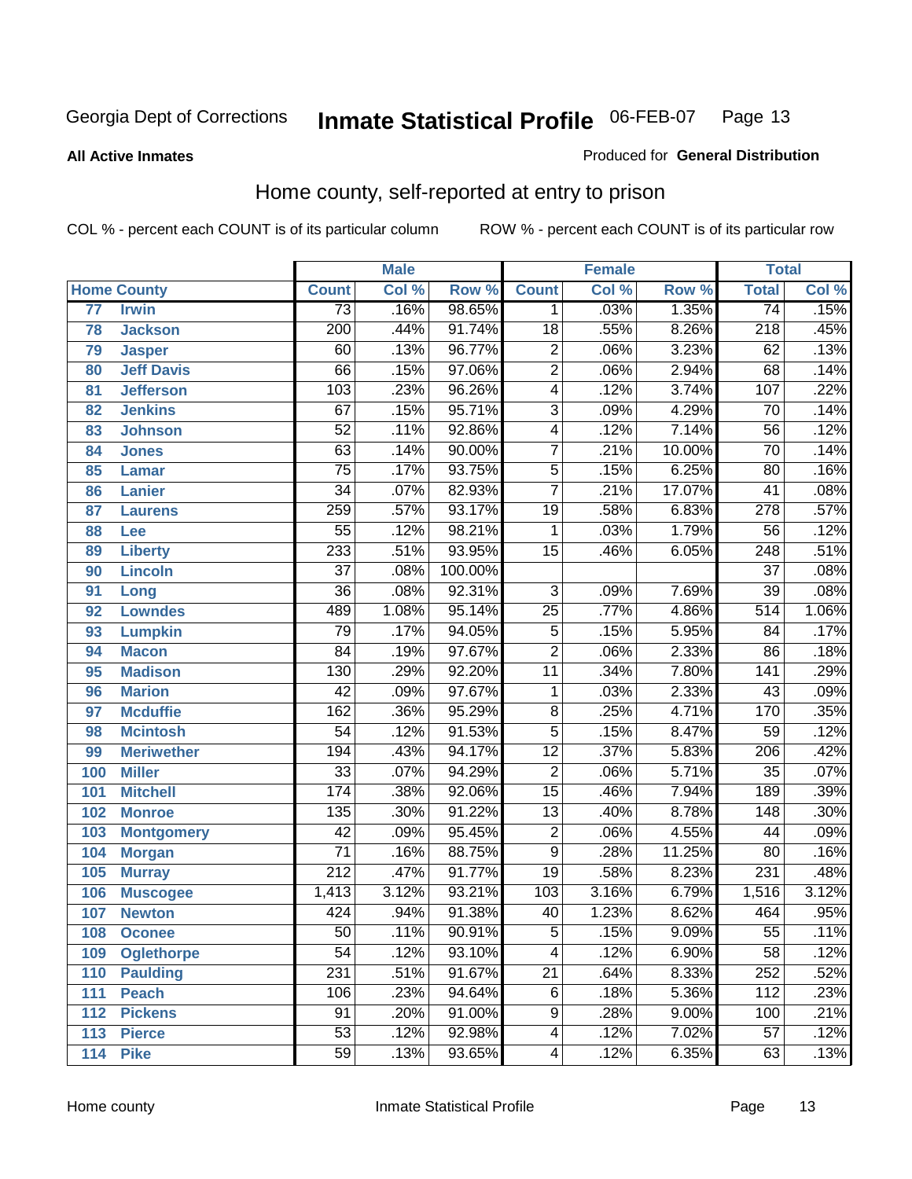Georgia Dept of Corrections **Inmate Statistical Profile** 06-FEB-07

**All Active Inmates**

Produced for **General Distribution**

## Home county, self-reported at entry to prison

COL % - percent each COUNT is of its particular column    ROW % - percent each COUNT is of its particular row

| | | Male | | | Female | | | Total | |
|---|---|---|---|---|---|---|---|---|---|
| Home County | | Count | Col % | Row % | Count | Col % | Row % | Total | Col % |
| 77 | Irwin | 73 | .16% | 98.65% | 1 | .03% | 1.35% | 74 | .15% |
| 78 | Jackson | 200 | .44% | 91.74% | 18 | .55% | 8.26% | 218 | .45% |
| 79 | Jasper | 60 | .13% | 96.77% | 2 | .06% | 3.23% | 62 | .13% |
| 80 | Jeff Davis | 66 | .15% | 97.06% | 2 | .06% | 2.94% | 68 | .14% |
| 81 | Jefferson | 103 | .23% | 96.26% | 4 | .12% | 3.74% | 107 | .22% |
| 82 | Jenkins | 67 | .15% | 95.71% | 3 | .09% | 4.29% | 70 | .14% |
| 83 | Johnson | 52 | .11% | 92.86% | 4 | .12% | 7.14% | 56 | .12% |
| 84 | Jones | 63 | .14% | 90.00% | 7 | .21% | 10.00% | 70 | .14% |
| 85 | Lamar | 75 | .17% | 93.75% | 5 | .15% | 6.25% | 80 | .16% |
| 86 | Lanier | 34 | .07% | 82.93% | 7 | .21% | 17.07% | 41 | .08% |
| 87 | Laurens | 259 | .57% | 93.17% | 19 | .58% | 6.83% | 278 | .57% |
| 88 | Lee | 55 | .12% | 98.21% | 1 | .03% | 1.79% | 56 | .12% |
| 89 | Liberty | 233 | .51% | 93.95% | 15 | .46% | 6.05% | 248 | .51% |
| 90 | Lincoln | 37 | .08% | 100.00% | | | | 37 | .08% |
| 91 | Long | 36 | .08% | 92.31% | 3 | .09% | 7.69% | 39 | .08% |
| 92 | Lowndes | 489 | 1.08% | 95.14% | 25 | .77% | 4.86% | 514 | 1.06% |
| 93 | Lumpkin | 79 | .17% | 94.05% | 5 | .15% | 5.95% | 84 | .17% |
| 94 | Macon | 84 | .19% | 97.67% | 2 | .06% | 2.33% | 86 | .18% |
| 95 | Madison | 130 | .29% | 92.20% | 11 | .34% | 7.80% | 141 | .29% |
| 96 | Marion | 42 | .09% | 97.67% | 1 | .03% | 2.33% | 43 | .09% |
| 97 | Mcduffie | 162 | .36% | 95.29% | 8 | .25% | 4.71% | 170 | .35% |
| 98 | Mcintosh | 54 | .12% | 91.53% | 5 | .15% | 8.47% | 59 | .12% |
| 99 | Meriwether | 194 | .43% | 94.17% | 12 | .37% | 5.83% | 206 | .42% |
| 100 | Miller | 33 | .07% | 94.29% | 2 | .06% | 5.71% | 35 | .07% |
| 101 | Mitchell | 174 | .38% | 92.06% | 15 | .46% | 7.94% | 189 | .39% |
| 102 | Monroe | 135 | .30% | 91.22% | 13 | .40% | 8.78% | 148 | .30% |
| 103 | Montgomery | 42 | .09% | 95.45% | 2 | .06% | 4.55% | 44 | .09% |
| 104 | Morgan | 71 | .16% | 88.75% | 9 | .28% | 11.25% | 80 | .16% |
| 105 | Murray | 212 | .47% | 91.77% | 19 | .58% | 8.23% | 231 | .48% |
| 106 | Muscogee | 1,413 | 3.12% | 93.21% | 103 | 3.16% | 6.79% | 1,516 | 3.12% |
| 107 | Newton | 424 | .94% | 91.38% | 40 | 1.23% | 8.62% | 464 | .95% |
| 108 | Oconee | 50 | .11% | 90.91% | 5 | .15% | 9.09% | 55 | .11% |
| 109 | Oglethorpe | 54 | .12% | 93.10% | 4 | .12% | 6.90% | 58 | .12% |
| 110 | Paulding | 231 | .51% | 91.67% | 21 | .64% | 8.33% | 252 | .52% |
| 111 | Peach | 106 | .23% | 94.64% | 6 | .18% | 5.36% | 112 | .23% |
| 112 | Pickens | 91 | .20% | 91.00% | 9 | .28% | 9.00% | 100 | .21% |
| 113 | Pierce | 53 | .12% | 92.98% | 4 | .12% | 7.02% | 57 | .12% |
| 114 | Pike | 59 | .13% | 93.65% | 4 | .12% | 6.35% | 63 | .13% |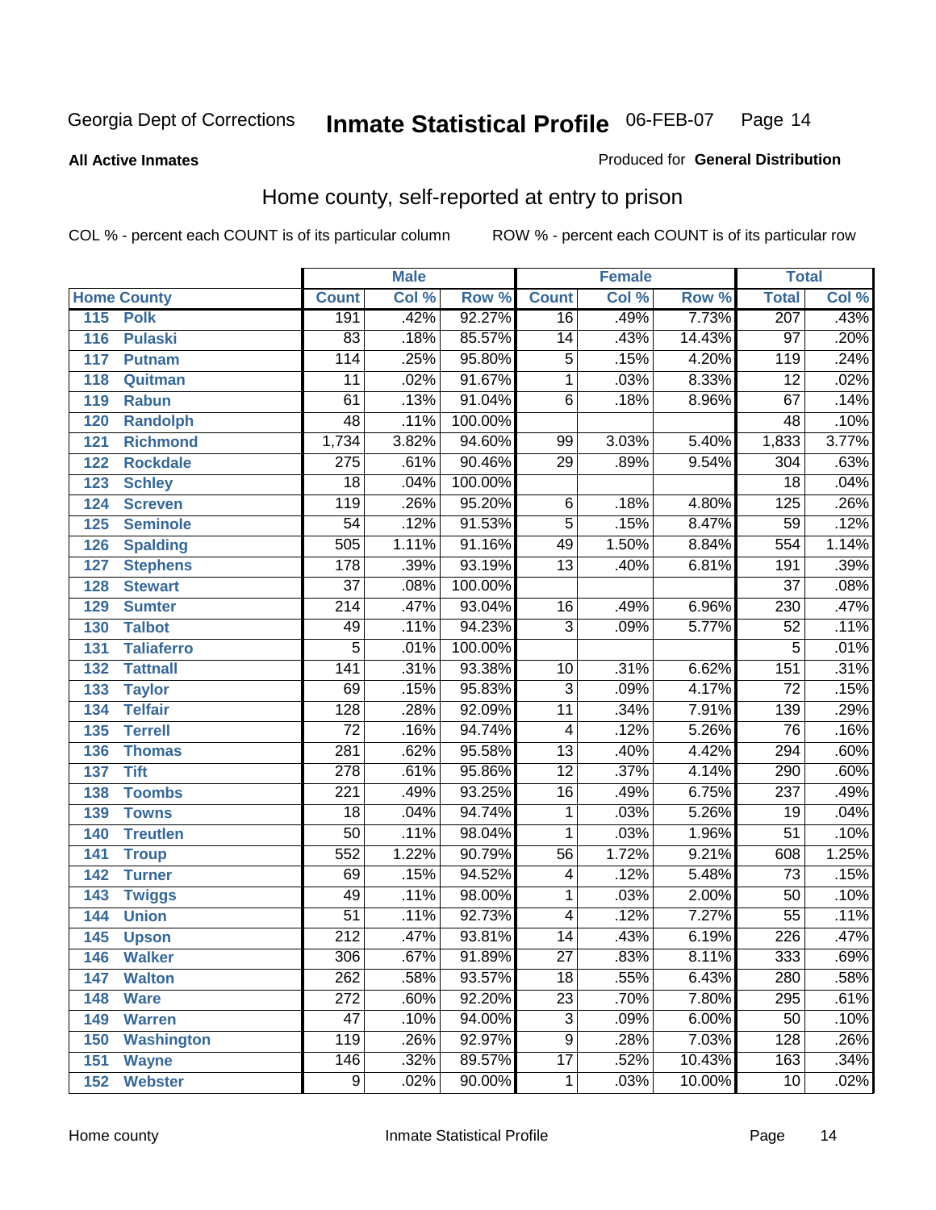Georgia Dept of Corrections **Inmate Statistical Profile** 06-FEB-07

**All Active Inmates**

Produced for **General Distribution**

## Home county, self-reported at entry to prison

COL % - percent each COUNT is of its particular column ROW % - percent each COUNT is of its particular row

| Home County | | Male | | | Female | | | Total | |
|---|---|---|---|---|---|---|---|---|---|
| | | Count | Col % | Row % | Count | Col % | Row % | Total | Col % |
| 115 | Polk | 191 | .42% | 92.27% | 16 | .49% | 7.73% | 207 | .43% |
| 116 | Pulaski | 83 | .18% | 85.57% | 14 | .43% | 14.43% | 97 | .20% |
| 117 | Putnam | 114 | .25% | 95.80% | 5 | .15% | 4.20% | 119 | .24% |
| 118 | Quitman | 11 | .02% | 91.67% | 1 | .03% | 8.33% | 12 | .02% |
| 119 | Rabun | 61 | .13% | 91.04% | 6 | .18% | 8.96% | 67 | .14% |
| 120 | Randolph | 48 | .11% | 100.00% | | | | 48 | .10% |
| 121 | Richmond | 1,734 | 3.82% | 94.60% | 99 | 3.03% | 5.40% | 1,833 | 3.77% |
| 122 | Rockdale | 275 | .61% | 90.46% | 29 | .89% | 9.54% | 304 | .63% |
| 123 | Schley | 18 | .04% | 100.00% | | | | 18 | .04% |
| 124 | Screven | 119 | .26% | 95.20% | 6 | .18% | 4.80% | 125 | .26% |
| 125 | Seminole | 54 | .12% | 91.53% | 5 | .15% | 8.47% | 59 | .12% |
| 126 | Spalding | 505 | 1.11% | 91.16% | 49 | 1.50% | 8.84% | 554 | 1.14% |
| 127 | Stephens | 178 | .39% | 93.19% | 13 | .40% | 6.81% | 191 | .39% |
| 128 | Stewart | 37 | .08% | 100.00% | | | | 37 | .08% |
| 129 | Sumter | 214 | .47% | 93.04% | 16 | .49% | 6.96% | 230 | .47% |
| 130 | Talbot | 49 | .11% | 94.23% | 3 | .09% | 5.77% | 52 | .11% |
| 131 | Taliaferro | 5 | .01% | 100.00% | | | | 5 | .01% |
| 132 | Tattnall | 141 | .31% | 93.38% | 10 | .31% | 6.62% | 151 | .31% |
| 133 | Taylor | 69 | .15% | 95.83% | 3 | .09% | 4.17% | 72 | .15% |
| 134 | Telfair | 128 | .28% | 92.09% | 11 | .34% | 7.91% | 139 | .29% |
| 135 | Terrell | 72 | .16% | 94.74% | 4 | .12% | 5.26% | 76 | .16% |
| 136 | Thomas | 281 | .62% | 95.58% | 13 | .40% | 4.42% | 294 | .60% |
| 137 | Tift | 278 | .61% | 95.86% | 12 | .37% | 4.14% | 290 | .60% |
| 138 | Toombs | 221 | .49% | 93.25% | 16 | .49% | 6.75% | 237 | .49% |
| 139 | Towns | 18 | .04% | 94.74% | 1 | .03% | 5.26% | 19 | .04% |
| 140 | Treutlen | 50 | .11% | 98.04% | 1 | .03% | 1.96% | 51 | .10% |
| 141 | Troup | 552 | 1.22% | 90.79% | 56 | 1.72% | 9.21% | 608 | 1.25% |
| 142 | Turner | 69 | .15% | 94.52% | 4 | .12% | 5.48% | 73 | .15% |
| 143 | Twiggs | 49 | .11% | 98.00% | 1 | .03% | 2.00% | 50 | .10% |
| 144 | Union | 51 | .11% | 92.73% | 4 | .12% | 7.27% | 55 | .11% |
| 145 | Upson | 212 | .47% | 93.81% | 14 | .43% | 6.19% | 226 | .47% |
| 146 | Walker | 306 | .67% | 91.89% | 27 | .83% | 8.11% | 333 | .69% |
| 147 | Walton | 262 | .58% | 93.57% | 18 | .55% | 6.43% | 280 | .58% |
| 148 | Ware | 272 | .60% | 92.20% | 23 | .70% | 7.80% | 295 | .61% |
| 149 | Warren | 47 | .10% | 94.00% | 3 | .09% | 6.00% | 50 | .10% |
| 150 | Washington | 119 | .26% | 92.97% | 9 | .28% | 7.03% | 128 | .26% |
| 151 | Wayne | 146 | .32% | 89.57% | 17 | .52% | 10.43% | 163 | .34% |
| 152 | Webster | 9 | .02% | 90.00% | 1 | .03% | 10.00% | 10 | .02% |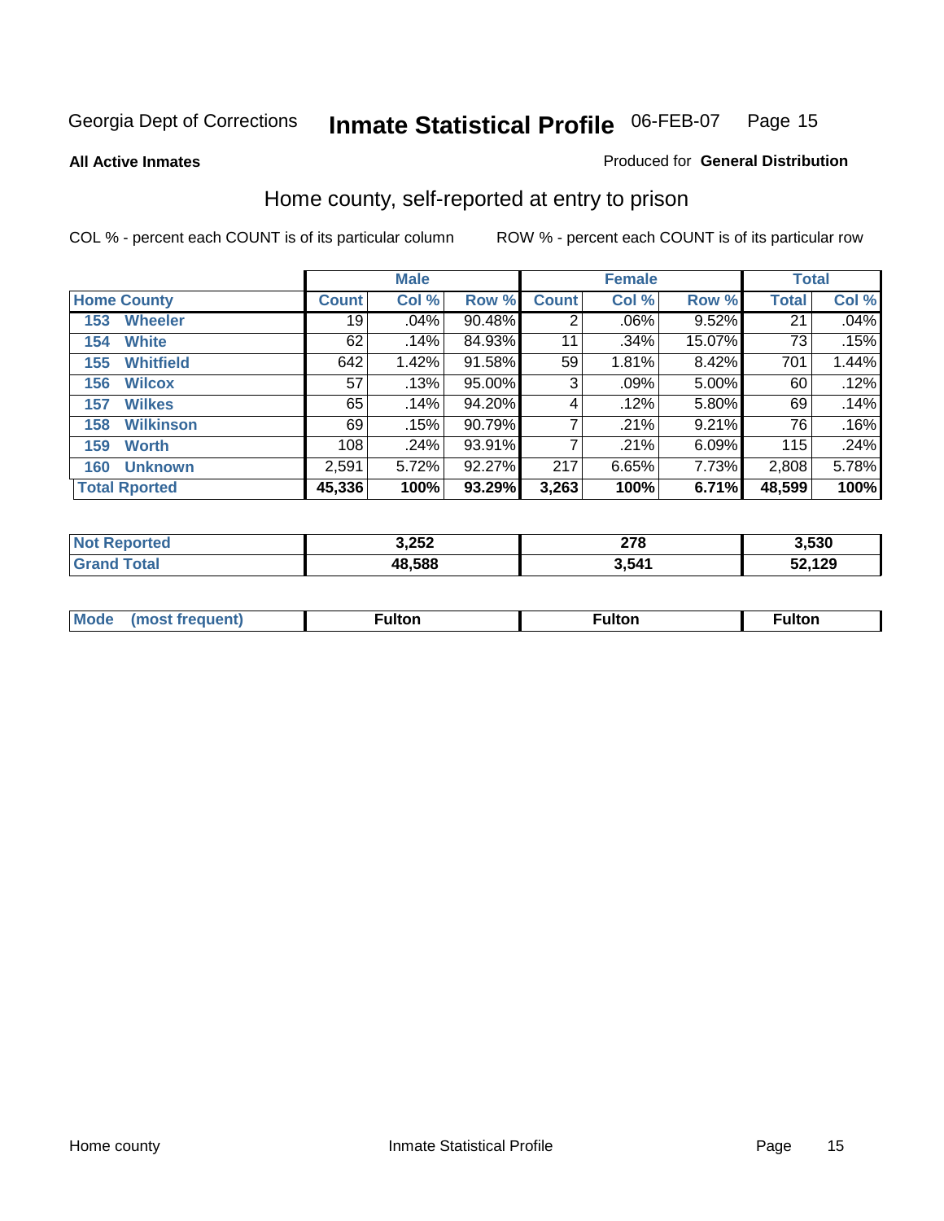Georgia Dept of Corrections **Inmate Statistical Profile** 06-FEB-07

**All Active Inmates**

Produced for **General Distribution**

## Home county, self-reported at entry to prison

COL % - percent each COUNT is of its particular column

ROW % - percent each COUNT is of its particular row

| Home County | Male | | | Female | | | Total | |
|---|---|---|---|---|---|---|---|---|
| | Count | Col % | Row % | Count | Col % | Row % | Total | Col % |
| 153 Wheeler | 19 | .04% | 90.48% | 2 | .06% | 9.52% | 21 | .04% |
| 154 White | 62 | .14% | 84.93% | 11 | .34% | 15.07% | 73 | .15% |
| 155 Whitfield | 642 | 1.42% | 91.58% | 59 | 1.81% | 8.42% | 701 | 1.44% |
| 156 Wilcox | 57 | .13% | 95.00% | 3 | .09% | 5.00% | 60 | .12% |
| 157 Wilkes | 65 | .14% | 94.20% | 4 | .12% | 5.80% | 69 | .14% |
| 158 Wilkinson | 69 | .15% | 90.79% | 7 | .21% | 9.21% | 76 | .16% |
| 159 Worth | 108 | .24% | 93.91% | 7 | .21% | 6.09% | 115 | .24% |
| 160 Unknown | 2,591 | 5.72% | 92.27% | 217 | 6.65% | 7.73% | 2,808 | 5.78% |
| **Total Rported** | **45,336** | **100%** | **93.29%** | **3,263** | **100%** | **6.71%** | **48,599** | **100%** |

| | Male | Female | Total |
|---|---|---|---|
| Not Reported | 3,252 | 278 | 3,530 |
| Grand Total | 48,588 | 3,541 | 52,129 |

| | Male | Female | Total |
|---|---|---|---|
| Mode (most frequent) | Fulton | Fulton | Fulton |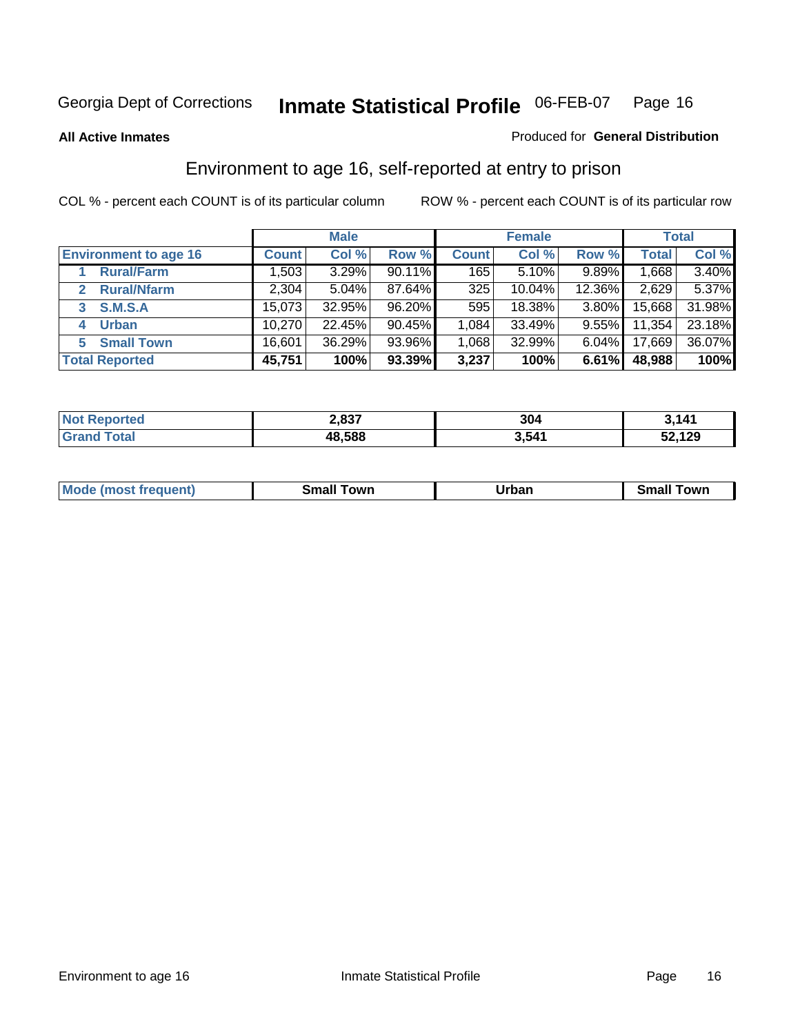Georgia Dept of Corrections **Inmate Statistical Profile** 06-FEB-07

**All Active Inmates**

Produced for **General Distribution**

## Environment to age 16, self-reported at entry to prison

COL % - percent each COUNT is of its particular column ROW % - percent each COUNT is of its particular row

| | Male | | | Female | | | Total | |
|---|---|---|---|---|---|---|---|---|
| **Environment to age 16** | **Count** | **Col %** | **Row %** | **Count** | **Col %** | **Row %** | **Total** | **Col %** |
| 1 **Rural/Farm** | 1,503 | 3.29% | 90.11% | 165 | 5.10% | 9.89% | 1,668 | 3.40% |
| 2 **Rural/Nfarm** | 2,304 | 5.04% | 87.64% | 325 | 10.04% | 12.36% | 2,629 | 5.37% |
| 3 **S.M.S.A** | 15,073 | 32.95% | 96.20% | 595 | 18.38% | 3.80% | 15,668 | 31.98% |
| 4 **Urban** | 10,270 | 22.45% | 90.45% | 1,084 | 33.49% | 9.55% | 11,354 | 23.18% |
| 5 **Small Town** | 16,601 | 36.29% | 93.96% | 1,068 | 32.99% | 6.04% | 17,669 | 36.07% |
| **Total Reported** | **45,751** | **100%** | **93.39%** | **3,237** | **100%** | **6.61%** | **48,988** | **100%** |

| | Male | Female | Total |
|---|---|---|---|
| **Not Reported** | **2,837** | **304** | **3,141** |
| **Grand Total** | **48,588** | **3,541** | **52,129** |

| | Male | Female | Total |
|---|---|---|---|
| **Mode (most frequent)** | **Small Town** | **Urban** | **Small Town** |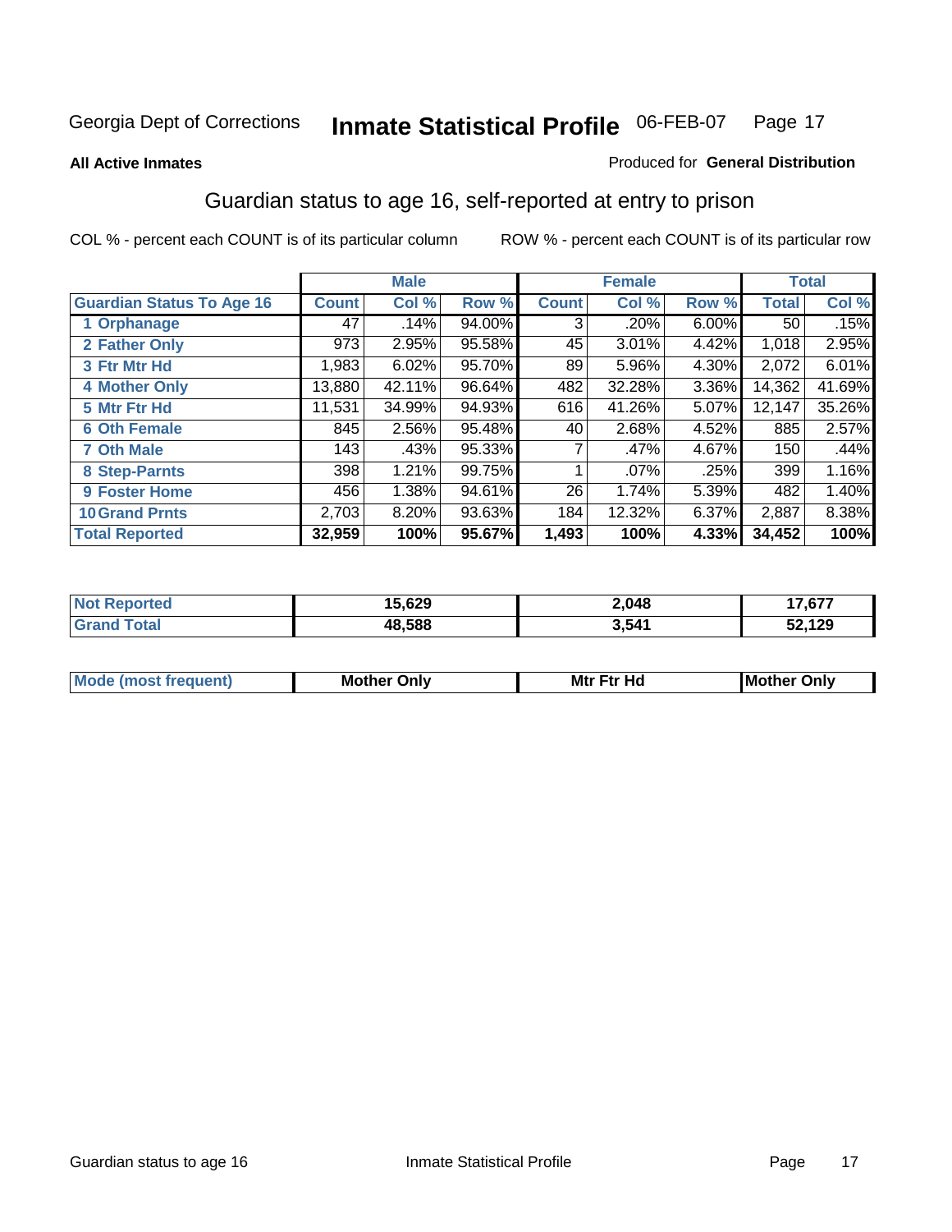Georgia Dept of Corrections **Inmate Statistical Profile** 06-FEB-07

**All Active Inmates**

Produced for **General Distribution**

## Guardian status to age 16, self-reported at entry to prison

COL % - percent each COUNT is of its particular column

ROW % - percent each COUNT is of its particular row

| | Male | | | Female | | | Total | |
|---|---|---|---|---|---|---|---|---|
| **Guardian Status To Age 16** | **Count** | **Col %** | **Row %** | **Count** | **Col %** | **Row %** | **Total** | **Col %** |
| **1 Orphanage** | 47 | .14% | 94.00% | 3 | .20% | 6.00% | 50 | .15% |
| **2 Father Only** | 973 | 2.95% | 95.58% | 45 | 3.01% | 4.42% | 1,018 | 2.95% |
| **3 Ftr Mtr Hd** | 1,983 | 6.02% | 95.70% | 89 | 5.96% | 4.30% | 2,072 | 6.01% |
| **4 Mother Only** | 13,880 | 42.11% | 96.64% | 482 | 32.28% | 3.36% | 14,362 | 41.69% |
| **5 Mtr Ftr Hd** | 11,531 | 34.99% | 94.93% | 616 | 41.26% | 5.07% | 12,147 | 35.26% |
| **6 Oth Female** | 845 | 2.56% | 95.48% | 40 | 2.68% | 4.52% | 885 | 2.57% |
| **7 Oth Male** | 143 | .43% | 95.33% | 7 | .47% | 4.67% | 150 | .44% |
| **8 Step-Parnts** | 398 | 1.21% | 99.75% | 1 | .07% | .25% | 399 | 1.16% |
| **9 Foster Home** | 456 | 1.38% | 94.61% | 26 | 1.74% | 5.39% | 482 | 1.40% |
| **10 Grand Prnts** | 2,703 | 8.20% | 93.63% | 184 | 12.32% | 6.37% | 2,887 | 8.38% |
| **Total Reported** | **32,959** | **100%** | **95.67%** | **1,493** | **100%** | **4.33%** | **34,452** | **100%** |

| | Male | Female | Total |
|---|---|---|---|
| **Not Reported** | **15,629** | **2,048** | **17,677** |
| **Grand Total** | **48,588** | **3,541** | **52,129** |

| | Male | Female | Total |
|---|---|---|---|
| **Mode (most frequent)** | **Mother Only** | **Mtr Ftr Hd** | **Mother Only** |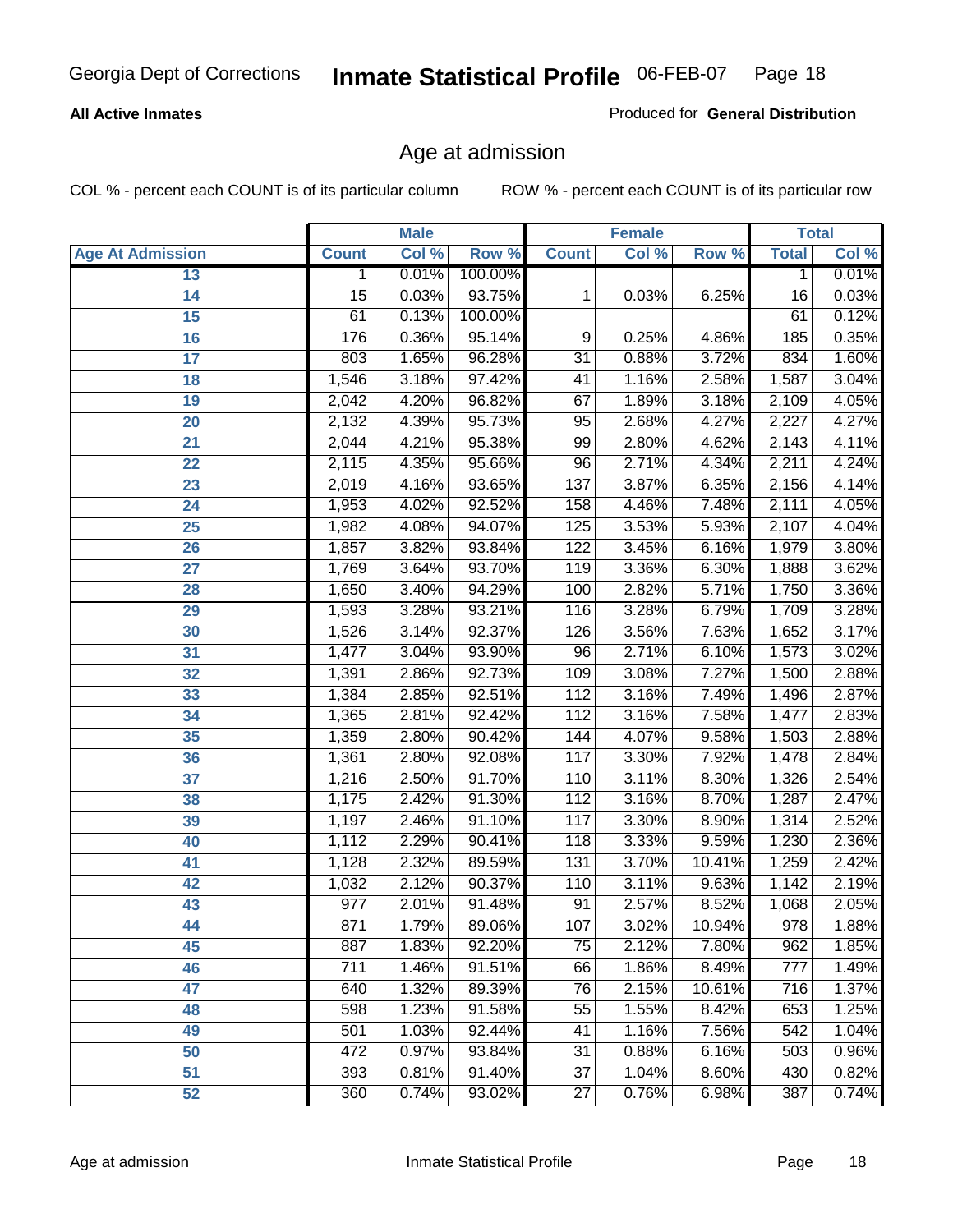**All Active Inmates**

Produced for **General Distribution**

## Age at admission

COL % - percent each COUNT is of its particular column

ROW % - percent each COUNT is of its particular row

| | Male | | | Female | | | Total | |
|---|---|---|---|---|---|---|---|---|
| Age At Admission | Count | Col % | Row % | Count | Col % | Row % | Total | Col % |
| 13 | 1 | 0.01% | 100.00% | | | | 1 | 0.01% |
| 14 | 15 | 0.03% | 93.75% | 1 | 0.03% | 6.25% | 16 | 0.03% |
| 15 | 61 | 0.13% | 100.00% | | | | 61 | 0.12% |
| 16 | 176 | 0.36% | 95.14% | 9 | 0.25% | 4.86% | 185 | 0.35% |
| 17 | 803 | 1.65% | 96.28% | 31 | 0.88% | 3.72% | 834 | 1.60% |
| 18 | 1,546 | 3.18% | 97.42% | 41 | 1.16% | 2.58% | 1,587 | 3.04% |
| 19 | 2,042 | 4.20% | 96.82% | 67 | 1.89% | 3.18% | 2,109 | 4.05% |
| 20 | 2,132 | 4.39% | 95.73% | 95 | 2.68% | 4.27% | 2,227 | 4.27% |
| 21 | 2,044 | 4.21% | 95.38% | 99 | 2.80% | 4.62% | 2,143 | 4.11% |
| 22 | 2,115 | 4.35% | 95.66% | 96 | 2.71% | 4.34% | 2,211 | 4.24% |
| 23 | 2,019 | 4.16% | 93.65% | 137 | 3.87% | 6.35% | 2,156 | 4.14% |
| 24 | 1,953 | 4.02% | 92.52% | 158 | 4.46% | 7.48% | 2,111 | 4.05% |
| 25 | 1,982 | 4.08% | 94.07% | 125 | 3.53% | 5.93% | 2,107 | 4.04% |
| 26 | 1,857 | 3.82% | 93.84% | 122 | 3.45% | 6.16% | 1,979 | 3.80% |
| 27 | 1,769 | 3.64% | 93.70% | 119 | 3.36% | 6.30% | 1,888 | 3.62% |
| 28 | 1,650 | 3.40% | 94.29% | 100 | 2.82% | 5.71% | 1,750 | 3.36% |
| 29 | 1,593 | 3.28% | 93.21% | 116 | 3.28% | 6.79% | 1,709 | 3.28% |
| 30 | 1,526 | 3.14% | 92.37% | 126 | 3.56% | 7.63% | 1,652 | 3.17% |
| 31 | 1,477 | 3.04% | 93.90% | 96 | 2.71% | 6.10% | 1,573 | 3.02% |
| 32 | 1,391 | 2.86% | 92.73% | 109 | 3.08% | 7.27% | 1,500 | 2.88% |
| 33 | 1,384 | 2.85% | 92.51% | 112 | 3.16% | 7.49% | 1,496 | 2.87% |
| 34 | 1,365 | 2.81% | 92.42% | 112 | 3.16% | 7.58% | 1,477 | 2.83% |
| 35 | 1,359 | 2.80% | 90.42% | 144 | 4.07% | 9.58% | 1,503 | 2.88% |
| 36 | 1,361 | 2.80% | 92.08% | 117 | 3.30% | 7.92% | 1,478 | 2.84% |
| 37 | 1,216 | 2.50% | 91.70% | 110 | 3.11% | 8.30% | 1,326 | 2.54% |
| 38 | 1,175 | 2.42% | 91.30% | 112 | 3.16% | 8.70% | 1,287 | 2.47% |
| 39 | 1,197 | 2.46% | 91.10% | 117 | 3.30% | 8.90% | 1,314 | 2.52% |
| 40 | 1,112 | 2.29% | 90.41% | 118 | 3.33% | 9.59% | 1,230 | 2.36% |
| 41 | 1,128 | 2.32% | 89.59% | 131 | 3.70% | 10.41% | 1,259 | 2.42% |
| 42 | 1,032 | 2.12% | 90.37% | 110 | 3.11% | 9.63% | 1,142 | 2.19% |
| 43 | 977 | 2.01% | 91.48% | 91 | 2.57% | 8.52% | 1,068 | 2.05% |
| 44 | 871 | 1.79% | 89.06% | 107 | 3.02% | 10.94% | 978 | 1.88% |
| 45 | 887 | 1.83% | 92.20% | 75 | 2.12% | 7.80% | 962 | 1.85% |
| 46 | 711 | 1.46% | 91.51% | 66 | 1.86% | 8.49% | 777 | 1.49% |
| 47 | 640 | 1.32% | 89.39% | 76 | 2.15% | 10.61% | 716 | 1.37% |
| 48 | 598 | 1.23% | 91.58% | 55 | 1.55% | 8.42% | 653 | 1.25% |
| 49 | 501 | 1.03% | 92.44% | 41 | 1.16% | 7.56% | 542 | 1.04% |
| 50 | 472 | 0.97% | 93.84% | 31 | 0.88% | 6.16% | 503 | 0.96% |
| 51 | 393 | 0.81% | 91.40% | 37 | 1.04% | 8.60% | 430 | 0.82% |
| 52 | 360 | 0.74% | 93.02% | 27 | 0.76% | 6.98% | 387 | 0.74% |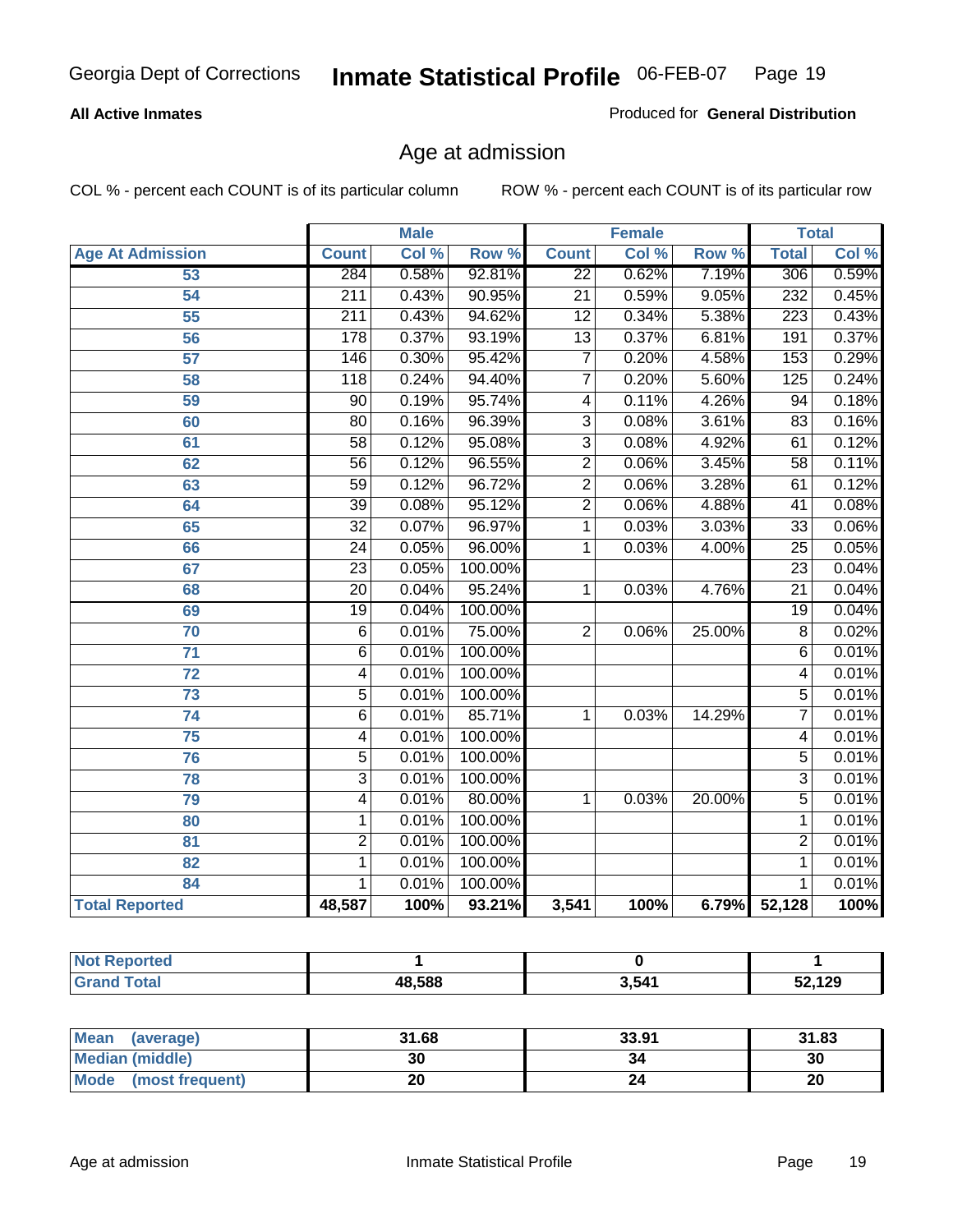Georgia Dept of Corrections **Inmate Statistical Profile** 06-FEB-07

**All Active Inmates**

Produced for **General Distribution**

## Age at admission

COL % - percent each COUNT is of its particular column ROW % - percent each COUNT is of its particular row

| | Male | | | Female | | | Total | |
|---|---|---|---|---|---|---|---|---|
| **Age At Admission** | **Count** | **Col %** | **Row %** | **Count** | **Col %** | **Row %** | **Total** | **Col %** |
| 53 | 284 | 0.58% | 92.81% | 22 | 0.62% | 7.19% | 306 | 0.59% |
| 54 | 211 | 0.43% | 90.95% | 21 | 0.59% | 9.05% | 232 | 0.45% |
| 55 | 211 | 0.43% | 94.62% | 12 | 0.34% | 5.38% | 223 | 0.43% |
| 56 | 178 | 0.37% | 93.19% | 13 | 0.37% | 6.81% | 191 | 0.37% |
| 57 | 146 | 0.30% | 95.42% | 7 | 0.20% | 4.58% | 153 | 0.29% |
| 58 | 118 | 0.24% | 94.40% | 7 | 0.20% | 5.60% | 125 | 0.24% |
| 59 | 90 | 0.19% | 95.74% | 4 | 0.11% | 4.26% | 94 | 0.18% |
| 60 | 80 | 0.16% | 96.39% | 3 | 0.08% | 3.61% | 83 | 0.16% |
| 61 | 58 | 0.12% | 95.08% | 3 | 0.08% | 4.92% | 61 | 0.12% |
| 62 | 56 | 0.12% | 96.55% | 2 | 0.06% | 3.45% | 58 | 0.11% |
| 63 | 59 | 0.12% | 96.72% | 2 | 0.06% | 3.28% | 61 | 0.12% |
| 64 | 39 | 0.08% | 95.12% | 2 | 0.06% | 4.88% | 41 | 0.08% |
| 65 | 32 | 0.07% | 96.97% | 1 | 0.03% | 3.03% | 33 | 0.06% |
| 66 | 24 | 0.05% | 96.00% | 1 | 0.03% | 4.00% | 25 | 0.05% |
| 67 | 23 | 0.05% | 100.00% | | | | 23 | 0.04% |
| 68 | 20 | 0.04% | 95.24% | 1 | 0.03% | 4.76% | 21 | 0.04% |
| 69 | 19 | 0.04% | 100.00% | | | | 19 | 0.04% |
| 70 | 6 | 0.01% | 75.00% | 2 | 0.06% | 25.00% | 8 | 0.02% |
| 71 | 6 | 0.01% | 100.00% | | | | 6 | 0.01% |
| 72 | 4 | 0.01% | 100.00% | | | | 4 | 0.01% |
| 73 | 5 | 0.01% | 100.00% | | | | 5 | 0.01% |
| 74 | 6 | 0.01% | 85.71% | 1 | 0.03% | 14.29% | 7 | 0.01% |
| 75 | 4 | 0.01% | 100.00% | | | | 4 | 0.01% |
| 76 | 5 | 0.01% | 100.00% | | | | 5 | 0.01% |
| 78 | 3 | 0.01% | 100.00% | | | | 3 | 0.01% |
| 79 | 4 | 0.01% | 80.00% | 1 | 0.03% | 20.00% | 5 | 0.01% |
| 80 | 1 | 0.01% | 100.00% | | | | 1 | 0.01% |
| 81 | 2 | 0.01% | 100.00% | | | | 2 | 0.01% |
| 82 | 1 | 0.01% | 100.00% | | | | 1 | 0.01% |
| 84 | 1 | 0.01% | 100.00% | | | | 1 | 0.01% |
| **Total Reported** | **48,587** | **100%** | **93.21%** | **3,541** | **100%** | **6.79%** | **52,128** | **100%** |

| | Male | Female | Total |
|---|---|---|---|
| **Not Reported** | **1** | **0** | **1** |
| **Grand Total** | **48,588** | **3,541** | **52,129** |

| | Male | Female | Total |
|---|---|---|---|
| **Mean (average)** | **31.68** | **33.91** | **31.83** |
| **Median (middle)** | **30** | **34** | **30** |
| **Mode (most frequent)** | **20** | **24** | **20** |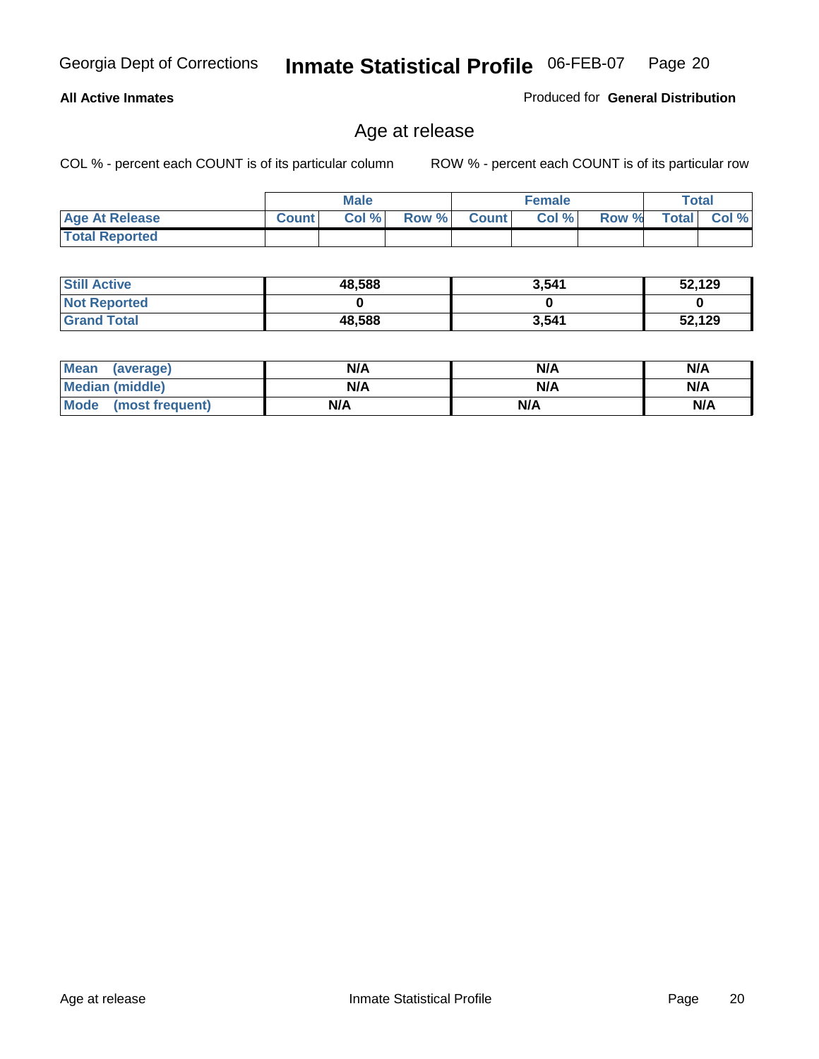Georgia Dept of Corrections **Inmate Statistical Profile** 06-FEB-07

**All Active Inmates**

Produced for **General Distribution**

## Age at release

COL % - percent each COUNT is of its particular column

ROW % - percent each COUNT is of its particular row

| | Male | | | Female | | | Total | |
|---|---|---|---|---|---|---|---|---|
| **Age At Release** | **Count** | **Col %** | **Row %** | **Count** | **Col %** | **Row %** | **Total** | **Col %** |
| **Total Reported** | | | | | | | | |

| | Male | Female | Total |
|---|---|---|---|
| **Still Active** | **48,588** | **3,541** | **52,129** |
| **Not Reported** | **0** | **0** | **0** |
| **Grand Total** | **48,588** | **3,541** | **52,129** |

| | Male | Female | Total |
|---|---|---|---|
| **Mean (average)** | **N/A** | **N/A** | **N/A** |
| **Median (middle)** | **N/A** | **N/A** | **N/A** |
| **Mode (most frequent)** | **N/A** | **N/A** | **N/A** |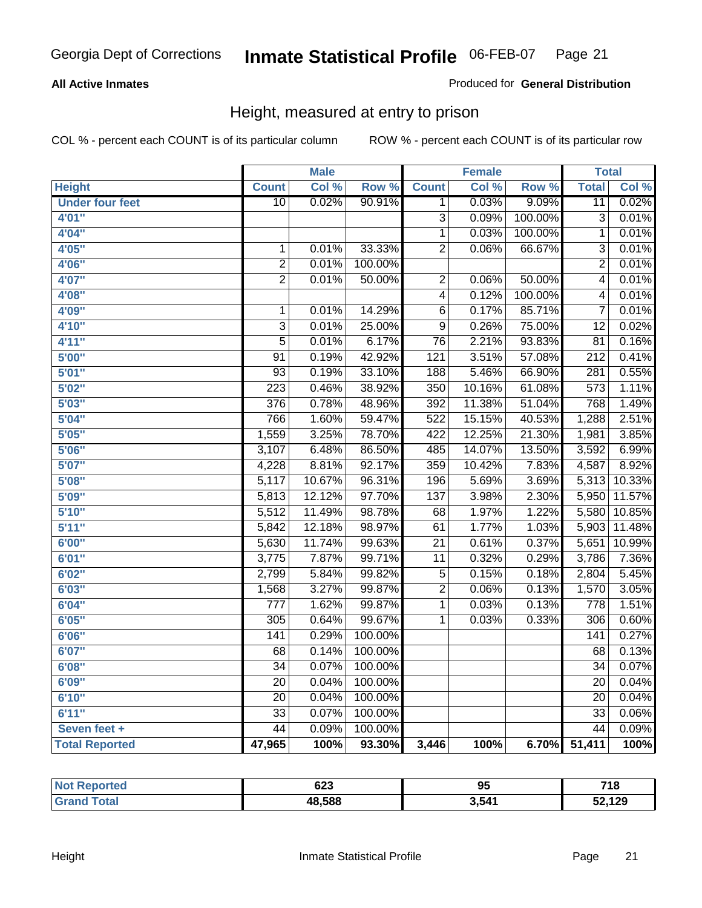Georgia Dept of Corrections **Inmate Statistical Profile** 06-FEB-07

**All Active Inmates**

Produced for **General Distribution**

## Height, measured at entry to prison

COL % - percent each COUNT is of its particular column ROW % - percent each COUNT is of its particular row

| | Male | | | Female | | | Total | |
|---|---|---|---|---|---|---|---|---|
| **Height** | **Count** | **Col %** | **Row %** | **Count** | **Col %** | **Row %** | **Total** | **Col %** |
| **Under four feet** | 10 | 0.02% | 90.91% | 1 | 0.03% | 9.09% | 11 | 0.02% |
| **4'01"** | | | | 3 | 0.09% | 100.00% | 3 | 0.01% |
| **4'04"** | | | | 1 | 0.03% | 100.00% | 1 | 0.01% |
| **4'05"** | 1 | 0.01% | 33.33% | 2 | 0.06% | 66.67% | 3 | 0.01% |
| **4'06"** | 2 | 0.01% | 100.00% | | | | 2 | 0.01% |
| **4'07"** | 2 | 0.01% | 50.00% | 2 | 0.06% | 50.00% | 4 | 0.01% |
| **4'08"** | | | | 4 | 0.12% | 100.00% | 4 | 0.01% |
| **4'09"** | 1 | 0.01% | 14.29% | 6 | 0.17% | 85.71% | 7 | 0.01% |
| **4'10"** | 3 | 0.01% | 25.00% | 9 | 0.26% | 75.00% | 12 | 0.02% |
| **4'11"** | 5 | 0.01% | 6.17% | 76 | 2.21% | 93.83% | 81 | 0.16% |
| **5'00"** | 91 | 0.19% | 42.92% | 121 | 3.51% | 57.08% | 212 | 0.41% |
| **5'01"** | 93 | 0.19% | 33.10% | 188 | 5.46% | 66.90% | 281 | 0.55% |
| **5'02"** | 223 | 0.46% | 38.92% | 350 | 10.16% | 61.08% | 573 | 1.11% |
| **5'03"** | 376 | 0.78% | 48.96% | 392 | 11.38% | 51.04% | 768 | 1.49% |
| **5'04"** | 766 | 1.60% | 59.47% | 522 | 15.15% | 40.53% | 1,288 | 2.51% |
| **5'05"** | 1,559 | 3.25% | 78.70% | 422 | 12.25% | 21.30% | 1,981 | 3.85% |
| **5'06"** | 3,107 | 6.48% | 86.50% | 485 | 14.07% | 13.50% | 3,592 | 6.99% |
| **5'07"** | 4,228 | 8.81% | 92.17% | 359 | 10.42% | 7.83% | 4,587 | 8.92% |
| **5'08"** | 5,117 | 10.67% | 96.31% | 196 | 5.69% | 3.69% | 5,313 | 10.33% |
| **5'09"** | 5,813 | 12.12% | 97.70% | 137 | 3.98% | 2.30% | 5,950 | 11.57% |
| **5'10"** | 5,512 | 11.49% | 98.78% | 68 | 1.97% | 1.22% | 5,580 | 10.85% |
| **5'11"** | 5,842 | 12.18% | 98.97% | 61 | 1.77% | 1.03% | 5,903 | 11.48% |
| **6'00"** | 5,630 | 11.74% | 99.63% | 21 | 0.61% | 0.37% | 5,651 | 10.99% |
| **6'01"** | 3,775 | 7.87% | 99.71% | 11 | 0.32% | 0.29% | 3,786 | 7.36% |
| **6'02"** | 2,799 | 5.84% | 99.82% | 5 | 0.15% | 0.18% | 2,804 | 5.45% |
| **6'03"** | 1,568 | 3.27% | 99.87% | 2 | 0.06% | 0.13% | 1,570 | 3.05% |
| **6'04"** | 777 | 1.62% | 99.87% | 1 | 0.03% | 0.13% | 778 | 1.51% |
| **6'05"** | 305 | 0.64% | 99.67% | 1 | 0.03% | 0.33% | 306 | 0.60% |
| **6'06"** | 141 | 0.29% | 100.00% | | | | 141 | 0.27% |
| **6'07"** | 68 | 0.14% | 100.00% | | | | 68 | 0.13% |
| **6'08"** | 34 | 0.07% | 100.00% | | | | 34 | 0.07% |
| **6'09"** | 20 | 0.04% | 100.00% | | | | 20 | 0.04% |
| **6'10"** | 20 | 0.04% | 100.00% | | | | 20 | 0.04% |
| **6'11"** | 33 | 0.07% | 100.00% | | | | 33 | 0.06% |
| **Seven feet +** | 44 | 0.09% | 100.00% | | | | 44 | 0.09% |
| **Total Reported** | **47,965** | **100%** | **93.30%** | **3,446** | **100%** | **6.70%** | **51,411** | **100%** |

| | Male | Female | Total |
|---|---|---|---|
| **Not Reported** | **623** | **95** | **718** |
| **Grand Total** | **48,588** | **3,541** | **52,129** |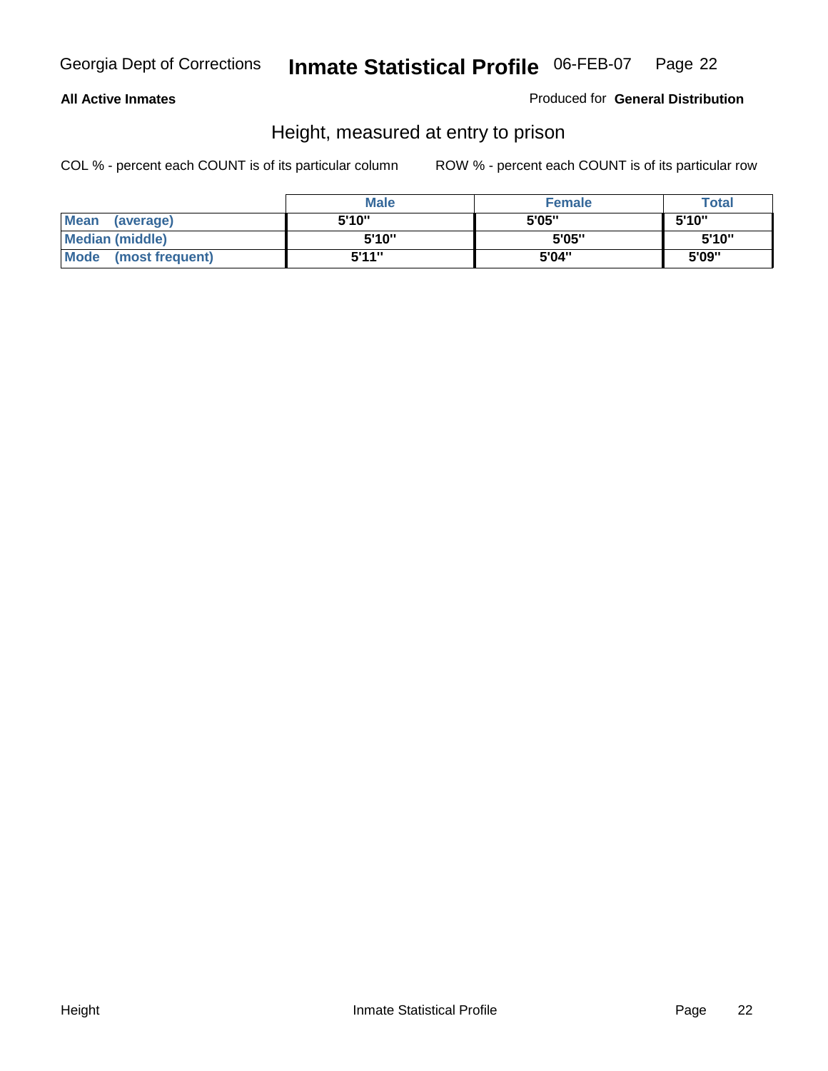**All Active Inmates**

Produced for **General Distribution**

## Height, measured at entry to prison

COL % - percent each COUNT is of its particular column

ROW % - percent each COUNT is of its particular row

| | Male | Female | Total |
|---|---|---|---|
| **Mean (average)** | 5'10" | 5'05" | 5'10" |
| **Median (middle)** | 5'10" | 5'05" | 5'10" |
| **Mode (most frequent)** | 5'11" | 5'04" | 5'09" |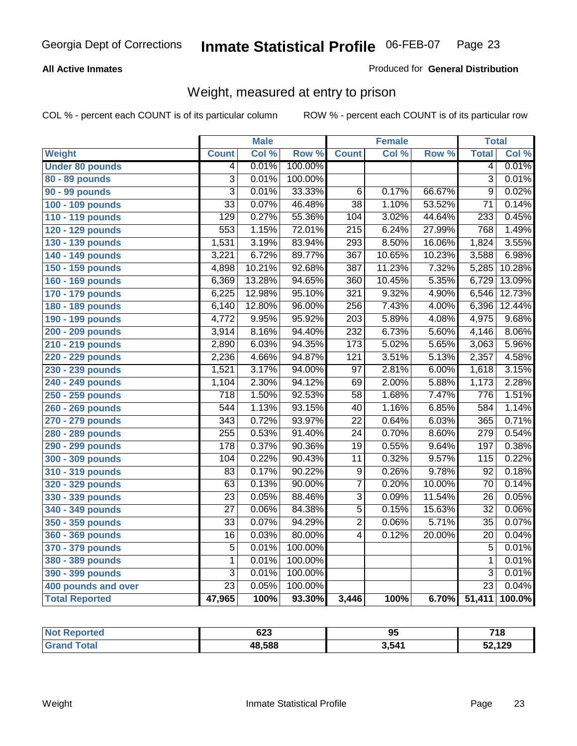Georgia Dept of Corrections **Inmate Statistical Profile** 06-FEB-07

**All Active Inmates**

Produced for **General Distribution**

## Weight, measured at entry to prison

COL % - percent each COUNT is of its particular column  ROW % - percent each COUNT is of its particular row

| | Male | | | Female | | | Total | |
|---|---|---|---|---|---|---|---|---|
| **Weight** | **Count** | **Col %** | **Row %** | **Count** | **Col %** | **Row %** | **Total** | **Col %** |
| **Under 80 pounds** | 4 | 0.01% | 100.00% | | | | 4 | 0.01% |
| **80 - 89 pounds** | 3 | 0.01% | 100.00% | | | | 3 | 0.01% |
| **90 - 99 pounds** | 3 | 0.01% | 33.33% | 6 | 0.17% | 66.67% | 9 | 0.02% |
| **100 - 109 pounds** | 33 | 0.07% | 46.48% | 38 | 1.10% | 53.52% | 71 | 0.14% |
| **110 - 119 pounds** | 129 | 0.27% | 55.36% | 104 | 3.02% | 44.64% | 233 | 0.45% |
| **120 - 129 pounds** | 553 | 1.15% | 72.01% | 215 | 6.24% | 27.99% | 768 | 1.49% |
| **130 - 139 pounds** | 1,531 | 3.19% | 83.94% | 293 | 8.50% | 16.06% | 1,824 | 3.55% |
| **140 - 149 pounds** | 3,221 | 6.72% | 89.77% | 367 | 10.65% | 10.23% | 3,588 | 6.98% |
| **150 - 159 pounds** | 4,898 | 10.21% | 92.68% | 387 | 11.23% | 7.32% | 5,285 | 10.28% |
| **160 - 169 pounds** | 6,369 | 13.28% | 94.65% | 360 | 10.45% | 5.35% | 6,729 | 13.09% |
| **170 - 179 pounds** | 6,225 | 12.98% | 95.10% | 321 | 9.32% | 4.90% | 6,546 | 12.73% |
| **180 - 189 pounds** | 6,140 | 12.80% | 96.00% | 256 | 7.43% | 4.00% | 6,396 | 12.44% |
| **190 - 199 pounds** | 4,772 | 9.95% | 95.92% | 203 | 5.89% | 4.08% | 4,975 | 9.68% |
| **200 - 209 pounds** | 3,914 | 8.16% | 94.40% | 232 | 6.73% | 5.60% | 4,146 | 8.06% |
| **210 - 219 pounds** | 2,890 | 6.03% | 94.35% | 173 | 5.02% | 5.65% | 3,063 | 5.96% |
| **220 - 229 pounds** | 2,236 | 4.66% | 94.87% | 121 | 3.51% | 5.13% | 2,357 | 4.58% |
| **230 - 239 pounds** | 1,521 | 3.17% | 94.00% | 97 | 2.81% | 6.00% | 1,618 | 3.15% |
| **240 - 249 pounds** | 1,104 | 2.30% | 94.12% | 69 | 2.00% | 5.88% | 1,173 | 2.28% |
| **250 - 259 pounds** | 718 | 1.50% | 92.53% | 58 | 1.68% | 7.47% | 776 | 1.51% |
| **260 - 269 pounds** | 544 | 1.13% | 93.15% | 40 | 1.16% | 6.85% | 584 | 1.14% |
| **270 - 279 pounds** | 343 | 0.72% | 93.97% | 22 | 0.64% | 6.03% | 365 | 0.71% |
| **280 - 289 pounds** | 255 | 0.53% | 91.40% | 24 | 0.70% | 8.60% | 279 | 0.54% |
| **290 - 299 pounds** | 178 | 0.37% | 90.36% | 19 | 0.55% | 9.64% | 197 | 0.38% |
| **300 - 309 pounds** | 104 | 0.22% | 90.43% | 11 | 0.32% | 9.57% | 115 | 0.22% |
| **310 - 319 pounds** | 83 | 0.17% | 90.22% | 9 | 0.26% | 9.78% | 92 | 0.18% |
| **320 - 329 pounds** | 63 | 0.13% | 90.00% | 7 | 0.20% | 10.00% | 70 | 0.14% |
| **330 - 339 pounds** | 23 | 0.05% | 88.46% | 3 | 0.09% | 11.54% | 26 | 0.05% |
| **340 - 349 pounds** | 27 | 0.06% | 84.38% | 5 | 0.15% | 15.63% | 32 | 0.06% |
| **350 - 359 pounds** | 33 | 0.07% | 94.29% | 2 | 0.06% | 5.71% | 35 | 0.07% |
| **360 - 369 pounds** | 16 | 0.03% | 80.00% | 4 | 0.12% | 20.00% | 20 | 0.04% |
| **370 - 379 pounds** | 5 | 0.01% | 100.00% | | | | 5 | 0.01% |
| **380 - 389 pounds** | 1 | 0.01% | 100.00% | | | | 1 | 0.01% |
| **390 - 399 pounds** | 3 | 0.01% | 100.00% | | | | 3 | 0.01% |
| **400 pounds and over** | 23 | 0.05% | 100.00% | | | | 23 | 0.04% |
| **Total Reported** | **47,965** | **100%** | **93.30%** | **3,446** | **100%** | **6.70%** | **51,411** | **100.0%** |

| | Male | Female | Total |
|---|---|---|---|
| **Not Reported** | **623** | **95** | **718** |
| **Grand Total** | **48,588** | **3,541** | **52,129** |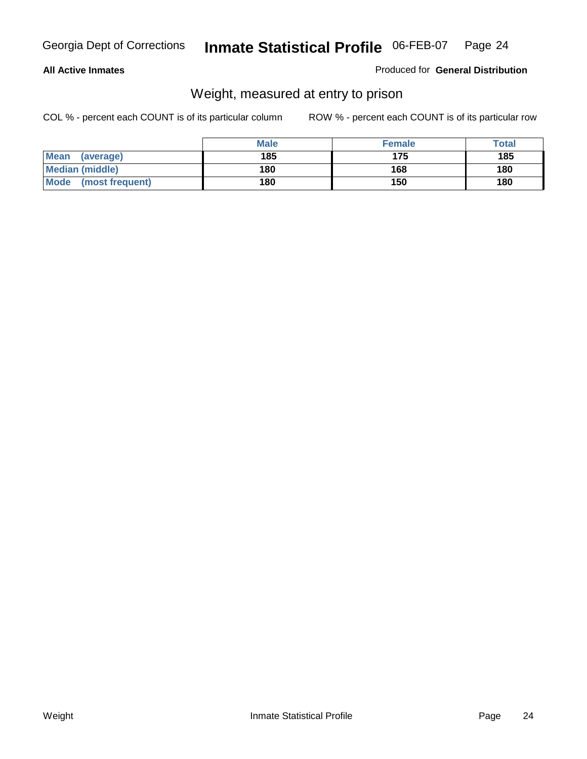**All Active Inmates** Produced for **General Distribution**

## Weight, measured at entry to prison

COL % - percent each COUNT is of its particular column ROW % - percent each COUNT is of its particular row

| | Male | Female | Total |
|---|---|---|---|
| **Mean (average)** | **185** | **175** | **185** |
| **Median (middle)** | **180** | **168** | **180** |
| **Mode (most frequent)** | **180** | **150** | **180** |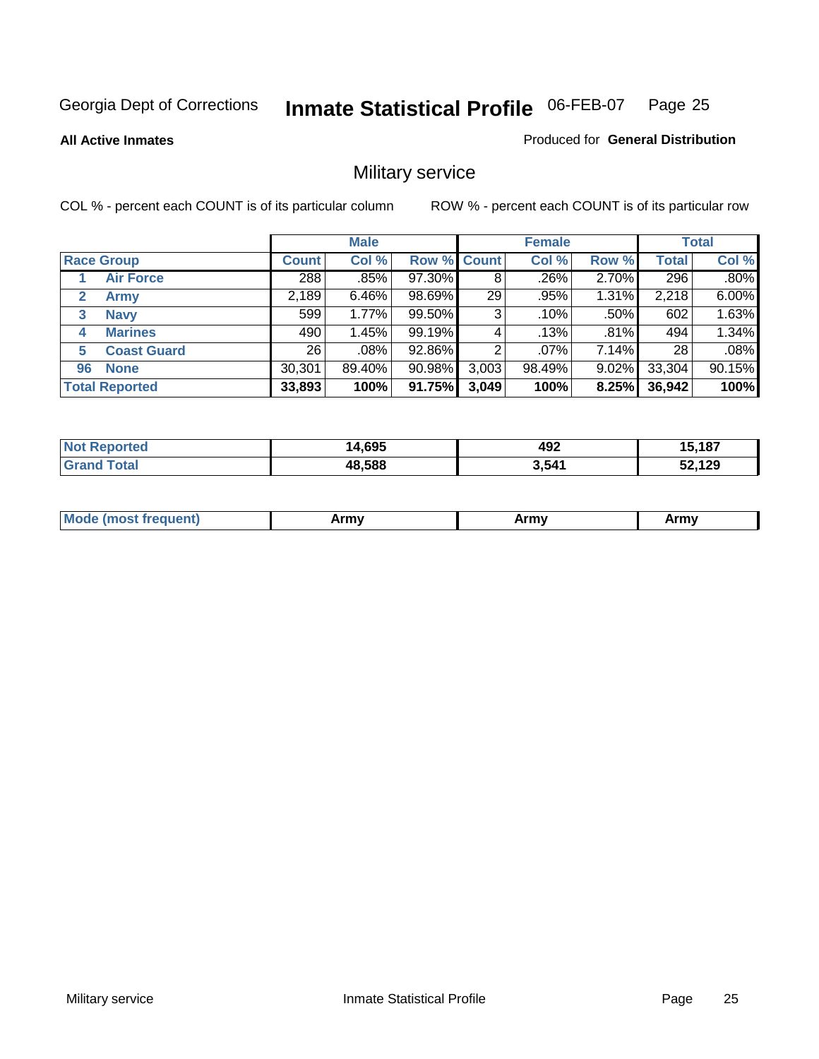Georgia Dept of Corrections **Inmate Statistical Profile** 06-FEB-07 Page 25

**All Active Inmates**

Produced for **General Distribution**

## Military service

COL % - percent each COUNT is of its particular column    ROW % - percent each COUNT is of its particular row

| | Male | | | Female | | | Total | |
|---|---|---|---|---|---|---|---|---|
| **Race Group** | **Count** | **Col %** | **Row %** | **Count** | **Col %** | **Row %** | **Total** | **Col %** |
| 1 **Air Force** | 288 | .85% | 97.30% | 8 | .26% | 2.70% | 296 | .80% |
| 2 **Army** | 2,189 | 6.46% | 98.69% | 29 | .95% | 1.31% | 2,218 | 6.00% |
| 3 **Navy** | 599 | 1.77% | 99.50% | 3 | .10% | .50% | 602 | 1.63% |
| 4 **Marines** | 490 | 1.45% | 99.19% | 4 | .13% | .81% | 494 | 1.34% |
| 5 **Coast Guard** | 26 | .08% | 92.86% | 2 | .07% | 7.14% | 28 | .08% |
| 96 **None** | 30,301 | 89.40% | 90.98% | 3,003 | 98.49% | 9.02% | 33,304 | 90.15% |
| **Total Reported** | **33,893** | **100%** | **91.75%** | **3,049** | **100%** | **8.25%** | **36,942** | **100%** |

| | Male | Female | Total |
|---|---|---|---|
| **Not Reported** | **14,695** | **492** | **15,187** |
| **Grand Total** | **48,588** | **3,541** | **52,129** |

| | Male | Female | Total |
|---|---|---|---|
| **Mode (most frequent)** | **Army** | **Army** | **Army** |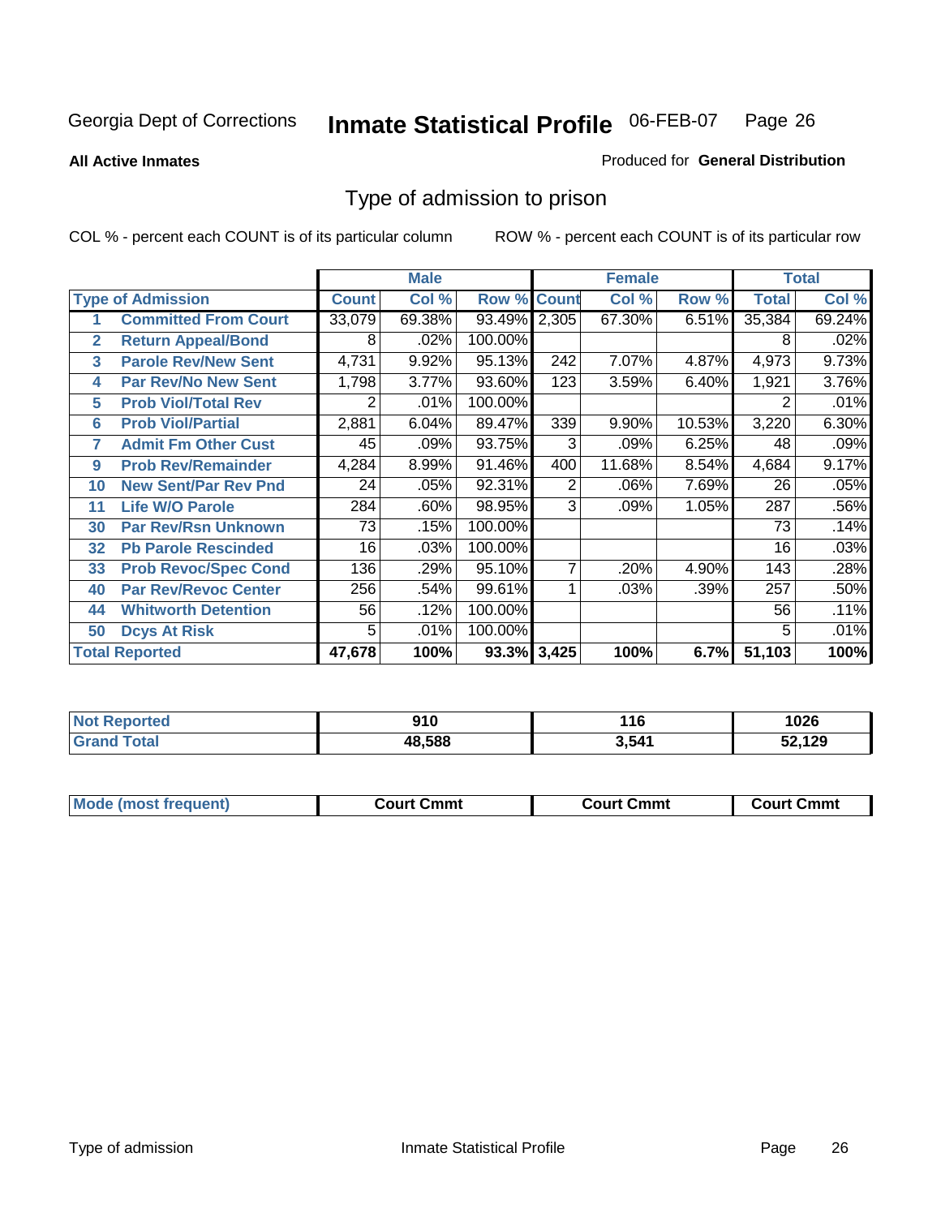Georgia Dept of Corrections

# Inmate Statistical Profile 06-FEB-07

**All Active Inmates**

Produced for **General Distribution**

## Type of admission to prison

COL % - percent each COUNT is of its particular column

ROW % - percent each COUNT is of its particular row

| | | Male | | | Female | | | Total | |
|---|---|---|---|---|---|---|---|---|---|
| **Type of Admission** | | **Count** | **Col %** | **Row %** | **Count** | **Col %** | **Row %** | **Total** | **Col %** |
| 1 | **Committed From Court** | 33,079 | 69.38% | 93.49% | 2,305 | 67.30% | 6.51% | 35,384 | 69.24% |
| 2 | **Return Appeal/Bond** | 8 | .02% | 100.00% | | | | 8 | .02% |
| 3 | **Parole Rev/New Sent** | 4,731 | 9.92% | 95.13% | 242 | 7.07% | 4.87% | 4,973 | 9.73% |
| 4 | **Par Rev/No New Sent** | 1,798 | 3.77% | 93.60% | 123 | 3.59% | 6.40% | 1,921 | 3.76% |
| 5 | **Prob Viol/Total Rev** | 2 | .01% | 100.00% | | | | 2 | .01% |
| 6 | **Prob Viol/Partial** | 2,881 | 6.04% | 89.47% | 339 | 9.90% | 10.53% | 3,220 | 6.30% |
| 7 | **Admit Fm Other Cust** | 45 | .09% | 93.75% | 3 | .09% | 6.25% | 48 | .09% |
| 9 | **Prob Rev/Remainder** | 4,284 | 8.99% | 91.46% | 400 | 11.68% | 8.54% | 4,684 | 9.17% |
| 10 | **New Sent/Par Rev Pnd** | 24 | .05% | 92.31% | 2 | .06% | 7.69% | 26 | .05% |
| 11 | **Life W/O Parole** | 284 | .60% | 98.95% | 3 | .09% | 1.05% | 287 | .56% |
| 30 | **Par Rev/Rsn Unknown** | 73 | .15% | 100.00% | | | | 73 | .14% |
| 32 | **Pb Parole Rescinded** | 16 | .03% | 100.00% | | | | 16 | .03% |
| 33 | **Prob Revoc/Spec Cond** | 136 | .29% | 95.10% | 7 | .20% | 4.90% | 143 | .28% |
| 40 | **Par Rev/Revoc Center** | 256 | .54% | 99.61% | 1 | .03% | .39% | 257 | .50% |
| 44 | **Whitworth Detention** | 56 | .12% | 100.00% | | | | 56 | .11% |
| 50 | **Dcys At Risk** | 5 | .01% | 100.00% | | | | 5 | .01% |
| **Total Reported** | | **47,678** | **100%** | **93.3%** | **3,425** | **100%** | **6.7%** | **51,103** | **100%** |

| | Male | Female | Total |
|---|---|---|---|
| **Not Reported** | **910** | **116** | **1026** |
| **Grand Total** | **48,588** | **3,541** | **52,129** |

| | Male | Female | Total |
|---|---|---|---|
| **Mode (most frequent)** | **Court Cmmt** | **Court Cmmt** | **Court Cmmt** |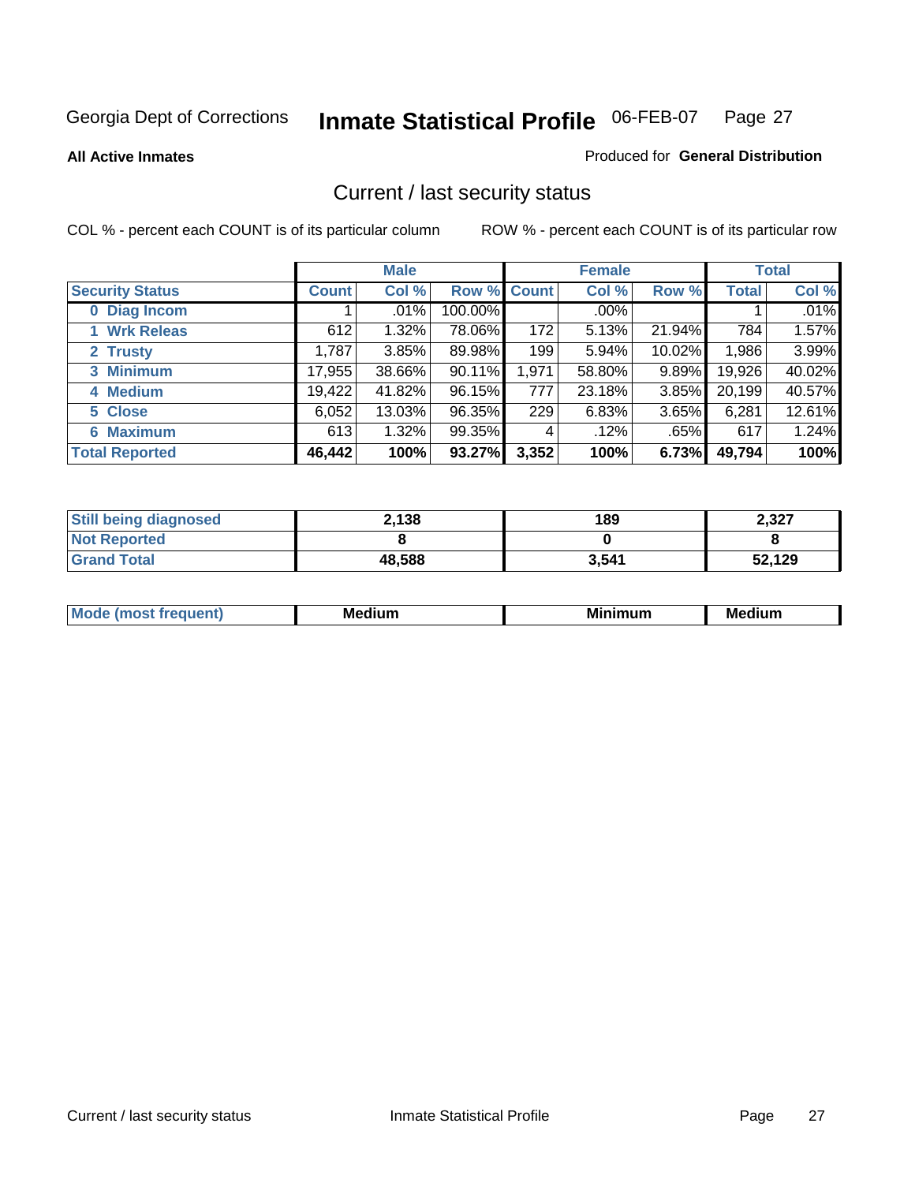Georgia Dept of Corrections **Inmate Statistical Profile** 06-FEB-07

**All Active Inmates**

Produced for **General Distribution**

## Current / last security status

COL % - percent each COUNT is of its particular column ROW % - percent each COUNT is of its particular row

| | Male | | | Female | | | Total | |
|---|---|---|---|---|---|---|---|---|
| **Security Status** | **Count** | **Col %** | **Row %** | **Count** | **Col %** | **Row %** | **Total** | **Col %** |
| 0 Diag Incom | 1 | .01% | 100.00% | | .00% | | 1 | .01% |
| 1 Wrk Releas | 612 | 1.32% | 78.06% | 172 | 5.13% | 21.94% | 784 | 1.57% |
| 2 Trusty | 1,787 | 3.85% | 89.98% | 199 | 5.94% | 10.02% | 1,986 | 3.99% |
| 3 Minimum | 17,955 | 38.66% | 90.11% | 1,971 | 58.80% | 9.89% | 19,926 | 40.02% |
| 4 Medium | 19,422 | 41.82% | 96.15% | 777 | 23.18% | 3.85% | 20,199 | 40.57% |
| 5 Close | 6,052 | 13.03% | 96.35% | 229 | 6.83% | 3.65% | 6,281 | 12.61% |
| 6 Maximum | 613 | 1.32% | 99.35% | 4 | .12% | .65% | 617 | 1.24% |
| **Total Reported** | **46,442** | **100%** | **93.27%** | **3,352** | **100%** | **6.73%** | **49,794** | **100%** |

| | Male | Female | Total |
|---|---|---|---|
| Still being diagnosed | 2,138 | 189 | 2,327 |
| Not Reported | 8 | 0 | 8 |
| Grand Total | 48,588 | 3,541 | 52,129 |

| | Male | Female | Total |
|---|---|---|---|
| Mode (most frequent) | Medium | Minimum | Medium |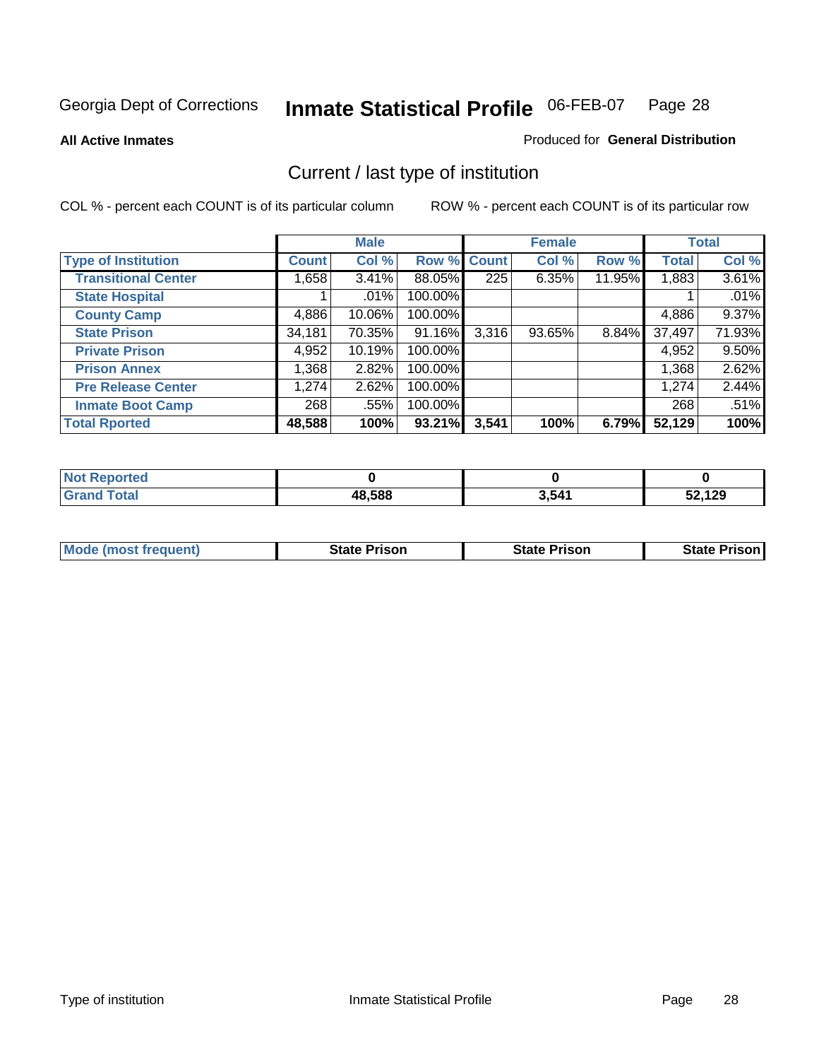Georgia Dept of Corrections **Inmate Statistical Profile** 06-FEB-07 Page 28

**All Active Inmates**

Produced for **General Distribution**

## Current / last type of institution

COL % - percent each COUNT is of its particular column

ROW % - percent each COUNT is of its particular row

| | Male | | | Female | | | Total | |
|---|---|---|---|---|---|---|---|---|
| **Type of Institution** | **Count** | **Col %** | **Row %** | **Count** | **Col %** | **Row %** | **Total** | **Col %** |
| **Transitional Center** | 1,658 | 3.41% | 88.05% | 225 | 6.35% | 11.95% | 1,883 | 3.61% |
| **State Hospital** | 1 | .01% | 100.00% | | | | 1 | .01% |
| **County Camp** | 4,886 | 10.06% | 100.00% | | | | 4,886 | 9.37% |
| **State Prison** | 34,181 | 70.35% | 91.16% | 3,316 | 93.65% | 8.84% | 37,497 | 71.93% |
| **Private Prison** | 4,952 | 10.19% | 100.00% | | | | 4,952 | 9.50% |
| **Prison Annex** | 1,368 | 2.82% | 100.00% | | | | 1,368 | 2.62% |
| **Pre Release Center** | 1,274 | 2.62% | 100.00% | | | | 1,274 | 2.44% |
| **Inmate Boot Camp** | 268 | .55% | 100.00% | | | | 268 | .51% |
| **Total Rported** | **48,588** | **100%** | **93.21%** | **3,541** | **100%** | **6.79%** | **52,129** | **100%** |

| | Male | Female | Total |
|---|---|---|---|
| **Not Reported** | **0** | **0** | **0** |
| **Grand Total** | **48,588** | **3,541** | **52,129** |

| | Male | Female | Total |
|---|---|---|---|
| **Mode (most frequent)** | **State Prison** | **State Prison** | **State Prison** |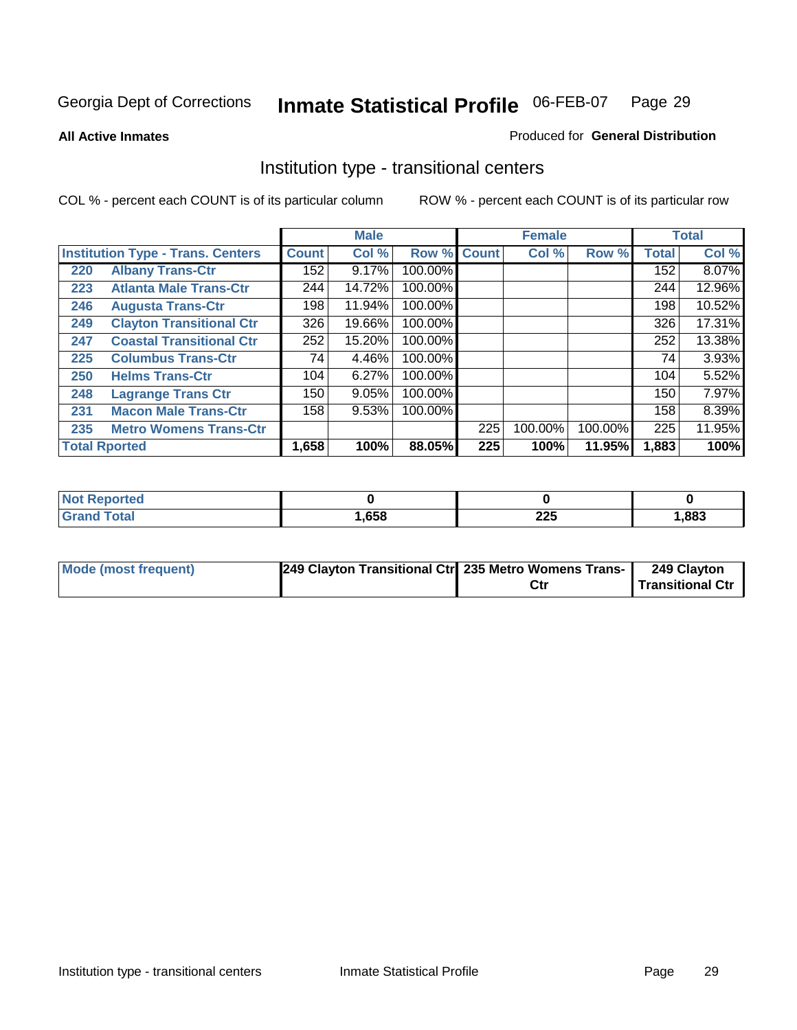Georgia Dept of Corrections **Inmate Statistical Profile** 06-FEB-07

**All Active Inmates**

Produced for **General Distribution**

## Institution type - transitional centers

COL % - percent each COUNT is of its particular column

ROW % - percent each COUNT is of its particular row

| | | Male | | | Female | | | Total | |
|---|---|---|---|---|---|---|---|---|---|
| **Institution Type - Trans. Centers** | | **Count** | **Col %** | **Row %** | **Count** | **Col %** | **Row %** | **Total** | **Col %** |
| 220 | Albany Trans-Ctr | 152 | 9.17% | 100.00% | | | | 152 | 8.07% |
| 223 | Atlanta Male Trans-Ctr | 244 | 14.72% | 100.00% | | | | 244 | 12.96% |
| 246 | Augusta Trans-Ctr | 198 | 11.94% | 100.00% | | | | 198 | 10.52% |
| 249 | Clayton Transitional Ctr | 326 | 19.66% | 100.00% | | | | 326 | 17.31% |
| 247 | Coastal Transitional Ctr | 252 | 15.20% | 100.00% | | | | 252 | 13.38% |
| 225 | Columbus Trans-Ctr | 74 | 4.46% | 100.00% | | | | 74 | 3.93% |
| 250 | Helms Trans-Ctr | 104 | 6.27% | 100.00% | | | | 104 | 5.52% |
| 248 | Lagrange Trans Ctr | 150 | 9.05% | 100.00% | | | | 150 | 7.97% |
| 231 | Macon Male Trans-Ctr | 158 | 9.53% | 100.00% | | | | 158 | 8.39% |
| 235 | Metro Womens Trans-Ctr | | | | 225 | 100.00% | 100.00% | 225 | 11.95% |
| **Total Rported** | | **1,658** | **100%** | **88.05%** | **225** | **100%** | **11.95%** | **1,883** | **100%** |

| | Male | Female | Total |
|---|---|---|---|
| **Not Reported** | **0** | **0** | **0** |
| **Grand Total** | **1,658** | **225** | **1,883** |

| | Male | Female | Total |
|---|---|---|---|
| **Mode (most frequent)** | **249 Clayton Transitional Ctr** | **235 Metro Womens Trans-Ctr** | **249 Clayton Transitional Ctr** |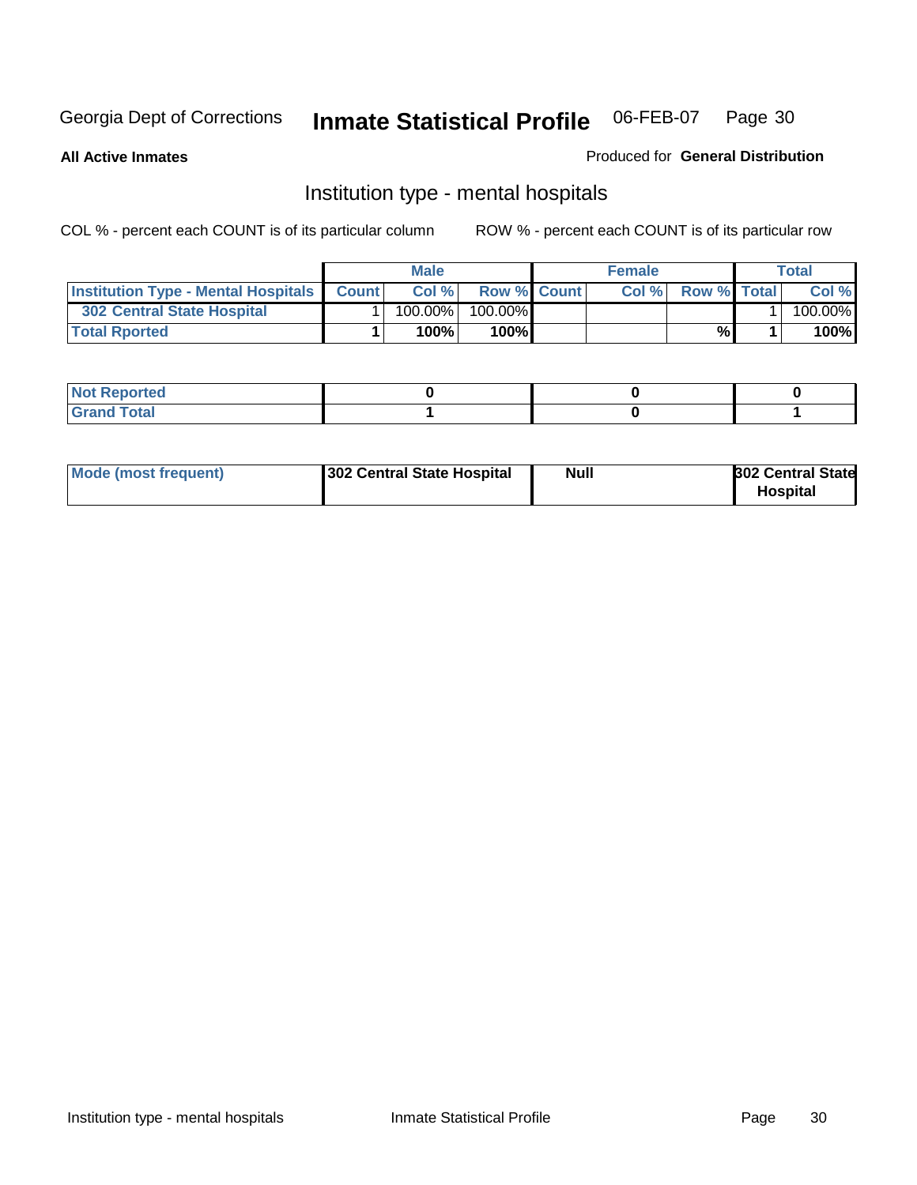Georgia Dept of Corrections **Inmate Statistical Profile** 06-FEB-07

**All Active Inmates** Produced for **General Distribution**

## Institution type - mental hospitals

COL % - percent each COUNT is of its particular column ROW % - percent each COUNT is of its particular row

| | Male | | | Female | | | Total | |
|---|---|---|---|---|---|---|---|---|
| **Institution Type - Mental Hospitals** | **Count** | **Col %** | **Row %** | **Count** | **Col %** | **Row %** | **Total** | **Col %** |
| **302 Central State Hospital** | 1 | 100.00% | 100.00% | | | | 1 | 100.00% |
| **Total Rported** | **1** | **100%** | **100%** | | | **%** | **1** | **100%** |

| | Male | Female | Total |
|---|---|---|---|
| **Not Reported** | **0** | **0** | **0** |
| **Grand Total** | **1** | **0** | **1** |

| | Male | Female | Total |
|---|---|---|---|
| **Mode (most frequent)** | **302 Central State Hospital** | **Null** | **302 Central State Hospital** |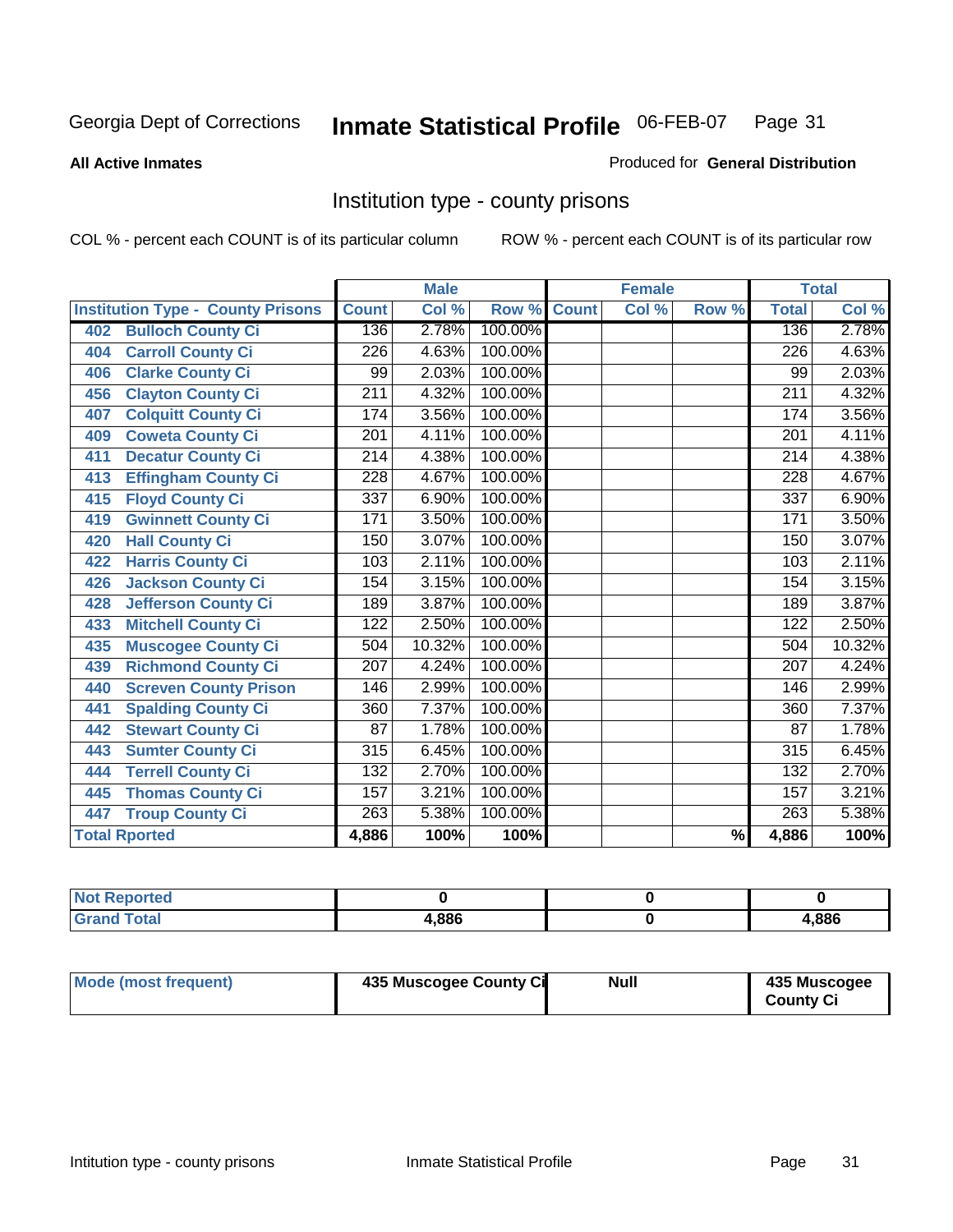Georgia Dept of Corrections **Inmate Statistical Profile** 06-FEB-07

**All Active Inmates**

Produced for **General Distribution**

## Institution type - county prisons

COL % - percent each COUNT is of its particular column

ROW % - percent each COUNT is of its particular row

| Institution Type - County Prisons | Male | | | Female | | | Total | |
|---|---|---|---|---|---|---|---|---|
| | Count | Col % | Row % | Count | Col % | Row % | Total | Col % |
| 402 Bulloch County Ci | 136 | 2.78% | 100.00% | | | | 136 | 2.78% |
| 404 Carroll County Ci | 226 | 4.63% | 100.00% | | | | 226 | 4.63% |
| 406 Clarke County Ci | 99 | 2.03% | 100.00% | | | | 99 | 2.03% |
| 456 Clayton County Ci | 211 | 4.32% | 100.00% | | | | 211 | 4.32% |
| 407 Colquitt County Ci | 174 | 3.56% | 100.00% | | | | 174 | 3.56% |
| 409 Coweta County Ci | 201 | 4.11% | 100.00% | | | | 201 | 4.11% |
| 411 Decatur County Ci | 214 | 4.38% | 100.00% | | | | 214 | 4.38% |
| 413 Effingham County Ci | 228 | 4.67% | 100.00% | | | | 228 | 4.67% |
| 415 Floyd County Ci | 337 | 6.90% | 100.00% | | | | 337 | 6.90% |
| 419 Gwinnett County Ci | 171 | 3.50% | 100.00% | | | | 171 | 3.50% |
| 420 Hall County Ci | 150 | 3.07% | 100.00% | | | | 150 | 3.07% |
| 422 Harris County Ci | 103 | 2.11% | 100.00% | | | | 103 | 2.11% |
| 426 Jackson County Ci | 154 | 3.15% | 100.00% | | | | 154 | 3.15% |
| 428 Jefferson County Ci | 189 | 3.87% | 100.00% | | | | 189 | 3.87% |
| 433 Mitchell County Ci | 122 | 2.50% | 100.00% | | | | 122 | 2.50% |
| 435 Muscogee County Ci | 504 | 10.32% | 100.00% | | | | 504 | 10.32% |
| 439 Richmond County Ci | 207 | 4.24% | 100.00% | | | | 207 | 4.24% |
| 440 Screven County Prison | 146 | 2.99% | 100.00% | | | | 146 | 2.99% |
| 441 Spalding County Ci | 360 | 7.37% | 100.00% | | | | 360 | 7.37% |
| 442 Stewart County Ci | 87 | 1.78% | 100.00% | | | | 87 | 1.78% |
| 443 Sumter County Ci | 315 | 6.45% | 100.00% | | | | 315 | 6.45% |
| 444 Terrell County Ci | 132 | 2.70% | 100.00% | | | | 132 | 2.70% |
| 445 Thomas County Ci | 157 | 3.21% | 100.00% | | | | 157 | 3.21% |
| 447 Troup County Ci | 263 | 5.38% | 100.00% | | | | 263 | 5.38% |
| **Total Rported** | **4,886** | **100%** | **100%** | | | **%** | **4,886** | **100%** |

| | Male | Female | Total |
|---|---|---|---|
| Not Reported | 0 | 0 | 0 |
| Grand Total | 4,886 | 0 | 4,886 |

| | Male | Female | Total |
|---|---|---|---|
| Mode (most frequent) | 435 Muscogee County Ci | Null | 435 Muscogee County Ci |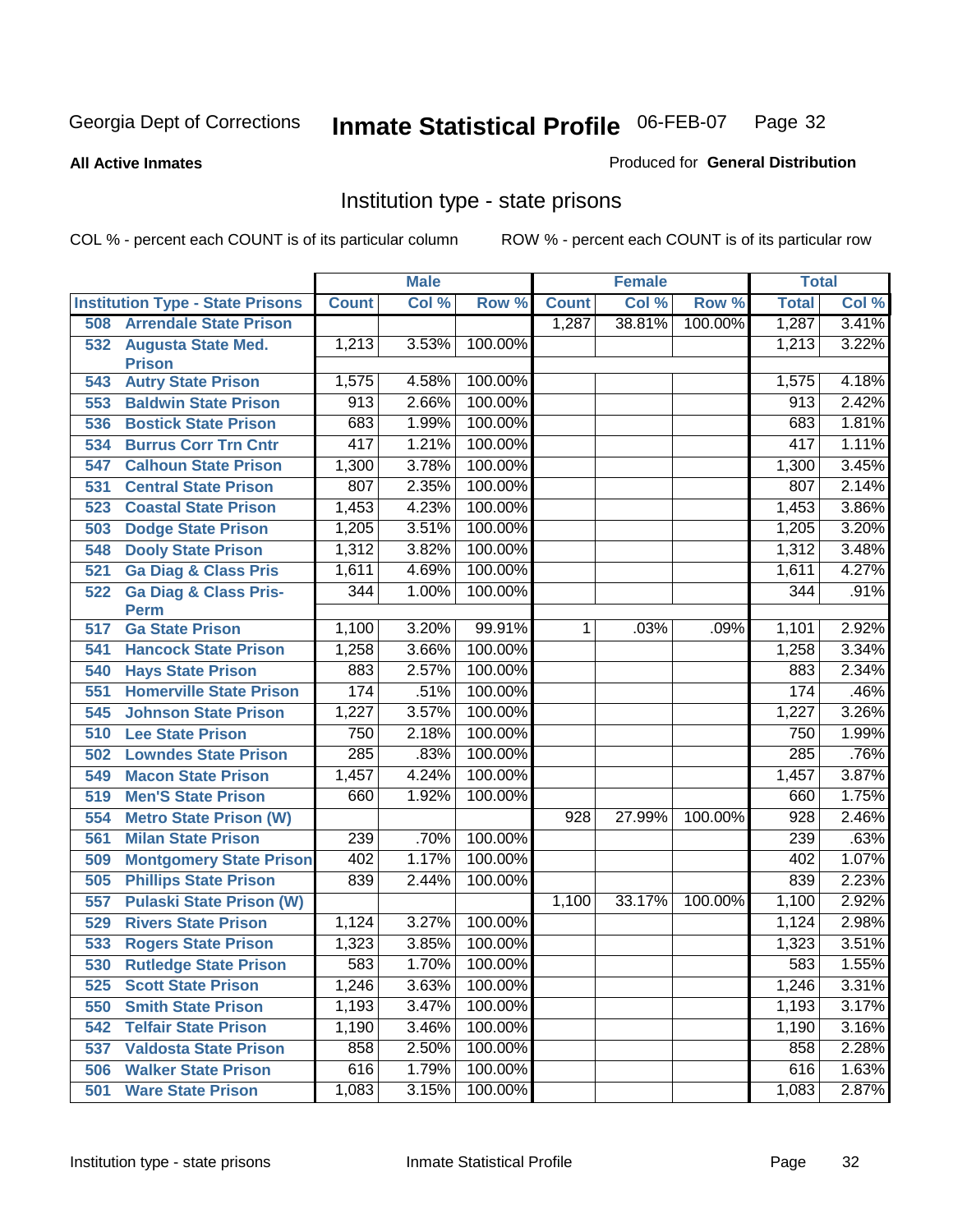Georgia Dept of Corrections **Inmate Statistical Profile** 06-FEB-07

**All Active Inmates**

Produced for **General Distribution**

# Institution type - state prisons

COL % - percent each COUNT is of its particular column ROW % - percent each COUNT is of its particular row

| Institution Type - State Prisons | Male Count | Male Col % | Male Row % | Female Count | Female Col % | Female Row % | Total | Total Col % |
|---|---|---|---|---|---|---|---|---|
| 508 Arrendale State Prison | | | | 1,287 | 38.81% | 100.00% | 1,287 | 3.41% |
| 532 Augusta State Med. Prison | 1,213 | 3.53% | 100.00% | | | | 1,213 | 3.22% |
| 543 Autry State Prison | 1,575 | 4.58% | 100.00% | | | | 1,575 | 4.18% |
| 553 Baldwin State Prison | 913 | 2.66% | 100.00% | | | | 913 | 2.42% |
| 536 Bostick State Prison | 683 | 1.99% | 100.00% | | | | 683 | 1.81% |
| 534 Burrus Corr Trn Cntr | 417 | 1.21% | 100.00% | | | | 417 | 1.11% |
| 547 Calhoun State Prison | 1,300 | 3.78% | 100.00% | | | | 1,300 | 3.45% |
| 531 Central State Prison | 807 | 2.35% | 100.00% | | | | 807 | 2.14% |
| 523 Coastal State Prison | 1,453 | 4.23% | 100.00% | | | | 1,453 | 3.86% |
| 503 Dodge State Prison | 1,205 | 3.51% | 100.00% | | | | 1,205 | 3.20% |
| 548 Dooly State Prison | 1,312 | 3.82% | 100.00% | | | | 1,312 | 3.48% |
| 521 Ga Diag & Class Pris | 1,611 | 4.69% | 100.00% | | | | 1,611 | 4.27% |
| 522 Ga Diag & Class Pris-Perm | 344 | 1.00% | 100.00% | | | | 344 | .91% |
| 517 Ga State Prison | 1,100 | 3.20% | 99.91% | 1 | .03% | .09% | 1,101 | 2.92% |
| 541 Hancock State Prison | 1,258 | 3.66% | 100.00% | | | | 1,258 | 3.34% |
| 540 Hays State Prison | 883 | 2.57% | 100.00% | | | | 883 | 2.34% |
| 551 Homerville State Prison | 174 | .51% | 100.00% | | | | 174 | .46% |
| 545 Johnson State Prison | 1,227 | 3.57% | 100.00% | | | | 1,227 | 3.26% |
| 510 Lee State Prison | 750 | 2.18% | 100.00% | | | | 750 | 1.99% |
| 502 Lowndes State Prison | 285 | .83% | 100.00% | | | | 285 | .76% |
| 549 Macon State Prison | 1,457 | 4.24% | 100.00% | | | | 1,457 | 3.87% |
| 519 Men'S State Prison | 660 | 1.92% | 100.00% | | | | 660 | 1.75% |
| 554 Metro State Prison (W) | | | | 928 | 27.99% | 100.00% | 928 | 2.46% |
| 561 Milan State Prison | 239 | .70% | 100.00% | | | | 239 | .63% |
| 509 Montgomery State Prison | 402 | 1.17% | 100.00% | | | | 402 | 1.07% |
| 505 Phillips State Prison | 839 | 2.44% | 100.00% | | | | 839 | 2.23% |
| 557 Pulaski State Prison (W) | | | | 1,100 | 33.17% | 100.00% | 1,100 | 2.92% |
| 529 Rivers State Prison | 1,124 | 3.27% | 100.00% | | | | 1,124 | 2.98% |
| 533 Rogers State Prison | 1,323 | 3.85% | 100.00% | | | | 1,323 | 3.51% |
| 530 Rutledge State Prison | 583 | 1.70% | 100.00% | | | | 583 | 1.55% |
| 525 Scott State Prison | 1,246 | 3.63% | 100.00% | | | | 1,246 | 3.31% |
| 550 Smith State Prison | 1,193 | 3.47% | 100.00% | | | | 1,193 | 3.17% |
| 542 Telfair State Prison | 1,190 | 3.46% | 100.00% | | | | 1,190 | 3.16% |
| 537 Valdosta State Prison | 858 | 2.50% | 100.00% | | | | 858 | 2.28% |
| 506 Walker State Prison | 616 | 1.79% | 100.00% | | | | 616 | 1.63% |
| 501 Ware State Prison | 1,083 | 3.15% | 100.00% | | | | 1,083 | 2.87% |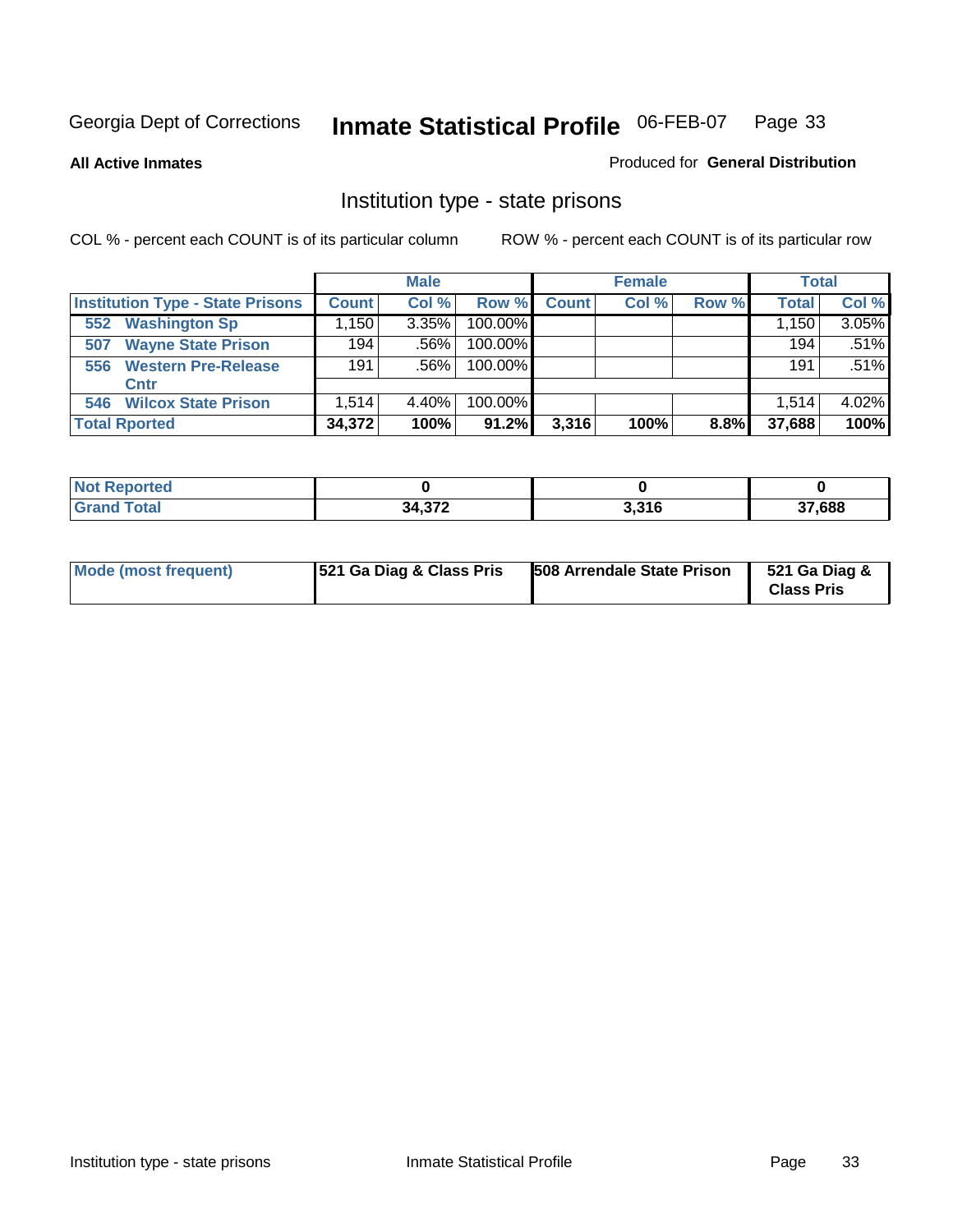Georgia Dept of Corrections **Inmate Statistical Profile** 06-FEB-07

**All Active Inmates**

Produced for **General Distribution**

## Institution type - state prisons

COL % - percent each COUNT is of its particular column

ROW % - percent each COUNT is of its particular row

| | Male | | | Female | | | Total | |
|---|---|---|---|---|---|---|---|---|
| **Institution Type - State Prisons** | **Count** | **Col %** | **Row %** | **Count** | **Col %** | **Row %** | **Total** | **Col %** |
| 552 Washington Sp | 1,150 | 3.35% | 100.00% | | | | 1,150 | 3.05% |
| 507 Wayne State Prison | 194 | .56% | 100.00% | | | | 194 | .51% |
| 556 Western Pre-Release Cntr | 191 | .56% | 100.00% | | | | 191 | .51% |
| 546 Wilcox State Prison | 1,514 | 4.40% | 100.00% | | | | 1,514 | 4.02% |
| **Total Rported** | **34,372** | **100%** | **91.2%** | **3,316** | **100%** | **8.8%** | **37,688** | **100%** |

| | Male | Female | Total |
|---|---|---|---|
| **Not Reported** | **0** | **0** | **0** |
| **Grand Total** | **34,372** | **3,316** | **37,688** |

| | Male | Female | Total |
|---|---|---|---|
| **Mode (most frequent)** | **521 Ga Diag & Class Pris** | **508 Arrendale State Prison** | **521 Ga Diag & Class Pris** |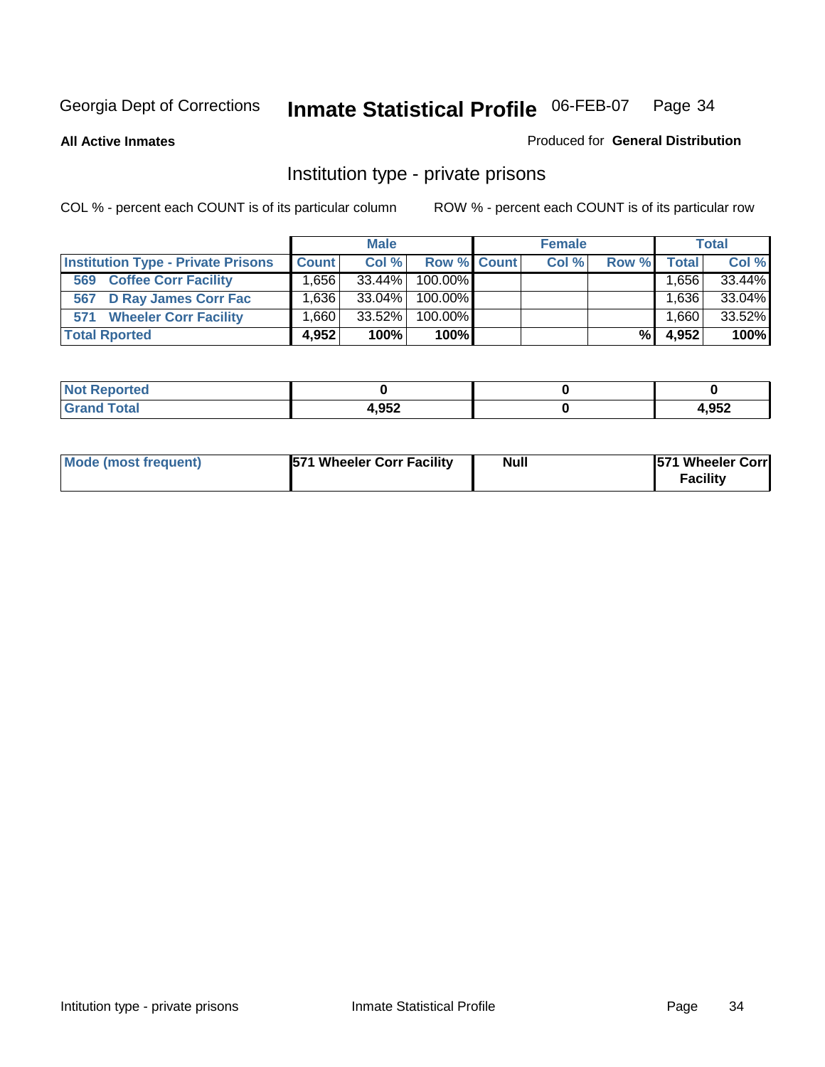Georgia Dept of Corrections **Inmate Statistical Profile** 06-FEB-07

**All Active Inmates**

Produced for **General Distribution**

## Institution type - private prisons

COL % - percent each COUNT is of its particular column

ROW % - percent each COUNT is of its particular row

| | Male | | | Female | | | Total | |
|---|---|---|---|---|---|---|---|---|
| **Institution Type - Private Prisons** | **Count** | **Col %** | **Row %** | **Count** | **Col %** | **Row %** | **Total** | **Col %** |
| **569 Coffee Corr Facility** | 1,656 | 33.44% | 100.00% | | | | 1,656 | 33.44% |
| **567 D Ray James Corr Fac** | 1,636 | 33.04% | 100.00% | | | | 1,636 | 33.04% |
| **571 Wheeler Corr Facility** | 1,660 | 33.52% | 100.00% | | | | 1,660 | 33.52% |
| **Total Rported** | **4,952** | **100%** | **100%** | | | **%** | **4,952** | **100%** |

| | Male | Female | Total |
|---|---|---|---|
| **Not Reported** | **0** | **0** | **0** |
| **Grand Total** | **4,952** | **0** | **4,952** |

| | Male | Female | Total |
|---|---|---|---|
| **Mode (most frequent)** | **571 Wheeler Corr Facility** | **Null** | **571 Wheeler Corr Facility** |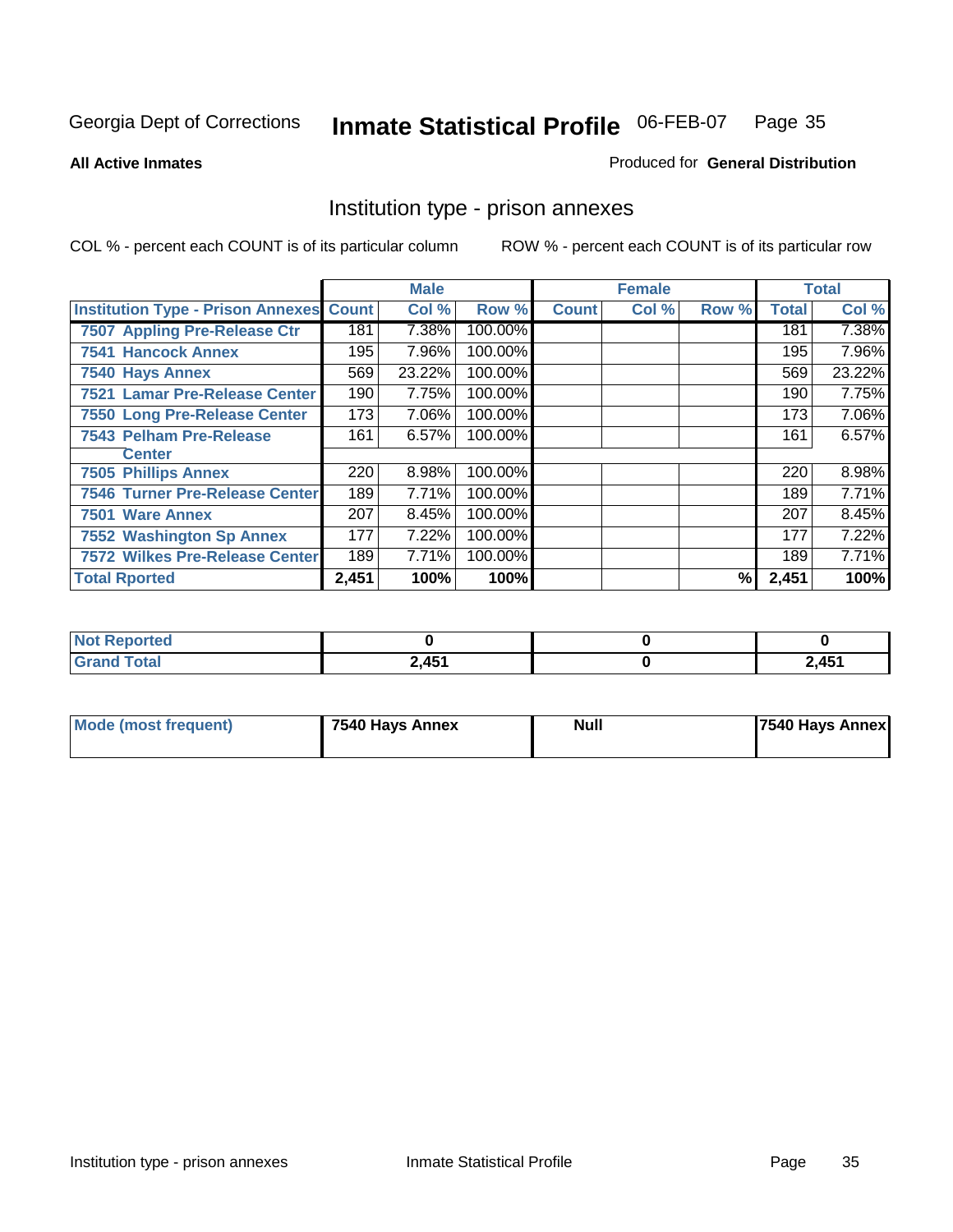Georgia Dept of Corrections **Inmate Statistical Profile** 06-FEB-07

**All Active Inmates**

Produced for **General Distribution**

## Institution type - prison annexes

COL % - percent each COUNT is of its particular column

ROW % - percent each COUNT is of its particular row

| | Male | | | Female | | | Total | |
|---|---|---|---|---|---|---|---|---|
| **Institution Type - Prison Annexes** | **Count** | **Col %** | **Row %** | **Count** | **Col %** | **Row %** | **Total** | **Col %** |
| 7507 Appling Pre-Release Ctr | 181 | 7.38% | 100.00% | | | | 181 | 7.38% |
| 7541 Hancock Annex | 195 | 7.96% | 100.00% | | | | 195 | 7.96% |
| 7540 Hays Annex | 569 | 23.22% | 100.00% | | | | 569 | 23.22% |
| 7521 Lamar Pre-Release Center | 190 | 7.75% | 100.00% | | | | 190 | 7.75% |
| 7550 Long Pre-Release Center | 173 | 7.06% | 100.00% | | | | 173 | 7.06% |
| 7543 Pelham Pre-Release Center | 161 | 6.57% | 100.00% | | | | 161 | 6.57% |
| 7505 Phillips Annex | 220 | 8.98% | 100.00% | | | | 220 | 8.98% |
| 7546 Turner Pre-Release Center | 189 | 7.71% | 100.00% | | | | 189 | 7.71% |
| 7501 Ware Annex | 207 | 8.45% | 100.00% | | | | 207 | 8.45% |
| 7552 Washington Sp Annex | 177 | 7.22% | 100.00% | | | | 177 | 7.22% |
| 7572 Wilkes Pre-Release Center | 189 | 7.71% | 100.00% | | | | 189 | 7.71% |
| **Total Rported** | **2,451** | **100%** | **100%** | | | **%** | **2,451** | **100%** |

| | Male | Female | Total |
|---|---|---|---|
| **Not Reported** | **0** | **0** | **0** |
| **Grand Total** | **2,451** | **0** | **2,451** |

| | Male | Female | Total |
|---|---|---|---|
| **Mode (most frequent)** | **7540 Hays Annex** | **Null** | **7540 Hays Annex** |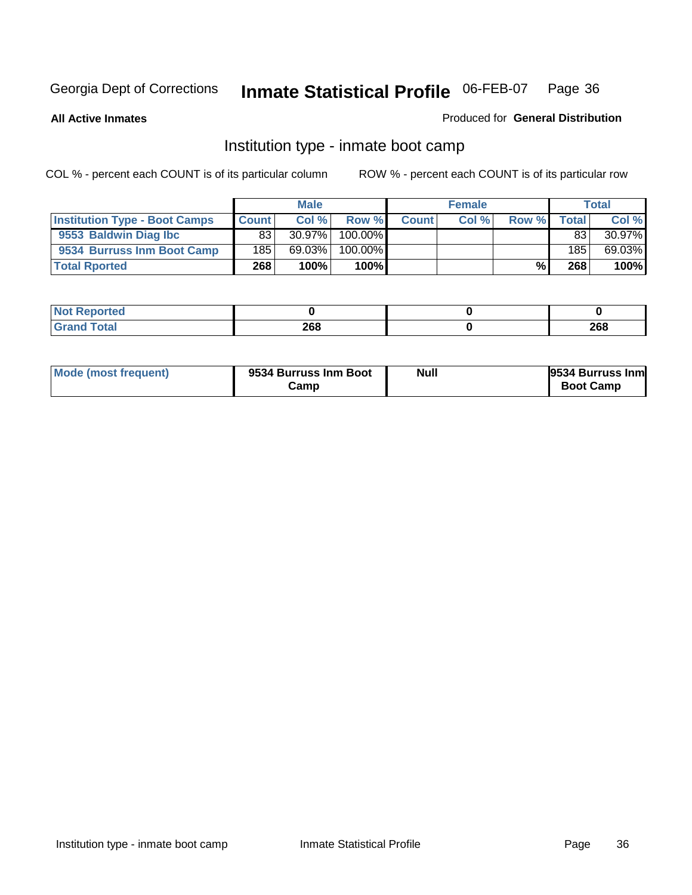Georgia Dept of Corrections **Inmate Statistical Profile** 06-FEB-07

**All Active Inmates**

Produced for **General Distribution**

## Institution type - inmate boot camp

COL % - percent each COUNT is of its particular column

ROW % - percent each COUNT is of its particular row

| | Male | | | Female | | | Total | |
|---|---|---|---|---|---|---|---|---|
| **Institution Type - Boot Camps** | **Count** | **Col %** | **Row %** | **Count** | **Col %** | **Row %** | **Total** | **Col %** |
| **9553 Baldwin Diag Ibc** | 83 | 30.97% | 100.00% | | | | 83 | 30.97% |
| **9534 Burruss Inm Boot Camp** | 185 | 69.03% | 100.00% | | | | 185 | 69.03% |
| **Total Rported** | **268** | **100%** | **100%** | | | **%** | **268** | **100%** |

| | Male | Female | Total |
|---|---|---|---|
| **Not Reported** | **0** | **0** | **0** |
| **Grand Total** | **268** | **0** | **268** |

| | Male | Female | Total |
|---|---|---|---|
| **Mode (most frequent)** | **9534 Burruss Inm Boot Camp** | **Null** | **9534 Burruss Inm Boot Camp** |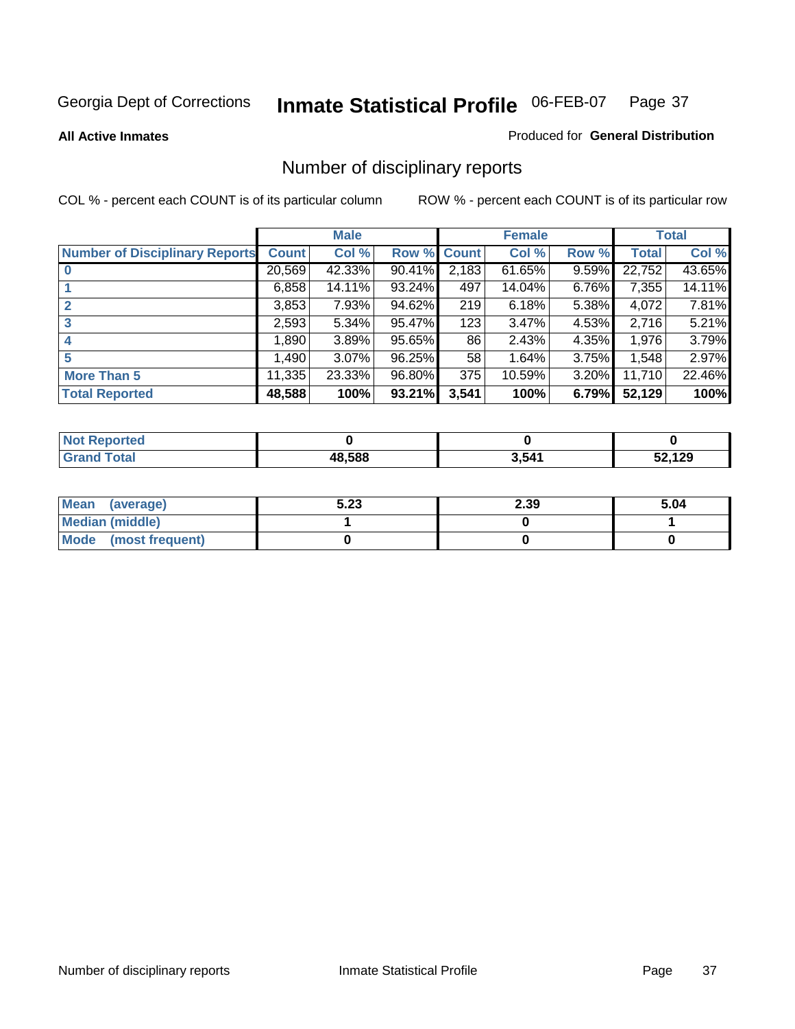Georgia Dept of Corrections **Inmate Statistical Profile** 06-FEB-07

**All Active Inmates**

Produced for **General Distribution**

## Number of disciplinary reports

COL % - percent each COUNT is of its particular column

ROW % - percent each COUNT is of its particular row

| | Male | | | Female | | | Total | |
|---|---|---|---|---|---|---|---|---|
| **Number of Disciplinary Reports** | **Count** | **Col %** | **Row %** | **Count** | **Col %** | **Row %** | **Total** | **Col %** |
| **0** | 20,569 | 42.33% | 90.41% | 2,183 | 61.65% | 9.59% | 22,752 | 43.65% |
| **1** | 6,858 | 14.11% | 93.24% | 497 | 14.04% | 6.76% | 7,355 | 14.11% |
| **2** | 3,853 | 7.93% | 94.62% | 219 | 6.18% | 5.38% | 4,072 | 7.81% |
| **3** | 2,593 | 5.34% | 95.47% | 123 | 3.47% | 4.53% | 2,716 | 5.21% |
| **4** | 1,890 | 3.89% | 95.65% | 86 | 2.43% | 4.35% | 1,976 | 3.79% |
| **5** | 1,490 | 3.07% | 96.25% | 58 | 1.64% | 3.75% | 1,548 | 2.97% |
| **More Than 5** | 11,335 | 23.33% | 96.80% | 375 | 10.59% | 3.20% | 11,710 | 22.46% |
| **Total Reported** | **48,588** | **100%** | **93.21%** | **3,541** | **100%** | **6.79%** | **52,129** | **100%** |

| | Male | Female | Total |
|---|---|---|---|
| **Not Reported** | **0** | **0** | **0** |
| **Grand Total** | **48,588** | **3,541** | **52,129** |

| | Male | Female | Total |
|---|---|---|---|
| **Mean (average)** | **5.23** | **2.39** | **5.04** |
| **Median (middle)** | **1** | **0** | **1** |
| **Mode (most frequent)** | **0** | **0** | **0** |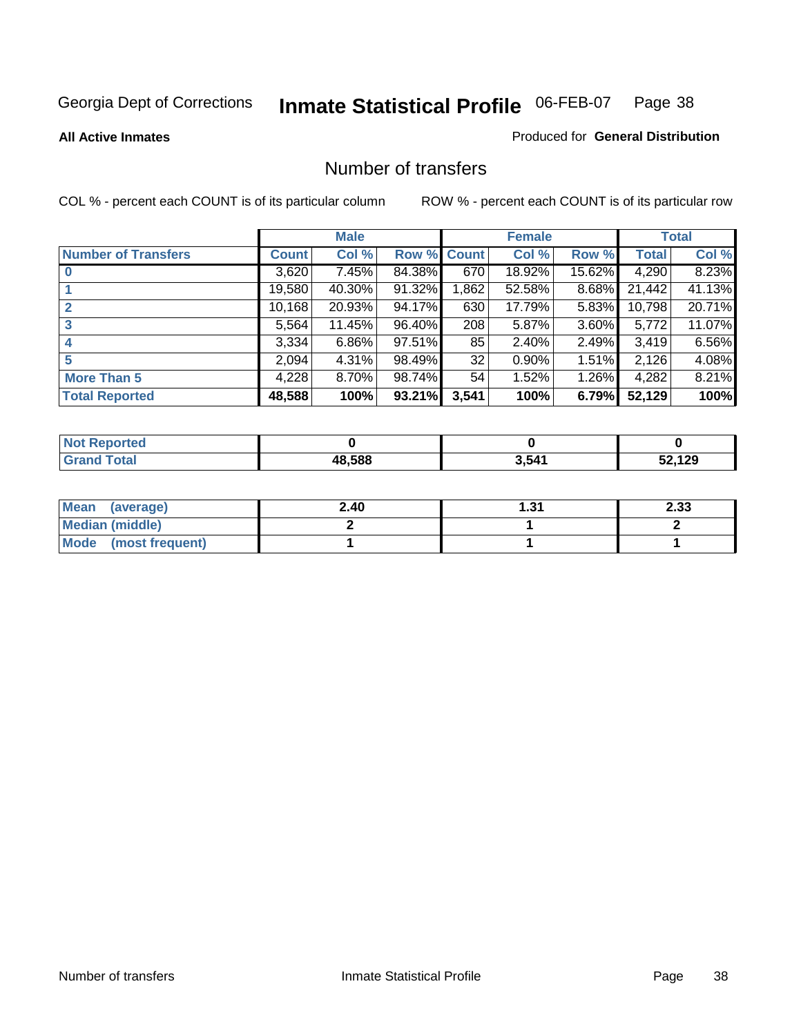Georgia Dept of Corrections **Inmate Statistical Profile** 06-FEB-07

**All Active Inmates**

Produced for **General Distribution**

## Number of transfers

COL % - percent each COUNT is of its particular column

ROW % - percent each COUNT is of its particular row

| | Male | | | Female | | | Total | |
|---|---|---|---|---|---|---|---|---|
| **Number of Transfers** | **Count** | **Col %** | **Row %** | **Count** | **Col %** | **Row %** | **Total** | **Col %** |
| **0** | 3,620 | 7.45% | 84.38% | 670 | 18.92% | 15.62% | 4,290 | 8.23% |
| **1** | 19,580 | 40.30% | 91.32% | 1,862 | 52.58% | 8.68% | 21,442 | 41.13% |
| **2** | 10,168 | 20.93% | 94.17% | 630 | 17.79% | 5.83% | 10,798 | 20.71% |
| **3** | 5,564 | 11.45% | 96.40% | 208 | 5.87% | 3.60% | 5,772 | 11.07% |
| **4** | 3,334 | 6.86% | 97.51% | 85 | 2.40% | 2.49% | 3,419 | 6.56% |
| **5** | 2,094 | 4.31% | 98.49% | 32 | 0.90% | 1.51% | 2,126 | 4.08% |
| **More Than 5** | 4,228 | 8.70% | 98.74% | 54 | 1.52% | 1.26% | 4,282 | 8.21% |
| **Total Reported** | **48,588** | **100%** | **93.21%** | **3,541** | **100%** | **6.79%** | **52,129** | **100%** |

| | Male | Female | Total |
|---|---|---|---|
| **Not Reported** | **0** | **0** | **0** |
| **Grand Total** | **48,588** | **3,541** | **52,129** |

| | Male | Female | Total |
|---|---|---|---|
| **Mean (average)** | **2.40** | **1.31** | **2.33** |
| **Median (middle)** | **2** | **1** | **2** |
| **Mode (most frequent)** | **1** | **1** | **1** |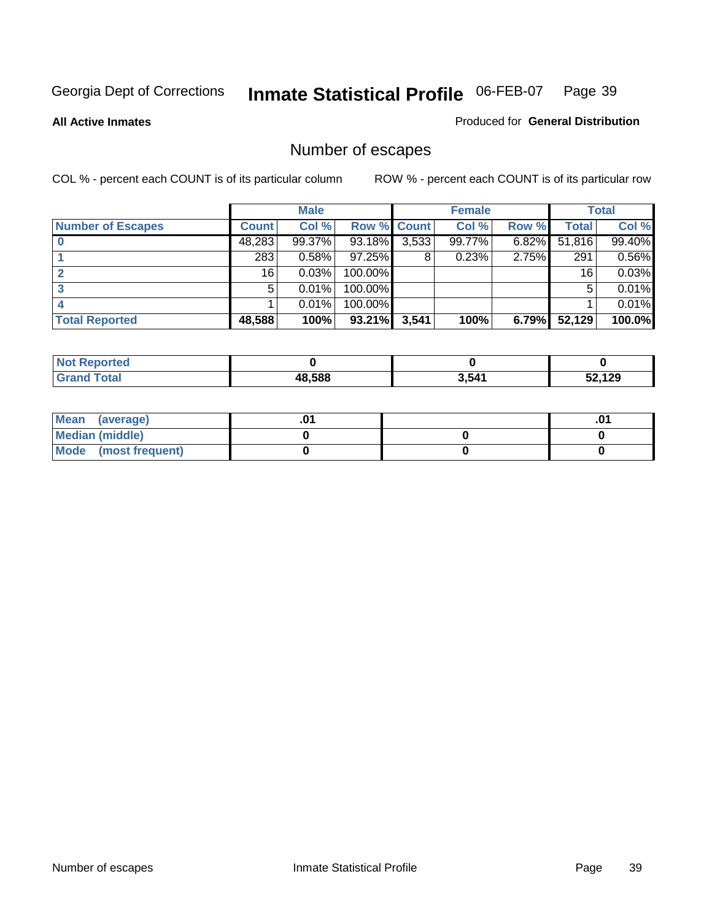Georgia Dept of Corrections **Inmate Statistical Profile** 06-FEB-07

**All Active Inmates**

Produced for **General Distribution**

## Number of escapes

COL % - percent each COUNT is of its particular column

ROW % - percent each COUNT is of its particular row

| | Male | | | Female | | | Total | |
|---|---|---|---|---|---|---|---|---|
| **Number of Escapes** | **Count** | **Col %** | **Row %** | **Count** | **Col %** | **Row %** | **Total** | **Col %** |
| **0** | 48,283 | 99.37% | 93.18% | 3,533 | 99.77% | 6.82% | 51,816 | 99.40% |
| **1** | 283 | 0.58% | 97.25% | 8 | 0.23% | 2.75% | 291 | 0.56% |
| **2** | 16 | 0.03% | 100.00% | | | | 16 | 0.03% |
| **3** | 5 | 0.01% | 100.00% | | | | 5 | 0.01% |
| **4** | 1 | 0.01% | 100.00% | | | | 1 | 0.01% |
| **Total Reported** | **48,588** | **100%** | **93.21%** | **3,541** | **100%** | **6.79%** | **52,129** | **100.0%** |

| | Male | Female | Total |
|---|---|---|---|
| **Not Reported** | **0** | **0** | **0** |
| **Grand Total** | **48,588** | **3,541** | **52,129** |

| | Male | Female | Total |
|---|---|---|---|
| **Mean (average)** | **.01** | | **.01** |
| **Median (middle)** | **0** | **0** | **0** |
| **Mode (most frequent)** | **0** | **0** | **0** |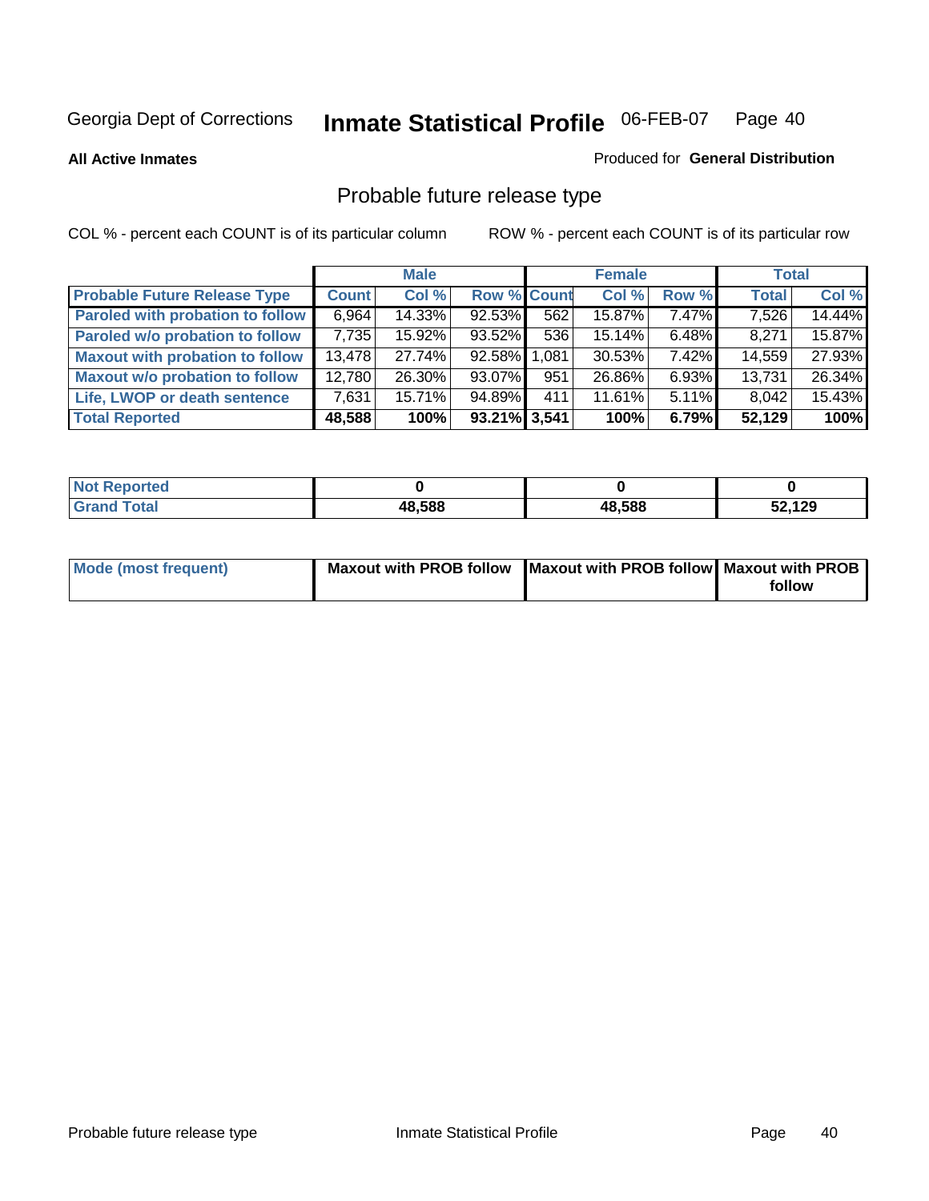Georgia Dept of Corrections **Inmate Statistical Profile** 06-FEB-07

**All Active Inmates**

Produced for **General Distribution**

## Probable future release type

COL % - percent each COUNT is of its particular column

ROW % - percent each COUNT is of its particular row

| | Male | | | Female | | | Total | |
|---|---|---|---|---|---|---|---|---|
| **Probable Future Release Type** | **Count** | **Col %** | **Row %** | **Count** | **Col %** | **Row %** | **Total** | **Col %** |
| **Paroled with probation to follow** | 6,964 | 14.33% | 92.53% | 562 | 15.87% | 7.47% | 7,526 | 14.44% |
| **Paroled w/o probation to follow** | 7,735 | 15.92% | 93.52% | 536 | 15.14% | 6.48% | 8,271 | 15.87% |
| **Maxout with probation to follow** | 13,478 | 27.74% | 92.58% | 1,081 | 30.53% | 7.42% | 14,559 | 27.93% |
| **Maxout w/o probation to follow** | 12,780 | 26.30% | 93.07% | 951 | 26.86% | 6.93% | 13,731 | 26.34% |
| **Life, LWOP or death sentence** | 7,631 | 15.71% | 94.89% | 411 | 11.61% | 5.11% | 8,042 | 15.43% |
| **Total Reported** | **48,588** | **100%** | **93.21%** | **3,541** | **100%** | **6.79%** | **52,129** | **100%** |

| | Male | Female | Total |
|---|---|---|---|
| **Not Reported** | **0** | **0** | **0** |
| **Grand Total** | **48,588** | **48,588** | **52,129** |

| | Male | Female | Total |
|---|---|---|---|
| **Mode (most frequent)** | **Maxout with PROB follow** | **Maxout with PROB follow** | **Maxout with PROB follow** |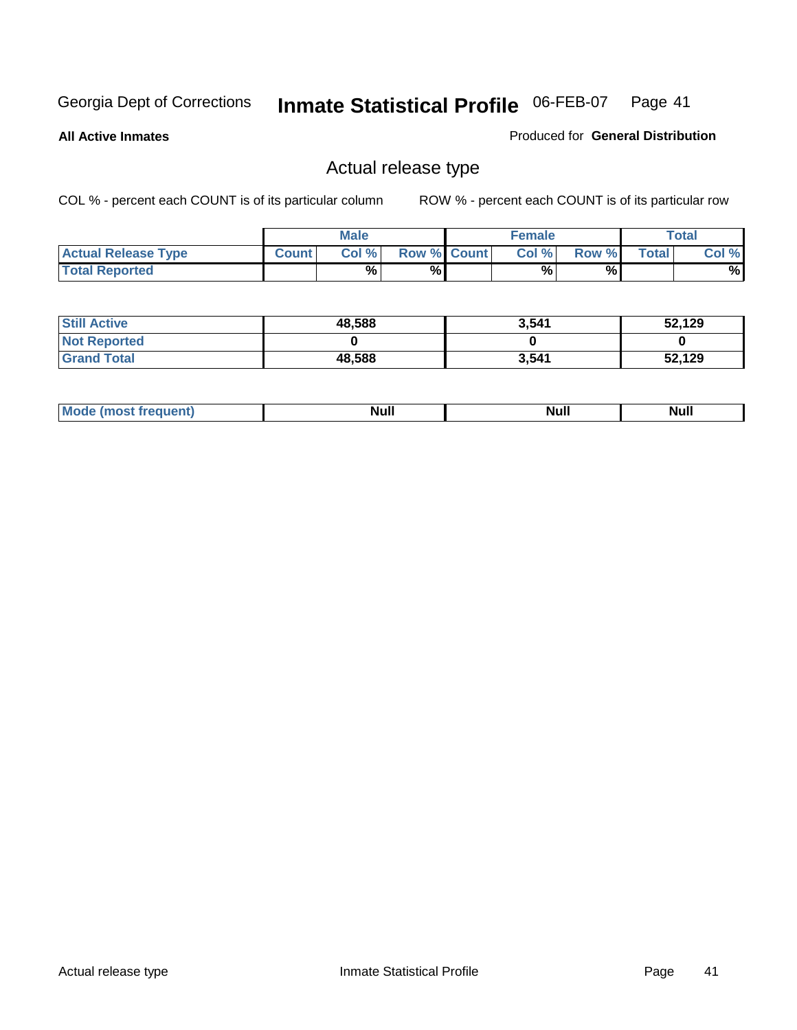Georgia Dept of Corrections **Inmate Statistical Profile** 06-FEB-07

**All Active Inmates**

Produced for **General Distribution**

## Actual release type

COL % - percent each COUNT is of its particular column ROW % - percent each COUNT is of its particular row

| | Male | | | Female | | | Total | |
|---|---|---|---|---|---|---|---|---|
| **Actual Release Type** | Count | Col % | Row % | Count | Col % | Row % | Total | Col % |
| **Total Reported** | | % | % | | % | % | | % |

| | Male | Female | Total |
|---|---|---|---|
| **Still Active** | 48,588 | 3,541 | 52,129 |
| **Not Reported** | 0 | 0 | 0 |
| **Grand Total** | 48,588 | 3,541 | 52,129 |

| | Male | Female | Total |
|---|---|---|---|
| **Mode (most frequent)** | Null | Null | Null |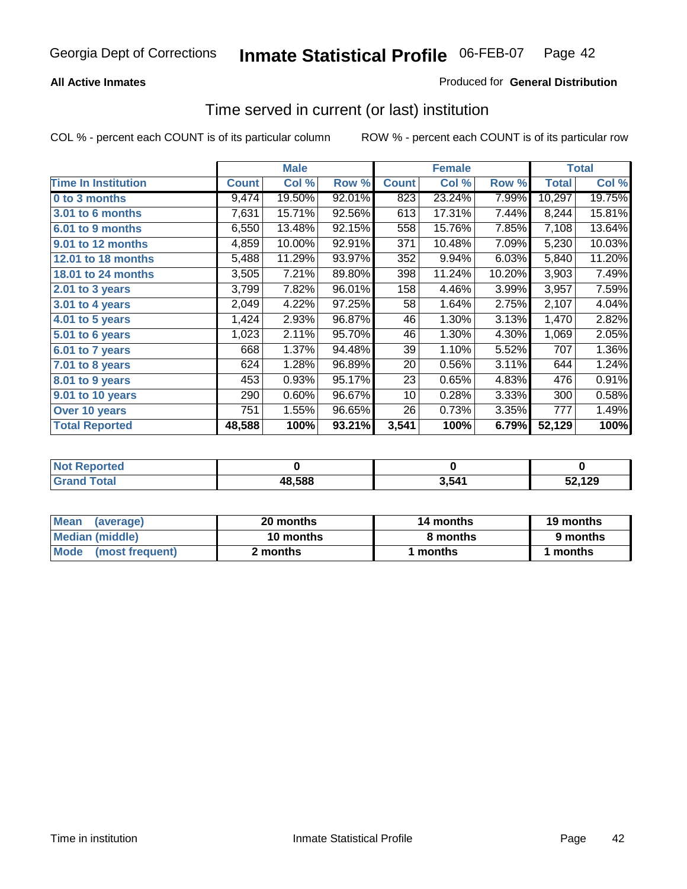Georgia Dept of Corrections **Inmate Statistical Profile** 06-FEB-07

**All Active Inmates**

Produced for **General Distribution**

## Time served in current (or last) institution

COL % - percent each COUNT is of its particular column ROW % - percent each COUNT is of its particular row

| | Male | | | Female | | | Total | |
|---|---|---|---|---|---|---|---|---|
| **Time In Institution** | **Count** | **Col %** | **Row %** | **Count** | **Col %** | **Row %** | **Total** | **Col %** |
| **0 to 3 months** | 9,474 | 19.50% | 92.01% | 823 | 23.24% | 7.99% | 10,297 | 19.75% |
| **3.01 to 6 months** | 7,631 | 15.71% | 92.56% | 613 | 17.31% | 7.44% | 8,244 | 15.81% |
| **6.01 to 9 months** | 6,550 | 13.48% | 92.15% | 558 | 15.76% | 7.85% | 7,108 | 13.64% |
| **9.01 to 12 months** | 4,859 | 10.00% | 92.91% | 371 | 10.48% | 7.09% | 5,230 | 10.03% |
| **12.01 to 18 months** | 5,488 | 11.29% | 93.97% | 352 | 9.94% | 6.03% | 5,840 | 11.20% |
| **18.01 to 24 months** | 3,505 | 7.21% | 89.80% | 398 | 11.24% | 10.20% | 3,903 | 7.49% |
| **2.01 to 3 years** | 3,799 | 7.82% | 96.01% | 158 | 4.46% | 3.99% | 3,957 | 7.59% |
| **3.01 to 4 years** | 2,049 | 4.22% | 97.25% | 58 | 1.64% | 2.75% | 2,107 | 4.04% |
| **4.01 to 5 years** | 1,424 | 2.93% | 96.87% | 46 | 1.30% | 3.13% | 1,470 | 2.82% |
| **5.01 to 6 years** | 1,023 | 2.11% | 95.70% | 46 | 1.30% | 4.30% | 1,069 | 2.05% |
| **6.01 to 7 years** | 668 | 1.37% | 94.48% | 39 | 1.10% | 5.52% | 707 | 1.36% |
| **7.01 to 8 years** | 624 | 1.28% | 96.89% | 20 | 0.56% | 3.11% | 644 | 1.24% |
| **8.01 to 9 years** | 453 | 0.93% | 95.17% | 23 | 0.65% | 4.83% | 476 | 0.91% |
| **9.01 to 10 years** | 290 | 0.60% | 96.67% | 10 | 0.28% | 3.33% | 300 | 0.58% |
| **Over 10 years** | 751 | 1.55% | 96.65% | 26 | 0.73% | 3.35% | 777 | 1.49% |
| **Total Reported** | **48,588** | **100%** | **93.21%** | **3,541** | **100%** | **6.79%** | **52,129** | **100%** |

| | Male | Female | Total |
|---|---|---|---|
| **Not Reported** | **0** | **0** | **0** |
| **Grand Total** | **48,588** | **3,541** | **52,129** |

| | Male | Female | Total |
|---|---|---|---|
| **Mean (average)** | **20 months** | **14 months** | **19 months** |
| **Median (middle)** | **10 months** | **8 months** | **9 months** |
| **Mode (most frequent)** | **2 months** | **1 months** | **1 months** |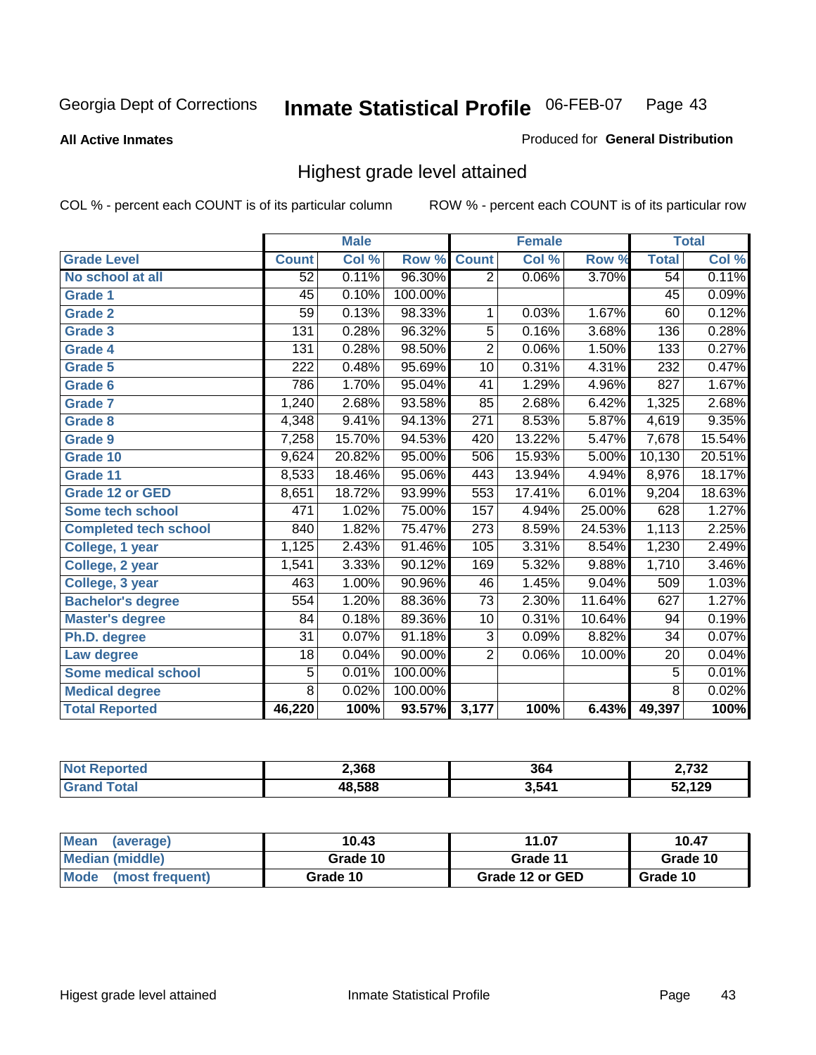Georgia Dept of Corrections **Inmate Statistical Profile** 06-FEB-07

**All Active Inmates**

Produced for **General Distribution**

## Highest grade level attained

COL % - percent each COUNT is of its particular column

ROW % - percent each COUNT is of its particular row

| | Male | | | Female | | | Total | |
|---|---|---|---|---|---|---|---|---|
| **Grade Level** | **Count** | **Col %** | **Row %** | **Count** | **Col %** | **Row %** | **Total** | **Col %** |
| No school at all | 52 | 0.11% | 96.30% | 2 | 0.06% | 3.70% | 54 | 0.11% |
| Grade 1 | 45 | 0.10% | 100.00% | | | | 45 | 0.09% |
| Grade 2 | 59 | 0.13% | 98.33% | 1 | 0.03% | 1.67% | 60 | 0.12% |
| Grade 3 | 131 | 0.28% | 96.32% | 5 | 0.16% | 3.68% | 136 | 0.28% |
| Grade 4 | 131 | 0.28% | 98.50% | 2 | 0.06% | 1.50% | 133 | 0.27% |
| Grade 5 | 222 | 0.48% | 95.69% | 10 | 0.31% | 4.31% | 232 | 0.47% |
| Grade 6 | 786 | 1.70% | 95.04% | 41 | 1.29% | 4.96% | 827 | 1.67% |
| Grade 7 | 1,240 | 2.68% | 93.58% | 85 | 2.68% | 6.42% | 1,325 | 2.68% |
| Grade 8 | 4,348 | 9.41% | 94.13% | 271 | 8.53% | 5.87% | 4,619 | 9.35% |
| Grade 9 | 7,258 | 15.70% | 94.53% | 420 | 13.22% | 5.47% | 7,678 | 15.54% |
| Grade 10 | 9,624 | 20.82% | 95.00% | 506 | 15.93% | 5.00% | 10,130 | 20.51% |
| Grade 11 | 8,533 | 18.46% | 95.06% | 443 | 13.94% | 4.94% | 8,976 | 18.17% |
| Grade 12 or GED | 8,651 | 18.72% | 93.99% | 553 | 17.41% | 6.01% | 9,204 | 18.63% |
| Some tech school | 471 | 1.02% | 75.00% | 157 | 4.94% | 25.00% | 628 | 1.27% |
| Completed tech school | 840 | 1.82% | 75.47% | 273 | 8.59% | 24.53% | 1,113 | 2.25% |
| College, 1 year | 1,125 | 2.43% | 91.46% | 105 | 3.31% | 8.54% | 1,230 | 2.49% |
| College, 2 year | 1,541 | 3.33% | 90.12% | 169 | 5.32% | 9.88% | 1,710 | 3.46% |
| College, 3 year | 463 | 1.00% | 90.96% | 46 | 1.45% | 9.04% | 509 | 1.03% |
| Bachelor's degree | 554 | 1.20% | 88.36% | 73 | 2.30% | 11.64% | 627 | 1.27% |
| Master's degree | 84 | 0.18% | 89.36% | 10 | 0.31% | 10.64% | 94 | 0.19% |
| Ph.D. degree | 31 | 0.07% | 91.18% | 3 | 0.09% | 8.82% | 34 | 0.07% |
| Law degree | 18 | 0.04% | 90.00% | 2 | 0.06% | 10.00% | 20 | 0.04% |
| Some medical school | 5 | 0.01% | 100.00% | | | | 5 | 0.01% |
| Medical degree | 8 | 0.02% | 100.00% | | | | 8 | 0.02% |
| **Total Reported** | **46,220** | **100%** | **93.57%** | **3,177** | **100%** | **6.43%** | **49,397** | **100%** |

| | Male | Female | Total |
|---|---|---|---|
| Not Reported | 2,368 | 364 | 2,732 |
| Grand Total | 48,588 | 3,541 | 52,129 |

| | Male | Female | Total |
|---|---|---|---|
| Mean (average) | 10.43 | 11.07 | 10.47 |
| Median (middle) | Grade 10 | Grade 11 | Grade 10 |
| Mode (most frequent) | Grade 10 | Grade 12 or GED | Grade 10 |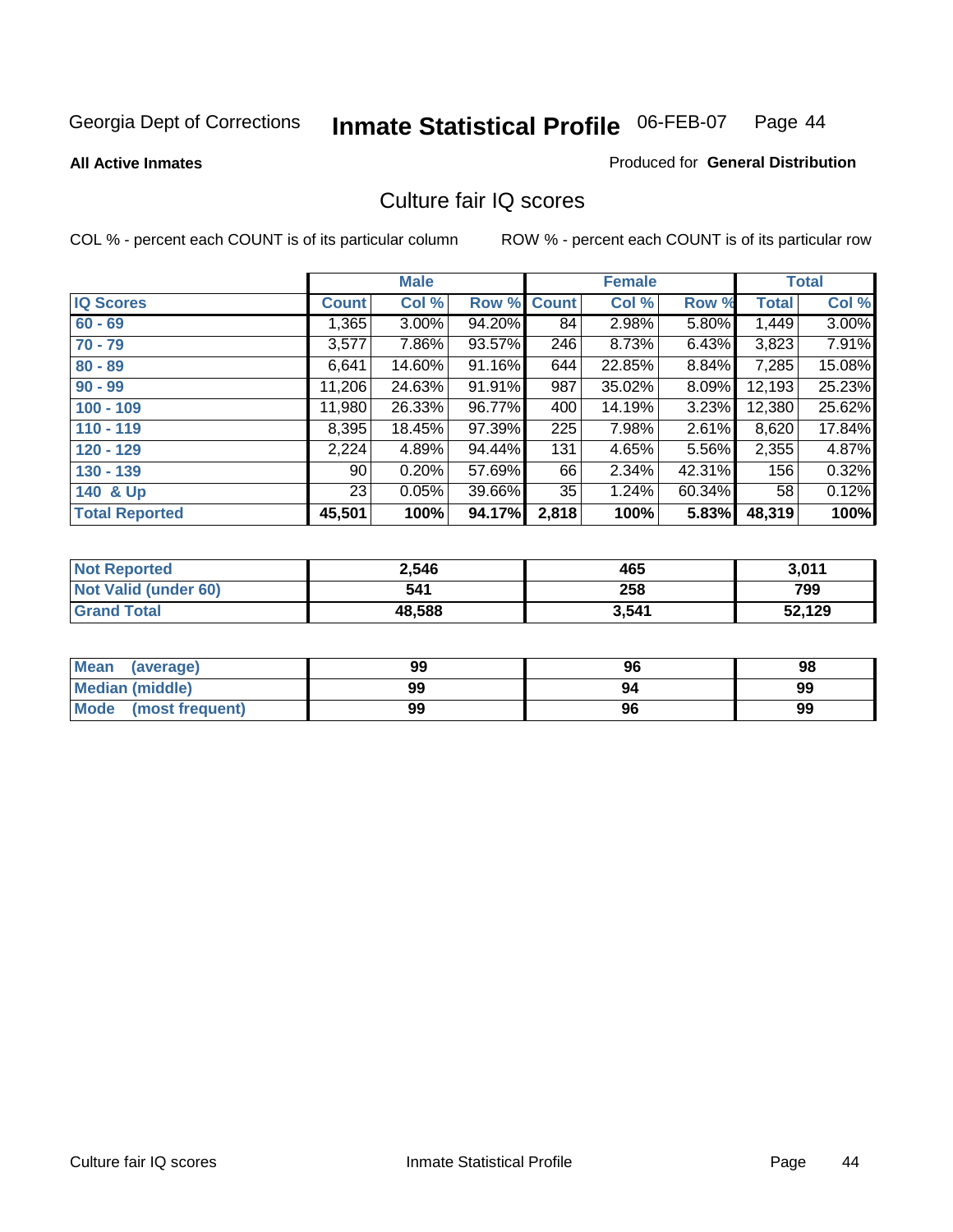Georgia Dept of Corrections **Inmate Statistical Profile** 06-FEB-07

**All Active Inmates** Produced for **General Distribution**

## Culture fair IQ scores

COL % - percent each COUNT is of its particular column ROW % - percent each COUNT is of its particular row

| | Male | | | Female | | | Total | |
|---|---|---|---|---|---|---|---|---|
| **IQ Scores** | **Count** | **Col %** | **Row %** | **Count** | **Col %** | **Row %** | **Total** | **Col %** |
| 60 - 69 | 1,365 | 3.00% | 94.20% | 84 | 2.98% | 5.80% | 1,449 | 3.00% |
| 70 - 79 | 3,577 | 7.86% | 93.57% | 246 | 8.73% | 6.43% | 3,823 | 7.91% |
| 80 - 89 | 6,641 | 14.60% | 91.16% | 644 | 22.85% | 8.84% | 7,285 | 15.08% |
| 90 - 99 | 11,206 | 24.63% | 91.91% | 987 | 35.02% | 8.09% | 12,193 | 25.23% |
| 100 - 109 | 11,980 | 26.33% | 96.77% | 400 | 14.19% | 3.23% | 12,380 | 25.62% |
| 110 - 119 | 8,395 | 18.45% | 97.39% | 225 | 7.98% | 2.61% | 8,620 | 17.84% |
| 120 - 129 | 2,224 | 4.89% | 94.44% | 131 | 4.65% | 5.56% | 2,355 | 4.87% |
| 130 - 139 | 90 | 0.20% | 57.69% | 66 | 2.34% | 42.31% | 156 | 0.32% |
| 140 & Up | 23 | 0.05% | 39.66% | 35 | 1.24% | 60.34% | 58 | 0.12% |
| **Total Reported** | **45,501** | **100%** | **94.17%** | **2,818** | **100%** | **5.83%** | **48,319** | **100%** |

| | Male | Female | Total |
|---|---|---|---|
| Not Reported | 2,546 | 465 | 3,011 |
| Not Valid (under 60) | 541 | 258 | 799 |
| Grand Total | 48,588 | 3,541 | 52,129 |

| | Male | Female | Total |
|---|---|---|---|
| Mean (average) | 99 | 96 | 98 |
| Median (middle) | 99 | 94 | 99 |
| Mode (most frequent) | 99 | 96 | 99 |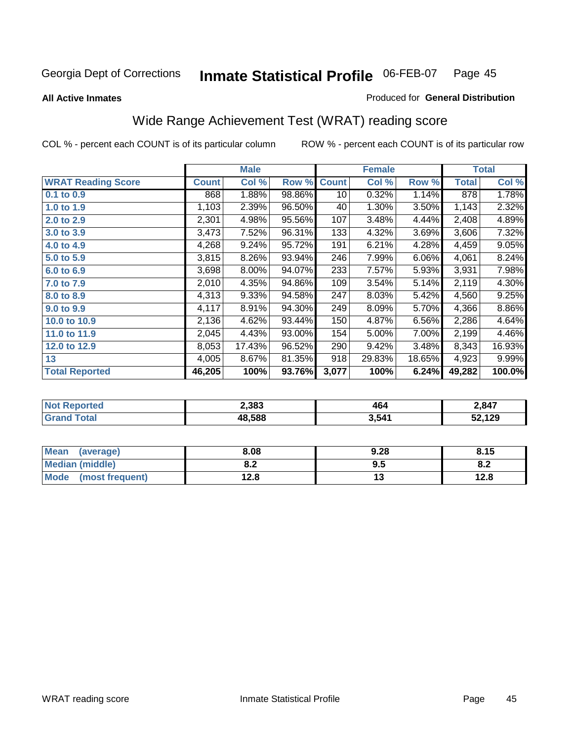Georgia Dept of Corrections **Inmate Statistical Profile** 06-FEB-07

**All Active Inmates**

Produced for **General Distribution**

## Wide Range Achievement Test (WRAT) reading score

COL % - percent each COUNT is of its particular column ROW % - percent each COUNT is of its particular row

| | Male | | | Female | | | Total | |
|---|---|---|---|---|---|---|---|---|
| **WRAT Reading Score** | **Count** | **Col %** | **Row %** | **Count** | **Col %** | **Row %** | **Total** | **Col %** |
| 0.1 to 0.9 | 868 | 1.88% | 98.86% | 10 | 0.32% | 1.14% | 878 | 1.78% |
| 1.0 to 1.9 | 1,103 | 2.39% | 96.50% | 40 | 1.30% | 3.50% | 1,143 | 2.32% |
| 2.0 to 2.9 | 2,301 | 4.98% | 95.56% | 107 | 3.48% | 4.44% | 2,408 | 4.89% |
| 3.0 to 3.9 | 3,473 | 7.52% | 96.31% | 133 | 4.32% | 3.69% | 3,606 | 7.32% |
| 4.0 to 4.9 | 4,268 | 9.24% | 95.72% | 191 | 6.21% | 4.28% | 4,459 | 9.05% |
| 5.0 to 5.9 | 3,815 | 8.26% | 93.94% | 246 | 7.99% | 6.06% | 4,061 | 8.24% |
| 6.0 to 6.9 | 3,698 | 8.00% | 94.07% | 233 | 7.57% | 5.93% | 3,931 | 7.98% |
| 7.0 to 7.9 | 2,010 | 4.35% | 94.86% | 109 | 3.54% | 5.14% | 2,119 | 4.30% |
| 8.0 to 8.9 | 4,313 | 9.33% | 94.58% | 247 | 8.03% | 5.42% | 4,560 | 9.25% |
| 9.0 to 9.9 | 4,117 | 8.91% | 94.30% | 249 | 8.09% | 5.70% | 4,366 | 8.86% |
| 10.0 to 10.9 | 2,136 | 4.62% | 93.44% | 150 | 4.87% | 6.56% | 2,286 | 4.64% |
| 11.0 to 11.9 | 2,045 | 4.43% | 93.00% | 154 | 5.00% | 7.00% | 2,199 | 4.46% |
| 12.0 to 12.9 | 8,053 | 17.43% | 96.52% | 290 | 9.42% | 3.48% | 8,343 | 16.93% |
| 13 | 4,005 | 8.67% | 81.35% | 918 | 29.83% | 18.65% | 4,923 | 9.99% |
| **Total Reported** | **46,205** | **100%** | **93.76%** | **3,077** | **100%** | **6.24%** | **49,282** | **100.0%** |

| | Male | Female | Total |
|---|---|---|---|
| **Not Reported** | **2,383** | **464** | **2,847** |
| **Grand Total** | **48,588** | **3,541** | **52,129** |

| | Male | Female | Total |
|---|---|---|---|
| **Mean (average)** | **8.08** | **9.28** | **8.15** |
| **Median (middle)** | **8.2** | **9.5** | **8.2** |
| **Mode (most frequent)** | **12.8** | **13** | **12.8** |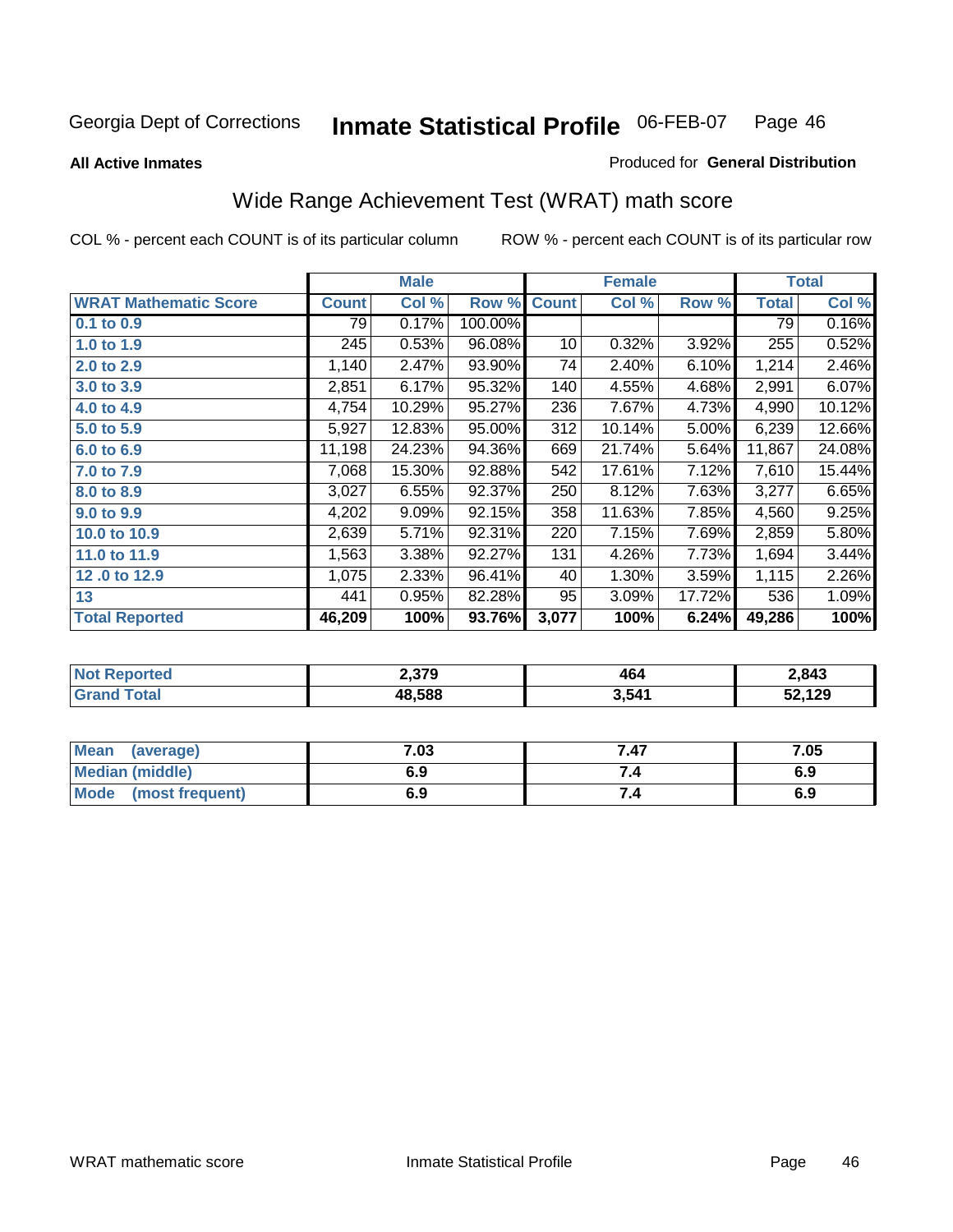Georgia Dept of Corrections **Inmate Statistical Profile** 06-FEB-07

**All Active Inmates**

Produced for **General Distribution**

## Wide Range Achievement Test (WRAT) math score

COL % - percent each COUNT is of its particular column ROW % - percent each COUNT is of its particular row

| | Male | | | Female | | | Total | |
|---|---|---|---|---|---|---|---|---|
| **WRAT Mathematic Score** | **Count** | **Col %** | **Row %** | **Count** | **Col %** | **Row %** | **Total** | **Col %** |
| **0.1 to 0.9** | 79 | 0.17% | 100.00% | | | | 79 | 0.16% |
| **1.0 to 1.9** | 245 | 0.53% | 96.08% | 10 | 0.32% | 3.92% | 255 | 0.52% |
| **2.0 to 2.9** | 1,140 | 2.47% | 93.90% | 74 | 2.40% | 6.10% | 1,214 | 2.46% |
| **3.0 to 3.9** | 2,851 | 6.17% | 95.32% | 140 | 4.55% | 4.68% | 2,991 | 6.07% |
| **4.0 to 4.9** | 4,754 | 10.29% | 95.27% | 236 | 7.67% | 4.73% | 4,990 | 10.12% |
| **5.0 to 5.9** | 5,927 | 12.83% | 95.00% | 312 | 10.14% | 5.00% | 6,239 | 12.66% |
| **6.0 to 6.9** | 11,198 | 24.23% | 94.36% | 669 | 21.74% | 5.64% | 11,867 | 24.08% |
| **7.0 to 7.9** | 7,068 | 15.30% | 92.88% | 542 | 17.61% | 7.12% | 7,610 | 15.44% |
| **8.0 to 8.9** | 3,027 | 6.55% | 92.37% | 250 | 8.12% | 7.63% | 3,277 | 6.65% |
| **9.0 to 9.9** | 4,202 | 9.09% | 92.15% | 358 | 11.63% | 7.85% | 4,560 | 9.25% |
| **10.0 to 10.9** | 2,639 | 5.71% | 92.31% | 220 | 7.15% | 7.69% | 2,859 | 5.80% |
| **11.0 to 11.9** | 1,563 | 3.38% | 92.27% | 131 | 4.26% | 7.73% | 1,694 | 3.44% |
| **12 .0 to 12.9** | 1,075 | 2.33% | 96.41% | 40 | 1.30% | 3.59% | 1,115 | 2.26% |
| **13** | 441 | 0.95% | 82.28% | 95 | 3.09% | 17.72% | 536 | 1.09% |
| **Total Reported** | **46,209** | **100%** | **93.76%** | **3,077** | **100%** | **6.24%** | **49,286** | **100%** |

| | Male | Female | Total |
|---|---|---|---|
| **Not Reported** | **2,379** | **464** | **2,843** |
| **Grand Total** | **48,588** | **3,541** | **52,129** |

| | Male | Female | Total |
|---|---|---|---|
| **Mean (average)** | **7.03** | **7.47** | **7.05** |
| **Median (middle)** | **6.9** | **7.4** | **6.9** |
| **Mode (most frequent)** | **6.9** | **7.4** | **6.9** |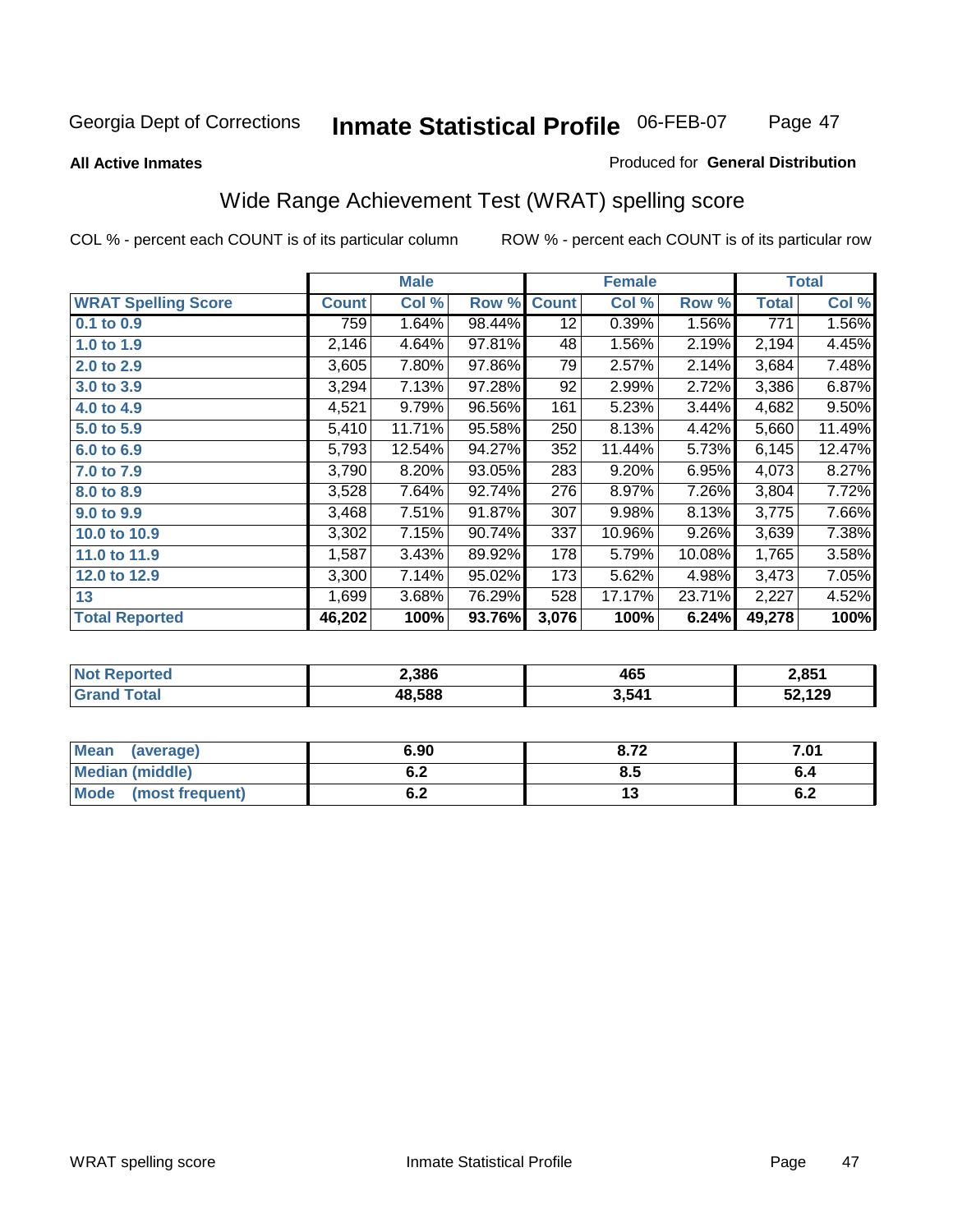Georgia Dept of Corrections **Inmate Statistical Profile** 06-FEB-07

**All Active Inmates**

Produced for **General Distribution**

## Wide Range Achievement Test (WRAT) spelling score

COL % - percent each COUNT is of its particular column

ROW % - percent each COUNT is of its particular row

| | Male | | | Female | | | Total | |
|---|---|---|---|---|---|---|---|---|
| **WRAT Spelling Score** | **Count** | **Col %** | **Row %** | **Count** | **Col %** | **Row %** | **Total** | **Col %** |
| **0.1 to 0.9** | 759 | 1.64% | 98.44% | 12 | 0.39% | 1.56% | 771 | 1.56% |
| **1.0 to 1.9** | 2,146 | 4.64% | 97.81% | 48 | 1.56% | 2.19% | 2,194 | 4.45% |
| **2.0 to 2.9** | 3,605 | 7.80% | 97.86% | 79 | 2.57% | 2.14% | 3,684 | 7.48% |
| **3.0 to 3.9** | 3,294 | 7.13% | 97.28% | 92 | 2.99% | 2.72% | 3,386 | 6.87% |
| **4.0 to 4.9** | 4,521 | 9.79% | 96.56% | 161 | 5.23% | 3.44% | 4,682 | 9.50% |
| **5.0 to 5.9** | 5,410 | 11.71% | 95.58% | 250 | 8.13% | 4.42% | 5,660 | 11.49% |
| **6.0 to 6.9** | 5,793 | 12.54% | 94.27% | 352 | 11.44% | 5.73% | 6,145 | 12.47% |
| **7.0 to 7.9** | 3,790 | 8.20% | 93.05% | 283 | 9.20% | 6.95% | 4,073 | 8.27% |
| **8.0 to 8.9** | 3,528 | 7.64% | 92.74% | 276 | 8.97% | 7.26% | 3,804 | 7.72% |
| **9.0 to 9.9** | 3,468 | 7.51% | 91.87% | 307 | 9.98% | 8.13% | 3,775 | 7.66% |
| **10.0 to 10.9** | 3,302 | 7.15% | 90.74% | 337 | 10.96% | 9.26% | 3,639 | 7.38% |
| **11.0 to 11.9** | 1,587 | 3.43% | 89.92% | 178 | 5.79% | 10.08% | 1,765 | 3.58% |
| **12.0 to 12.9** | 3,300 | 7.14% | 95.02% | 173 | 5.62% | 4.98% | 3,473 | 7.05% |
| **13** | 1,699 | 3.68% | 76.29% | 528 | 17.17% | 23.71% | 2,227 | 4.52% |
| **Total Reported** | **46,202** | **100%** | **93.76%** | **3,076** | **100%** | **6.24%** | **49,278** | **100%** |

| | Male | Female | Total |
|---|---|---|---|
| **Not Reported** | **2,386** | **465** | **2,851** |
| **Grand Total** | **48,588** | **3,541** | **52,129** |

| | Male | Female | Total |
|---|---|---|---|
| **Mean (average)** | **6.90** | **8.72** | **7.01** |
| **Median (middle)** | **6.2** | **8.5** | **6.4** |
| **Mode (most frequent)** | **6.2** | **13** | **6.2** |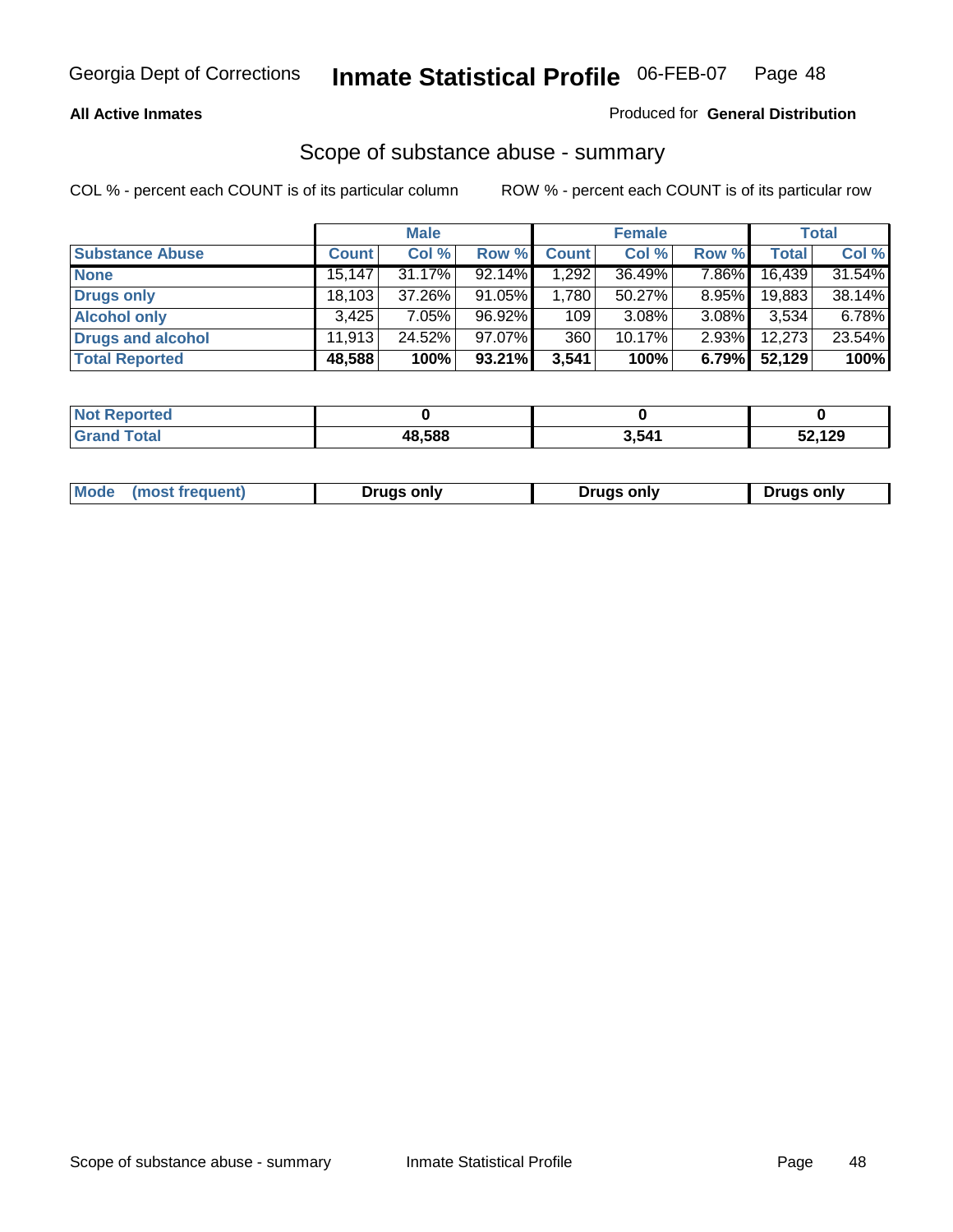Georgia Dept of Corrections **Inmate Statistical Profile** 06-FEB-07

**All Active Inmates**

Produced for **General Distribution**

## Scope of substance abuse - summary

COL % - percent each COUNT is of its particular column ROW % - percent each COUNT is of its particular row

| | Male | | | Female | | | Total | |
|---|---|---|---|---|---|---|---|---|
| **Substance Abuse** | **Count** | **Col %** | **Row %** | **Count** | **Col %** | **Row %** | **Total** | **Col %** |
| **None** | 15,147 | 31.17% | 92.14% | 1,292 | 36.49% | 7.86% | 16,439 | 31.54% |
| **Drugs only** | 18,103 | 37.26% | 91.05% | 1,780 | 50.27% | 8.95% | 19,883 | 38.14% |
| **Alcohol only** | 3,425 | 7.05% | 96.92% | 109 | 3.08% | 3.08% | 3,534 | 6.78% |
| **Drugs and alcohol** | 11,913 | 24.52% | 97.07% | 360 | 10.17% | 2.93% | 12,273 | 23.54% |
| **Total Reported** | **48,588** | **100%** | **93.21%** | **3,541** | **100%** | **6.79%** | **52,129** | **100%** |

| | Male | Female | Total |
|---|---|---|---|
| **Not Reported** | **0** | **0** | **0** |
| **Grand Total** | **48,588** | **3,541** | **52,129** |

| | Male | Female | Total |
|---|---|---|---|
| **Mode (most frequent)** | **Drugs only** | **Drugs only** | **Drugs only** |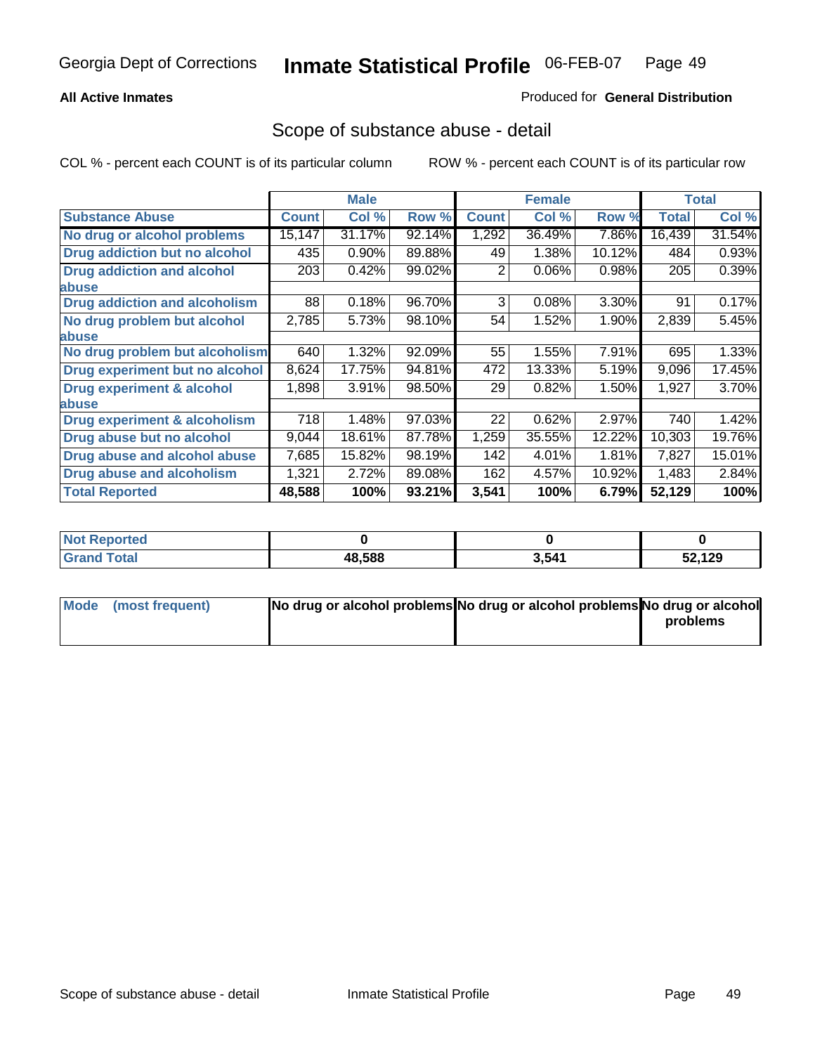Georgia Dept of Corrections **Inmate Statistical Profile** 06-FEB-07

**All Active Inmates**

Produced for **General Distribution**

## Scope of substance abuse - detail

COL % - percent each COUNT is of its particular column     ROW % - percent each COUNT is of its particular row

| | Male | | | Female | | | Total | |
|---|---|---|---|---|---|---|---|---|
| **Substance Abuse** | **Count** | **Col %** | **Row %** | **Count** | **Col %** | **Row %** | **Total** | **Col %** |
| **No drug or alcohol problems** | 15,147 | 31.17% | 92.14% | 1,292 | 36.49% | 7.86% | 16,439 | 31.54% |
| **Drug addiction but no alcohol** | 435 | 0.90% | 89.88% | 49 | 1.38% | 10.12% | 484 | 0.93% |
| **Drug addiction and alcohol abuse** | 203 | 0.42% | 99.02% | 2 | 0.06% | 0.98% | 205 | 0.39% |
| **Drug addiction and alcoholism** | 88 | 0.18% | 96.70% | 3 | 0.08% | 3.30% | 91 | 0.17% |
| **No drug problem but alcohol abuse** | 2,785 | 5.73% | 98.10% | 54 | 1.52% | 1.90% | 2,839 | 5.45% |
| **No drug problem but alcoholism** | 640 | 1.32% | 92.09% | 55 | 1.55% | 7.91% | 695 | 1.33% |
| **Drug experiment but no alcohol** | 8,624 | 17.75% | 94.81% | 472 | 13.33% | 5.19% | 9,096 | 17.45% |
| **Drug experiment & alcohol abuse** | 1,898 | 3.91% | 98.50% | 29 | 0.82% | 1.50% | 1,927 | 3.70% |
| **Drug experiment & alcoholism** | 718 | 1.48% | 97.03% | 22 | 0.62% | 2.97% | 740 | 1.42% |
| **Drug abuse but no alcohol** | 9,044 | 18.61% | 87.78% | 1,259 | 35.55% | 12.22% | 10,303 | 19.76% |
| **Drug abuse and alcohol abuse** | 7,685 | 15.82% | 98.19% | 142 | 4.01% | 1.81% | 7,827 | 15.01% |
| **Drug abuse and alcoholism** | 1,321 | 2.72% | 89.08% | 162 | 4.57% | 10.92% | 1,483 | 2.84% |
| **Total Reported** | **48,588** | **100%** | **93.21%** | **3,541** | **100%** | **6.79%** | **52,129** | **100%** |

| | Male | Female | Total |
|---|---|---|---|
| **Not Reported** | **0** | **0** | **0** |
| **Grand Total** | **48,588** | **3,541** | **52,129** |

| | Male | Female | Total |
|---|---|---|---|
| **Mode (most frequent)** | **No drug or alcohol problems** | **No drug or alcohol problems** | **No drug or alcohol problems** |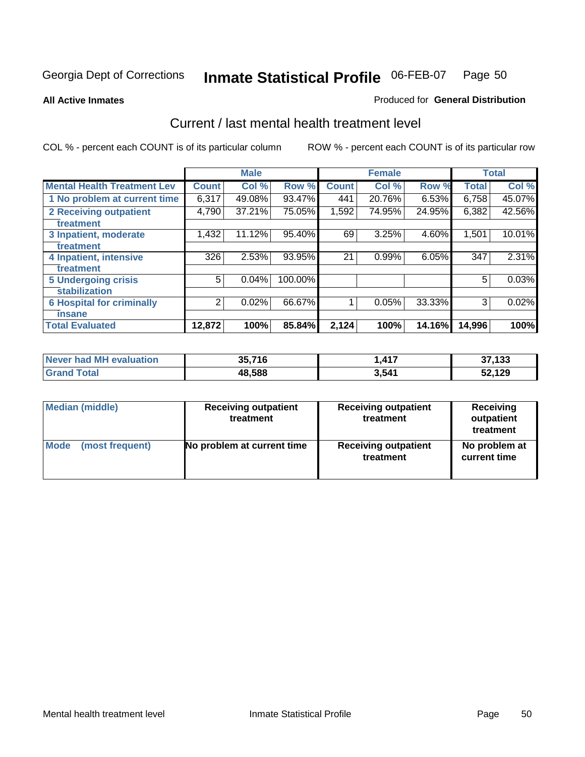Georgia Dept of Corrections **Inmate Statistical Profile** 06-FEB-07

**All Active Inmates**

Produced for **General Distribution**

## Current / last mental health treatment level

COL % - percent each COUNT is of its particular column

ROW % - percent each COUNT is of its particular row

| | Male | | | Female | | | Total | |
|---|---|---|---|---|---|---|---|---|
| **Mental Health Treatment Lev** | **Count** | **Col %** | **Row %** | **Count** | **Col %** | **Row %** | **Total** | **Col %** |
| **1 No problem at current time** | 6,317 | 49.08% | 93.47% | 441 | 20.76% | 6.53% | 6,758 | 45.07% |
| **2 Receiving outpatient treatment** | 4,790 | 37.21% | 75.05% | 1,592 | 74.95% | 24.95% | 6,382 | 42.56% |
| **3 Inpatient, moderate treatment** | 1,432 | 11.12% | 95.40% | 69 | 3.25% | 4.60% | 1,501 | 10.01% |
| **4 Inpatient, intensive treatment** | 326 | 2.53% | 93.95% | 21 | 0.99% | 6.05% | 347 | 2.31% |
| **5 Undergoing crisis stabilization** | 5 | 0.04% | 100.00% | | | | 5 | 0.03% |
| **6 Hospital for criminally insane** | 2 | 0.02% | 66.67% | 1 | 0.05% | 33.33% | 3 | 0.02% |
| **Total Evaluated** | **12,872** | **100%** | **85.84%** | **2,124** | **100%** | **14.16%** | **14,996** | **100%** |

| | Male | Female | Total |
|---|---|---|---|
| **Never had MH evaluation** | **35,716** | **1,417** | **37,133** |
| **Grand Total** | **48,588** | **3,541** | **52,129** |

| | Male | Female | Total |
|---|---|---|---|
| **Median (middle)** | **Receiving outpatient treatment** | **Receiving outpatient treatment** | **Receiving outpatient treatment** |
| **Mode (most frequent)** | **No problem at current time** | **Receiving outpatient treatment** | **No problem at current time** |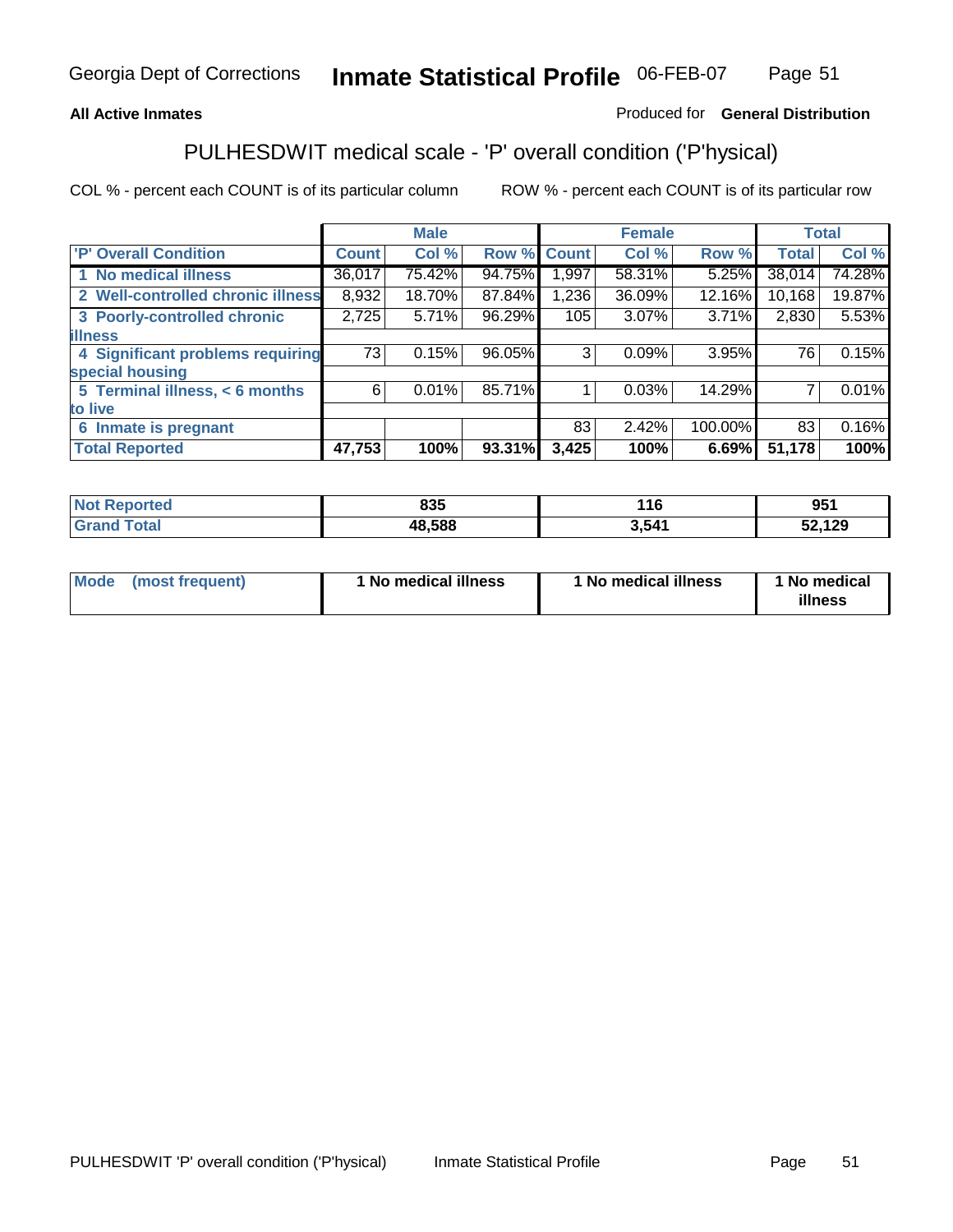Georgia Dept of Corrections **Inmate Statistical Profile** 06-FEB-07

**All Active Inmates** Produced for **General Distribution**

## PULHESDWIT medical scale - 'P' overall condition ('P'hysical)

COL % - percent each COUNT is of its particular column ROW % - percent each COUNT is of its particular row

| | Male | | | Female | | | Total | |
|---|---|---|---|---|---|---|---|---|
| 'P' Overall Condition | Count | Col % | Row % | Count | Col % | Row % | Total | Col % |
| 1 No medical illness | 36,017 | 75.42% | 94.75% | 1,997 | 58.31% | 5.25% | 38,014 | 74.28% |
| 2 Well-controlled chronic illness | 8,932 | 18.70% | 87.84% | 1,236 | 36.09% | 12.16% | 10,168 | 19.87% |
| 3 Poorly-controlled chronic illness | 2,725 | 5.71% | 96.29% | 105 | 3.07% | 3.71% | 2,830 | 5.53% |
| 4 Significant problems requiring special housing | 73 | 0.15% | 96.05% | 3 | 0.09% | 3.95% | 76 | 0.15% |
| 5 Terminal illness, < 6 months to live | 6 | 0.01% | 85.71% | 1 | 0.03% | 14.29% | 7 | 0.01% |
| 6 Inmate is pregnant | | | | 83 | 2.42% | 100.00% | 83 | 0.16% |
| **Total Reported** | **47,753** | **100%** | **93.31%** | **3,425** | **100%** | **6.69%** | **51,178** | **100%** |

| | Male | Female | Total |
|---|---|---|---|
| Not Reported | 835 | 116 | 951 |
| Grand Total | 48,588 | 3,541 | 52,129 |

| | Male | Female | Total |
|---|---|---|---|
| Mode (most frequent) | 1 No medical illness | 1 No medical illness | 1 No medical illness |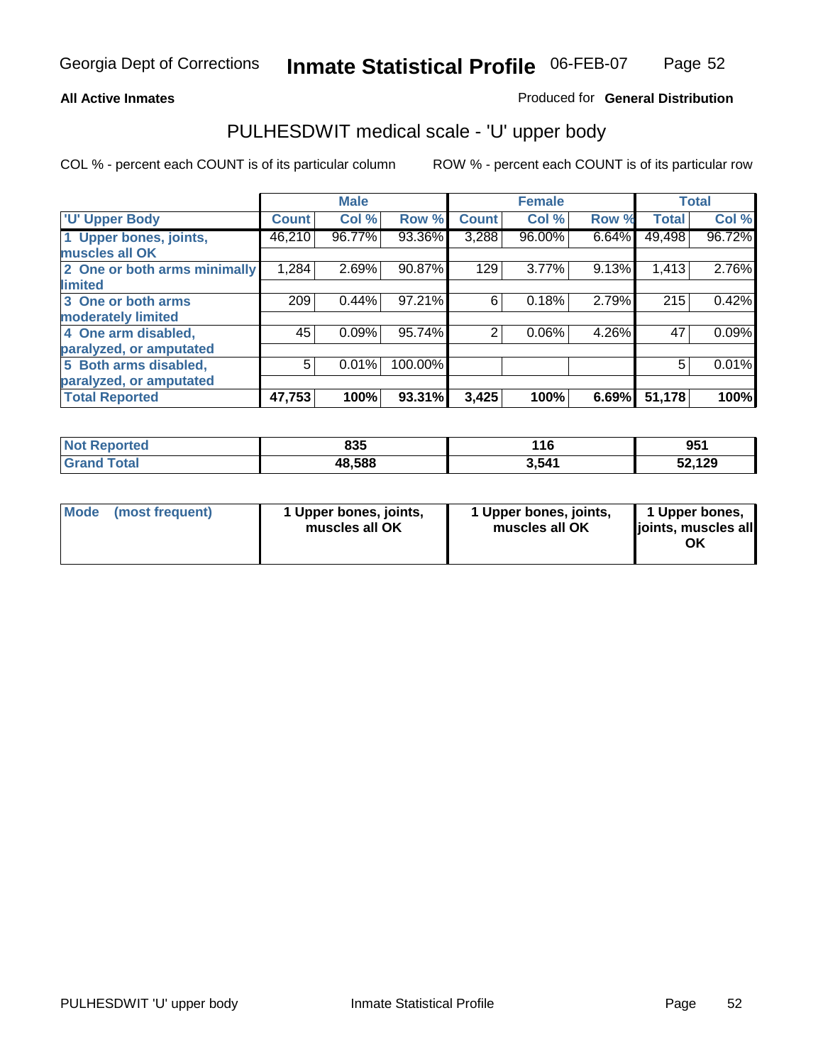Georgia Dept of Corrections **Inmate Statistical Profile** 06-FEB-07

**All Active Inmates**

Produced for **General Distribution**

## PULHESDWIT medical scale - 'U' upper body

COL % - percent each COUNT is of its particular column

ROW % - percent each COUNT is of its particular row

| | Male | | | Female | | | Total | |
|---|---|---|---|---|---|---|---|---|
| **'U' Upper Body** | **Count** | **Col %** | **Row %** | **Count** | **Col %** | **Row %** | **Total** | **Col %** |
| **1 Upper bones, joints, muscles all OK** | 46,210 | 96.77% | 93.36% | 3,288 | 96.00% | 6.64% | 49,498 | 96.72% |
| **2 One or both arms minimally limited** | 1,284 | 2.69% | 90.87% | 129 | 3.77% | 9.13% | 1,413 | 2.76% |
| **3 One or both arms moderately limited** | 209 | 0.44% | 97.21% | 6 | 0.18% | 2.79% | 215 | 0.42% |
| **4 One arm disabled, paralyzed, or amputated** | 45 | 0.09% | 95.74% | 2 | 0.06% | 4.26% | 47 | 0.09% |
| **5 Both arms disabled, paralyzed, or amputated** | 5 | 0.01% | 100.00% | | | | 5 | 0.01% |
| **Total Reported** | **47,753** | **100%** | **93.31%** | **3,425** | **100%** | **6.69%** | **51,178** | **100%** |

| | Male | Female | Total |
|---|---|---|---|
| **Not Reported** | **835** | **116** | **951** |
| **Grand Total** | **48,588** | **3,541** | **52,129** |

| | Male | Female | Total |
|---|---|---|---|
| **Mode (most frequent)** | **1 Upper bones, joints, muscles all OK** | **1 Upper bones, joints, muscles all OK** | **1 Upper bones, joints, muscles all OK** |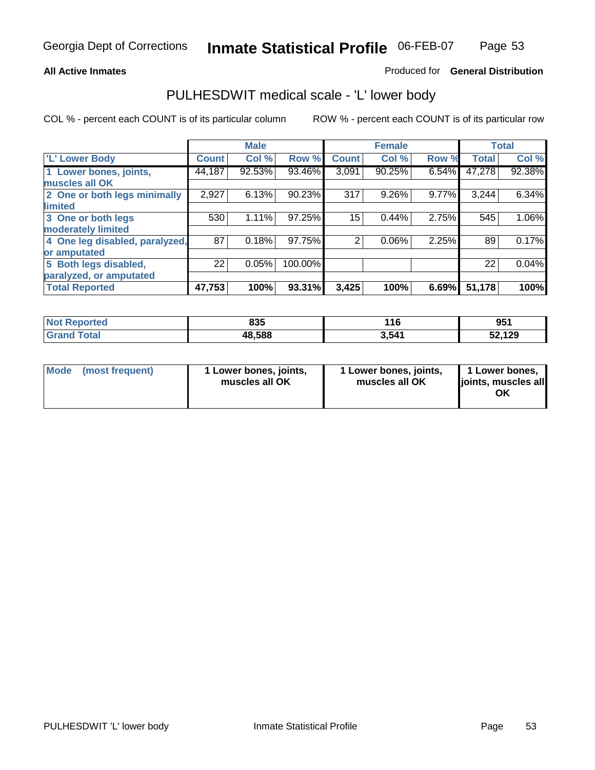Georgia Dept of Corrections **Inmate Statistical Profile** 06-FEB-07

**All Active Inmates**

Produced for **General Distribution**

## PULHESDWIT medical scale - 'L' lower body

COL % - percent each COUNT is of its particular column

ROW % - percent each COUNT is of its particular row

| | Male | | | Female | | | Total | |
|---|---|---|---|---|---|---|---|---|
| **'L' Lower Body** | **Count** | **Col %** | **Row %** | **Count** | **Col %** | **Row %** | **Total** | **Col %** |
| **1 Lower bones, joints, muscles all OK** | 44,187 | 92.53% | 93.46% | 3,091 | 90.25% | 6.54% | 47,278 | 92.38% |
| **2 One or both legs minimally limited** | 2,927 | 6.13% | 90.23% | 317 | 9.26% | 9.77% | 3,244 | 6.34% |
| **3 One or both legs moderately limited** | 530 | 1.11% | 97.25% | 15 | 0.44% | 2.75% | 545 | 1.06% |
| **4 One leg disabled, paralyzed, or amputated** | 87 | 0.18% | 97.75% | 2 | 0.06% | 2.25% | 89 | 0.17% |
| **5 Both legs disabled, paralyzed, or amputated** | 22 | 0.05% | 100.00% | | | | 22 | 0.04% |
| **Total Reported** | **47,753** | **100%** | **93.31%** | **3,425** | **100%** | **6.69%** | **51,178** | **100%** |

| | Male | Female | Total |
|---|---|---|---|
| **Not Reported** | **835** | **116** | **951** |
| **Grand Total** | **48,588** | **3,541** | **52,129** |

| | Male | Female | Total |
|---|---|---|---|
| **Mode (most frequent)** | **1 Lower bones, joints, muscles all OK** | **1 Lower bones, joints, muscles all OK** | **1 Lower bones, joints, muscles all OK** |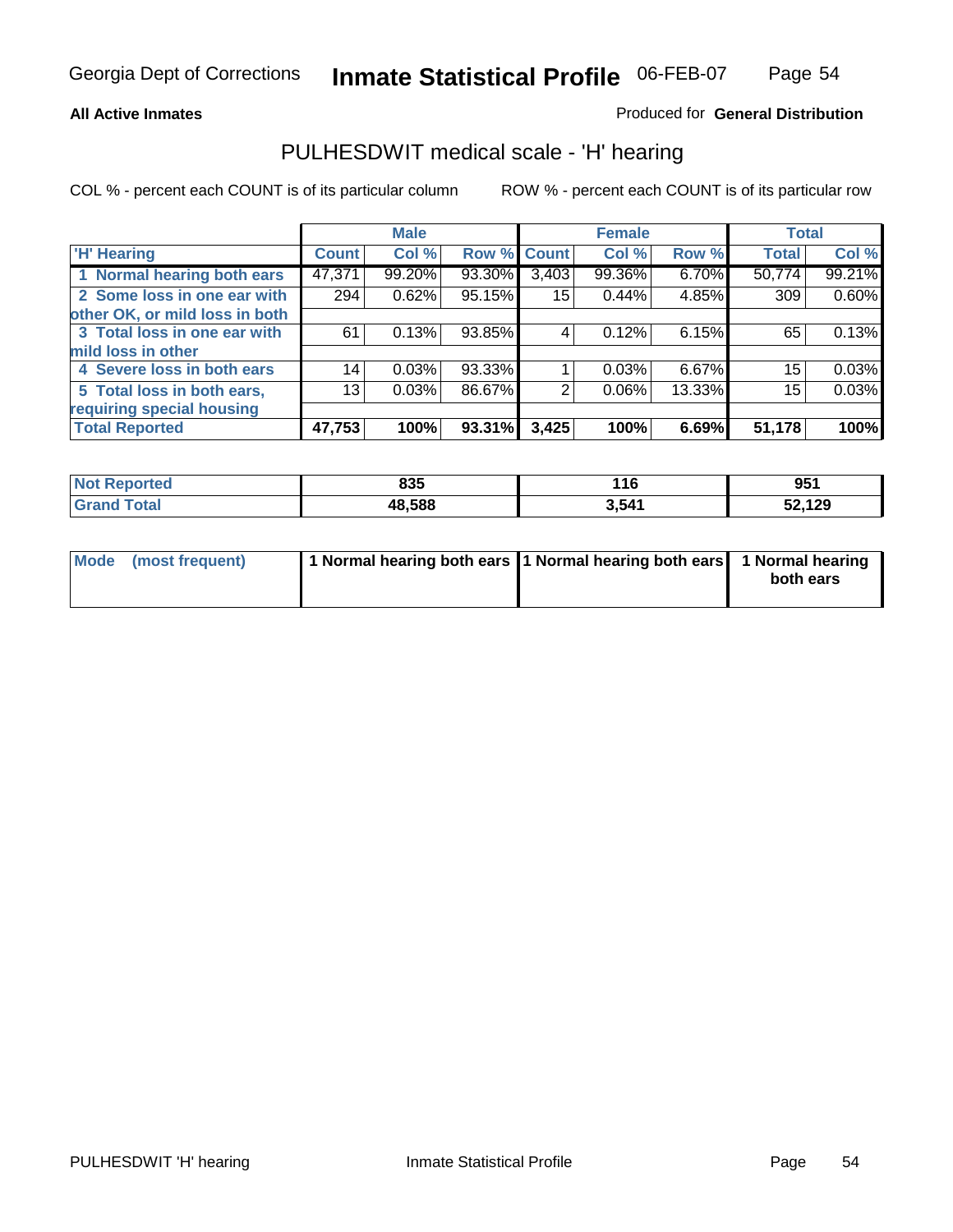Georgia Dept of Corrections **Inmate Statistical Profile** 06-FEB-07

**All Active Inmates**

Produced for **General Distribution**

## PULHESDWIT medical scale - 'H' hearing

COL % - percent each COUNT is of its particular column ROW % - percent each COUNT is of its particular row

| | Male | | | Female | | | Total | |
|---|---|---|---|---|---|---|---|---|
| 'H' Hearing | Count | Col % | Row % | Count | Col % | Row % | Total | Col % |
| 1 Normal hearing both ears | 47,371 | 99.20% | 93.30% | 3,403 | 99.36% | 6.70% | 50,774 | 99.21% |
| 2 Some loss in one ear with other OK, or mild loss in both | 294 | 0.62% | 95.15% | 15 | 0.44% | 4.85% | 309 | 0.60% |
| 3 Total loss in one ear with mild loss in other | 61 | 0.13% | 93.85% | 4 | 0.12% | 6.15% | 65 | 0.13% |
| 4 Severe loss in both ears | 14 | 0.03% | 93.33% | 1 | 0.03% | 6.67% | 15 | 0.03% |
| 5 Total loss in both ears, requiring special housing | 13 | 0.03% | 86.67% | 2 | 0.06% | 13.33% | 15 | 0.03% |
| **Total Reported** | **47,753** | **100%** | **93.31%** | **3,425** | **100%** | **6.69%** | **51,178** | **100%** |

| | Male | Female | Total |
|---|---|---|---|
| Not Reported | 835 | 116 | 951 |
| Grand Total | 48,588 | 3,541 | 52,129 |

| | Male | Female | Total |
|---|---|---|---|
| Mode (most frequent) | 1 Normal hearing both ears | 1 Normal hearing both ears | 1 Normal hearing both ears |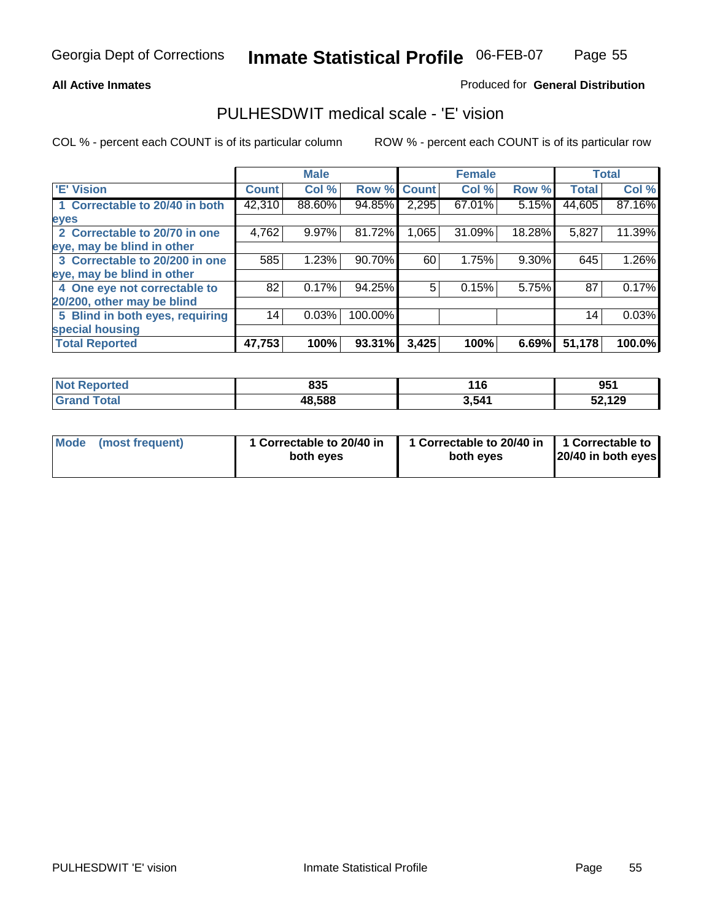Georgia Dept of Corrections **Inmate Statistical Profile** 06-FEB-07

**All Active Inmates**

Produced for **General Distribution**

## PULHESDWIT medical scale - 'E' vision

COL % - percent each COUNT is of its particular column ROW % - percent each COUNT is of its particular row

| | Male | | | Female | | | Total | |
|---|---|---|---|---|---|---|---|---|
| 'E' Vision | Count | Col % | Row % | Count | Col % | Row % | Total | Col % |
| 1 Correctable to 20/40 in both eyes | 42,310 | 88.60% | 94.85% | 2,295 | 67.01% | 5.15% | 44,605 | 87.16% |
| 2 Correctable to 20/70 in one eye, may be blind in other | 4,762 | 9.97% | 81.72% | 1,065 | 31.09% | 18.28% | 5,827 | 11.39% |
| 3 Correctable to 20/200 in one eye, may be blind in other | 585 | 1.23% | 90.70% | 60 | 1.75% | 9.30% | 645 | 1.26% |
| 4 One eye not correctable to 20/200, other may be blind | 82 | 0.17% | 94.25% | 5 | 0.15% | 5.75% | 87 | 0.17% |
| 5 Blind in both eyes, requiring special housing | 14 | 0.03% | 100.00% | | | | 14 | 0.03% |
| **Total Reported** | **47,753** | **100%** | **93.31%** | **3,425** | **100%** | **6.69%** | **51,178** | **100.0%** |

| | Male | Female | Total |
|---|---|---|---|
| Not Reported | 835 | 116 | 951 |
| Grand Total | 48,588 | 3,541 | 52,129 |

| | Male | Female | Total |
|---|---|---|---|
| Mode (most frequent) | 1 Correctable to 20/40 in both eyes | 1 Correctable to 20/40 in both eyes | 1 Correctable to 20/40 in both eyes |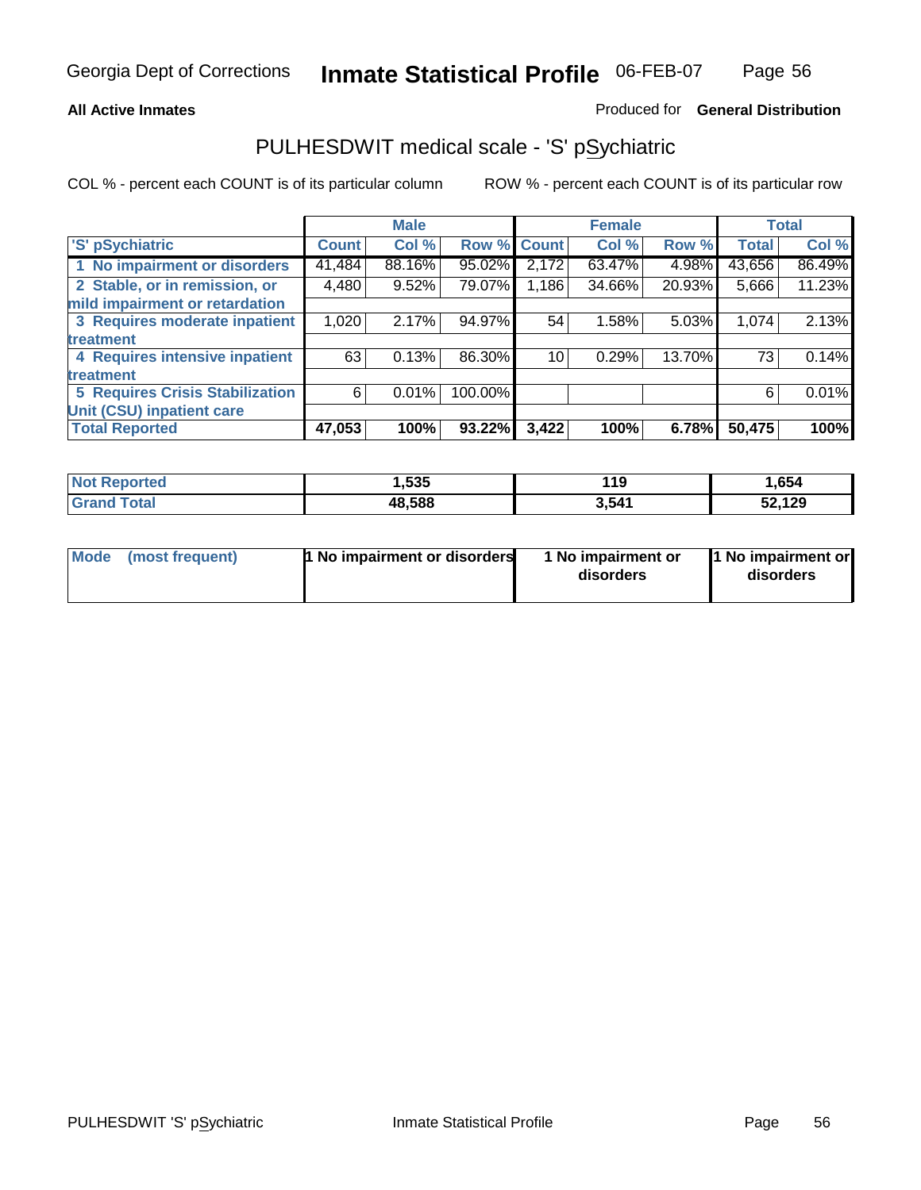Georgia Dept of Corrections **Inmate Statistical Profile** 06-FEB-07

**All Active Inmates**

Produced for **General Distribution**

## PULHESDWIT medical scale - 'S' pSychiatric

COL % - percent each COUNT is of its particular column

ROW % - percent each COUNT is of its particular row

| | Male | | | Female | | | Total | |
|---|---|---|---|---|---|---|---|---|
| 'S' pSychiatric | Count | Col % | Row % | Count | Col % | Row % | Total | Col % |
| 1 No impairment or disorders | 41,484 | 88.16% | 95.02% | 2,172 | 63.47% | 4.98% | 43,656 | 86.49% |
| 2 Stable, or in remission, or mild impairment or retardation | 4,480 | 9.52% | 79.07% | 1,186 | 34.66% | 20.93% | 5,666 | 11.23% |
| 3 Requires moderate inpatient treatment | 1,020 | 2.17% | 94.97% | 54 | 1.58% | 5.03% | 1,074 | 2.13% |
| 4 Requires intensive inpatient treatment | 63 | 0.13% | 86.30% | 10 | 0.29% | 13.70% | 73 | 0.14% |
| 5 Requires Crisis Stabilization Unit (CSU) inpatient care | 6 | 0.01% | 100.00% | | | | 6 | 0.01% |
| **Total Reported** | **47,053** | **100%** | **93.22%** | **3,422** | **100%** | **6.78%** | **50,475** | **100%** |

| | Male | Female | Total |
|---|---|---|---|
| Not Reported | 1,535 | 119 | 1,654 |
| Grand Total | 48,588 | 3,541 | 52,129 |

| | Male | Female | Total |
|---|---|---|---|
| Mode (most frequent) | 1 No impairment or disorders | 1 No impairment or disorders | 1 No impairment or disorders |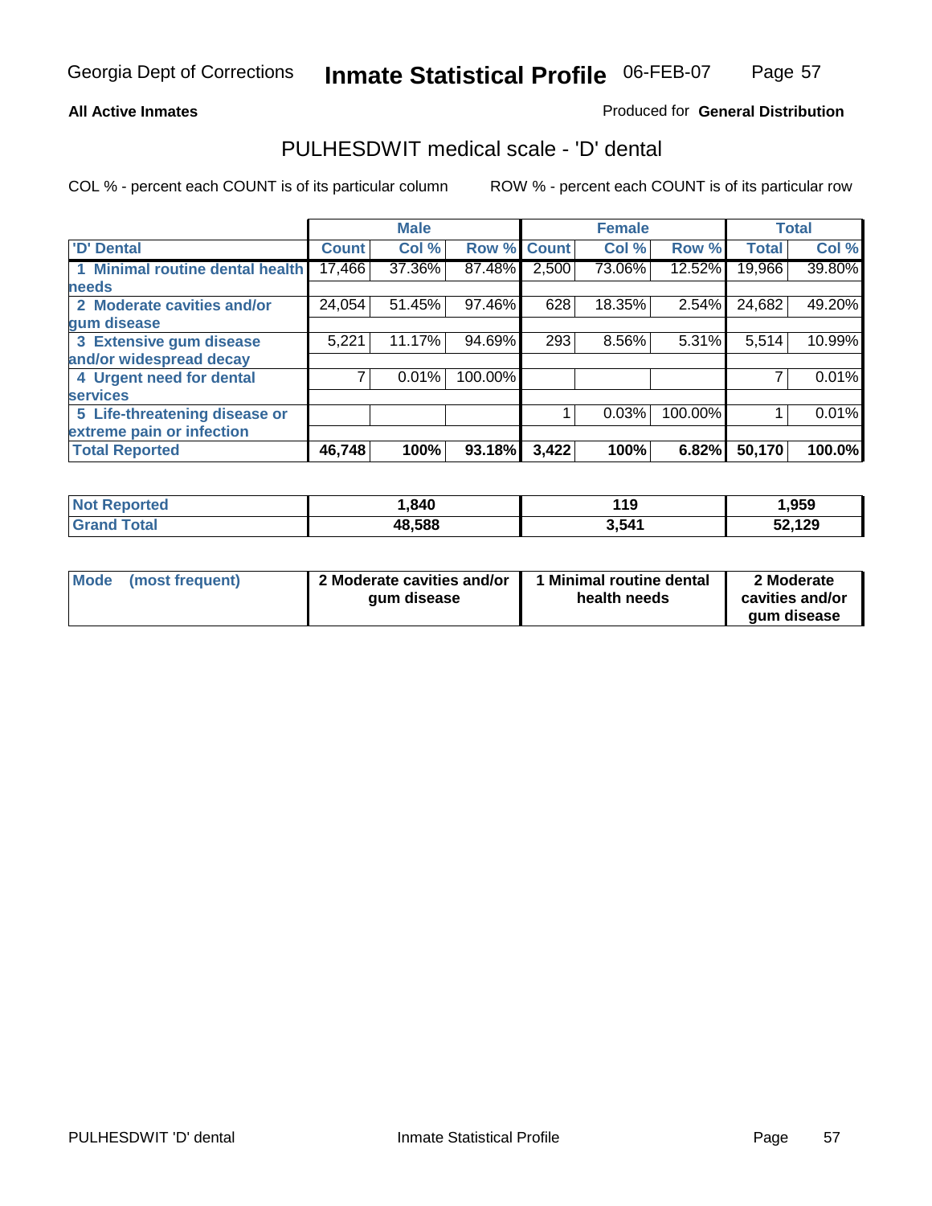**All Active Inmates**

Produced for **General Distribution**

## PULHESDWIT medical scale - 'D' dental

COL % - percent each COUNT is of its particular column

ROW % - percent each COUNT is of its particular row

| | Male | | | Female | | | Total | |
|---|---|---|---|---|---|---|---|---|
| 'D' Dental | Count | Col % | Row % | Count | Col % | Row % | Total | Col % |
| 1 Minimal routine dental health needs | 17,466 | 37.36% | 87.48% | 2,500 | 73.06% | 12.52% | 19,966 | 39.80% |
| 2 Moderate cavities and/or gum disease | 24,054 | 51.45% | 97.46% | 628 | 18.35% | 2.54% | 24,682 | 49.20% |
| 3 Extensive gum disease and/or widespread decay | 5,221 | 11.17% | 94.69% | 293 | 8.56% | 5.31% | 5,514 | 10.99% |
| 4 Urgent need for dental services | 7 | 0.01% | 100.00% | | | | 7 | 0.01% |
| 5 Life-threatening disease or extreme pain or infection | | | | 1 | 0.03% | 100.00% | 1 | 0.01% |
| **Total Reported** | **46,748** | **100%** | **93.18%** | **3,422** | **100%** | **6.82%** | **50,170** | **100.0%** |

| | Male | Female | Total |
|---|---|---|---|
| Not Reported | 1,840 | 119 | 1,959 |
| Grand Total | 48,588 | 3,541 | 52,129 |

| | Male | Female | Total |
|---|---|---|---|
| Mode (most frequent) | 2 Moderate cavities and/or gum disease | 1 Minimal routine dental health needs | 2 Moderate cavities and/or gum disease |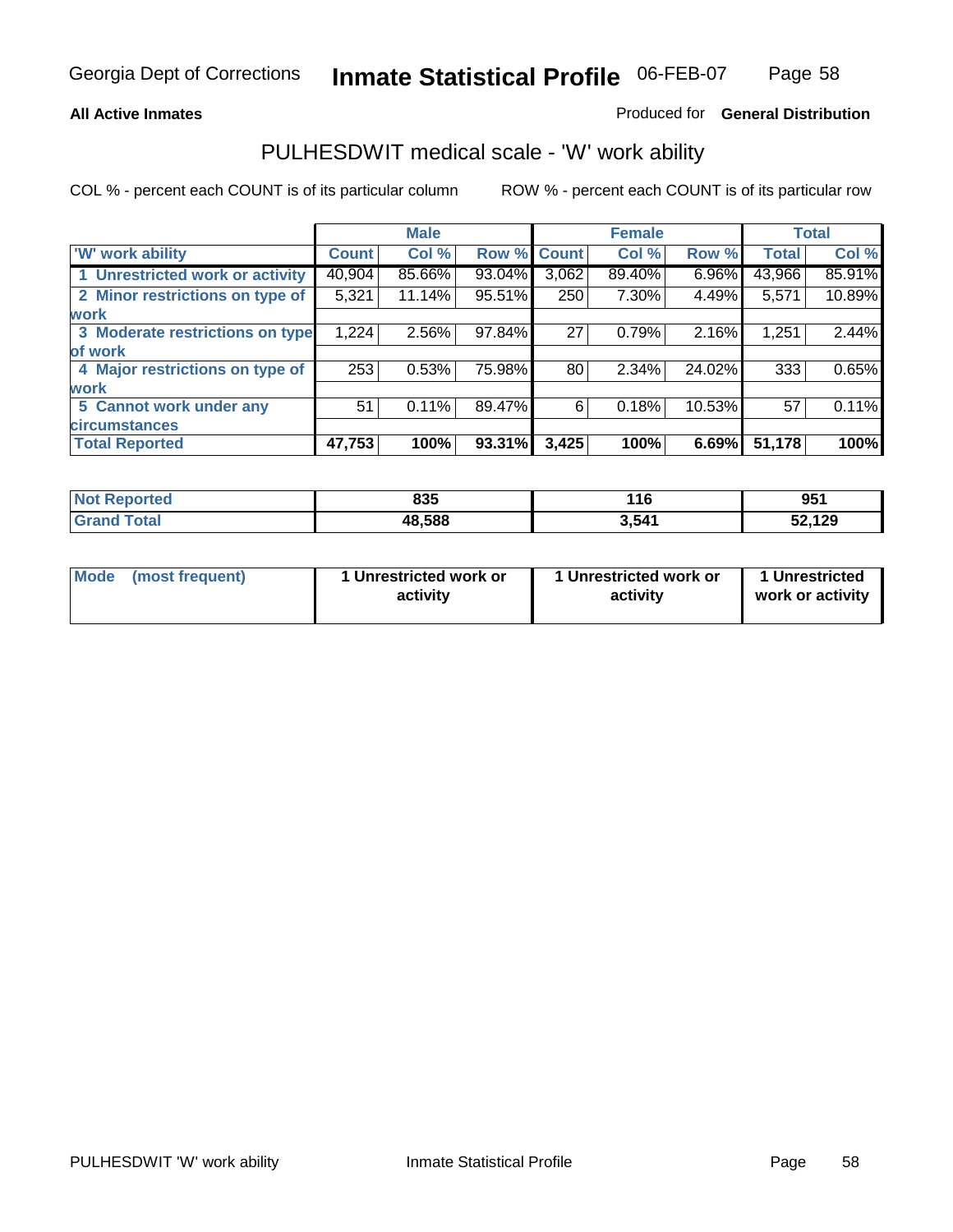Georgia Dept of Corrections **Inmate Statistical Profile** 06-FEB-07

**All Active Inmates**

Produced for **General Distribution**

## PULHESDWIT medical scale - 'W' work ability

COL % - percent each COUNT is of its particular column

ROW % - percent each COUNT is of its particular row

| | Male | | | Female | | | Total | |
|---|---|---|---|---|---|---|---|---|
| 'W' work ability | Count | Col % | Row % | Count | Col % | Row % | Total | Col % |
| 1 Unrestricted work or activity | 40,904 | 85.66% | 93.04% | 3,062 | 89.40% | 6.96% | 43,966 | 85.91% |
| 2 Minor restrictions on type of work | 5,321 | 11.14% | 95.51% | 250 | 7.30% | 4.49% | 5,571 | 10.89% |
| 3 Moderate restrictions on type of work | 1,224 | 2.56% | 97.84% | 27 | 0.79% | 2.16% | 1,251 | 2.44% |
| 4 Major restrictions on type of work | 253 | 0.53% | 75.98% | 80 | 2.34% | 24.02% | 333 | 0.65% |
| 5 Cannot work under any circumstances | 51 | 0.11% | 89.47% | 6 | 0.18% | 10.53% | 57 | 0.11% |
| **Total Reported** | **47,753** | **100%** | **93.31%** | **3,425** | **100%** | **6.69%** | **51,178** | **100%** |

| | Male | Female | Total |
|---|---|---|---|
| Not Reported | 835 | 116 | 951 |
| Grand Total | 48,588 | 3,541 | 52,129 |

| | Male | Female | Total |
|---|---|---|---|
| Mode (most frequent) | 1 Unrestricted work or activity | 1 Unrestricted work or activity | 1 Unrestricted work or activity |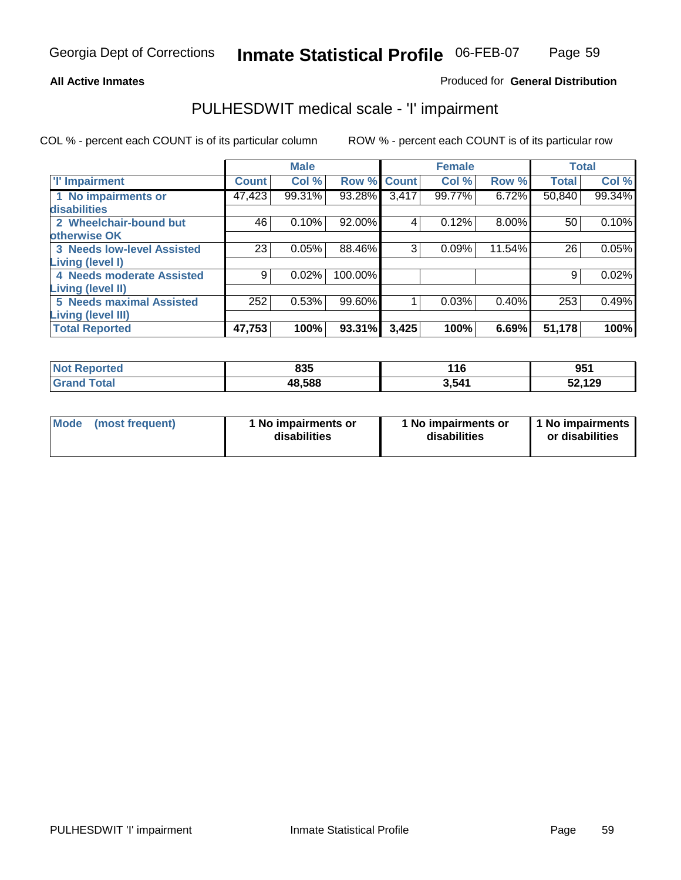Georgia Dept of Corrections **Inmate Statistical Profile** 06-FEB-07

**All Active Inmates**

Produced for **General Distribution**

## PULHESDWIT medical scale - 'I' impairment

COL % - percent each COUNT is of its particular column ROW % - percent each COUNT is of its particular row

| | Male | | | Female | | | Total | |
|---|---|---|---|---|---|---|---|---|
| 'I' Impairment | Count | Col % | Row % | Count | Col % | Row % | Total | Col % |
| 1 No impairments or disabilities | 47,423 | 99.31% | 93.28% | 3,417 | 99.77% | 6.72% | 50,840 | 99.34% |
| 2 Wheelchair-bound but otherwise OK | 46 | 0.10% | 92.00% | 4 | 0.12% | 8.00% | 50 | 0.10% |
| 3 Needs low-level Assisted Living (level I) | 23 | 0.05% | 88.46% | 3 | 0.09% | 11.54% | 26 | 0.05% |
| 4 Needs moderate Assisted Living (level II) | 9 | 0.02% | 100.00% | | | | 9 | 0.02% |
| 5 Needs maximal Assisted Living (level III) | 252 | 0.53% | 99.60% | 1 | 0.03% | 0.40% | 253 | 0.49% |
| **Total Reported** | **47,753** | **100%** | **93.31%** | **3,425** | **100%** | **6.69%** | **51,178** | **100%** |

| | Male | Female | Total |
|---|---|---|---|
| Not Reported | 835 | 116 | 951 |
| Grand Total | 48,588 | 3,541 | 52,129 |

| | Male | Female | Total |
|---|---|---|---|
| Mode (most frequent) | 1 No impairments or disabilities | 1 No impairments or disabilities | 1 No impairments or disabilities |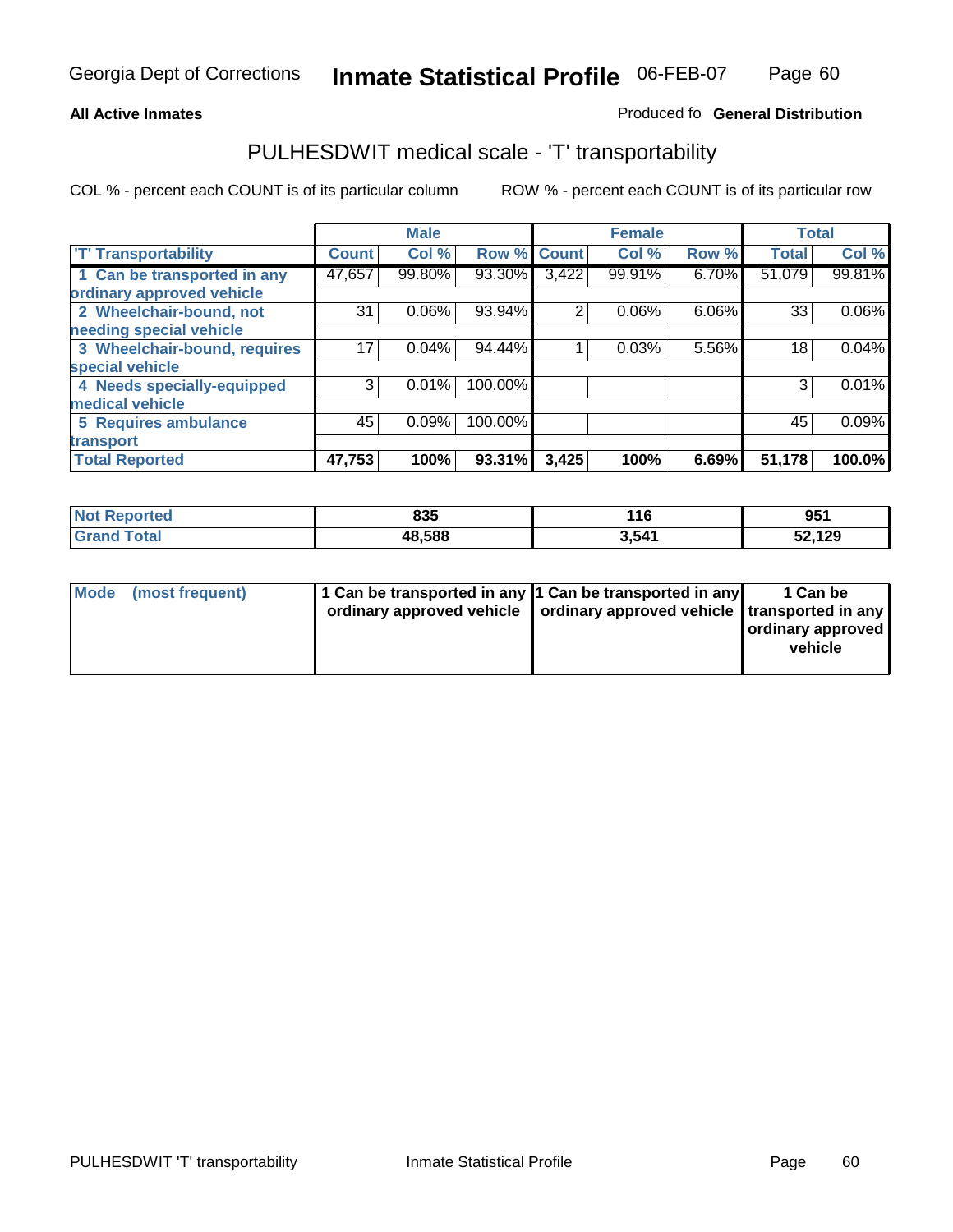Georgia Dept of Corrections **Inmate Statistical Profile** 06-FEB-07

**All Active Inmates**

Produced fo **General Distribution**

## PULHESDWIT medical scale - 'T' transportability

COL % - percent each COUNT is of its particular column

ROW % - percent each COUNT is of its particular row

| | Male | | | Female | | | Total | |
|---|---|---|---|---|---|---|---|---|
| 'T' Transportability | Count | Col % | Row % | Count | Col % | Row % | Total | Col % |
| 1 Can be transported in any ordinary approved vehicle | 47,657 | 99.80% | 93.30% | 3,422 | 99.91% | 6.70% | 51,079 | 99.81% |
| 2 Wheelchair-bound, not needing special vehicle | 31 | 0.06% | 93.94% | 2 | 0.06% | 6.06% | 33 | 0.06% |
| 3 Wheelchair-bound, requires special vehicle | 17 | 0.04% | 94.44% | 1 | 0.03% | 5.56% | 18 | 0.04% |
| 4 Needs specially-equipped medical vehicle | 3 | 0.01% | 100.00% | | | | 3 | 0.01% |
| 5 Requires ambulance transport | 45 | 0.09% | 100.00% | | | | 45 | 0.09% |
| **Total Reported** | **47,753** | **100%** | **93.31%** | **3,425** | **100%** | **6.69%** | **51,178** | **100.0%** |

| | Male | Female | Total |
|---|---|---|---|
| **Not Reported** | **835** | **116** | **951** |
| **Grand Total** | **48,588** | **3,541** | **52,129** |

| | Male | Female | Total |
|---|---|---|---|
| **Mode (most frequent)** | **1 Can be transported in any ordinary approved vehicle** | **1 Can be transported in any ordinary approved vehicle** | **1 Can be transported in any ordinary approved vehicle** |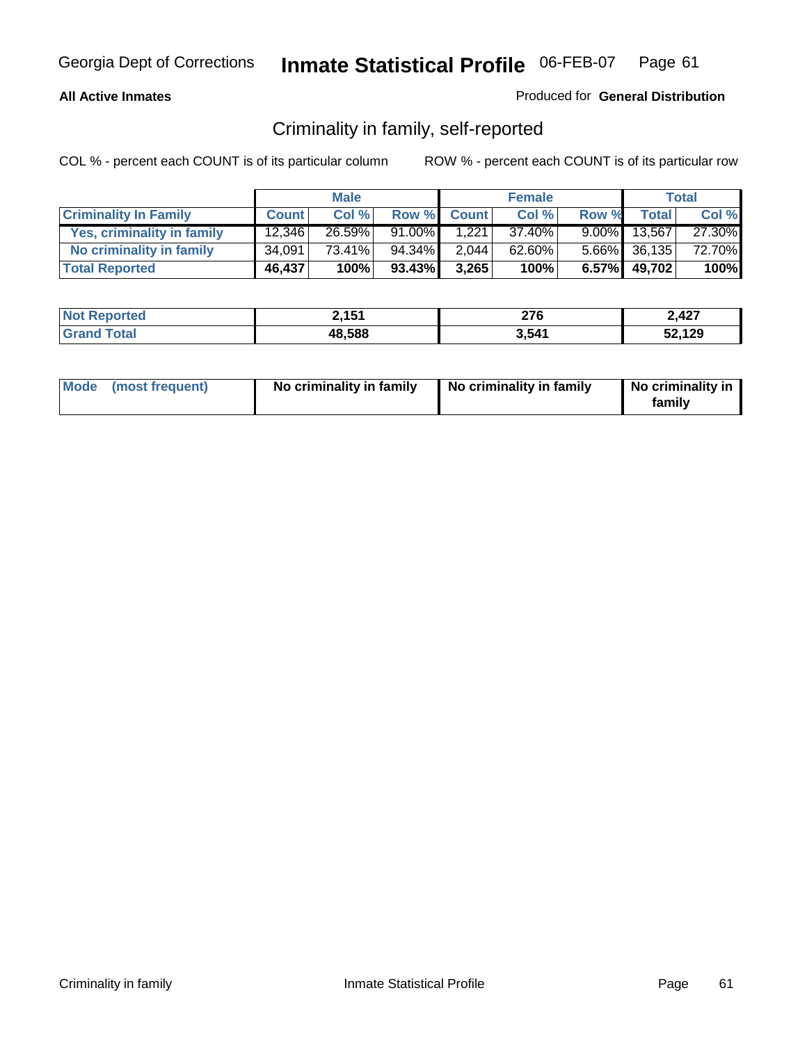# Criminality in family, self-reported

**All Active Inmates**

Produced for **General Distribution**

COL % - percent each COUNT is of its particular column

ROW % - percent each COUNT is of its particular row

| | Male | | | Female | | | Total | |
|---|---|---|---|---|---|---|---|---|
| **Criminality In Family** | **Count** | **Col %** | **Row %** | **Count** | **Col %** | **Row %** | **Total** | **Col %** |
| Yes, criminality in family | 12,346 | 26.59% | 91.00% | 1,221 | 37.40% | 9.00% | 13,567 | 27.30% |
| No criminality in family | 34,091 | 73.41% | 94.34% | 2,044 | 62.60% | 5.66% | 36,135 | 72.70% |
| **Total Reported** | **46,437** | **100%** | **93.43%** | **3,265** | **100%** | **6.57%** | **49,702** | **100%** |

| | Male | Female | Total |
|---|---|---|---|
| Not Reported | 2,151 | 276 | 2,427 |
| Grand Total | 48,588 | 3,541 | 52,129 |

| | Male | Female | Total |
|---|---|---|---|
| Mode (most frequent) | No criminality in family | No criminality in family | No criminality in family |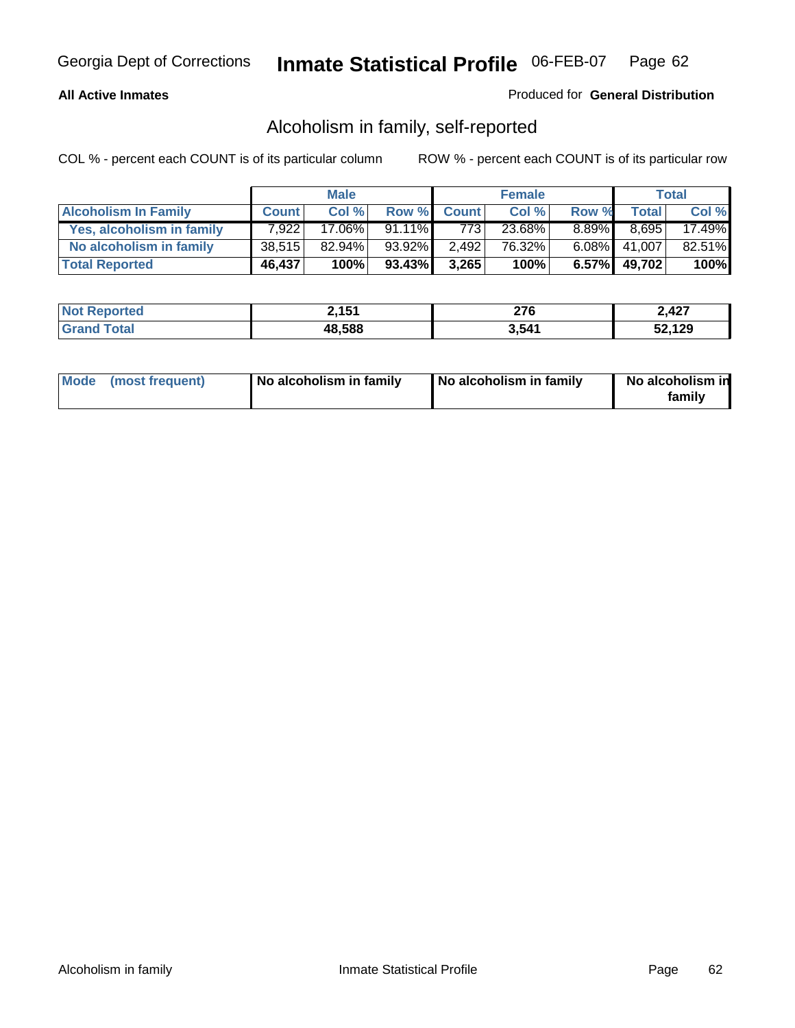Georgia Dept of Corrections **Inmate Statistical Profile** 06-FEB-07

**All Active Inmates**

Produced for **General Distribution**

## Alcoholism in family, self-reported

COL % - percent each COUNT is of its particular column

ROW % - percent each COUNT is of its particular row

| | Male | | | Female | | | Total | |
|---|---|---|---|---|---|---|---|---|
| **Alcoholism In Family** | **Count** | **Col %** | **Row %** | **Count** | **Col %** | **Row %** | **Total** | **Col %** |
| **Yes, alcoholism in family** | 7,922 | 17.06% | 91.11% | 773 | 23.68% | 8.89% | 8,695 | 17.49% |
| **No alcoholism in family** | 38,515 | 82.94% | 93.92% | 2,492 | 76.32% | 6.08% | 41,007 | 82.51% |
| **Total Reported** | **46,437** | **100%** | **93.43%** | **3,265** | **100%** | **6.57%** | **49,702** | **100%** |

| | Male | Female | Total |
|---|---|---|---|
| **Not Reported** | **2,151** | **276** | **2,427** |
| **Grand Total** | **48,588** | **3,541** | **52,129** |

| | Male | Female | Total |
|---|---|---|---|
| **Mode (most frequent)** | **No alcoholism in family** | **No alcoholism in family** | **No alcoholism in family** |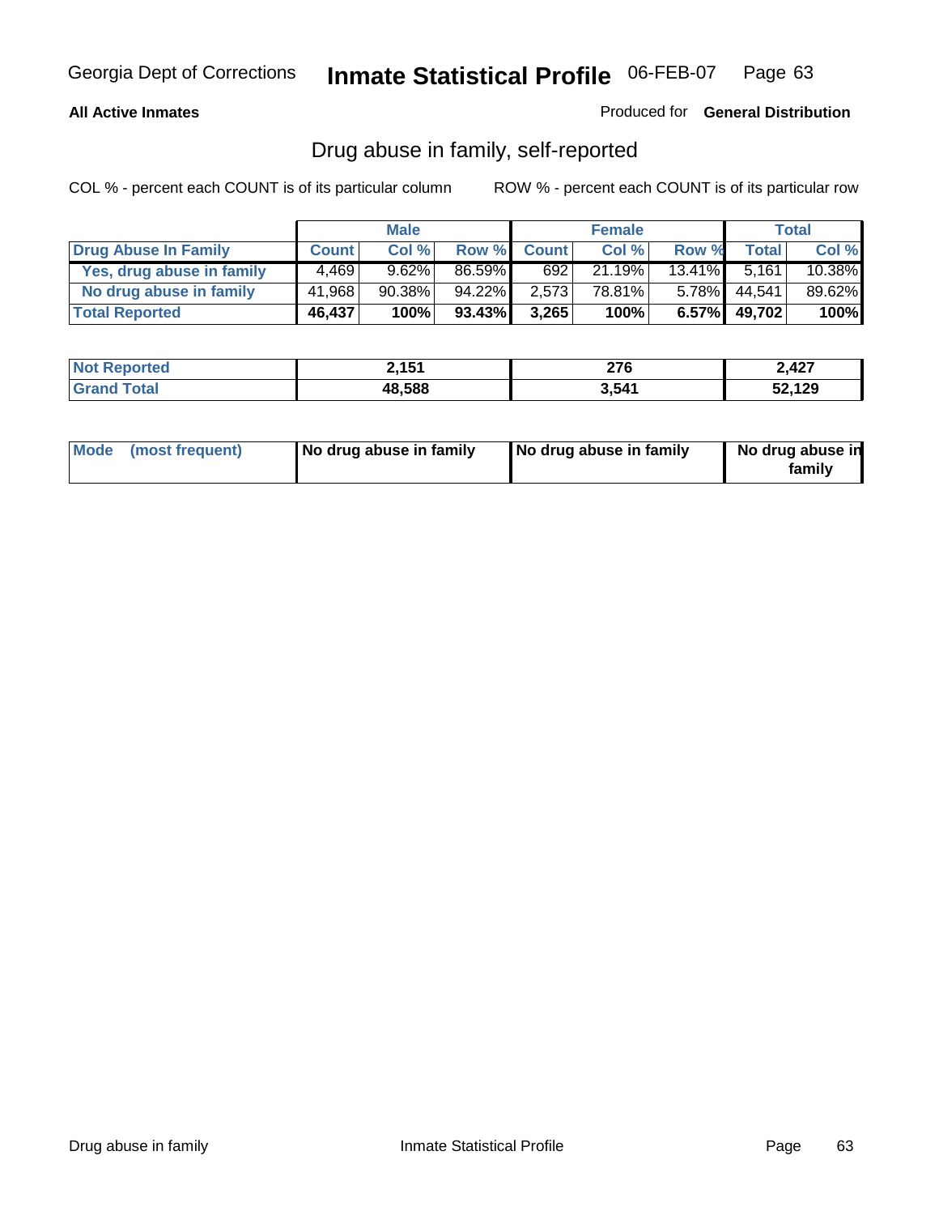Georgia Dept of Corrections **Inmate Statistical Profile** 06-FEB-07

**All Active Inmates**

Produced for **General Distribution**

## Drug abuse in family, self-reported

COL % - percent each COUNT is of its particular column ROW % - percent each COUNT is of its particular row

| | Male | | | Female | | | Total | |
|---|---|---|---|---|---|---|---|---|
| **Drug Abuse In Family** | **Count** | **Col %** | **Row %** | **Count** | **Col %** | **Row %** | **Total** | **Col %** |
| **Yes, drug abuse in family** | 4,469 | 9.62% | 86.59% | 692 | 21.19% | 13.41% | 5,161 | 10.38% |
| **No drug abuse in family** | 41,968 | 90.38% | 94.22% | 2,573 | 78.81% | 5.78% | 44,541 | 89.62% |
| **Total Reported** | **46,437** | **100%** | **93.43%** | **3,265** | **100%** | **6.57%** | **49,702** | **100%** |

| | Male | Female | Total |
|---|---|---|---|
| **Not Reported** | **2,151** | **276** | **2,427** |
| **Grand Total** | **48,588** | **3,541** | **52,129** |

| | Male | Female | Total |
|---|---|---|---|
| **Mode (most frequent)** | **No drug abuse in family** | **No drug abuse in family** | **No drug abuse in family** |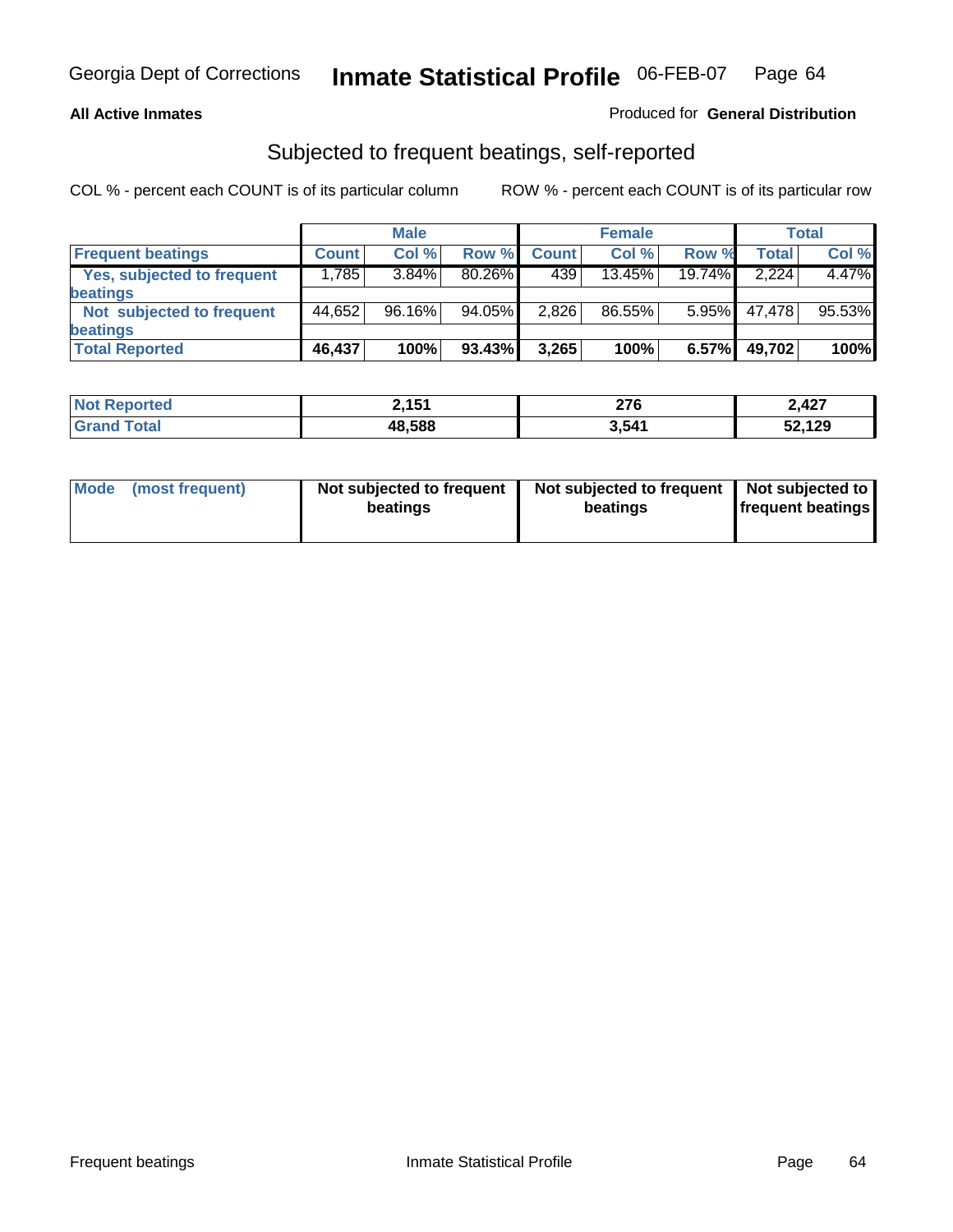Georgia Dept of Corrections **Inmate Statistical Profile** 06-FEB-07

**All Active Inmates**

Produced for **General Distribution**

## Subjected to frequent beatings, self-reported

COL % - percent each COUNT is of its particular column

ROW % - percent each COUNT is of its particular row

| | Male | | | Female | | | Total | |
|---|---|---|---|---|---|---|---|---|
| **Frequent beatings** | **Count** | **Col %** | **Row %** | **Count** | **Col %** | **Row %** | **Total** | **Col %** |
| **Yes, subjected to frequent beatings** | 1,785 | 3.84% | 80.26% | 439 | 13.45% | 19.74% | 2,224 | 4.47% |
| **Not subjected to frequent beatings** | 44,652 | 96.16% | 94.05% | 2,826 | 86.55% | 5.95% | 47,478 | 95.53% |
| **Total Reported** | **46,437** | **100%** | **93.43%** | **3,265** | **100%** | **6.57%** | **49,702** | **100%** |

| | Male | Female | Total |
|---|---|---|---|
| **Not Reported** | **2,151** | **276** | **2,427** |
| **Grand Total** | **48,588** | **3,541** | **52,129** |

| | Male | Female | Total |
|---|---|---|---|
| **Mode (most frequent)** | **Not subjected to frequent beatings** | **Not subjected to frequent beatings** | **Not subjected to frequent beatings** |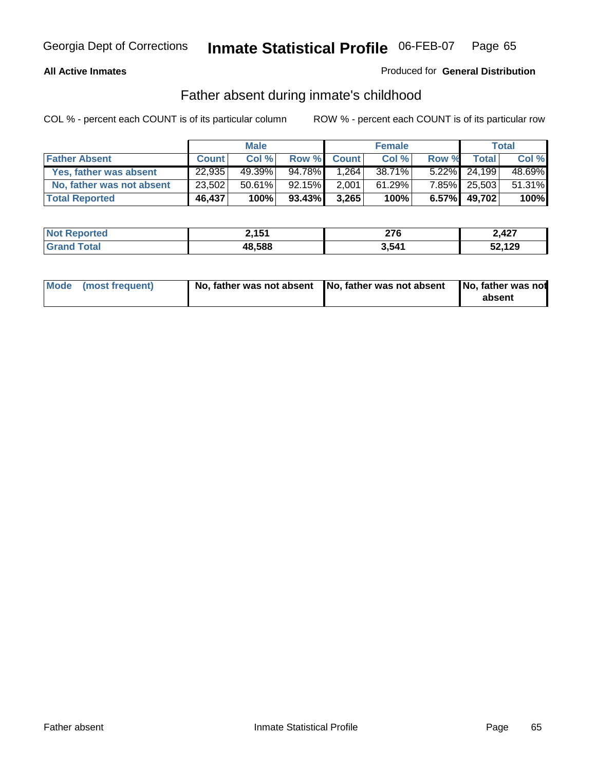**All Active Inmates**

Produced for **General Distribution**

## Father absent during inmate's childhood

COL % - percent each COUNT is of its particular column

ROW % - percent each COUNT is of its particular row

| | Male | | | Female | | | Total | |
|---|---|---|---|---|---|---|---|---|
| **Father Absent** | **Count** | **Col %** | **Row %** | **Count** | **Col %** | **Row %** | **Total** | **Col %** |
| Yes, father was absent | 22,935 | 49.39% | 94.78% | 1,264 | 38.71% | 5.22% | 24,199 | 48.69% |
| No, father was not absent | 23,502 | 50.61% | 92.15% | 2,001 | 61.29% | 7.85% | 25,503 | 51.31% |
| **Total Reported** | **46,437** | **100%** | **93.43%** | **3,265** | **100%** | **6.57%** | **49,702** | **100%** |

| | Male | Female | Total |
|---|---|---|---|
| **Not Reported** | **2,151** | **276** | **2,427** |
| **Grand Total** | **48,588** | **3,541** | **52,129** |

| | Male | Female | Total |
|---|---|---|---|
| **Mode (most frequent)** | **No, father was not absent** | **No, father was not absent** | **No, father was not absent** |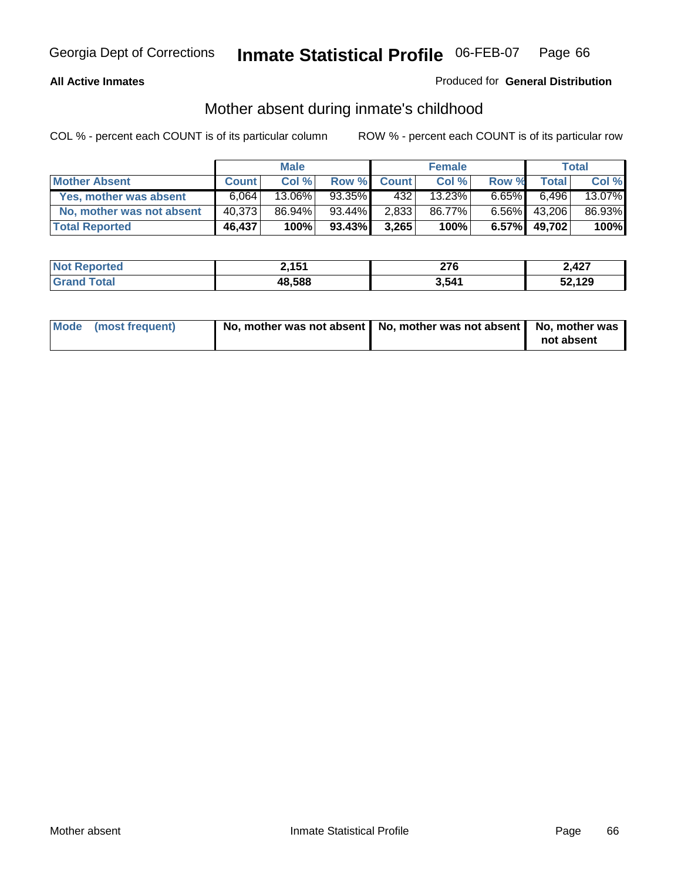**All Active Inmates** Produced for **General Distribution**

## Mother absent during inmate's childhood

COL % - percent each COUNT is of its particular column ROW % - percent each COUNT is of its particular row

| | Male | | | Female | | | Total | |
|---|---|---|---|---|---|---|---|---|
| **Mother Absent** | **Count** | **Col %** | **Row %** | **Count** | **Col %** | **Row %** | **Total** | **Col %** |
| **Yes, mother was absent** | 6,064 | 13.06% | 93.35% | 432 | 13.23% | 6.65% | 6,496 | 13.07% |
| **No, mother was not absent** | 40,373 | 86.94% | 93.44% | 2,833 | 86.77% | 6.56% | 43,206 | 86.93% |
| **Total Reported** | **46,437** | **100%** | **93.43%** | **3,265** | **100%** | **6.57%** | **49,702** | **100%** |

| | Male | Female | Total |
|---|---|---|---|
| **Not Reported** | **2,151** | **276** | **2,427** |
| **Grand Total** | **48,588** | **3,541** | **52,129** |

| | Male | Female | Total |
|---|---|---|---|
| **Mode (most frequent)** | **No, mother was not absent** | **No, mother was not absent** | **No, mother was not absent** |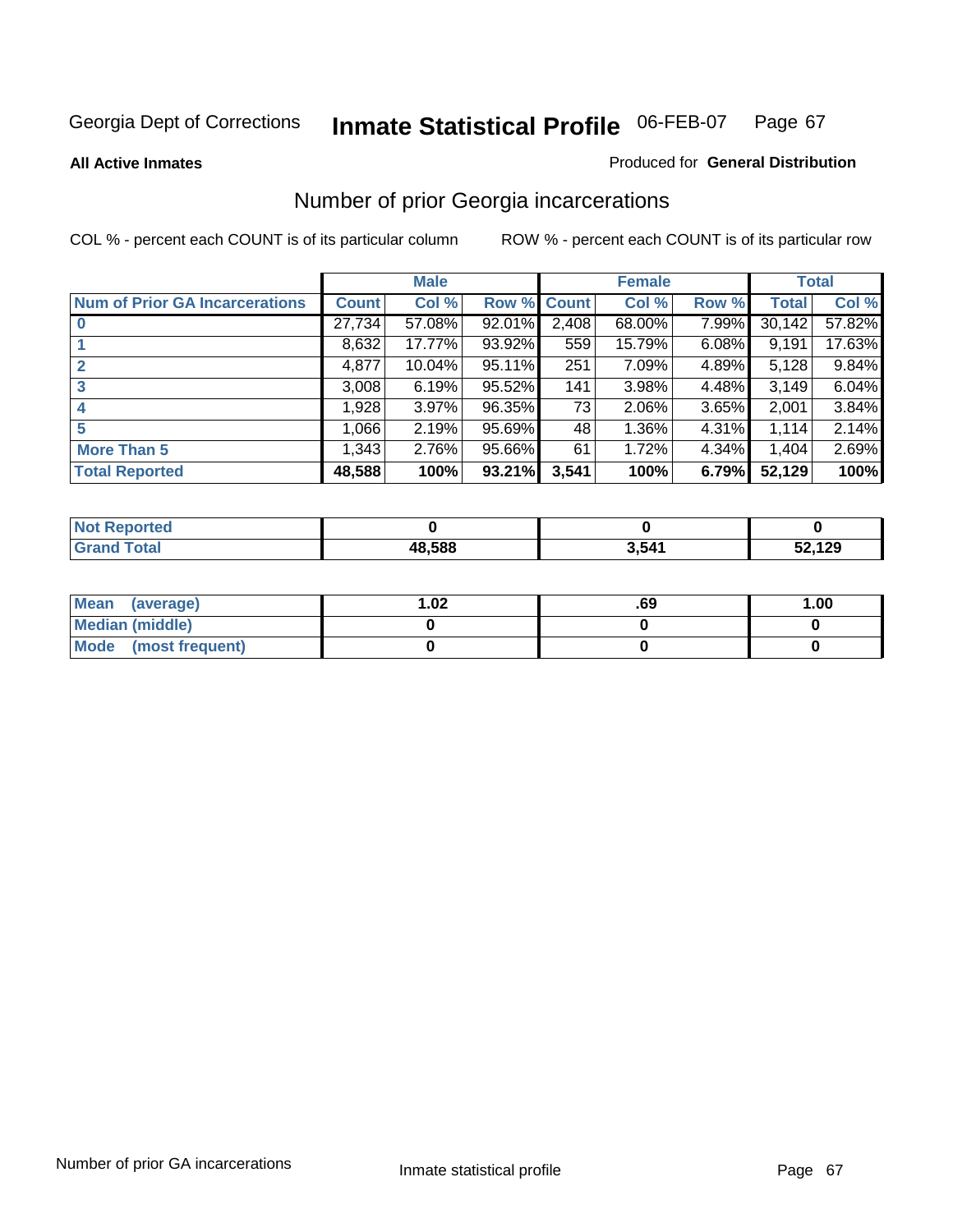Georgia Dept of Corrections **Inmate Statistical Profile** 06-FEB-07

**All Active Inmates**

Produced for **General Distribution**

## Number of prior Georgia incarcerations

COL % - percent each COUNT is of its particular column

ROW % - percent each COUNT is of its particular row

| | Male | | | Female | | | Total | |
|---|---|---|---|---|---|---|---|---|
| **Num of Prior GA Incarcerations** | **Count** | **Col %** | **Row %** | **Count** | **Col %** | **Row %** | **Total** | **Col %** |
| **0** | 27,734 | 57.08% | 92.01% | 2,408 | 68.00% | 7.99% | 30,142 | 57.82% |
| **1** | 8,632 | 17.77% | 93.92% | 559 | 15.79% | 6.08% | 9,191 | 17.63% |
| **2** | 4,877 | 10.04% | 95.11% | 251 | 7.09% | 4.89% | 5,128 | 9.84% |
| **3** | 3,008 | 6.19% | 95.52% | 141 | 3.98% | 4.48% | 3,149 | 6.04% |
| **4** | 1,928 | 3.97% | 96.35% | 73 | 2.06% | 3.65% | 2,001 | 3.84% |
| **5** | 1,066 | 2.19% | 95.69% | 48 | 1.36% | 4.31% | 1,114 | 2.14% |
| **More Than 5** | 1,343 | 2.76% | 95.66% | 61 | 1.72% | 4.34% | 1,404 | 2.69% |
| **Total Reported** | **48,588** | **100%** | **93.21%** | **3,541** | **100%** | **6.79%** | **52,129** | **100%** |

| | Male | Female | Total |
|---|---|---|---|
| **Not Reported** | **0** | **0** | **0** |
| **Grand Total** | **48,588** | **3,541** | **52,129** |

| | Male | Female | Total |
|---|---|---|---|
| **Mean (average)** | **1.02** | **.69** | **1.00** |
| **Median (middle)** | **0** | **0** | **0** |
| **Mode (most frequent)** | **0** | **0** | **0** |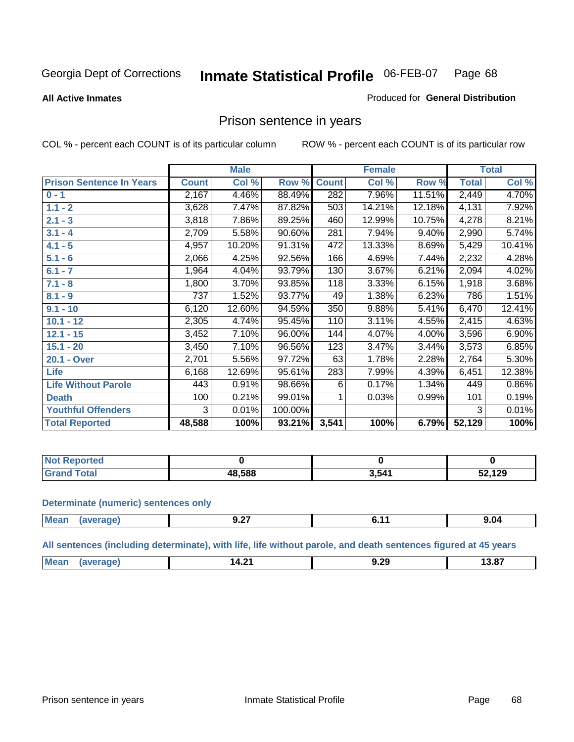Georgia Dept of Corrections **Inmate Statistical Profile** 06-FEB-07

**All Active Inmates**

Produced for **General Distribution**

## Prison sentence in years

COL % - percent each COUNT is of its particular column ROW % - percent each COUNT is of its particular row

| | Male | | | Female | | | Total | |
|---|---|---|---|---|---|---|---|---|
| **Prison Sentence In Years** | **Count** | **Col %** | **Row %** | **Count** | **Col %** | **Row %** | **Total** | **Col %** |
| **0 - 1** | 2,167 | 4.46% | 88.49% | 282 | 7.96% | 11.51% | 2,449 | 4.70% |
| **1.1 - 2** | 3,628 | 7.47% | 87.82% | 503 | 14.21% | 12.18% | 4,131 | 7.92% |
| **2.1 - 3** | 3,818 | 7.86% | 89.25% | 460 | 12.99% | 10.75% | 4,278 | 8.21% |
| **3.1 - 4** | 2,709 | 5.58% | 90.60% | 281 | 7.94% | 9.40% | 2,990 | 5.74% |
| **4.1 - 5** | 4,957 | 10.20% | 91.31% | 472 | 13.33% | 8.69% | 5,429 | 10.41% |
| **5.1 - 6** | 2,066 | 4.25% | 92.56% | 166 | 4.69% | 7.44% | 2,232 | 4.28% |
| **6.1 - 7** | 1,964 | 4.04% | 93.79% | 130 | 3.67% | 6.21% | 2,094 | 4.02% |
| **7.1 - 8** | 1,800 | 3.70% | 93.85% | 118 | 3.33% | 6.15% | 1,918 | 3.68% |
| **8.1 - 9** | 737 | 1.52% | 93.77% | 49 | 1.38% | 6.23% | 786 | 1.51% |
| **9.1 - 10** | 6,120 | 12.60% | 94.59% | 350 | 9.88% | 5.41% | 6,470 | 12.41% |
| **10.1 - 12** | 2,305 | 4.74% | 95.45% | 110 | 3.11% | 4.55% | 2,415 | 4.63% |
| **12.1 - 15** | 3,452 | 7.10% | 96.00% | 144 | 4.07% | 4.00% | 3,596 | 6.90% |
| **15.1 - 20** | 3,450 | 7.10% | 96.56% | 123 | 3.47% | 3.44% | 3,573 | 6.85% |
| **20.1 - Over** | 2,701 | 5.56% | 97.72% | 63 | 1.78% | 2.28% | 2,764 | 5.30% |
| **Life** | 6,168 | 12.69% | 95.61% | 283 | 7.99% | 4.39% | 6,451 | 12.38% |
| **Life Without Parole** | 443 | 0.91% | 98.66% | 6 | 0.17% | 1.34% | 449 | 0.86% |
| **Death** | 100 | 0.21% | 99.01% | 1 | 0.03% | 0.99% | 101 | 0.19% |
| **Youthful Offenders** | 3 | 0.01% | 100.00% | | | | 3 | 0.01% |
| **Total Reported** | **48,588** | **100%** | **93.21%** | **3,541** | **100%** | **6.79%** | **52,129** | **100%** |

| | Male | Female | Total |
|---|---|---|---|
| **Not Reported** | **0** | **0** | **0** |
| **Grand Total** | **48,588** | **3,541** | **52,129** |

**Determinate (numeric) sentences only**

| | Male | Female | Total |
|---|---|---|---|
| **Mean (average)** | **9.27** | **6.11** | **9.04** |

**All sentences (including determinate), with life, life without parole, and death sentences figured at 45 years**

| | Male | Female | Total |
|---|---|---|---|
| **Mean (average)** | **14.21** | **9.29** | **13.87** |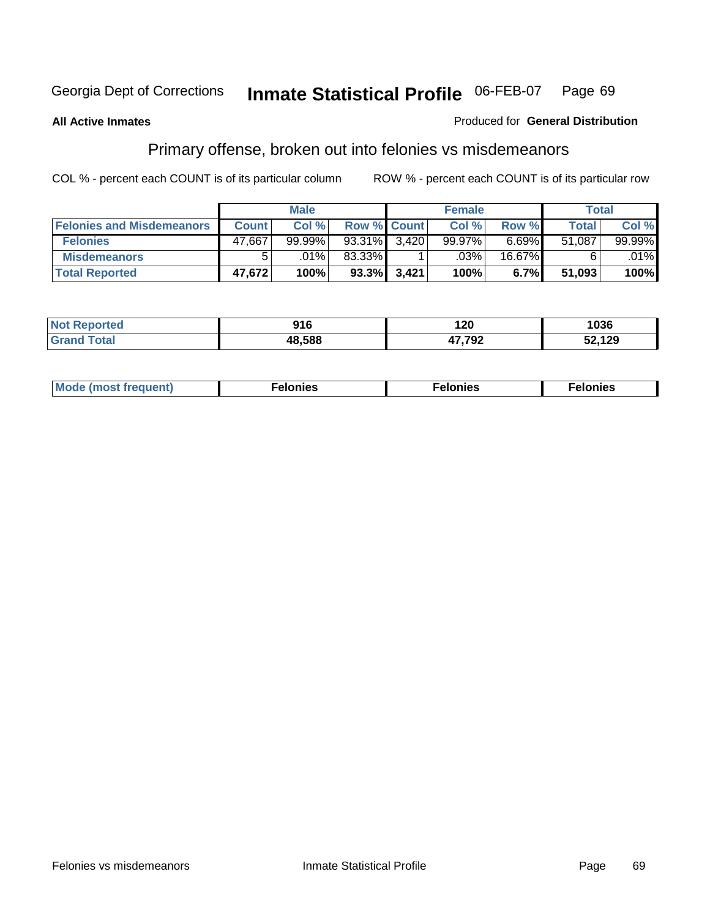Georgia Dept of Corrections **Inmate Statistical Profile** 06-FEB-07

**All Active Inmates**

Produced for **General Distribution**

## Primary offense, broken out into felonies vs misdemeanors

COL % - percent each COUNT is of its particular column    ROW % - percent each COUNT is of its particular row

| | Male | | | Female | | | Total | |
|---|---|---|---|---|---|---|---|---|
| **Felonies and Misdemeanors** | **Count** | **Col %** | **Row %** | **Count** | **Col %** | **Row %** | **Total** | **Col %** |
| **Felonies** | 47,667 | 99.99% | 93.31% | 3,420 | 99.97% | 6.69% | 51,087 | 99.99% |
| **Misdemeanors** | 5 | .01% | 83.33% | 1 | .03% | 16.67% | 6 | .01% |
| **Total Reported** | **47,672** | **100%** | **93.3%** | **3,421** | **100%** | **6.7%** | **51,093** | **100%** |

| | Male | Female | Total |
|---|---|---|---|
| **Not Reported** | **916** | **120** | **1036** |
| **Grand Total** | **48,588** | **47,792** | **52,129** |

| | Male | Female | Total |
|---|---|---|---|
| **Mode (most frequent)** | **Felonies** | **Felonies** | **Felonies** |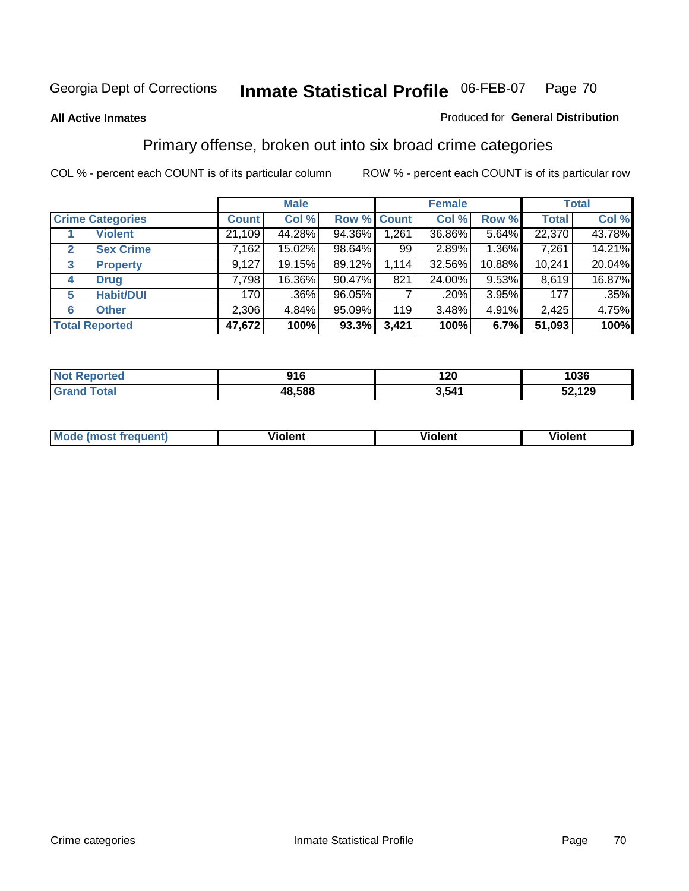Georgia Dept of Corrections **Inmate Statistical Profile** 06-FEB-07

**All Active Inmates**

Produced for **General Distribution**

## Primary offense, broken out into six broad crime categories

COL % - percent each COUNT is of its particular column

ROW % - percent each COUNT is of its particular row

| | | Male | | | Female | | | Total | |
|---|---|---|---|---|---|---|---|---|---|
| **Crime Categories** | | **Count** | **Col %** | **Row %** | **Count** | **Col %** | **Row %** | **Total** | **Col %** |
| 1 | **Violent** | 21,109 | 44.28% | 94.36% | 1,261 | 36.86% | 5.64% | 22,370 | 43.78% |
| 2 | **Sex Crime** | 7,162 | 15.02% | 98.64% | 99 | 2.89% | 1.36% | 7,261 | 14.21% |
| 3 | **Property** | 9,127 | 19.15% | 89.12% | 1,114 | 32.56% | 10.88% | 10,241 | 20.04% |
| 4 | **Drug** | 7,798 | 16.36% | 90.47% | 821 | 24.00% | 9.53% | 8,619 | 16.87% |
| 5 | **Habit/DUI** | 170 | .36% | 96.05% | 7 | .20% | 3.95% | 177 | .35% |
| 6 | **Other** | 2,306 | 4.84% | 95.09% | 119 | 3.48% | 4.91% | 2,425 | 4.75% |
| **Total Reported** | | **47,672** | **100%** | **93.3%** | **3,421** | **100%** | **6.7%** | **51,093** | **100%** |

| | Male | Female | Total |
|---|---|---|---|
| **Not Reported** | **916** | **120** | **1036** |
| **Grand Total** | **48,588** | **3,541** | **52,129** |

| | Male | Female | Total |
|---|---|---|---|
| **Mode (most frequent)** | **Violent** | **Violent** | **Violent** |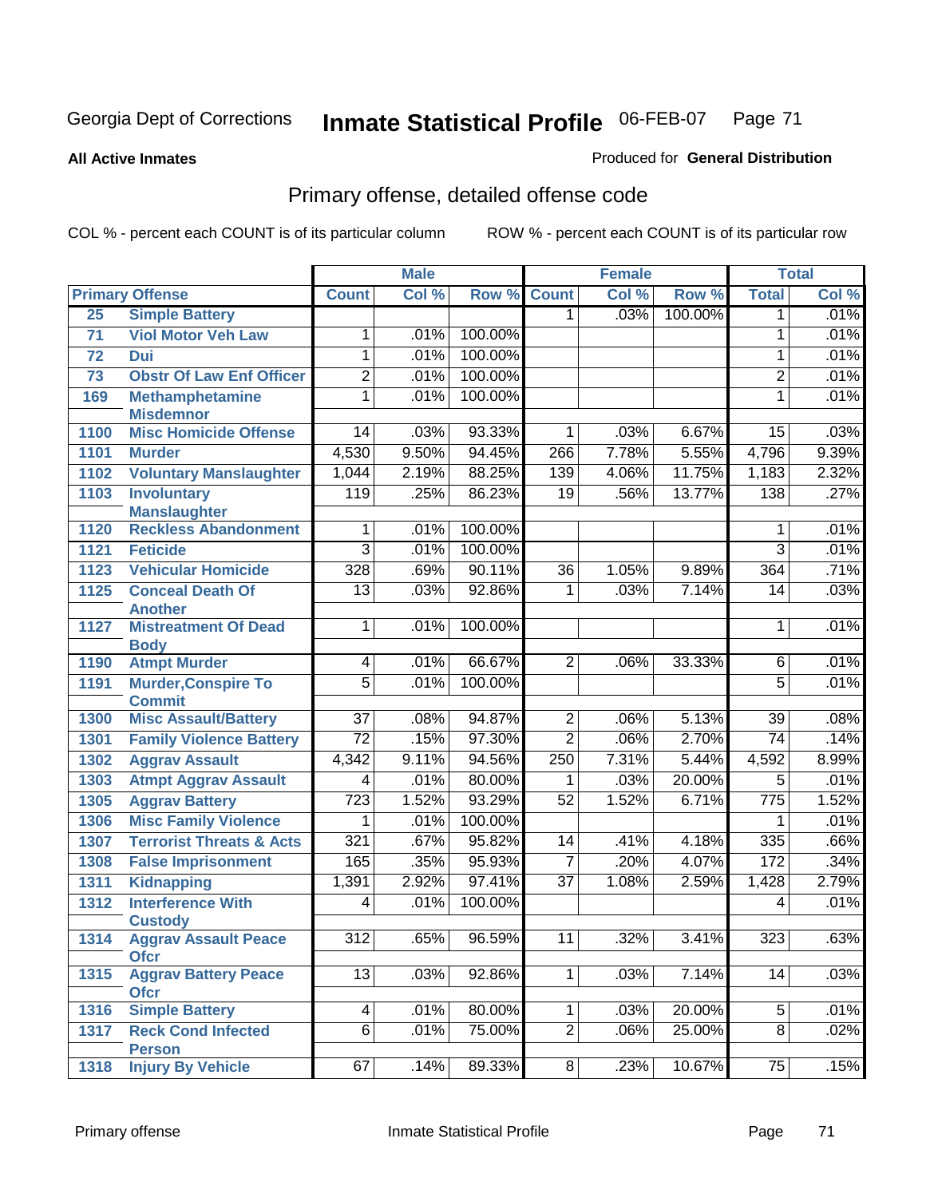Georgia Dept of Corrections **Inmate Statistical Profile** 06-FEB-07

**All Active Inmates**

Produced for **General Distribution**

## Primary offense, detailed offense code

COL % - percent each COUNT is of its particular column ROW % - percent each COUNT is of its particular row

| Primary Offense | | Male | | | Female | | | Total | |
|---|---|---|---|---|---|---|---|---|---|
| | | Count | Col % | Row % | Count | Col % | Row % | Total | Col % |
| 25 | Simple Battery | | | | 1 | .03% | 100.00% | 1 | .01% |
| 71 | Viol Motor Veh Law | 1 | .01% | 100.00% | | | | 1 | .01% |
| 72 | Dui | 1 | .01% | 100.00% | | | | 1 | .01% |
| 73 | Obstr Of Law Enf Officer | 2 | .01% | 100.00% | | | | 2 | .01% |
| 169 | Methamphetamine Misdemnor | 1 | .01% | 100.00% | | | | 1 | .01% |
| 1100 | Misc Homicide Offense | 14 | .03% | 93.33% | 1 | .03% | 6.67% | 15 | .03% |
| 1101 | Murder | 4,530 | 9.50% | 94.45% | 266 | 7.78% | 5.55% | 4,796 | 9.39% |
| 1102 | Voluntary Manslaughter | 1,044 | 2.19% | 88.25% | 139 | 4.06% | 11.75% | 1,183 | 2.32% |
| 1103 | Involuntary Manslaughter | 119 | .25% | 86.23% | 19 | .56% | 13.77% | 138 | .27% |
| 1120 | Reckless Abandonment | 1 | .01% | 100.00% | | | | 1 | .01% |
| 1121 | Feticide | 3 | .01% | 100.00% | | | | 3 | .01% |
| 1123 | Vehicular Homicide | 328 | .69% | 90.11% | 36 | 1.05% | 9.89% | 364 | .71% |
| 1125 | Conceal Death Of Another | 13 | .03% | 92.86% | 1 | .03% | 7.14% | 14 | .03% |
| 1127 | Mistreatment Of Dead Body | 1 | .01% | 100.00% | | | | 1 | .01% |
| 1190 | Atmpt Murder | 4 | .01% | 66.67% | 2 | .06% | 33.33% | 6 | .01% |
| 1191 | Murder,Conspire To Commit | 5 | .01% | 100.00% | | | | 5 | .01% |
| 1300 | Misc Assault/Battery | 37 | .08% | 94.87% | 2 | .06% | 5.13% | 39 | .08% |
| 1301 | Family Violence Battery | 72 | .15% | 97.30% | 2 | .06% | 2.70% | 74 | .14% |
| 1302 | Aggrav Assault | 4,342 | 9.11% | 94.56% | 250 | 7.31% | 5.44% | 4,592 | 8.99% |
| 1303 | Atmpt Aggrav Assault | 4 | .01% | 80.00% | 1 | .03% | 20.00% | 5 | .01% |
| 1305 | Aggrav Battery | 723 | 1.52% | 93.29% | 52 | 1.52% | 6.71% | 775 | 1.52% |
| 1306 | Misc Family Violence | 1 | .01% | 100.00% | | | | 1 | .01% |
| 1307 | Terrorist Threats & Acts | 321 | .67% | 95.82% | 14 | .41% | 4.18% | 335 | .66% |
| 1308 | False Imprisonment | 165 | .35% | 95.93% | 7 | .20% | 4.07% | 172 | .34% |
| 1311 | Kidnapping | 1,391 | 2.92% | 97.41% | 37 | 1.08% | 2.59% | 1,428 | 2.79% |
| 1312 | Interference With Custody | 4 | .01% | 100.00% | | | | 4 | .01% |
| 1314 | Aggrav Assault Peace Ofcr | 312 | .65% | 96.59% | 11 | .32% | 3.41% | 323 | .63% |
| 1315 | Aggrav Battery Peace Ofcr | 13 | .03% | 92.86% | 1 | .03% | 7.14% | 14 | .03% |
| 1316 | Simple Battery | 4 | .01% | 80.00% | 1 | .03% | 20.00% | 5 | .01% |
| 1317 | Reck Cond Infected Person | 6 | .01% | 75.00% | 2 | .06% | 25.00% | 8 | .02% |
| 1318 | Injury By Vehicle | 67 | .14% | 89.33% | 8 | .23% | 10.67% | 75 | .15% |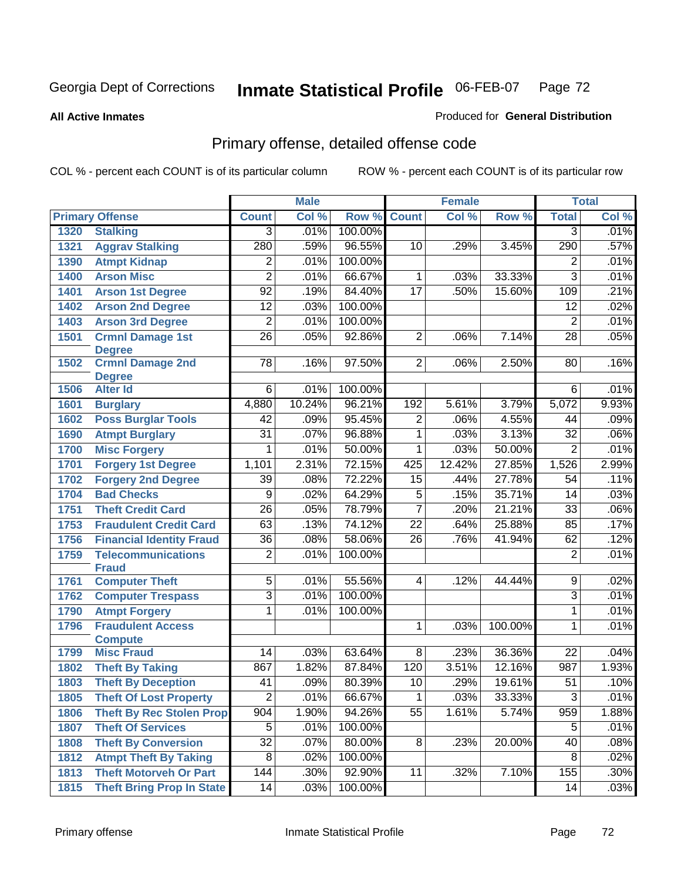Georgia Dept of Corrections **Inmate Statistical Profile** 06-FEB-07

**All Active Inmates** Produced for **General Distribution**

## Primary offense, detailed offense code

COL % - percent each COUNT is of its particular column ROW % - percent each COUNT is of its particular row

| Primary Offense | | Male | | | Female | | | Total | |
|---|---|---|---|---|---|---|---|---|---|
| | | Count | Col % | Row % | Count | Col % | Row % | Total | Col % |
| 1320 | Stalking | 3 | .01% | 100.00% | | | | 3 | .01% |
| 1321 | Aggrav Stalking | 280 | .59% | 96.55% | 10 | .29% | 3.45% | 290 | .57% |
| 1390 | Atmpt Kidnap | 2 | .01% | 100.00% | | | | 2 | .01% |
| 1400 | Arson Misc | 2 | .01% | 66.67% | 1 | .03% | 33.33% | 3 | .01% |
| 1401 | Arson 1st Degree | 92 | .19% | 84.40% | 17 | .50% | 15.60% | 109 | .21% |
| 1402 | Arson 2nd Degree | 12 | .03% | 100.00% | | | | 12 | .02% |
| 1403 | Arson 3rd Degree | 2 | .01% | 100.00% | | | | 2 | .01% |
| 1501 | Crmnl Damage 1st Degree | 26 | .05% | 92.86% | 2 | .06% | 7.14% | 28 | .05% |
| 1502 | Crmnl Damage 2nd Degree | 78 | .16% | 97.50% | 2 | .06% | 2.50% | 80 | .16% |
| 1506 | Alter Id | 6 | .01% | 100.00% | | | | 6 | .01% |
| 1601 | Burglary | 4,880 | 10.24% | 96.21% | 192 | 5.61% | 3.79% | 5,072 | 9.93% |
| 1602 | Poss Burglar Tools | 42 | .09% | 95.45% | 2 | .06% | 4.55% | 44 | .09% |
| 1690 | Atmpt Burglary | 31 | .07% | 96.88% | 1 | .03% | 3.13% | 32 | .06% |
| 1700 | Misc Forgery | 1 | .01% | 50.00% | 1 | .03% | 50.00% | 2 | .01% |
| 1701 | Forgery 1st Degree | 1,101 | 2.31% | 72.15% | 425 | 12.42% | 27.85% | 1,526 | 2.99% |
| 1702 | Forgery 2nd Degree | 39 | .08% | 72.22% | 15 | .44% | 27.78% | 54 | .11% |
| 1704 | Bad Checks | 9 | .02% | 64.29% | 5 | .15% | 35.71% | 14 | .03% |
| 1751 | Theft Credit Card | 26 | .05% | 78.79% | 7 | .20% | 21.21% | 33 | .06% |
| 1753 | Fraudulent Credit Card | 63 | .13% | 74.12% | 22 | .64% | 25.88% | 85 | .17% |
| 1756 | Financial Identity Fraud | 36 | .08% | 58.06% | 26 | .76% | 41.94% | 62 | .12% |
| 1759 | Telecommunications Fraud | 2 | .01% | 100.00% | | | | 2 | .01% |
| 1761 | Computer Theft | 5 | .01% | 55.56% | 4 | .12% | 44.44% | 9 | .02% |
| 1762 | Computer Trespass | 3 | .01% | 100.00% | | | | 3 | .01% |
| 1790 | Atmpt Forgery | 1 | .01% | 100.00% | | | | 1 | .01% |
| 1796 | Fraudulent Access Compute | | | | 1 | .03% | 100.00% | 1 | .01% |
| 1799 | Misc Fraud | 14 | .03% | 63.64% | 8 | .23% | 36.36% | 22 | .04% |
| 1802 | Theft By Taking | 867 | 1.82% | 87.84% | 120 | 3.51% | 12.16% | 987 | 1.93% |
| 1803 | Theft By Deception | 41 | .09% | 80.39% | 10 | .29% | 19.61% | 51 | .10% |
| 1805 | Theft Of Lost Property | 2 | .01% | 66.67% | 1 | .03% | 33.33% | 3 | .01% |
| 1806 | Theft By Rec Stolen Prop | 904 | 1.90% | 94.26% | 55 | 1.61% | 5.74% | 959 | 1.88% |
| 1807 | Theft Of Services | 5 | .01% | 100.00% | | | | 5 | .01% |
| 1808 | Theft By Conversion | 32 | .07% | 80.00% | 8 | .23% | 20.00% | 40 | .08% |
| 1812 | Atmpt Theft By Taking | 8 | .02% | 100.00% | | | | 8 | .02% |
| 1813 | Theft Motorveh Or Part | 144 | .30% | 92.90% | 11 | .32% | 7.10% | 155 | .30% |
| 1815 | Theft Bring Prop In State | 14 | .03% | 100.00% | | | | 14 | .03% |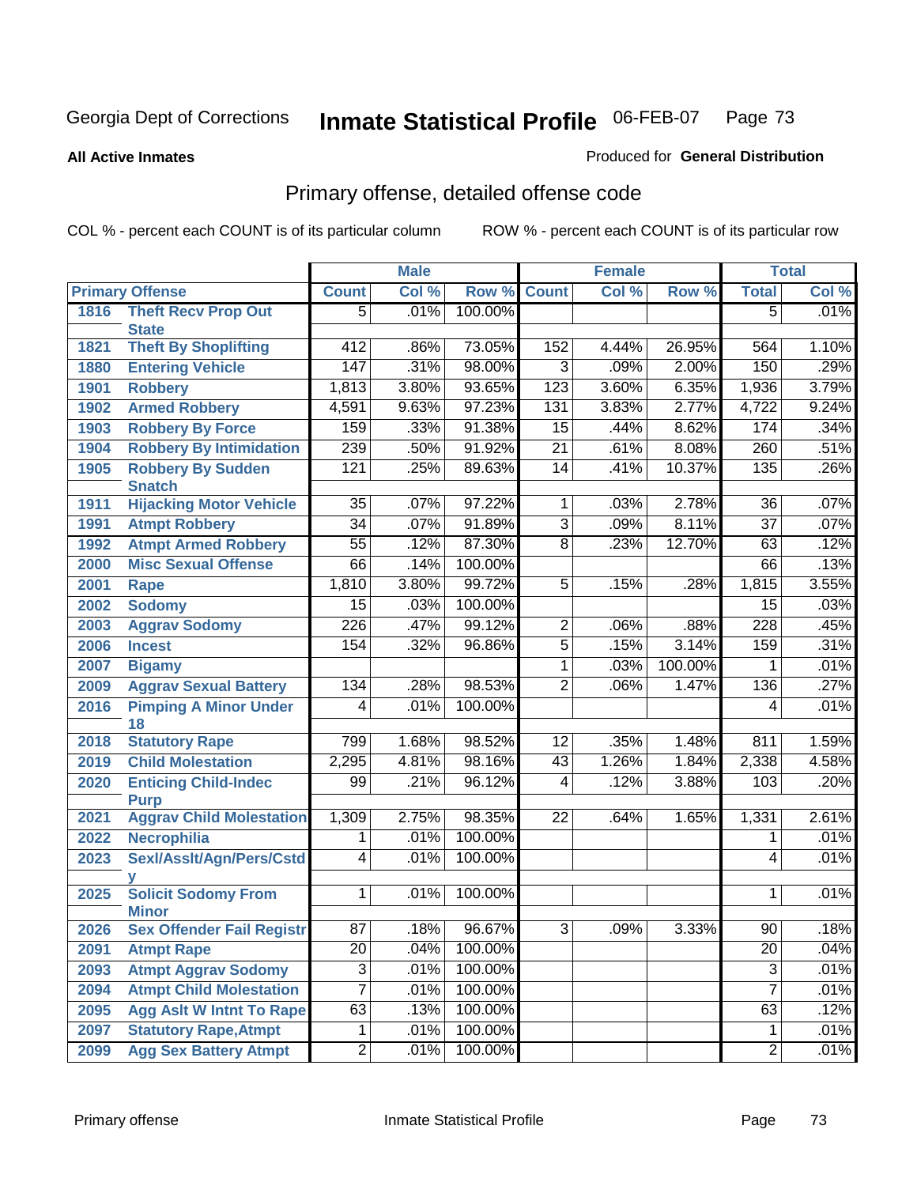Georgia Dept of Corrections

# Inmate Statistical Profile

06-FEB-07

**All Active Inmates**

Produced for **General Distribution**

## Primary offense, detailed offense code

COL % - percent each COUNT is of its particular column

ROW % - percent each COUNT is of its particular row

| Primary Offense | | Male | | | Female | | | Total | |
|---|---|---|---|---|---|---|---|---|---|
| | | Count | Col % | Row % | Count | Col % | Row % | Total | Col % |
| 1816 | Theft Recv Prop Out State | 5 | .01% | 100.00% | | | | 5 | .01% |
| 1821 | Theft By Shoplifting | 412 | .86% | 73.05% | 152 | 4.44% | 26.95% | 564 | 1.10% |
| 1880 | Entering Vehicle | 147 | .31% | 98.00% | 3 | .09% | 2.00% | 150 | .29% |
| 1901 | Robbery | 1,813 | 3.80% | 93.65% | 123 | 3.60% | 6.35% | 1,936 | 3.79% |
| 1902 | Armed Robbery | 4,591 | 9.63% | 97.23% | 131 | 3.83% | 2.77% | 4,722 | 9.24% |
| 1903 | Robbery By Force | 159 | .33% | 91.38% | 15 | .44% | 8.62% | 174 | .34% |
| 1904 | Robbery By Intimidation | 239 | .50% | 91.92% | 21 | .61% | 8.08% | 260 | .51% |
| 1905 | Robbery By Sudden Snatch | 121 | .25% | 89.63% | 14 | .41% | 10.37% | 135 | .26% |
| 1911 | Hijacking Motor Vehicle | 35 | .07% | 97.22% | 1 | .03% | 2.78% | 36 | .07% |
| 1991 | Atmpt Robbery | 34 | .07% | 91.89% | 3 | .09% | 8.11% | 37 | .07% |
| 1992 | Atmpt Armed Robbery | 55 | .12% | 87.30% | 8 | .23% | 12.70% | 63 | .12% |
| 2000 | Misc Sexual Offense | 66 | .14% | 100.00% | | | | 66 | .13% |
| 2001 | Rape | 1,810 | 3.80% | 99.72% | 5 | .15% | .28% | 1,815 | 3.55% |
| 2002 | Sodomy | 15 | .03% | 100.00% | | | | 15 | .03% |
| 2003 | Aggrav Sodomy | 226 | .47% | 99.12% | 2 | .06% | .88% | 228 | .45% |
| 2006 | Incest | 154 | .32% | 96.86% | 5 | .15% | 3.14% | 159 | .31% |
| 2007 | Bigamy | | | | 1 | .03% | 100.00% | 1 | .01% |
| 2009 | Aggrav Sexual Battery | 134 | .28% | 98.53% | 2 | .06% | 1.47% | 136 | .27% |
| 2016 | Pimping A Minor Under 18 | 4 | .01% | 100.00% | | | | 4 | .01% |
| 2018 | Statutory Rape | 799 | 1.68% | 98.52% | 12 | .35% | 1.48% | 811 | 1.59% |
| 2019 | Child Molestation | 2,295 | 4.81% | 98.16% | 43 | 1.26% | 1.84% | 2,338 | 4.58% |
| 2020 | Enticing Child-Indec Purp | 99 | .21% | 96.12% | 4 | .12% | 3.88% | 103 | .20% |
| 2021 | Aggrav Child Molestation | 1,309 | 2.75% | 98.35% | 22 | .64% | 1.65% | 1,331 | 2.61% |
| 2022 | Necrophilia | 1 | .01% | 100.00% | | | | 1 | .01% |
| 2023 | Sexl/Asslt/Agn/Pers/Cstdy | 4 | .01% | 100.00% | | | | 4 | .01% |
| 2025 | Solicit Sodomy From Minor | 1 | .01% | 100.00% | | | | 1 | .01% |
| 2026 | Sex Offender Fail Registr | 87 | .18% | 96.67% | 3 | .09% | 3.33% | 90 | .18% |
| 2091 | Atmpt Rape | 20 | .04% | 100.00% | | | | 20 | .04% |
| 2093 | Atmpt Aggrav Sodomy | 3 | .01% | 100.00% | | | | 3 | .01% |
| 2094 | Atmpt Child Molestation | 7 | .01% | 100.00% | | | | 7 | .01% |
| 2095 | Agg Aslt W Intnt To Rape | 63 | .13% | 100.00% | | | | 63 | .12% |
| 2097 | Statutory Rape,Atmpt | 1 | .01% | 100.00% | | | | 1 | .01% |
| 2099 | Agg Sex Battery Atmpt | 2 | .01% | 100.00% | | | | 2 | .01% |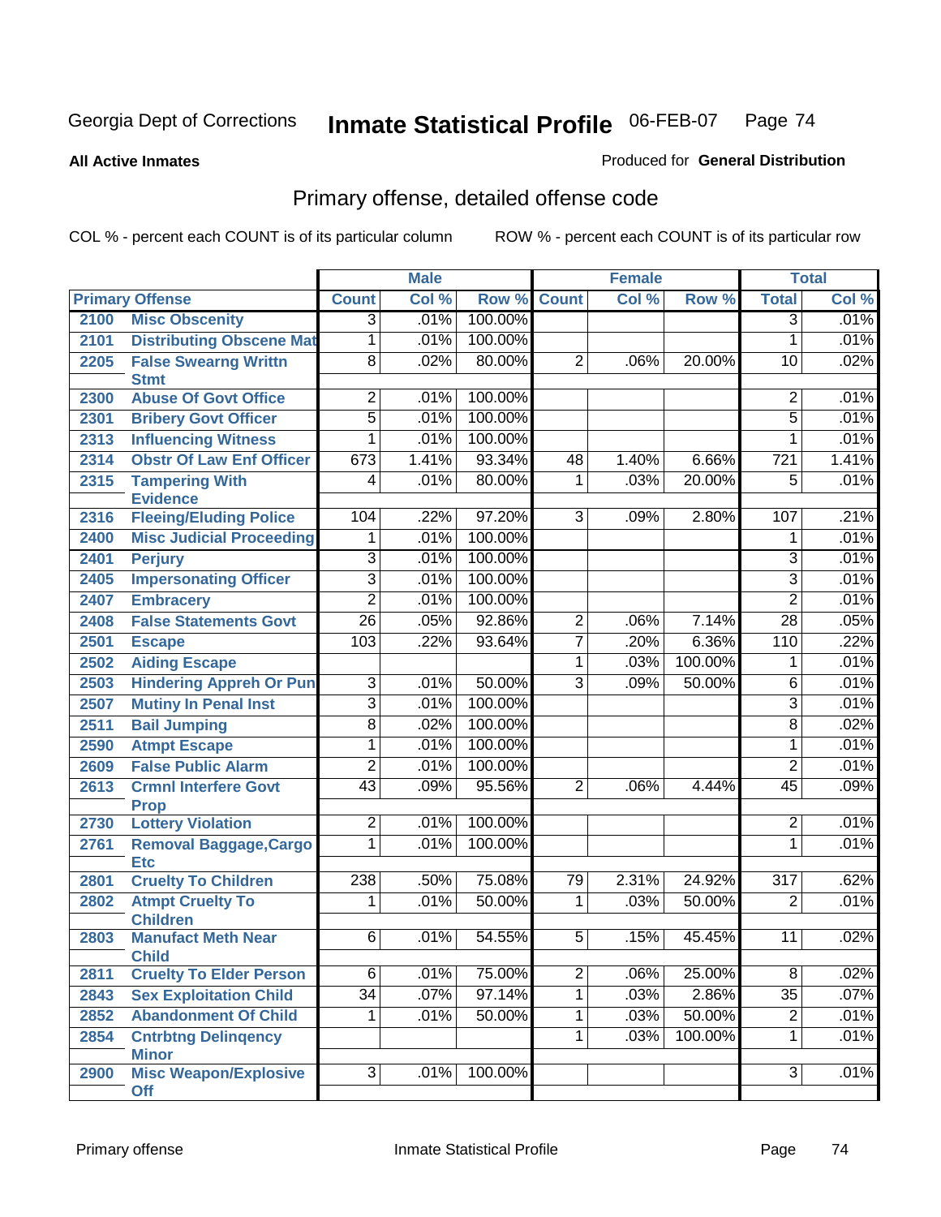Georgia Dept of Corrections **Inmate Statistical Profile** 06-FEB-07

**All Active Inmates**

Produced for **General Distribution**

## Primary offense, detailed offense code

COL % - percent each COUNT is of its particular column ROW % - percent each COUNT is of its particular row

| Primary Offense | | Male | | | Female | | | Total | |
|---|---|---|---|---|---|---|---|---|---|
| | | Count | Col % | Row % | Count | Col % | Row % | Total | Col % |
| 2100 | Misc Obscenity | 3 | .01% | 100.00% | | | | 3 | .01% |
| 2101 | Distributing Obscene Mat | 1 | .01% | 100.00% | | | | 1 | .01% |
| 2205 | False Swearng Writtn Stmt | 8 | .02% | 80.00% | 2 | .06% | 20.00% | 10 | .02% |
| 2300 | Abuse Of Govt Office | 2 | .01% | 100.00% | | | | 2 | .01% |
| 2301 | Bribery Govt Officer | 5 | .01% | 100.00% | | | | 5 | .01% |
| 2313 | Influencing Witness | 1 | .01% | 100.00% | | | | 1 | .01% |
| 2314 | Obstr Of Law Enf Officer | 673 | 1.41% | 93.34% | 48 | 1.40% | 6.66% | 721 | 1.41% |
| 2315 | Tampering With Evidence | 4 | .01% | 80.00% | 1 | .03% | 20.00% | 5 | .01% |
| 2316 | Fleeing/Eluding Police | 104 | .22% | 97.20% | 3 | .09% | 2.80% | 107 | .21% |
| 2400 | Misc Judicial Proceeding | 1 | .01% | 100.00% | | | | 1 | .01% |
| 2401 | Perjury | 3 | .01% | 100.00% | | | | 3 | .01% |
| 2405 | Impersonating Officer | 3 | .01% | 100.00% | | | | 3 | .01% |
| 2407 | Embracery | 2 | .01% | 100.00% | | | | 2 | .01% |
| 2408 | False Statements Govt | 26 | .05% | 92.86% | 2 | .06% | 7.14% | 28 | .05% |
| 2501 | Escape | 103 | .22% | 93.64% | 7 | .20% | 6.36% | 110 | .22% |
| 2502 | Aiding Escape | | | | 1 | .03% | 100.00% | 1 | .01% |
| 2503 | Hindering Appreh Or Pun | 3 | .01% | 50.00% | 3 | .09% | 50.00% | 6 | .01% |
| 2507 | Mutiny In Penal Inst | 3 | .01% | 100.00% | | | | 3 | .01% |
| 2511 | Bail Jumping | 8 | .02% | 100.00% | | | | 8 | .02% |
| 2590 | Atmpt Escape | 1 | .01% | 100.00% | | | | 1 | .01% |
| 2609 | False Public Alarm | 2 | .01% | 100.00% | | | | 2 | .01% |
| 2613 | Crmnl Interfere Govt Prop | 43 | .09% | 95.56% | 2 | .06% | 4.44% | 45 | .09% |
| 2730 | Lottery Violation | 2 | .01% | 100.00% | | | | 2 | .01% |
| 2761 | Removal Baggage,Cargo Etc | 1 | .01% | 100.00% | | | | 1 | .01% |
| 2801 | Cruelty To Children | 238 | .50% | 75.08% | 79 | 2.31% | 24.92% | 317 | .62% |
| 2802 | Atmpt Cruelty To Children | 1 | .01% | 50.00% | 1 | .03% | 50.00% | 2 | .01% |
| 2803 | Manufact Meth Near Child | 6 | .01% | 54.55% | 5 | .15% | 45.45% | 11 | .02% |
| 2811 | Cruelty To Elder Person | 6 | .01% | 75.00% | 2 | .06% | 25.00% | 8 | .02% |
| 2843 | Sex Exploitation Child | 34 | .07% | 97.14% | 1 | .03% | 2.86% | 35 | .07% |
| 2852 | Abandonment Of Child | 1 | .01% | 50.00% | 1 | .03% | 50.00% | 2 | .01% |
| 2854 | Cntrbtng Delinqency Minor | | | | 1 | .03% | 100.00% | 1 | .01% |
| 2900 | Misc Weapon/Explosive Off | 3 | .01% | 100.00% | | | | 3 | .01% |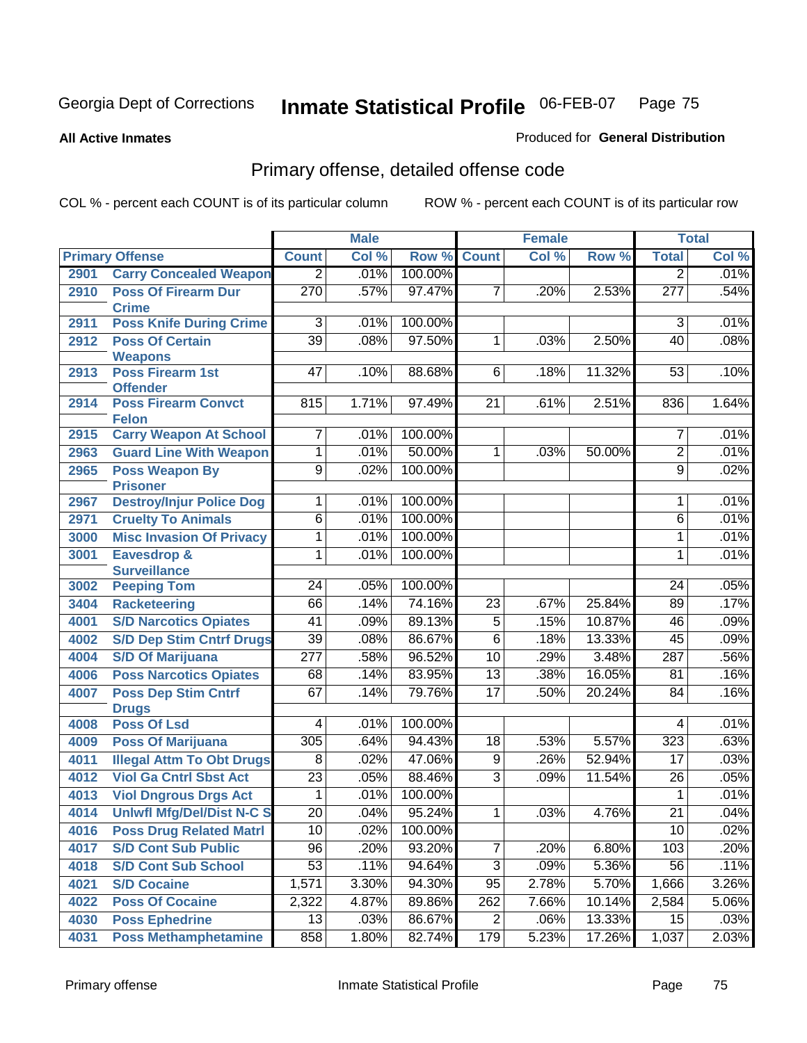Georgia Dept of Corrections **Inmate Statistical Profile** 06-FEB-07

**All Active Inmates**

Produced for **General Distribution**

## Primary offense, detailed offense code

COL % - percent each COUNT is of its particular column

ROW % - percent each COUNT is of its particular row

| Primary Offense | | Male | | | Female | | | Total | |
|---|---|---|---|---|---|---|---|---|---|
| | | Count | Col % | Row % | Count | Col % | Row % | Total | Col % |
| 2901 | Carry Concealed Weapon | 2 | .01% | 100.00% | | | | 2 | .01% |
| 2910 | Poss Of Firearm Dur Crime | 270 | .57% | 97.47% | 7 | .20% | 2.53% | 277 | .54% |
| 2911 | Poss Knife During Crime | 3 | .01% | 100.00% | | | | 3 | .01% |
| 2912 | Poss Of Certain Weapons | 39 | .08% | 97.50% | 1 | .03% | 2.50% | 40 | .08% |
| 2913 | Poss Firearm 1st Offender | 47 | .10% | 88.68% | 6 | .18% | 11.32% | 53 | .10% |
| 2914 | Poss Firearm Convct Felon | 815 | 1.71% | 97.49% | 21 | .61% | 2.51% | 836 | 1.64% |
| 2915 | Carry Weapon At School | 7 | .01% | 100.00% | | | | 7 | .01% |
| 2963 | Guard Line With Weapon | 1 | .01% | 50.00% | 1 | .03% | 50.00% | 2 | .01% |
| 2965 | Poss Weapon By Prisoner | 9 | .02% | 100.00% | | | | 9 | .02% |
| 2967 | Destroy/Injur Police Dog | 1 | .01% | 100.00% | | | | 1 | .01% |
| 2971 | Cruelty To Animals | 6 | .01% | 100.00% | | | | 6 | .01% |
| 3000 | Misc Invasion Of Privacy | 1 | .01% | 100.00% | | | | 1 | .01% |
| 3001 | Eavesdrop & Surveillance | 1 | .01% | 100.00% | | | | 1 | .01% |
| 3002 | Peeping Tom | 24 | .05% | 100.00% | | | | 24 | .05% |
| 3404 | Racketeering | 66 | .14% | 74.16% | 23 | .67% | 25.84% | 89 | .17% |
| 4001 | S/D Narcotics Opiates | 41 | .09% | 89.13% | 5 | .15% | 10.87% | 46 | .09% |
| 4002 | S/D Dep Stim Cntrf Drugs | 39 | .08% | 86.67% | 6 | .18% | 13.33% | 45 | .09% |
| 4004 | S/D Of Marijuana | 277 | .58% | 96.52% | 10 | .29% | 3.48% | 287 | .56% |
| 4006 | Poss Narcotics Opiates | 68 | .14% | 83.95% | 13 | .38% | 16.05% | 81 | .16% |
| 4007 | Poss Dep Stim Cntrf Drugs | 67 | .14% | 79.76% | 17 | .50% | 20.24% | 84 | .16% |
| 4008 | Poss Of Lsd | 4 | .01% | 100.00% | | | | 4 | .01% |
| 4009 | Poss Of Marijuana | 305 | .64% | 94.43% | 18 | .53% | 5.57% | 323 | .63% |
| 4011 | Illegal Attm To Obt Drugs | 8 | .02% | 47.06% | 9 | .26% | 52.94% | 17 | .03% |
| 4012 | Viol Ga Cntrl Sbst Act | 23 | .05% | 88.46% | 3 | .09% | 11.54% | 26 | .05% |
| 4013 | Viol Dngrous Drgs Act | 1 | .01% | 100.00% | | | | 1 | .01% |
| 4014 | Unlwfl Mfg/Del/Dist N-C S | 20 | .04% | 95.24% | 1 | .03% | 4.76% | 21 | .04% |
| 4016 | Poss Drug Related Matrl | 10 | .02% | 100.00% | | | | 10 | .02% |
| 4017 | S/D Cont Sub Public | 96 | .20% | 93.20% | 7 | .20% | 6.80% | 103 | .20% |
| 4018 | S/D Cont Sub School | 53 | .11% | 94.64% | 3 | .09% | 5.36% | 56 | .11% |
| 4021 | S/D Cocaine | 1,571 | 3.30% | 94.30% | 95 | 2.78% | 5.70% | 1,666 | 3.26% |
| 4022 | Poss Of Cocaine | 2,322 | 4.87% | 89.86% | 262 | 7.66% | 10.14% | 2,584 | 5.06% |
| 4030 | Poss Ephedrine | 13 | .03% | 86.67% | 2 | .06% | 13.33% | 15 | .03% |
| 4031 | Poss Methamphetamine | 858 | 1.80% | 82.74% | 179 | 5.23% | 17.26% | 1,037 | 2.03% |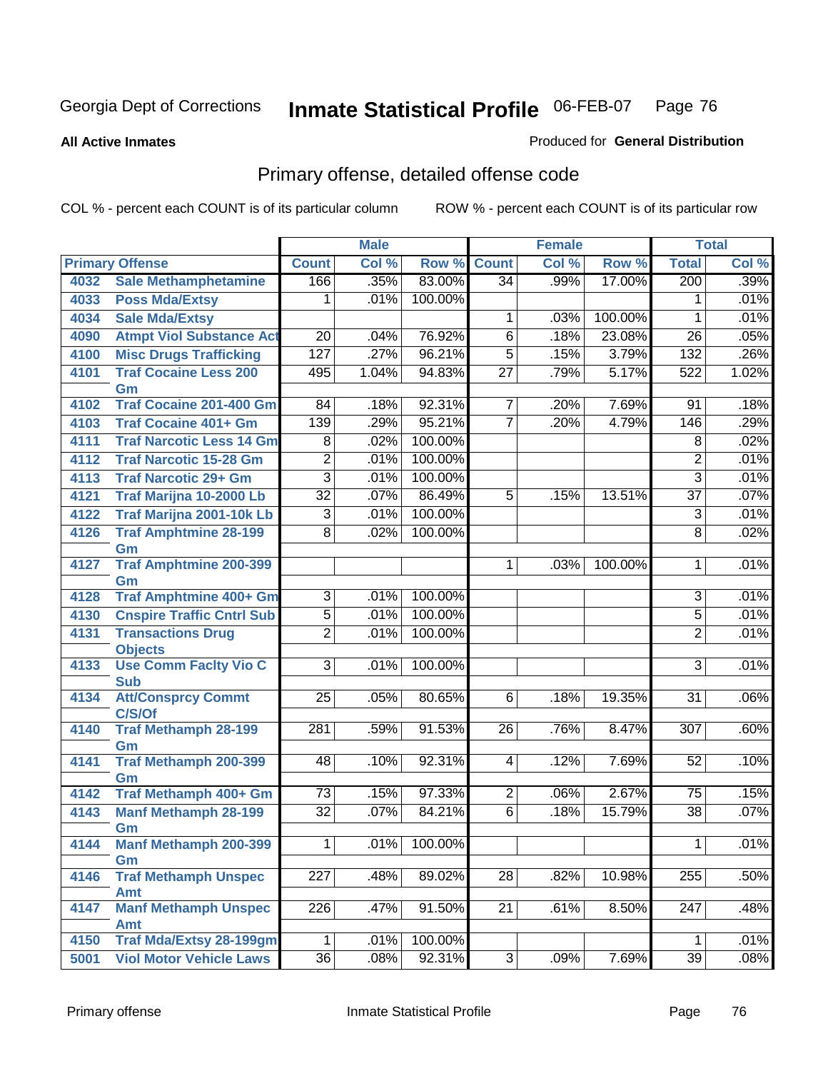Georgia Dept of Corrections **Inmate Statistical Profile** 06-FEB-07

**All Active Inmates** Produced for **General Distribution**

## Primary offense, detailed offense code

COL % - percent each COUNT is of its particular column ROW % - percent each COUNT is of its particular row

| Primary Offense | | Male | | | Female | | | Total | |
|---|---|---|---|---|---|---|---|---|---|
| | | Count | Col % | Row % | Count | Col % | Row % | Total | Col % |
| 4032 | Sale Methamphetamine | 166 | .35% | 83.00% | 34 | .99% | 17.00% | 200 | .39% |
| 4033 | Poss Mda/Extsy | 1 | .01% | 100.00% | | | | 1 | .01% |
| 4034 | Sale Mda/Extsy | | | | 1 | .03% | 100.00% | 1 | .01% |
| 4090 | Atmpt Viol Substance Act | 20 | .04% | 76.92% | 6 | .18% | 23.08% | 26 | .05% |
| 4100 | Misc Drugs Trafficking | 127 | .27% | 96.21% | 5 | .15% | 3.79% | 132 | .26% |
| 4101 | Traf Cocaine Less 200 Gm | 495 | 1.04% | 94.83% | 27 | .79% | 5.17% | 522 | 1.02% |
| 4102 | Traf Cocaine 201-400 Gm | 84 | .18% | 92.31% | 7 | .20% | 7.69% | 91 | .18% |
| 4103 | Traf Cocaine 401+ Gm | 139 | .29% | 95.21% | 7 | .20% | 4.79% | 146 | .29% |
| 4111 | Traf Narcotic Less 14 Gm | 8 | .02% | 100.00% | | | | 8 | .02% |
| 4112 | Traf Narcotic 15-28 Gm | 2 | .01% | 100.00% | | | | 2 | .01% |
| 4113 | Traf Narcotic 29+ Gm | 3 | .01% | 100.00% | | | | 3 | .01% |
| 4121 | Traf Marijna 10-2000 Lb | 32 | .07% | 86.49% | 5 | .15% | 13.51% | 37 | .07% |
| 4122 | Traf Marijna 2001-10k Lb | 3 | .01% | 100.00% | | | | 3 | .01% |
| 4126 | Traf Amphtmine 28-199 Gm | 8 | .02% | 100.00% | | | | 8 | .02% |
| 4127 | Traf Amphtmine 200-399 Gm | | | | 1 | .03% | 100.00% | 1 | .01% |
| 4128 | Traf Amphtmine 400+ Gm | 3 | .01% | 100.00% | | | | 3 | .01% |
| 4130 | Cnspire Traffic Cntrl Sub | 5 | .01% | 100.00% | | | | 5 | .01% |
| 4131 | Transactions Drug Objects | 2 | .01% | 100.00% | | | | 2 | .01% |
| 4133 | Use Comm Faclty Vio C Sub | 3 | .01% | 100.00% | | | | 3 | .01% |
| 4134 | Att/Consprcy Commt C/S/Of | 25 | .05% | 80.65% | 6 | .18% | 19.35% | 31 | .06% |
| 4140 | Traf Methamph 28-199 Gm | 281 | .59% | 91.53% | 26 | .76% | 8.47% | 307 | .60% |
| 4141 | Traf Methamph 200-399 Gm | 48 | .10% | 92.31% | 4 | .12% | 7.69% | 52 | .10% |
| 4142 | Traf Methamph 400+ Gm | 73 | .15% | 97.33% | 2 | .06% | 2.67% | 75 | .15% |
| 4143 | Manf Methamph 28-199 Gm | 32 | .07% | 84.21% | 6 | .18% | 15.79% | 38 | .07% |
| 4144 | Manf Methamph 200-399 Gm | 1 | .01% | 100.00% | | | | 1 | .01% |
| 4146 | Traf Methamph Unspec Amt | 227 | .48% | 89.02% | 28 | .82% | 10.98% | 255 | .50% |
| 4147 | Manf Methamph Unspec Amt | 226 | .47% | 91.50% | 21 | .61% | 8.50% | 247 | .48% |
| 4150 | Traf Mda/Extsy 28-199gm | 1 | .01% | 100.00% | | | | 1 | .01% |
| 5001 | Viol Motor Vehicle Laws | 36 | .08% | 92.31% | 3 | .09% | 7.69% | 39 | .08% |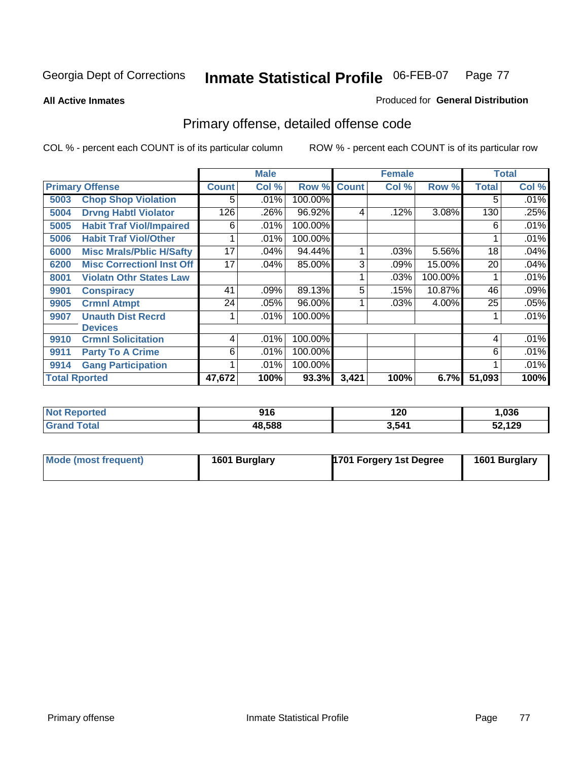Georgia Dept of Corrections **Inmate Statistical Profile** 06-FEB-07

**All Active Inmates**

Produced for **General Distribution**

## Primary offense, detailed offense code

COL % - percent each COUNT is of its particular column

ROW % - percent each COUNT is of its particular row

| Primary Offense | | Male | | | Female | | | Total | |
|---|---|---|---|---|---|---|---|---|---|
| | | Count | Col % | Row % | Count | Col % | Row % | Total | Col % |
| 5003 | Chop Shop Violation | 5 | .01% | 100.00% | | | | 5 | .01% |
| 5004 | Drvng Habtl Violator | 126 | .26% | 96.92% | 4 | .12% | 3.08% | 130 | .25% |
| 5005 | Habit Traf Viol/Impaired | 6 | .01% | 100.00% | | | | 6 | .01% |
| 5006 | Habit Traf Viol/Other | 1 | .01% | 100.00% | | | | 1 | .01% |
| 6000 | Misc Mrals/Pblic H/Safty | 17 | .04% | 94.44% | 1 | .03% | 5.56% | 18 | .04% |
| 6200 | Misc Correctionl Inst Off | 17 | .04% | 85.00% | 3 | .09% | 15.00% | 20 | .04% |
| 8001 | Violatn Othr States Law | | | | 1 | .03% | 100.00% | 1 | .01% |
| 9901 | Conspiracy | 41 | .09% | 89.13% | 5 | .15% | 10.87% | 46 | .09% |
| 9905 | Crmnl Atmpt | 24 | .05% | 96.00% | 1 | .03% | 4.00% | 25 | .05% |
| 9907 | Unauth Dist Recrd Devices | 1 | .01% | 100.00% | | | | 1 | .01% |
| 9910 | Crmnl Solicitation | 4 | .01% | 100.00% | | | | 4 | .01% |
| 9911 | Party To A Crime | 6 | .01% | 100.00% | | | | 6 | .01% |
| 9914 | Gang Participation | 1 | .01% | 100.00% | | | | 1 | .01% |
| **Total Rported** | | **47,672** | **100%** | **93.3%** | **3,421** | **100%** | **6.7%** | **51,093** | **100%** |

| | Male | Female | Total |
|---|---|---|---|
| Not Reported | 916 | 120 | 1,036 |
| Grand Total | 48,588 | 3,541 | 52,129 |

| | Male | Female | Total |
|---|---|---|---|
| Mode (most frequent) | 1601 Burglary | 1701 Forgery 1st Degree | 1601 Burglary |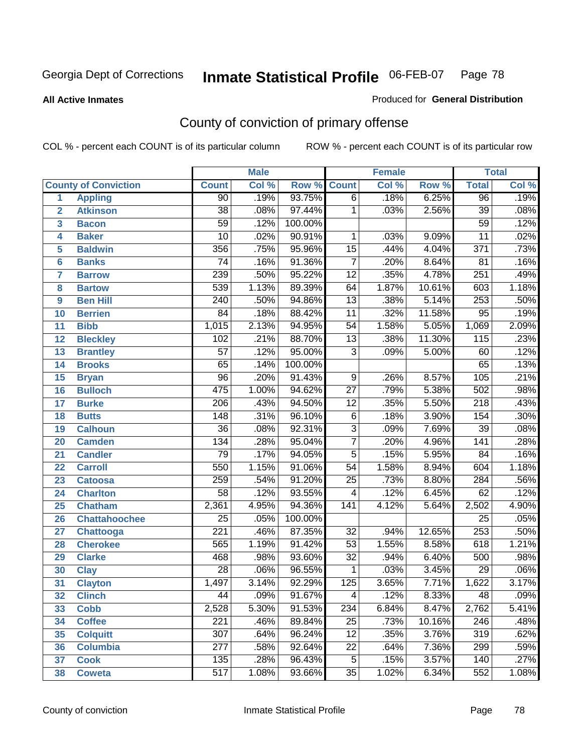Georgia Dept of Corrections **Inmate Statistical Profile** 06-FEB-07

**All Active Inmates**

Produced for **General Distribution**

## County of conviction of primary offense

COL % - percent each COUNT is of its particular column ROW % - percent each COUNT is of its particular row

| | | Male | | | Female | | | Total | |
|---|---|---|---|---|---|---|---|---|---|
| **County of Conviction** | | **Count** | **Col %** | **Row %** | **Count** | **Col %** | **Row %** | **Total** | **Col %** |
| 1 | Appling | 90 | .19% | 93.75% | 6 | .18% | 6.25% | 96 | .19% |
| 2 | Atkinson | 38 | .08% | 97.44% | 1 | .03% | 2.56% | 39 | .08% |
| 3 | Bacon | 59 | .12% | 100.00% | | | | 59 | .12% |
| 4 | Baker | 10 | .02% | 90.91% | 1 | .03% | 9.09% | 11 | .02% |
| 5 | Baldwin | 356 | .75% | 95.96% | 15 | .44% | 4.04% | 371 | .73% |
| 6 | Banks | 74 | .16% | 91.36% | 7 | .20% | 8.64% | 81 | .16% |
| 7 | Barrow | 239 | .50% | 95.22% | 12 | .35% | 4.78% | 251 | .49% |
| 8 | Bartow | 539 | 1.13% | 89.39% | 64 | 1.87% | 10.61% | 603 | 1.18% |
| 9 | Ben Hill | 240 | .50% | 94.86% | 13 | .38% | 5.14% | 253 | .50% |
| 10 | Berrien | 84 | .18% | 88.42% | 11 | .32% | 11.58% | 95 | .19% |
| 11 | Bibb | 1,015 | 2.13% | 94.95% | 54 | 1.58% | 5.05% | 1,069 | 2.09% |
| 12 | Bleckley | 102 | .21% | 88.70% | 13 | .38% | 11.30% | 115 | .23% |
| 13 | Brantley | 57 | .12% | 95.00% | 3 | .09% | 5.00% | 60 | .12% |
| 14 | Brooks | 65 | .14% | 100.00% | | | | 65 | .13% |
| 15 | Bryan | 96 | .20% | 91.43% | 9 | .26% | 8.57% | 105 | .21% |
| 16 | Bulloch | 475 | 1.00% | 94.62% | 27 | .79% | 5.38% | 502 | .98% |
| 17 | Burke | 206 | .43% | 94.50% | 12 | .35% | 5.50% | 218 | .43% |
| 18 | Butts | 148 | .31% | 96.10% | 6 | .18% | 3.90% | 154 | .30% |
| 19 | Calhoun | 36 | .08% | 92.31% | 3 | .09% | 7.69% | 39 | .08% |
| 20 | Camden | 134 | .28% | 95.04% | 7 | .20% | 4.96% | 141 | .28% |
| 21 | Candler | 79 | .17% | 94.05% | 5 | .15% | 5.95% | 84 | .16% |
| 22 | Carroll | 550 | 1.15% | 91.06% | 54 | 1.58% | 8.94% | 604 | 1.18% |
| 23 | Catoosa | 259 | .54% | 91.20% | 25 | .73% | 8.80% | 284 | .56% |
| 24 | Charlton | 58 | .12% | 93.55% | 4 | .12% | 6.45% | 62 | .12% |
| 25 | Chatham | 2,361 | 4.95% | 94.36% | 141 | 4.12% | 5.64% | 2,502 | 4.90% |
| 26 | Chattahoochee | 25 | .05% | 100.00% | | | | 25 | .05% |
| 27 | Chattooga | 221 | .46% | 87.35% | 32 | .94% | 12.65% | 253 | .50% |
| 28 | Cherokee | 565 | 1.19% | 91.42% | 53 | 1.55% | 8.58% | 618 | 1.21% |
| 29 | Clarke | 468 | .98% | 93.60% | 32 | .94% | 6.40% | 500 | .98% |
| 30 | Clay | 28 | .06% | 96.55% | 1 | .03% | 3.45% | 29 | .06% |
| 31 | Clayton | 1,497 | 3.14% | 92.29% | 125 | 3.65% | 7.71% | 1,622 | 3.17% |
| 32 | Clinch | 44 | .09% | 91.67% | 4 | .12% | 8.33% | 48 | .09% |
| 33 | Cobb | 2,528 | 5.30% | 91.53% | 234 | 6.84% | 8.47% | 2,762 | 5.41% |
| 34 | Coffee | 221 | .46% | 89.84% | 25 | .73% | 10.16% | 246 | .48% |
| 35 | Colquitt | 307 | .64% | 96.24% | 12 | .35% | 3.76% | 319 | .62% |
| 36 | Columbia | 277 | .58% | 92.64% | 22 | .64% | 7.36% | 299 | .59% |
| 37 | Cook | 135 | .28% | 96.43% | 5 | .15% | 3.57% | 140 | .27% |
| 38 | Coweta | 517 | 1.08% | 93.66% | 35 | 1.02% | 6.34% | 552 | 1.08% |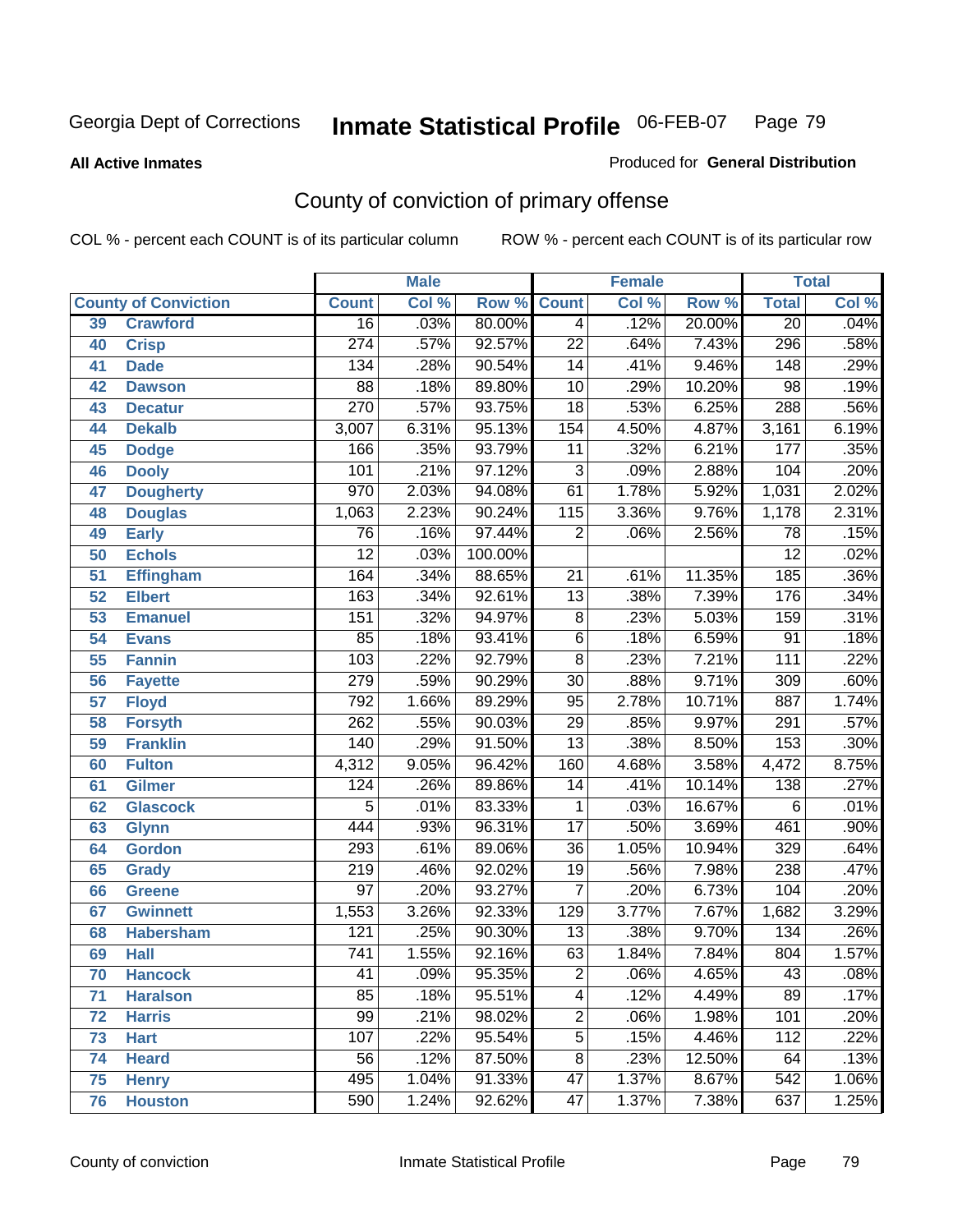Georgia Dept of Corrections **Inmate Statistical Profile** 06-FEB-07

**All Active Inmates**

Produced for **General Distribution**

## County of conviction of primary offense

COL % - percent each COUNT is of its particular column    ROW % - percent each COUNT is of its particular row

| County of Conviction | | Male | | | Female | | | Total | |
|---|---|---|---|---|---|---|---|---|---|
| | | Count | Col % | Row % | Count | Col % | Row % | Total | Col % |
| 39 | Crawford | 16 | .03% | 80.00% | 4 | .12% | 20.00% | 20 | .04% |
| 40 | Crisp | 274 | .57% | 92.57% | 22 | .64% | 7.43% | 296 | .58% |
| 41 | Dade | 134 | .28% | 90.54% | 14 | .41% | 9.46% | 148 | .29% |
| 42 | Dawson | 88 | .18% | 89.80% | 10 | .29% | 10.20% | 98 | .19% |
| 43 | Decatur | 270 | .57% | 93.75% | 18 | .53% | 6.25% | 288 | .56% |
| 44 | Dekalb | 3,007 | 6.31% | 95.13% | 154 | 4.50% | 4.87% | 3,161 | 6.19% |
| 45 | Dodge | 166 | .35% | 93.79% | 11 | .32% | 6.21% | 177 | .35% |
| 46 | Dooly | 101 | .21% | 97.12% | 3 | .09% | 2.88% | 104 | .20% |
| 47 | Dougherty | 970 | 2.03% | 94.08% | 61 | 1.78% | 5.92% | 1,031 | 2.02% |
| 48 | Douglas | 1,063 | 2.23% | 90.24% | 115 | 3.36% | 9.76% | 1,178 | 2.31% |
| 49 | Early | 76 | .16% | 97.44% | 2 | .06% | 2.56% | 78 | .15% |
| 50 | Echols | 12 | .03% | 100.00% | | | | 12 | .02% |
| 51 | Effingham | 164 | .34% | 88.65% | 21 | .61% | 11.35% | 185 | .36% |
| 52 | Elbert | 163 | .34% | 92.61% | 13 | .38% | 7.39% | 176 | .34% |
| 53 | Emanuel | 151 | .32% | 94.97% | 8 | .23% | 5.03% | 159 | .31% |
| 54 | Evans | 85 | .18% | 93.41% | 6 | .18% | 6.59% | 91 | .18% |
| 55 | Fannin | 103 | .22% | 92.79% | 8 | .23% | 7.21% | 111 | .22% |
| 56 | Fayette | 279 | .59% | 90.29% | 30 | .88% | 9.71% | 309 | .60% |
| 57 | Floyd | 792 | 1.66% | 89.29% | 95 | 2.78% | 10.71% | 887 | 1.74% |
| 58 | Forsyth | 262 | .55% | 90.03% | 29 | .85% | 9.97% | 291 | .57% |
| 59 | Franklin | 140 | .29% | 91.50% | 13 | .38% | 8.50% | 153 | .30% |
| 60 | Fulton | 4,312 | 9.05% | 96.42% | 160 | 4.68% | 3.58% | 4,472 | 8.75% |
| 61 | Gilmer | 124 | .26% | 89.86% | 14 | .41% | 10.14% | 138 | .27% |
| 62 | Glascock | 5 | .01% | 83.33% | 1 | .03% | 16.67% | 6 | .01% |
| 63 | Glynn | 444 | .93% | 96.31% | 17 | .50% | 3.69% | 461 | .90% |
| 64 | Gordon | 293 | .61% | 89.06% | 36 | 1.05% | 10.94% | 329 | .64% |
| 65 | Grady | 219 | .46% | 92.02% | 19 | .56% | 7.98% | 238 | .47% |
| 66 | Greene | 97 | .20% | 93.27% | 7 | .20% | 6.73% | 104 | .20% |
| 67 | Gwinnett | 1,553 | 3.26% | 92.33% | 129 | 3.77% | 7.67% | 1,682 | 3.29% |
| 68 | Habersham | 121 | .25% | 90.30% | 13 | .38% | 9.70% | 134 | .26% |
| 69 | Hall | 741 | 1.55% | 92.16% | 63 | 1.84% | 7.84% | 804 | 1.57% |
| 70 | Hancock | 41 | .09% | 95.35% | 2 | .06% | 4.65% | 43 | .08% |
| 71 | Haralson | 85 | .18% | 95.51% | 4 | .12% | 4.49% | 89 | .17% |
| 72 | Harris | 99 | .21% | 98.02% | 2 | .06% | 1.98% | 101 | .20% |
| 73 | Hart | 107 | .22% | 95.54% | 5 | .15% | 4.46% | 112 | .22% |
| 74 | Heard | 56 | .12% | 87.50% | 8 | .23% | 12.50% | 64 | .13% |
| 75 | Henry | 495 | 1.04% | 91.33% | 47 | 1.37% | 8.67% | 542 | 1.06% |
| 76 | Houston | 590 | 1.24% | 92.62% | 47 | 1.37% | 7.38% | 637 | 1.25% |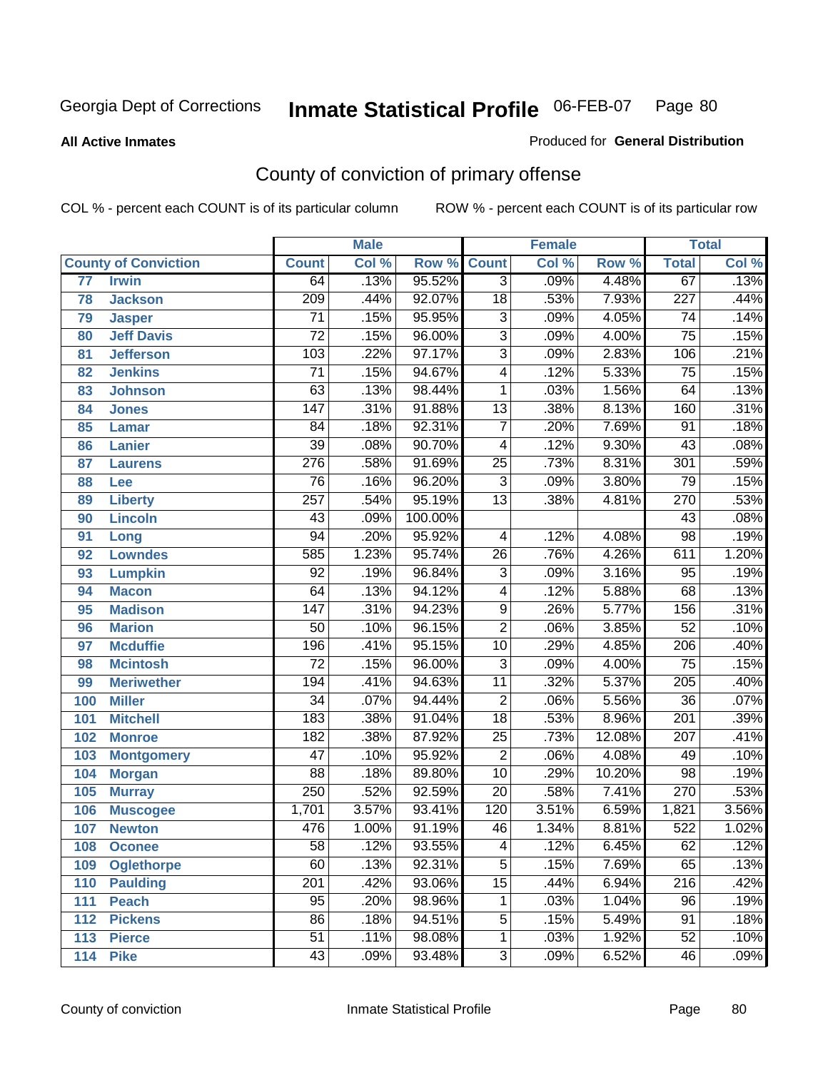Georgia Dept of Corrections **Inmate Statistical Profile** 06-FEB-07

**All Active Inmates**

Produced for **General Distribution**

## County of conviction of primary offense

COL % - percent each COUNT is of its particular column ROW % - percent each COUNT is of its particular row

| County of Conviction | | Male | | | Female | | | Total | |
|---|---|---|---|---|---|---|---|---|---|
| | | Count | Col % | Row % | Count | Col % | Row % | Total | Col % |
| 77 | Irwin | 64 | .13% | 95.52% | 3 | .09% | 4.48% | 67 | .13% |
| 78 | Jackson | 209 | .44% | 92.07% | 18 | .53% | 7.93% | 227 | .44% |
| 79 | Jasper | 71 | .15% | 95.95% | 3 | .09% | 4.05% | 74 | .14% |
| 80 | Jeff Davis | 72 | .15% | 96.00% | 3 | .09% | 4.00% | 75 | .15% |
| 81 | Jefferson | 103 | .22% | 97.17% | 3 | .09% | 2.83% | 106 | .21% |
| 82 | Jenkins | 71 | .15% | 94.67% | 4 | .12% | 5.33% | 75 | .15% |
| 83 | Johnson | 63 | .13% | 98.44% | 1 | .03% | 1.56% | 64 | .13% |
| 84 | Jones | 147 | .31% | 91.88% | 13 | .38% | 8.13% | 160 | .31% |
| 85 | Lamar | 84 | .18% | 92.31% | 7 | .20% | 7.69% | 91 | .18% |
| 86 | Lanier | 39 | .08% | 90.70% | 4 | .12% | 9.30% | 43 | .08% |
| 87 | Laurens | 276 | .58% | 91.69% | 25 | .73% | 8.31% | 301 | .59% |
| 88 | Lee | 76 | .16% | 96.20% | 3 | .09% | 3.80% | 79 | .15% |
| 89 | Liberty | 257 | .54% | 95.19% | 13 | .38% | 4.81% | 270 | .53% |
| 90 | Lincoln | 43 | .09% | 100.00% | | | | 43 | .08% |
| 91 | Long | 94 | .20% | 95.92% | 4 | .12% | 4.08% | 98 | .19% |
| 92 | Lowndes | 585 | 1.23% | 95.74% | 26 | .76% | 4.26% | 611 | 1.20% |
| 93 | Lumpkin | 92 | .19% | 96.84% | 3 | .09% | 3.16% | 95 | .19% |
| 94 | Macon | 64 | .13% | 94.12% | 4 | .12% | 5.88% | 68 | .13% |
| 95 | Madison | 147 | .31% | 94.23% | 9 | .26% | 5.77% | 156 | .31% |
| 96 | Marion | 50 | .10% | 96.15% | 2 | .06% | 3.85% | 52 | .10% |
| 97 | Mcduffie | 196 | .41% | 95.15% | 10 | .29% | 4.85% | 206 | .40% |
| 98 | Mcintosh | 72 | .15% | 96.00% | 3 | .09% | 4.00% | 75 | .15% |
| 99 | Meriwether | 194 | .41% | 94.63% | 11 | .32% | 5.37% | 205 | .40% |
| 100 | Miller | 34 | .07% | 94.44% | 2 | .06% | 5.56% | 36 | .07% |
| 101 | Mitchell | 183 | .38% | 91.04% | 18 | .53% | 8.96% | 201 | .39% |
| 102 | Monroe | 182 | .38% | 87.92% | 25 | .73% | 12.08% | 207 | .41% |
| 103 | Montgomery | 47 | .10% | 95.92% | 2 | .06% | 4.08% | 49 | .10% |
| 104 | Morgan | 88 | .18% | 89.80% | 10 | .29% | 10.20% | 98 | .19% |
| 105 | Murray | 250 | .52% | 92.59% | 20 | .58% | 7.41% | 270 | .53% |
| 106 | Muscogee | 1,701 | 3.57% | 93.41% | 120 | 3.51% | 6.59% | 1,821 | 3.56% |
| 107 | Newton | 476 | 1.00% | 91.19% | 46 | 1.34% | 8.81% | 522 | 1.02% |
| 108 | Oconee | 58 | .12% | 93.55% | 4 | .12% | 6.45% | 62 | .12% |
| 109 | Oglethorpe | 60 | .13% | 92.31% | 5 | .15% | 7.69% | 65 | .13% |
| 110 | Paulding | 201 | .42% | 93.06% | 15 | .44% | 6.94% | 216 | .42% |
| 111 | Peach | 95 | .20% | 98.96% | 1 | .03% | 1.04% | 96 | .19% |
| 112 | Pickens | 86 | .18% | 94.51% | 5 | .15% | 5.49% | 91 | .18% |
| 113 | Pierce | 51 | .11% | 98.08% | 1 | .03% | 1.92% | 52 | .10% |
| 114 | Pike | 43 | .09% | 93.48% | 3 | .09% | 6.52% | 46 | .09% |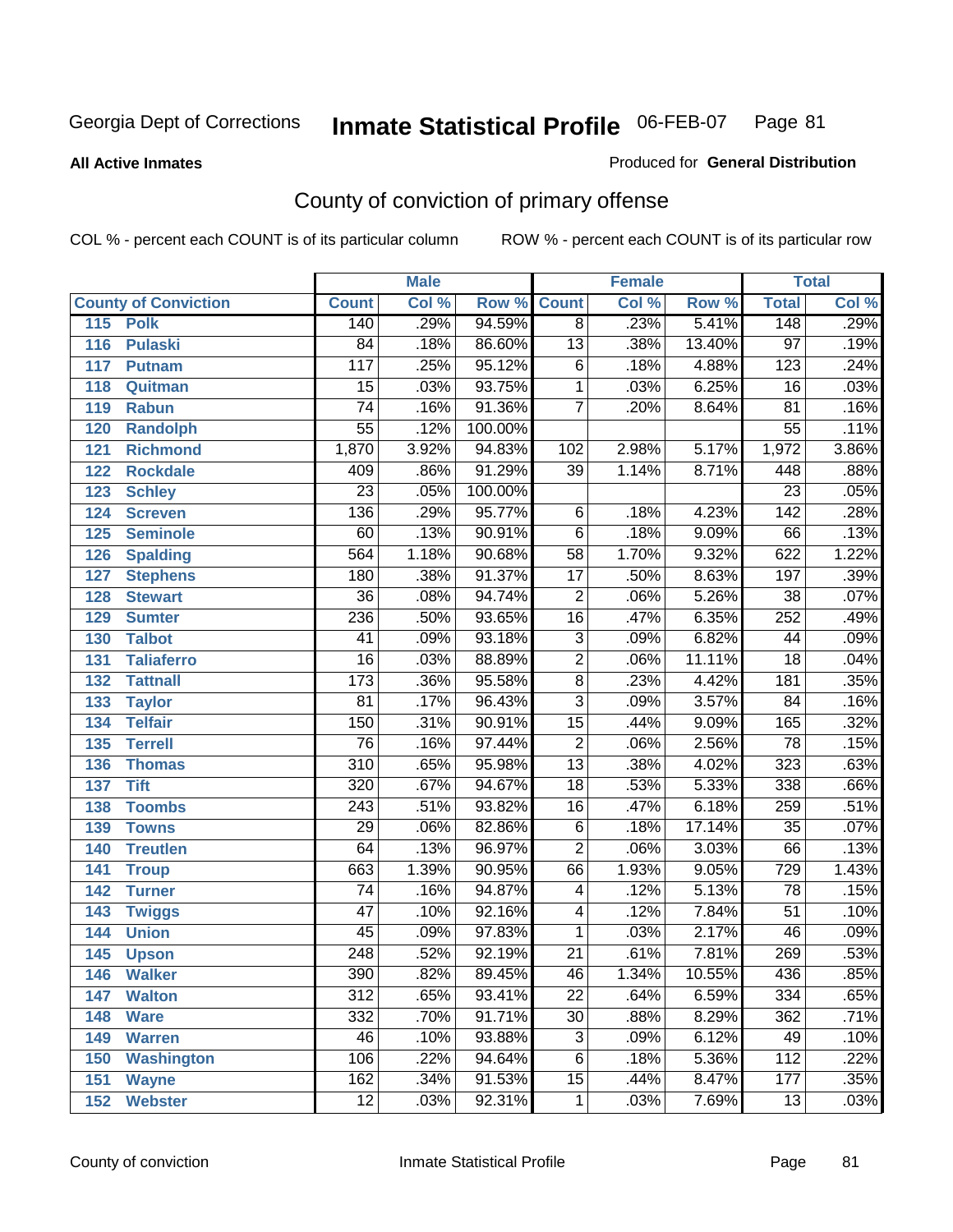Georgia Dept of Corrections **Inmate Statistical Profile** 06-FEB-07

**All Active Inmates**

Produced for **General Distribution**

## County of conviction of primary offense

COL % - percent each COUNT is of its particular column ROW % - percent each COUNT is of its particular row

| County of Conviction | Male | | | Female | | | Total | |
|---|---|---|---|---|---|---|---|---|
| | Count | Col % | Row % | Count | Col % | Row % | Total | Col % |
| 115 Polk | 140 | .29% | 94.59% | 8 | .23% | 5.41% | 148 | .29% |
| 116 Pulaski | 84 | .18% | 86.60% | 13 | .38% | 13.40% | 97 | .19% |
| 117 Putnam | 117 | .25% | 95.12% | 6 | .18% | 4.88% | 123 | .24% |
| 118 Quitman | 15 | .03% | 93.75% | 1 | .03% | 6.25% | 16 | .03% |
| 119 Rabun | 74 | .16% | 91.36% | 7 | .20% | 8.64% | 81 | .16% |
| 120 Randolph | 55 | .12% | 100.00% | | | | 55 | .11% |
| 121 Richmond | 1,870 | 3.92% | 94.83% | 102 | 2.98% | 5.17% | 1,972 | 3.86% |
| 122 Rockdale | 409 | .86% | 91.29% | 39 | 1.14% | 8.71% | 448 | .88% |
| 123 Schley | 23 | .05% | 100.00% | | | | 23 | .05% |
| 124 Screven | 136 | .29% | 95.77% | 6 | .18% | 4.23% | 142 | .28% |
| 125 Seminole | 60 | .13% | 90.91% | 6 | .18% | 9.09% | 66 | .13% |
| 126 Spalding | 564 | 1.18% | 90.68% | 58 | 1.70% | 9.32% | 622 | 1.22% |
| 127 Stephens | 180 | .38% | 91.37% | 17 | .50% | 8.63% | 197 | .39% |
| 128 Stewart | 36 | .08% | 94.74% | 2 | .06% | 5.26% | 38 | .07% |
| 129 Sumter | 236 | .50% | 93.65% | 16 | .47% | 6.35% | 252 | .49% |
| 130 Talbot | 41 | .09% | 93.18% | 3 | .09% | 6.82% | 44 | .09% |
| 131 Taliaferro | 16 | .03% | 88.89% | 2 | .06% | 11.11% | 18 | .04% |
| 132 Tattnall | 173 | .36% | 95.58% | 8 | .23% | 4.42% | 181 | .35% |
| 133 Taylor | 81 | .17% | 96.43% | 3 | .09% | 3.57% | 84 | .16% |
| 134 Telfair | 150 | .31% | 90.91% | 15 | .44% | 9.09% | 165 | .32% |
| 135 Terrell | 76 | .16% | 97.44% | 2 | .06% | 2.56% | 78 | .15% |
| 136 Thomas | 310 | .65% | 95.98% | 13 | .38% | 4.02% | 323 | .63% |
| 137 Tift | 320 | .67% | 94.67% | 18 | .53% | 5.33% | 338 | .66% |
| 138 Toombs | 243 | .51% | 93.82% | 16 | .47% | 6.18% | 259 | .51% |
| 139 Towns | 29 | .06% | 82.86% | 6 | .18% | 17.14% | 35 | .07% |
| 140 Treutlen | 64 | .13% | 96.97% | 2 | .06% | 3.03% | 66 | .13% |
| 141 Troup | 663 | 1.39% | 90.95% | 66 | 1.93% | 9.05% | 729 | 1.43% |
| 142 Turner | 74 | .16% | 94.87% | 4 | .12% | 5.13% | 78 | .15% |
| 143 Twiggs | 47 | .10% | 92.16% | 4 | .12% | 7.84% | 51 | .10% |
| 144 Union | 45 | .09% | 97.83% | 1 | .03% | 2.17% | 46 | .09% |
| 145 Upson | 248 | .52% | 92.19% | 21 | .61% | 7.81% | 269 | .53% |
| 146 Walker | 390 | .82% | 89.45% | 46 | 1.34% | 10.55% | 436 | .85% |
| 147 Walton | 312 | .65% | 93.41% | 22 | .64% | 6.59% | 334 | .65% |
| 148 Ware | 332 | .70% | 91.71% | 30 | .88% | 8.29% | 362 | .71% |
| 149 Warren | 46 | .10% | 93.88% | 3 | .09% | 6.12% | 49 | .10% |
| 150 Washington | 106 | .22% | 94.64% | 6 | .18% | 5.36% | 112 | .22% |
| 151 Wayne | 162 | .34% | 91.53% | 15 | .44% | 8.47% | 177 | .35% |
| 152 Webster | 12 | .03% | 92.31% | 1 | .03% | 7.69% | 13 | .03% |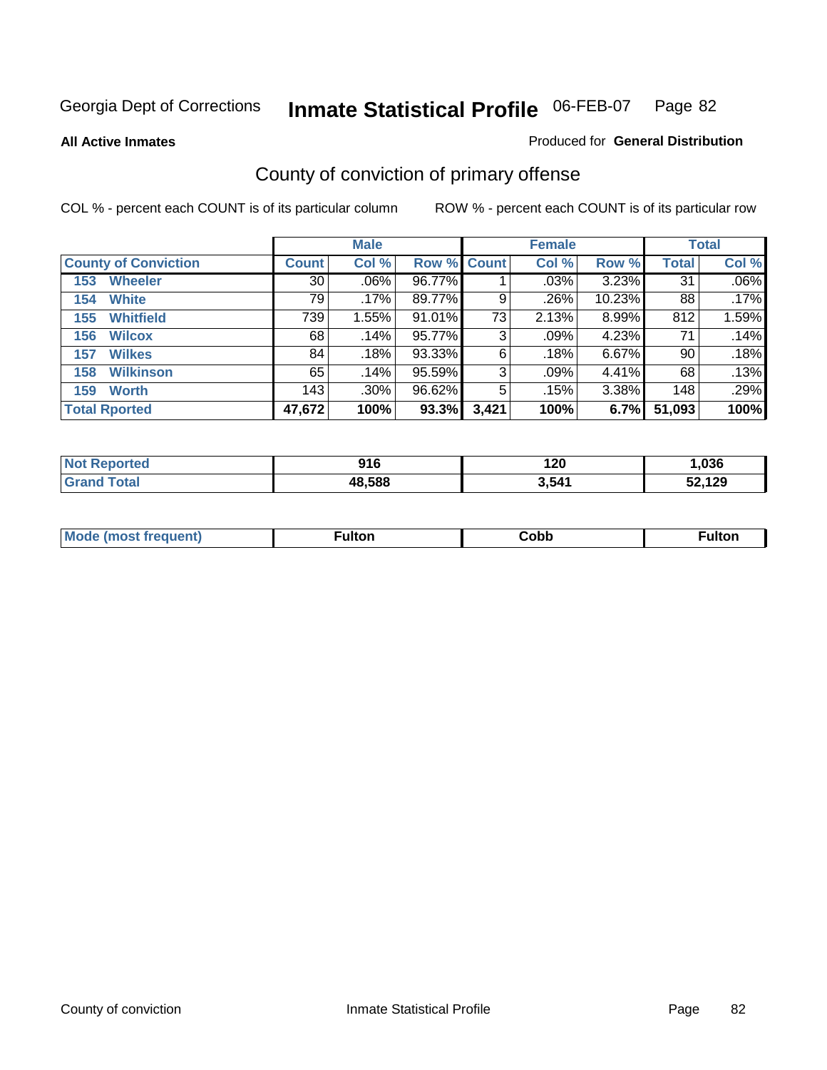Georgia Dept of Corrections **Inmate Statistical Profile** 06-FEB-07

**All Active Inmates**

Produced for **General Distribution**

## County of conviction of primary offense

COL % - percent each COUNT is of its particular column

ROW % - percent each COUNT is of its particular row

| | Male | | | Female | | | Total | |
|---|---|---|---|---|---|---|---|---|
| **County of Conviction** | **Count** | **Col %** | **Row %** | **Count** | **Col %** | **Row %** | **Total** | **Col %** |
| 153 Wheeler | 30 | .06% | 96.77% | 1 | .03% | 3.23% | 31 | .06% |
| 154 White | 79 | .17% | 89.77% | 9 | .26% | 10.23% | 88 | .17% |
| 155 Whitfield | 739 | 1.55% | 91.01% | 73 | 2.13% | 8.99% | 812 | 1.59% |
| 156 Wilcox | 68 | .14% | 95.77% | 3 | .09% | 4.23% | 71 | .14% |
| 157 Wilkes | 84 | .18% | 93.33% | 6 | .18% | 6.67% | 90 | .18% |
| 158 Wilkinson | 65 | .14% | 95.59% | 3 | .09% | 4.41% | 68 | .13% |
| 159 Worth | 143 | .30% | 96.62% | 5 | .15% | 3.38% | 148 | .29% |
| **Total Rported** | **47,672** | **100%** | **93.3%** | **3,421** | **100%** | **6.7%** | **51,093** | **100%** |

| | Male | Female | Total |
|---|---|---|---|
| Not Reported | **916** | **120** | **1,036** |
| Grand Total | **48,588** | **3,541** | **52,129** |

| | Male | Female | Total |
|---|---|---|---|
| Mode (most frequent) | **Fulton** | **Cobb** | **Fulton** |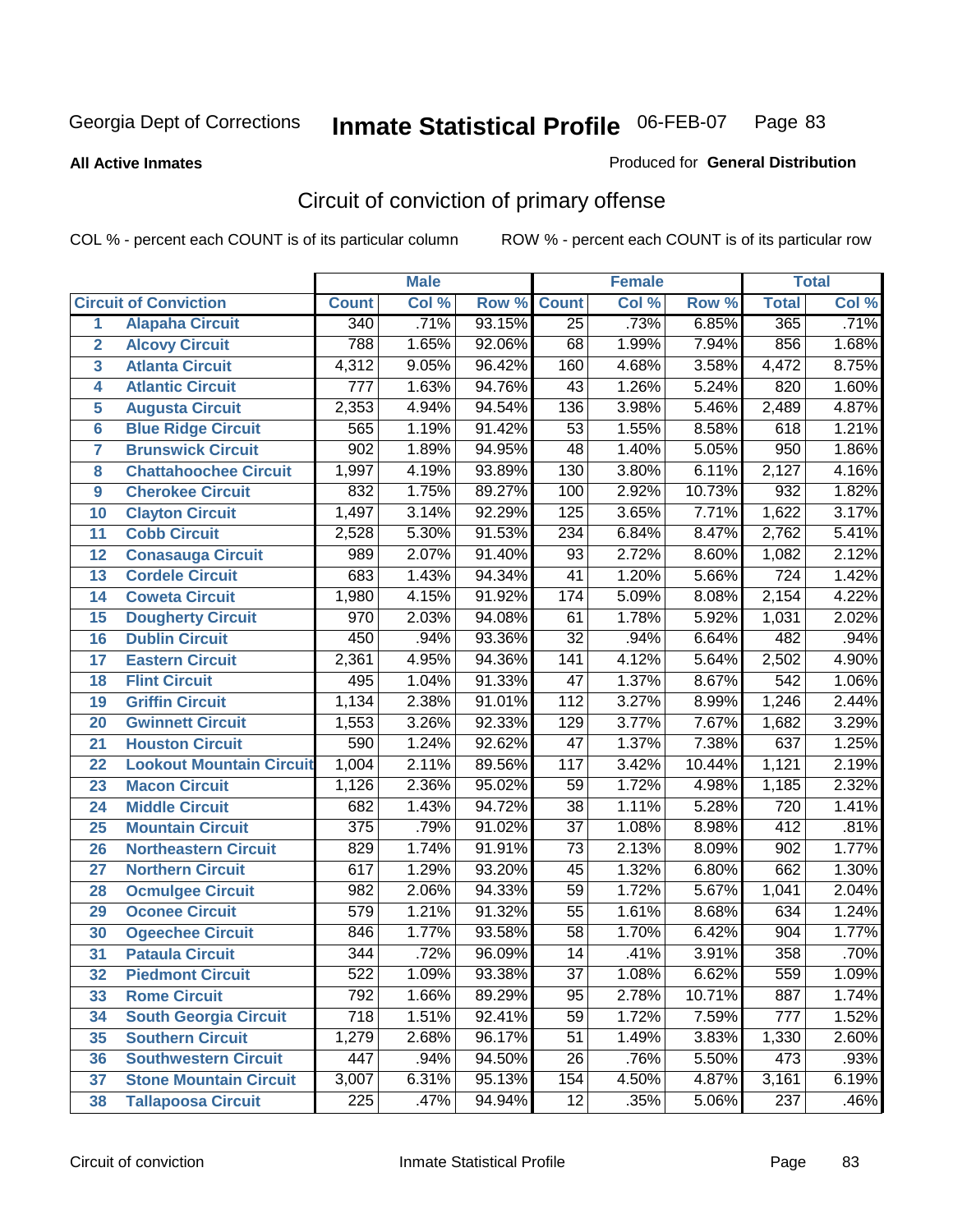Georgia Dept of Corrections **Inmate Statistical Profile** 06-FEB-07

**All Active Inmates**

Produced for **General Distribution**

## Circuit of conviction of primary offense

COL % - percent each COUNT is of its particular column ROW % - percent each COUNT is of its particular row

| Circuit of Conviction | | Male | | | Female | | | Total | |
|---|---|---|---|---|---|---|---|---|---|
| | | Count | Col % | Row % | Count | Col % | Row % | Total | Col % |
| 1 | Alapaha Circuit | 340 | .71% | 93.15% | 25 | .73% | 6.85% | 365 | .71% |
| 2 | Alcovy Circuit | 788 | 1.65% | 92.06% | 68 | 1.99% | 7.94% | 856 | 1.68% |
| 3 | Atlanta Circuit | 4,312 | 9.05% | 96.42% | 160 | 4.68% | 3.58% | 4,472 | 8.75% |
| 4 | Atlantic Circuit | 777 | 1.63% | 94.76% | 43 | 1.26% | 5.24% | 820 | 1.60% |
| 5 | Augusta Circuit | 2,353 | 4.94% | 94.54% | 136 | 3.98% | 5.46% | 2,489 | 4.87% |
| 6 | Blue Ridge Circuit | 565 | 1.19% | 91.42% | 53 | 1.55% | 8.58% | 618 | 1.21% |
| 7 | Brunswick Circuit | 902 | 1.89% | 94.95% | 48 | 1.40% | 5.05% | 950 | 1.86% |
| 8 | Chattahoochee Circuit | 1,997 | 4.19% | 93.89% | 130 | 3.80% | 6.11% | 2,127 | 4.16% |
| 9 | Cherokee Circuit | 832 | 1.75% | 89.27% | 100 | 2.92% | 10.73% | 932 | 1.82% |
| 10 | Clayton Circuit | 1,497 | 3.14% | 92.29% | 125 | 3.65% | 7.71% | 1,622 | 3.17% |
| 11 | Cobb Circuit | 2,528 | 5.30% | 91.53% | 234 | 6.84% | 8.47% | 2,762 | 5.41% |
| 12 | Conasauga Circuit | 989 | 2.07% | 91.40% | 93 | 2.72% | 8.60% | 1,082 | 2.12% |
| 13 | Cordele Circuit | 683 | 1.43% | 94.34% | 41 | 1.20% | 5.66% | 724 | 1.42% |
| 14 | Coweta Circuit | 1,980 | 4.15% | 91.92% | 174 | 5.09% | 8.08% | 2,154 | 4.22% |
| 15 | Dougherty Circuit | 970 | 2.03% | 94.08% | 61 | 1.78% | 5.92% | 1,031 | 2.02% |
| 16 | Dublin Circuit | 450 | .94% | 93.36% | 32 | .94% | 6.64% | 482 | .94% |
| 17 | Eastern Circuit | 2,361 | 4.95% | 94.36% | 141 | 4.12% | 5.64% | 2,502 | 4.90% |
| 18 | Flint Circuit | 495 | 1.04% | 91.33% | 47 | 1.37% | 8.67% | 542 | 1.06% |
| 19 | Griffin Circuit | 1,134 | 2.38% | 91.01% | 112 | 3.27% | 8.99% | 1,246 | 2.44% |
| 20 | Gwinnett Circuit | 1,553 | 3.26% | 92.33% | 129 | 3.77% | 7.67% | 1,682 | 3.29% |
| 21 | Houston Circuit | 590 | 1.24% | 92.62% | 47 | 1.37% | 7.38% | 637 | 1.25% |
| 22 | Lookout Mountain Circuit | 1,004 | 2.11% | 89.56% | 117 | 3.42% | 10.44% | 1,121 | 2.19% |
| 23 | Macon Circuit | 1,126 | 2.36% | 95.02% | 59 | 1.72% | 4.98% | 1,185 | 2.32% |
| 24 | Middle Circuit | 682 | 1.43% | 94.72% | 38 | 1.11% | 5.28% | 720 | 1.41% |
| 25 | Mountain Circuit | 375 | .79% | 91.02% | 37 | 1.08% | 8.98% | 412 | .81% |
| 26 | Northeastern Circuit | 829 | 1.74% | 91.91% | 73 | 2.13% | 8.09% | 902 | 1.77% |
| 27 | Northern Circuit | 617 | 1.29% | 93.20% | 45 | 1.32% | 6.80% | 662 | 1.30% |
| 28 | Ocmulgee Circuit | 982 | 2.06% | 94.33% | 59 | 1.72% | 5.67% | 1,041 | 2.04% |
| 29 | Oconee Circuit | 579 | 1.21% | 91.32% | 55 | 1.61% | 8.68% | 634 | 1.24% |
| 30 | Ogeechee Circuit | 846 | 1.77% | 93.58% | 58 | 1.70% | 6.42% | 904 | 1.77% |
| 31 | Pataula Circuit | 344 | .72% | 96.09% | 14 | .41% | 3.91% | 358 | .70% |
| 32 | Piedmont Circuit | 522 | 1.09% | 93.38% | 37 | 1.08% | 6.62% | 559 | 1.09% |
| 33 | Rome Circuit | 792 | 1.66% | 89.29% | 95 | 2.78% | 10.71% | 887 | 1.74% |
| 34 | South Georgia Circuit | 718 | 1.51% | 92.41% | 59 | 1.72% | 7.59% | 777 | 1.52% |
| 35 | Southern Circuit | 1,279 | 2.68% | 96.17% | 51 | 1.49% | 3.83% | 1,330 | 2.60% |
| 36 | Southwestern Circuit | 447 | .94% | 94.50% | 26 | .76% | 5.50% | 473 | .93% |
| 37 | Stone Mountain Circuit | 3,007 | 6.31% | 95.13% | 154 | 4.50% | 4.87% | 3,161 | 6.19% |
| 38 | Tallapoosa Circuit | 225 | .47% | 94.94% | 12 | .35% | 5.06% | 237 | .46% |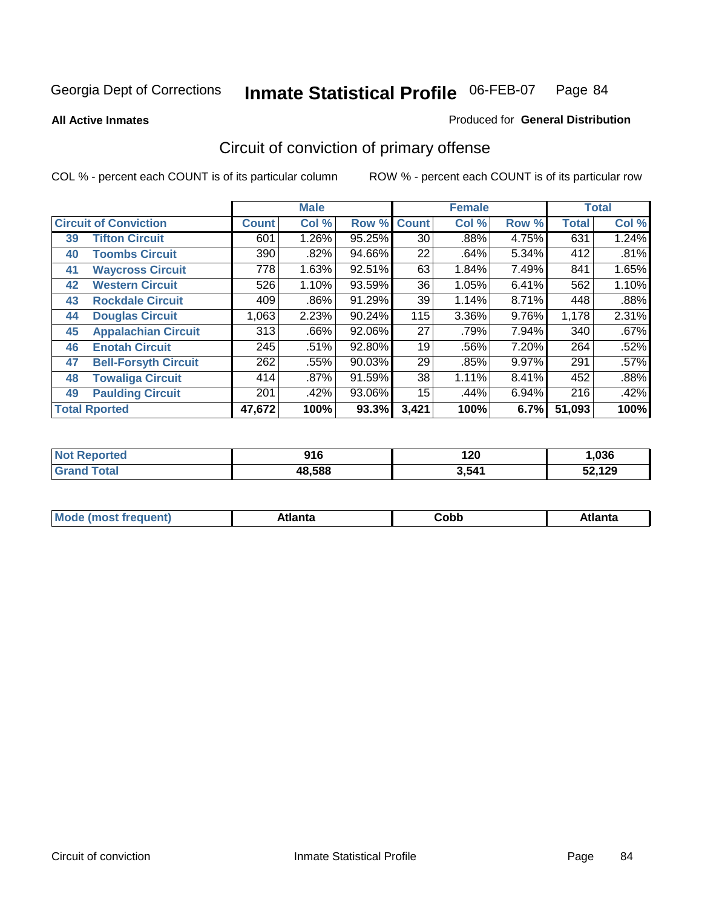Georgia Dept of Corrections **Inmate Statistical Profile** 06-FEB-07

**All Active Inmates**

Produced for **General Distribution**

## Circuit of conviction of primary offense

COL % - percent each COUNT is of its particular column    ROW % - percent each COUNT is of its particular row

| | | Male | | | Female | | | Total | |
|---|---|---|---|---|---|---|---|---|---|
| **Circuit of Conviction** | | **Count** | **Col %** | **Row %** | **Count** | **Col %** | **Row %** | **Total** | **Col %** |
| 39 | **Tifton Circuit** | 601 | 1.26% | 95.25% | 30 | .88% | 4.75% | 631 | 1.24% |
| 40 | **Toombs Circuit** | 390 | .82% | 94.66% | 22 | .64% | 5.34% | 412 | .81% |
| 41 | **Waycross Circuit** | 778 | 1.63% | 92.51% | 63 | 1.84% | 7.49% | 841 | 1.65% |
| 42 | **Western Circuit** | 526 | 1.10% | 93.59% | 36 | 1.05% | 6.41% | 562 | 1.10% |
| 43 | **Rockdale Circuit** | 409 | .86% | 91.29% | 39 | 1.14% | 8.71% | 448 | .88% |
| 44 | **Douglas Circuit** | 1,063 | 2.23% | 90.24% | 115 | 3.36% | 9.76% | 1,178 | 2.31% |
| 45 | **Appalachian Circuit** | 313 | .66% | 92.06% | 27 | .79% | 7.94% | 340 | .67% |
| 46 | **Enotah Circuit** | 245 | .51% | 92.80% | 19 | .56% | 7.20% | 264 | .52% |
| 47 | **Bell-Forsyth Circuit** | 262 | .55% | 90.03% | 29 | .85% | 9.97% | 291 | .57% |
| 48 | **Towaliga Circuit** | 414 | .87% | 91.59% | 38 | 1.11% | 8.41% | 452 | .88% |
| 49 | **Paulding Circuit** | 201 | .42% | 93.06% | 15 | .44% | 6.94% | 216 | .42% |
| **Total Rported** | | **47,672** | **100%** | **93.3%** | **3,421** | **100%** | **6.7%** | **51,093** | **100%** |

| | Male | Female | Total |
|---|---|---|---|
| **Not Reported** | **916** | **120** | **1,036** |
| **Grand Total** | **48,588** | **3,541** | **52,129** |

| | Male | Female | Total |
|---|---|---|---|
| **Mode (most frequent)** | **Atlanta** | **Cobb** | **Atlanta** |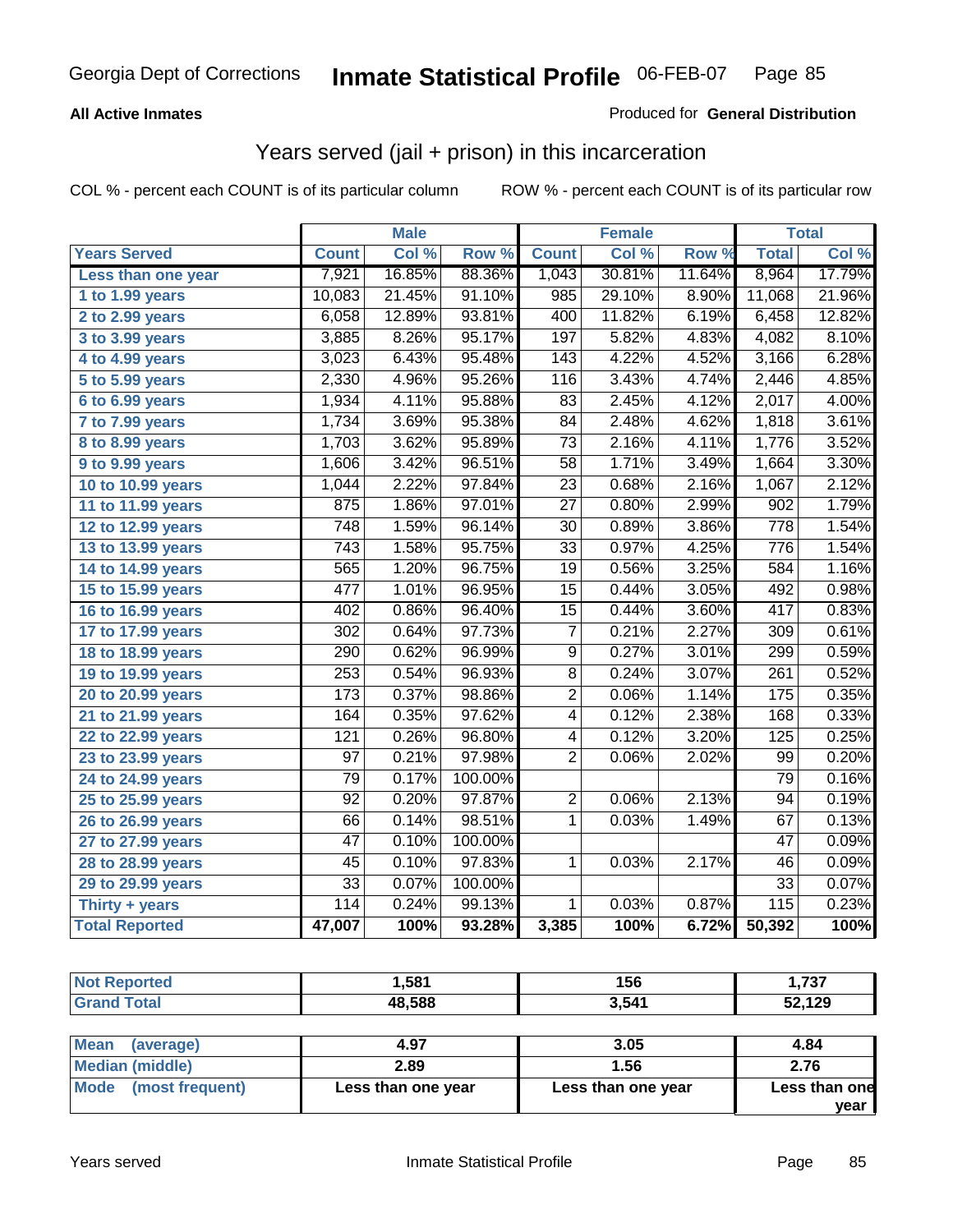Georgia Dept of Corrections **Inmate Statistical Profile** 06-FEB-07

**All Active Inmates**

Produced for **General Distribution**

## Years served (jail + prison) in this incarceration

COL % - percent each COUNT is of its particular column

ROW % - percent each COUNT is of its particular row

| | Male | | | Female | | | Total | |
|---|---|---|---|---|---|---|---|---|
| **Years Served** | **Count** | **Col %** | **Row %** | **Count** | **Col %** | **Row %** | **Total** | **Col %** |
| Less than one year | 7,921 | 16.85% | 88.36% | 1,043 | 30.81% | 11.64% | 8,964 | 17.79% |
| 1 to 1.99 years | 10,083 | 21.45% | 91.10% | 985 | 29.10% | 8.90% | 11,068 | 21.96% |
| 2 to 2.99 years | 6,058 | 12.89% | 93.81% | 400 | 11.82% | 6.19% | 6,458 | 12.82% |
| 3 to 3.99 years | 3,885 | 8.26% | 95.17% | 197 | 5.82% | 4.83% | 4,082 | 8.10% |
| 4 to 4.99 years | 3,023 | 6.43% | 95.48% | 143 | 4.22% | 4.52% | 3,166 | 6.28% |
| 5 to 5.99 years | 2,330 | 4.96% | 95.26% | 116 | 3.43% | 4.74% | 2,446 | 4.85% |
| 6 to 6.99 years | 1,934 | 4.11% | 95.88% | 83 | 2.45% | 4.12% | 2,017 | 4.00% |
| 7 to 7.99 years | 1,734 | 3.69% | 95.38% | 84 | 2.48% | 4.62% | 1,818 | 3.61% |
| 8 to 8.99 years | 1,703 | 3.62% | 95.89% | 73 | 2.16% | 4.11% | 1,776 | 3.52% |
| 9 to 9.99 years | 1,606 | 3.42% | 96.51% | 58 | 1.71% | 3.49% | 1,664 | 3.30% |
| 10 to 10.99 years | 1,044 | 2.22% | 97.84% | 23 | 0.68% | 2.16% | 1,067 | 2.12% |
| 11 to 11.99 years | 875 | 1.86% | 97.01% | 27 | 0.80% | 2.99% | 902 | 1.79% |
| 12 to 12.99 years | 748 | 1.59% | 96.14% | 30 | 0.89% | 3.86% | 778 | 1.54% |
| 13 to 13.99 years | 743 | 1.58% | 95.75% | 33 | 0.97% | 4.25% | 776 | 1.54% |
| 14 to 14.99 years | 565 | 1.20% | 96.75% | 19 | 0.56% | 3.25% | 584 | 1.16% |
| 15 to 15.99 years | 477 | 1.01% | 96.95% | 15 | 0.44% | 3.05% | 492 | 0.98% |
| 16 to 16.99 years | 402 | 0.86% | 96.40% | 15 | 0.44% | 3.60% | 417 | 0.83% |
| 17 to 17.99 years | 302 | 0.64% | 97.73% | 7 | 0.21% | 2.27% | 309 | 0.61% |
| 18 to 18.99 years | 290 | 0.62% | 96.99% | 9 | 0.27% | 3.01% | 299 | 0.59% |
| 19 to 19.99 years | 253 | 0.54% | 96.93% | 8 | 0.24% | 3.07% | 261 | 0.52% |
| 20 to 20.99 years | 173 | 0.37% | 98.86% | 2 | 0.06% | 1.14% | 175 | 0.35% |
| 21 to 21.99 years | 164 | 0.35% | 97.62% | 4 | 0.12% | 2.38% | 168 | 0.33% |
| 22 to 22.99 years | 121 | 0.26% | 96.80% | 4 | 0.12% | 3.20% | 125 | 0.25% |
| 23 to 23.99 years | 97 | 0.21% | 97.98% | 2 | 0.06% | 2.02% | 99 | 0.20% |
| 24 to 24.99 years | 79 | 0.17% | 100.00% | | | | 79 | 0.16% |
| 25 to 25.99 years | 92 | 0.20% | 97.87% | 2 | 0.06% | 2.13% | 94 | 0.19% |
| 26 to 26.99 years | 66 | 0.14% | 98.51% | 1 | 0.03% | 1.49% | 67 | 0.13% |
| 27 to 27.99 years | 47 | 0.10% | 100.00% | | | | 47 | 0.09% |
| 28 to 28.99 years | 45 | 0.10% | 97.83% | 1 | 0.03% | 2.17% | 46 | 0.09% |
| 29 to 29.99 years | 33 | 0.07% | 100.00% | | | | 33 | 0.07% |
| Thirty + years | 114 | 0.24% | 99.13% | 1 | 0.03% | 0.87% | 115 | 0.23% |
| **Total Reported** | **47,007** | **100%** | **93.28%** | **3,385** | **100%** | **6.72%** | **50,392** | **100%** |

| | Male | Female | Total |
|---|---|---|---|
| Not Reported | 1,581 | 156 | 1,737 |
| Grand Total | 48,588 | 3,541 | 52,129 |

| | Male | Female | Total |
|---|---|---|---|
| Mean (average) | 4.97 | 3.05 | 4.84 |
| Median (middle) | 2.89 | 1.56 | 2.76 |
| Mode (most frequent) | Less than one year | Less than one year | Less than one year |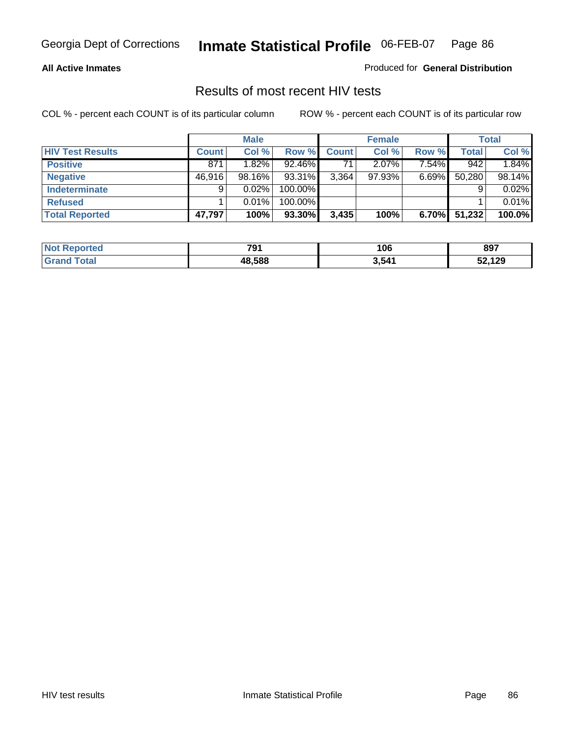Georgia Dept of Corrections **Inmate Statistical Profile** 06-FEB-07

**All Active Inmates** Produced for **General Distribution**

## Results of most recent HIV tests

COL % - percent each COUNT is of its particular column ROW % - percent each COUNT is of its particular row

| | Male | | | Female | | | Total | |
|---|---|---|---|---|---|---|---|---|
| **HIV Test Results** | **Count** | **Col %** | **Row %** | **Count** | **Col %** | **Row %** | **Total** | **Col %** |
| **Positive** | 871 | 1.82% | 92.46% | 71 | 2.07% | 7.54% | 942 | 1.84% |
| **Negative** | 46,916 | 98.16% | 93.31% | 3,364 | 97.93% | 6.69% | 50,280 | 98.14% |
| **Indeterminate** | 9 | 0.02% | 100.00% | | | | 9 | 0.02% |
| **Refused** | 1 | 0.01% | 100.00% | | | | 1 | 0.01% |
| **Total Reported** | **47,797** | **100%** | **93.30%** | **3,435** | **100%** | **6.70%** | **51,232** | **100.0%** |

| | Male | Female | Total |
|---|---|---|---|
| **Not Reported** | **791** | **106** | **897** |
| **Grand Total** | **48,588** | **3,541** | **52,129** |

HIV test results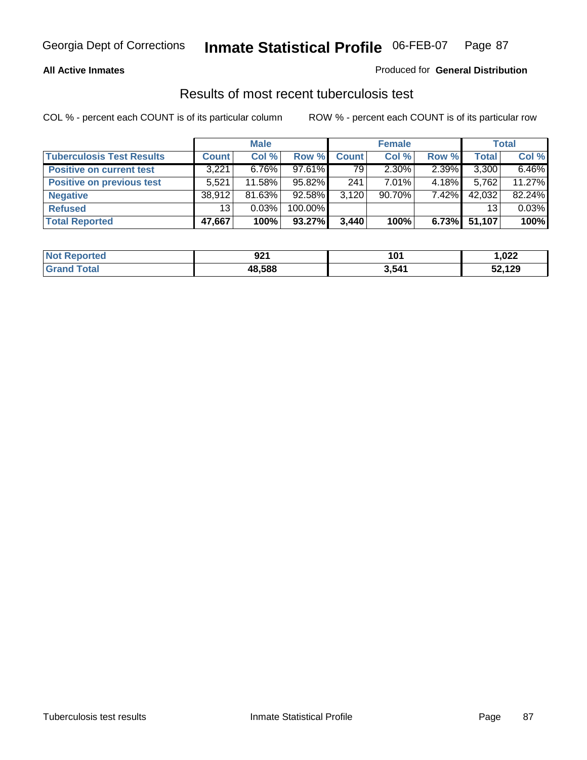**All Active Inmates**

Produced for **General Distribution**

## Results of most recent tuberculosis test

COL % - percent each COUNT is of its particular column

ROW % - percent each COUNT is of its particular row

| | Male | | | Female | | | Total | |
|---|---|---|---|---|---|---|---|---|
| **Tuberculosis Test Results** | **Count** | **Col %** | **Row %** | **Count** | **Col %** | **Row %** | **Total** | **Col %** |
| **Positive on current test** | 3,221 | 6.76% | 97.61% | 79 | 2.30% | 2.39% | 3,300 | 6.46% |
| **Positive on previous test** | 5,521 | 11.58% | 95.82% | 241 | 7.01% | 4.18% | 5,762 | 11.27% |
| **Negative** | 38,912 | 81.63% | 92.58% | 3,120 | 90.70% | 7.42% | 42,032 | 82.24% |
| **Refused** | 13 | 0.03% | 100.00% | | | | 13 | 0.03% |
| **Total Reported** | **47,667** | **100%** | **93.27%** | **3,440** | **100%** | **6.73%** | **51,107** | **100%** |

| | Male | Female | Total |
|---|---|---|---|
| **Not Reported** | **921** | **101** | **1,022** |
| **Grand Total** | **48,588** | **3,541** | **52,129** |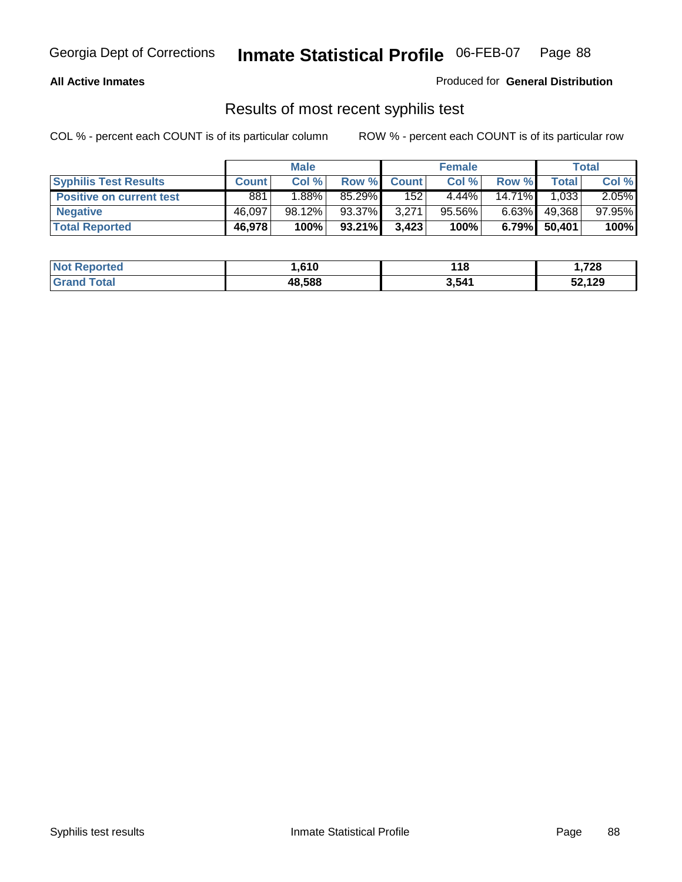Georgia Dept of Corrections **Inmate Statistical Profile** 06-FEB-07

**All Active Inmates**

Produced for **General Distribution**

## Results of most recent syphilis test

COL % - percent each COUNT is of its particular column

ROW % - percent each COUNT is of its particular row

| | Male | | | Female | | | Total | |
|---|---|---|---|---|---|---|---|---|
| **Syphilis Test Results** | **Count** | **Col %** | **Row %** | **Count** | **Col %** | **Row %** | **Total** | **Col %** |
| **Positive on current test** | 881 | 1.88% | 85.29% | 152 | 4.44% | 14.71% | 1,033 | 2.05% |
| **Negative** | 46,097 | 98.12% | 93.37% | 3,271 | 95.56% | 6.63% | 49,368 | 97.95% |
| **Total Reported** | **46,978** | **100%** | **93.21%** | **3,423** | **100%** | **6.79%** | **50,401** | **100%** |

| | Male | Female | Total |
|---|---|---|---|
| **Not Reported** | **1,610** | **118** | **1,728** |
| **Grand Total** | **48,588** | **3,541** | **52,129** |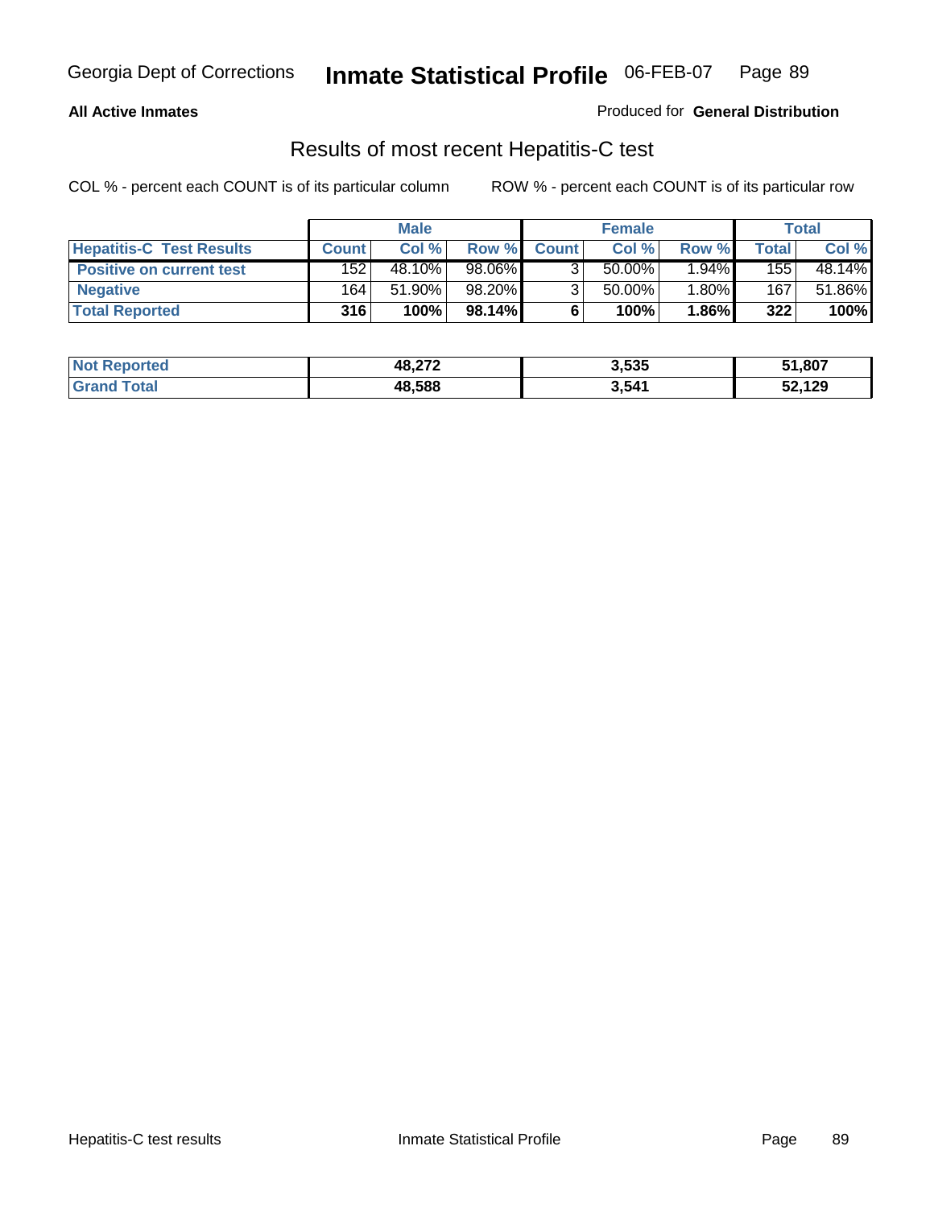**All Active Inmates**

Produced for **General Distribution**

## Results of most recent Hepatitis-C test

COL % - percent each COUNT is of its particular column

ROW % - percent each COUNT is of its particular row

| | Male | | | Female | | | Total | |
|---|---|---|---|---|---|---|---|---|
| **Hepatitis-C Test Results** | **Count** | **Col %** | **Row %** | **Count** | **Col %** | **Row %** | **Total** | **Col %** |
| **Positive on current test** | 152 | 48.10% | 98.06% | 3 | 50.00% | 1.94% | 155 | 48.14% |
| **Negative** | 164 | 51.90% | 98.20% | 3 | 50.00% | 1.80% | 167 | 51.86% |
| **Total Reported** | **316** | **100%** | **98.14%** | **6** | **100%** | **1.86%** | **322** | **100%** |

| | Male | Female | Total |
|---|---|---|---|
| **Not Reported** | **48,272** | **3,535** | **51,807** |
| **Grand Total** | **48,588** | **3,541** | **52,129** |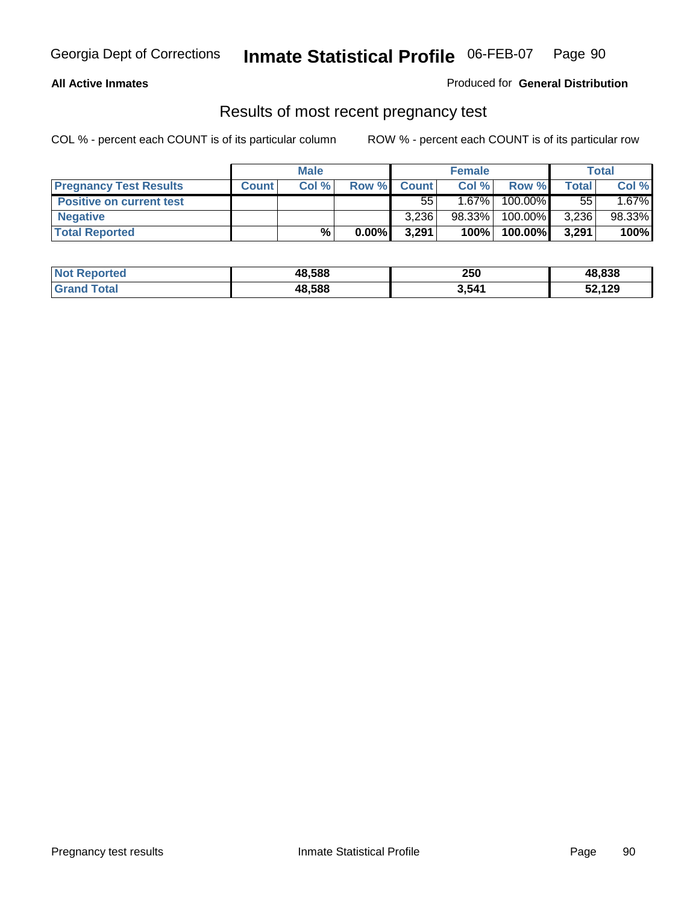Georgia Dept of Corrections **Inmate Statistical Profile** 06-FEB-07 Page 90

**All Active Inmates**

Produced for **General Distribution**

## Results of most recent pregnancy test

COL % - percent each COUNT is of its particular column

ROW % - percent each COUNT is of its particular row

| | Male | | | Female | | | Total | |
|---|---|---|---|---|---|---|---|---|
| **Pregnancy Test Results** | **Count** | **Col %** | **Row %** | **Count** | **Col %** | **Row %** | **Total** | **Col %** |
| **Positive on current test** | | | | 55 | 1.67% | 100.00% | 55 | 1.67% |
| **Negative** | | | | 3,236 | 98.33% | 100.00% | 3,236 | 98.33% |
| **Total Reported** | | **%** | **0.00%** | **3,291** | **100%** | **100.00%** | **3,291** | **100%** |

| | Male | Female | Total |
|---|---|---|---|
| **Not Reported** | **48,588** | **250** | **48,838** |
| **Grand Total** | **48,588** | **3,541** | **52,129** |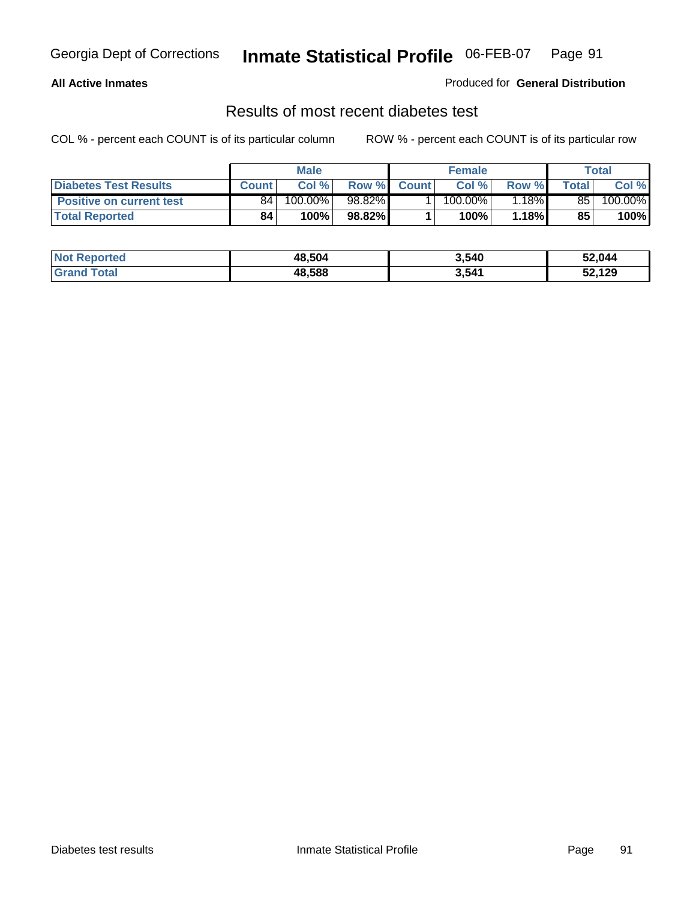**All Active Inmates**

Produced for **General Distribution**

## Results of most recent diabetes test

COL % - percent each COUNT is of its particular column

ROW % - percent each COUNT is of its particular row

| | Male | | | Female | | | Total | |
|---|---|---|---|---|---|---|---|---|
| **Diabetes Test Results** | **Count** | **Col %** | **Row %** | **Count** | **Col %** | **Row %** | **Total** | **Col %** |
| **Positive on current test** | 84 | 100.00% | 98.82% | 1 | 100.00% | 1.18% | 85 | 100.00% |
| **Total Reported** | **84** | **100%** | **98.82%** | **1** | **100%** | **1.18%** | **85** | **100%** |

| | Male | Female | Total |
|---|---|---|---|
| **Not Reported** | **48,504** | **3,540** | **52,044** |
| **Grand Total** | **48,588** | **3,541** | **52,129** |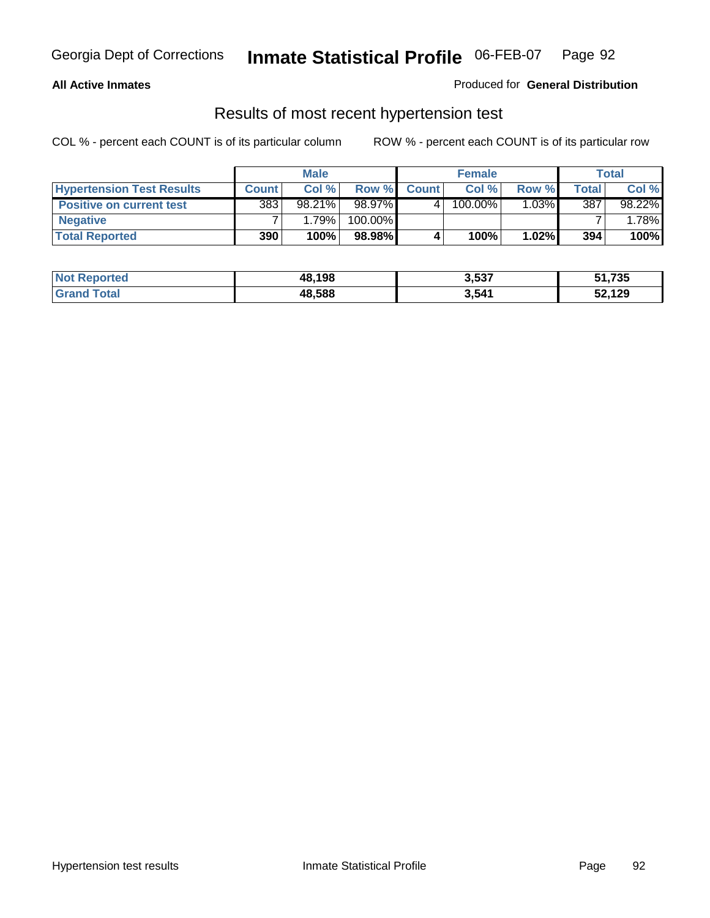Georgia Dept of Corrections **Inmate Statistical Profile** 06-FEB-07

**All Active Inmates**

Produced for **General Distribution**

## Results of most recent hypertension test

COL % - percent each COUNT is of its particular column

ROW % - percent each COUNT is of its particular row

| | Male | | | Female | | | Total | |
|---|---|---|---|---|---|---|---|---|
| **Hypertension Test Results** | **Count** | **Col %** | **Row %** | **Count** | **Col %** | **Row %** | **Total** | **Col %** |
| **Positive on current test** | 383 | 98.21% | 98.97% | 4 | 100.00% | 1.03% | 387 | 98.22% |
| **Negative** | 7 | 1.79% | 100.00% | | | | 7 | 1.78% |
| **Total Reported** | **390** | **100%** | **98.98%** | **4** | **100%** | **1.02%** | **394** | **100%** |

| | Male | Female | Total |
|---|---|---|---|
| **Not Reported** | **48,198** | **3,537** | **51,735** |
| **Grand Total** | **48,588** | **3,541** | **52,129** |

Hypertension test results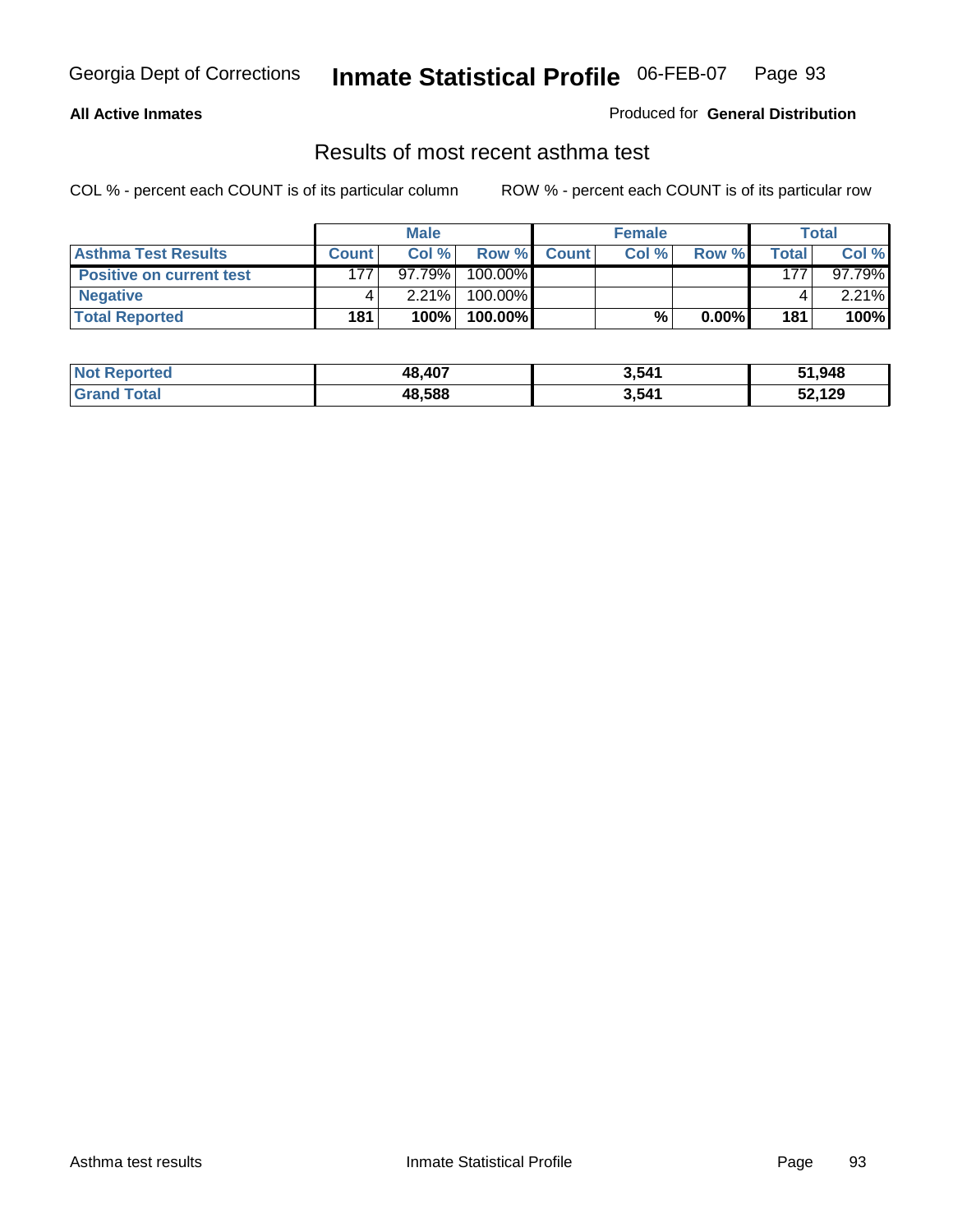Georgia Dept of Corrections **Inmate Statistical Profile** 06-FEB-07

**All Active Inmates**

Produced for **General Distribution**

## Results of most recent asthma test

COL % - percent each COUNT is of its particular column ROW % - percent each COUNT is of its particular row

| | Male | | | Female | | | Total | |
|---|---|---|---|---|---|---|---|---|
| **Asthma Test Results** | **Count** | **Col %** | **Row %** | **Count** | **Col %** | **Row %** | **Total** | **Col %** |
| **Positive on current test** | 177 | 97.79% | 100.00% | | | | 177 | 97.79% |
| **Negative** | 4 | 2.21% | 100.00% | | | | 4 | 2.21% |
| **Total Reported** | **181** | **100%** | **100.00%** | | **%** | **0.00%** | **181** | **100%** |

| | Male | Female | Total |
|---|---|---|---|
| **Not Reported** | **48,407** | **3,541** | **51,948** |
| **Grand Total** | **48,588** | **3,541** | **52,129** |